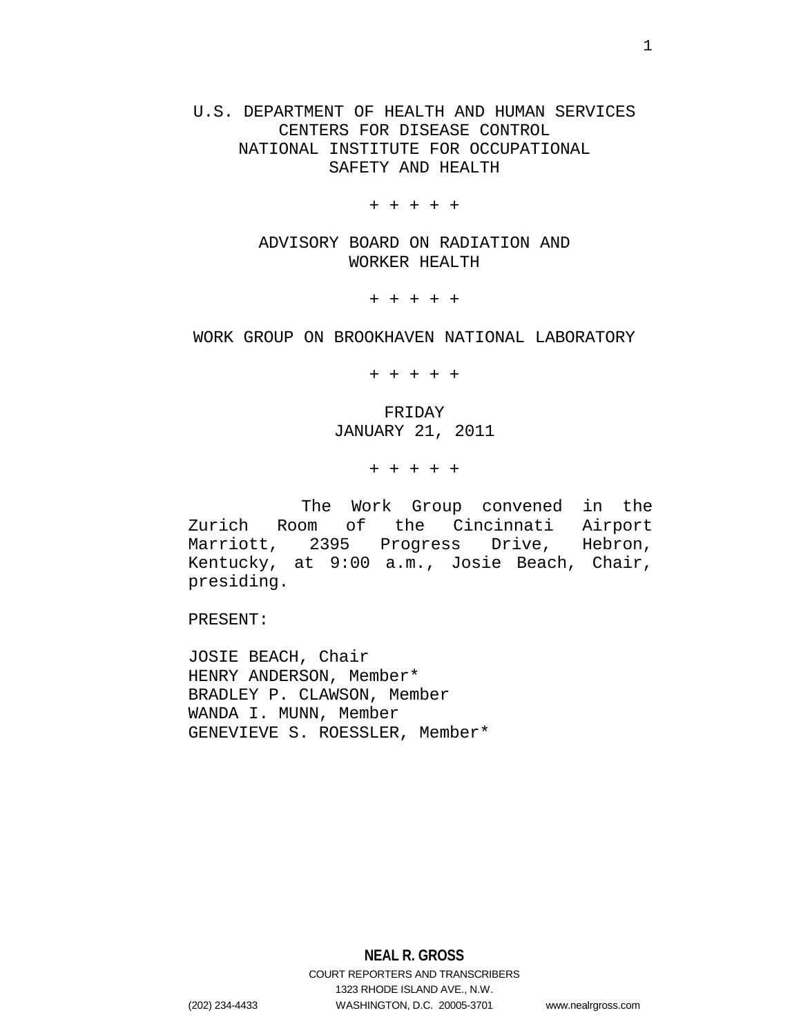U.S. DEPARTMENT OF HEALTH AND HUMAN SERVICES
CENTERS FOR DISEASE CONTROL
NATIONAL INSTITUTE FOR OCCUPATIONAL
SAFETY AND HEALTH

+ + + + +

ADVISORY BOARD ON RADIATION AND
WORKER HEALTH

+ + + + +

WORK GROUP ON BROOKHAVEN NATIONAL LABORATORY

+ + + + +

FRIDAY
JANUARY 21, 2011

+ + + + +

The Work Group convened in the Zurich Room of the Cincinnati Airport Marriott, 2395 Progress Drive, Hebron, Kentucky, at 9:00 a.m., Josie Beach, Chair, presiding.

PRESENT:

JOSIE BEACH, Chair
HENRY ANDERSON, Member*
BRADLEY P. CLAWSON, Member
WANDA I. MUNN, Member
GENEVIEVE S. ROESSLER, Member*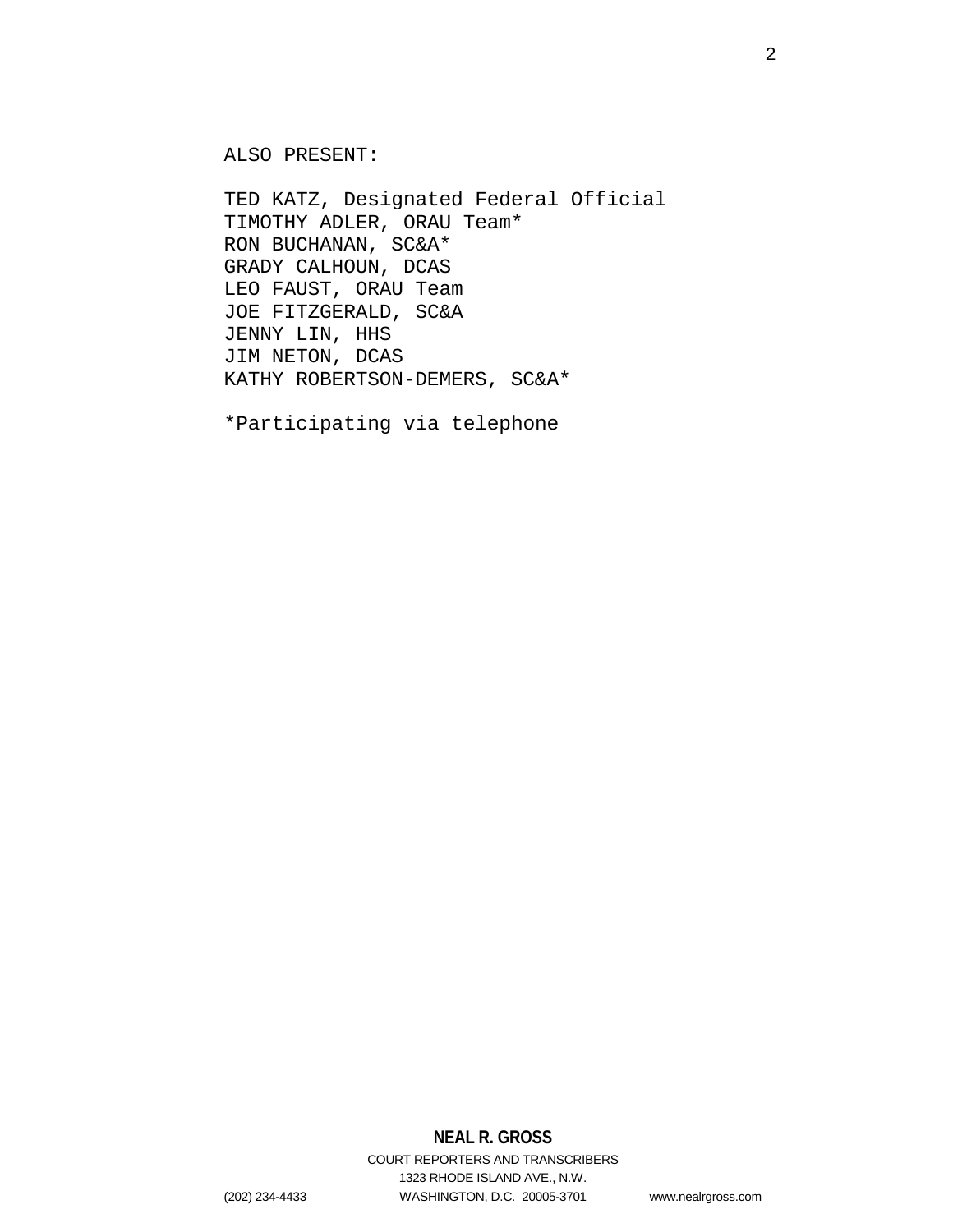ALSO PRESENT:

TED KATZ, Designated Federal Official
TIMOTHY ADLER, ORAU Team*
RON BUCHANAN, SC&A*
GRADY CALHOUN, DCAS
LEO FAUST, ORAU Team
JOE FITZGERALD, SC&A
JENNY LIN, HHS
JIM NETON, DCAS
KATHY ROBERTSON-DEMERS, SC&A*

*Participating via telephone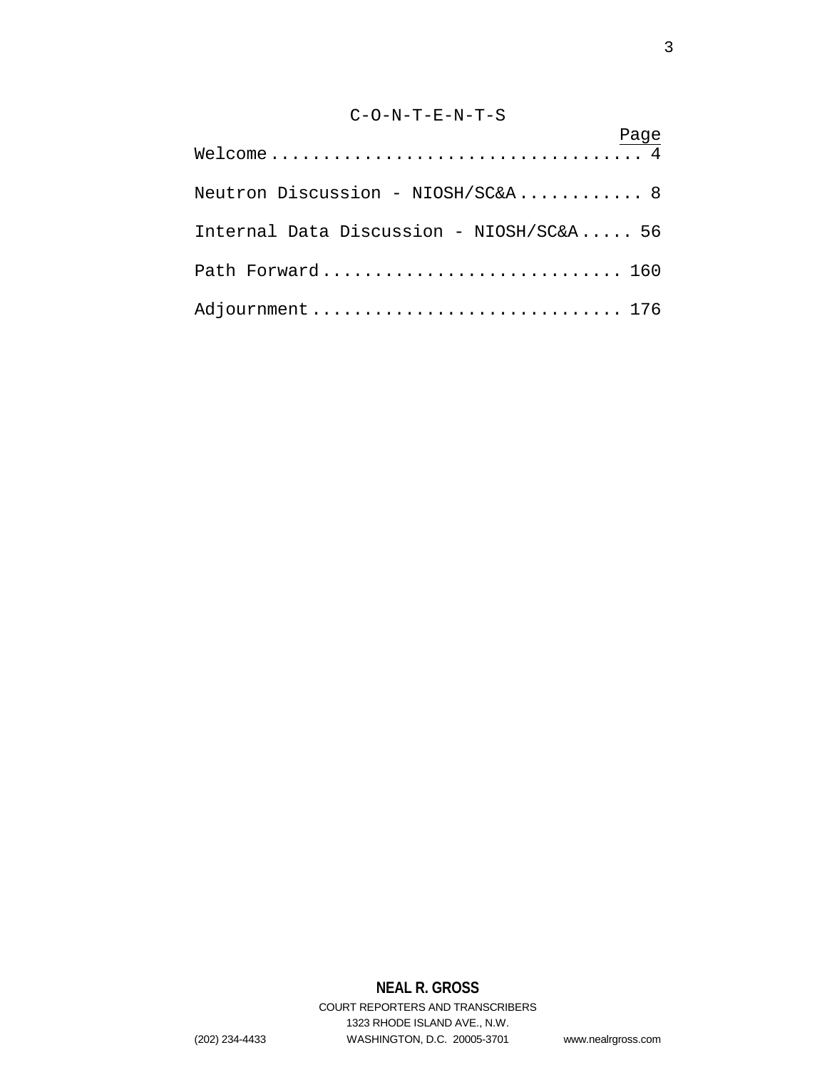# C-O-N-T-E-N-T-S

| | Page |
|---|---|
| Welcome | 4 |
| Neutron Discussion - NIOSH/SC&A | 8 |
| Internal Data Discussion - NIOSH/SC&A | 56 |
| Path Forward | 160 |
| Adjournment | 176 |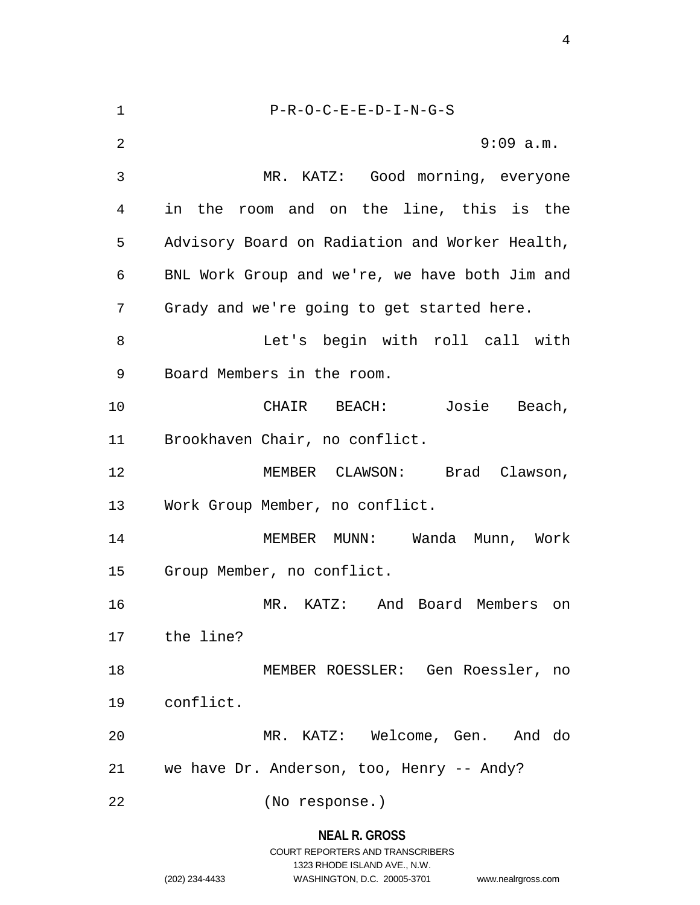P-R-O-C-E-E-D-I-N-G-S

9:09 a.m.

MR. KATZ: Good morning, everyone in the room and on the line, this is the Advisory Board on Radiation and Worker Health, BNL Work Group and we're, we have both Jim and Grady and we're going to get started here.

Let's begin with roll call with Board Members in the room.

CHAIR BEACH: Josie Beach, Brookhaven Chair, no conflict.

MEMBER CLAWSON: Brad Clawson, Work Group Member, no conflict.

MEMBER MUNN: Wanda Munn, Work Group Member, no conflict.

MR. KATZ: And Board Members on the line?

MEMBER ROESSLER: Gen Roessler, no conflict.

MR. KATZ: Welcome, Gen. And do we have Dr. Anderson, too, Henry -- Andy?

(No response.)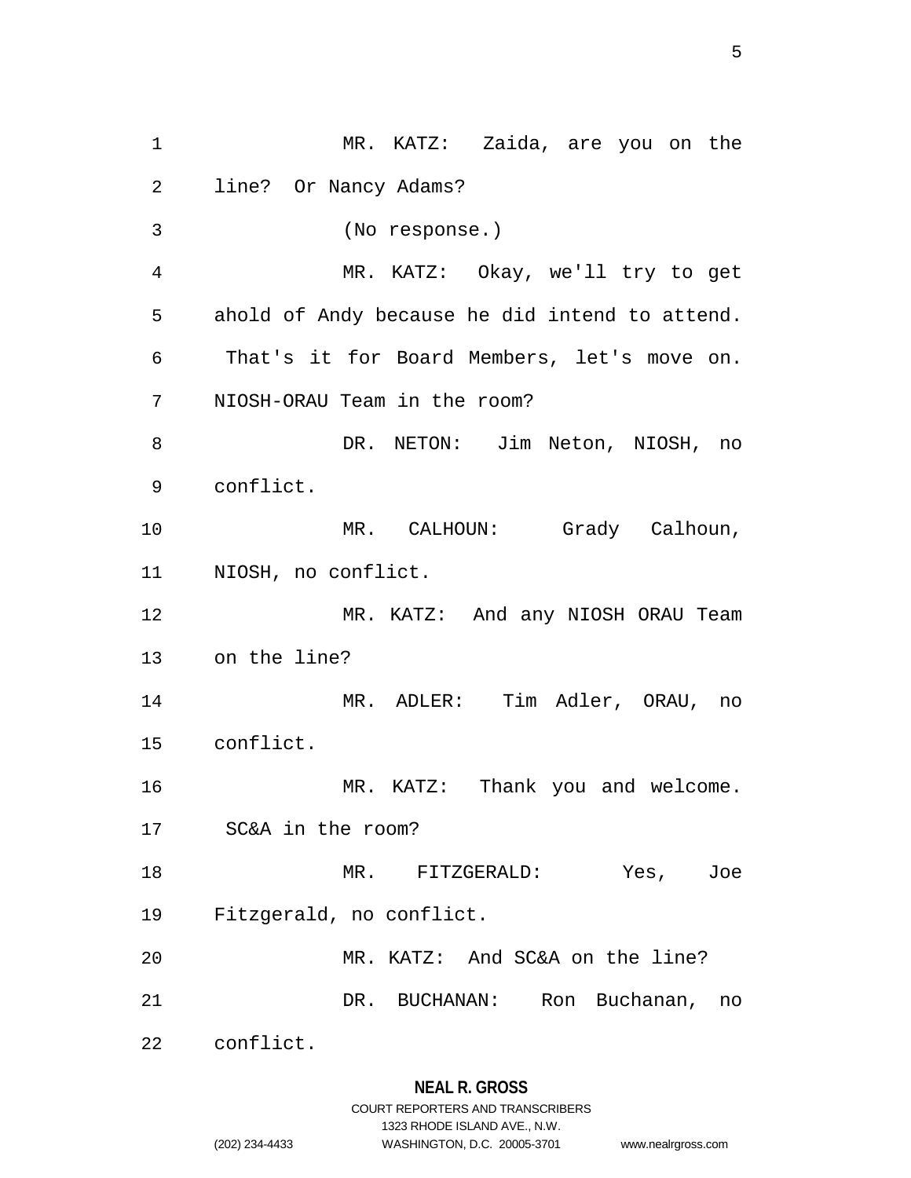MR. KATZ: Zaida, are you on the line? Or Nancy Adams?

(No response.)

MR. KATZ: Okay, we'll try to get ahold of Andy because he did intend to attend. That's it for Board Members, let's move on. NIOSH-ORAU Team in the room?

DR. NETON: Jim Neton, NIOSH, no conflict.

MR. CALHOUN: Grady Calhoun, NIOSH, no conflict.

MR. KATZ: And any NIOSH ORAU Team on the line?

MR. ADLER: Tim Adler, ORAU, no conflict.

MR. KATZ: Thank you and welcome. SC&A in the room?

MR. FITZGERALD: Yes, Joe Fitzgerald, no conflict.

MR. KATZ: And SC&A on the line?

DR. BUCHANAN: Ron Buchanan, no conflict.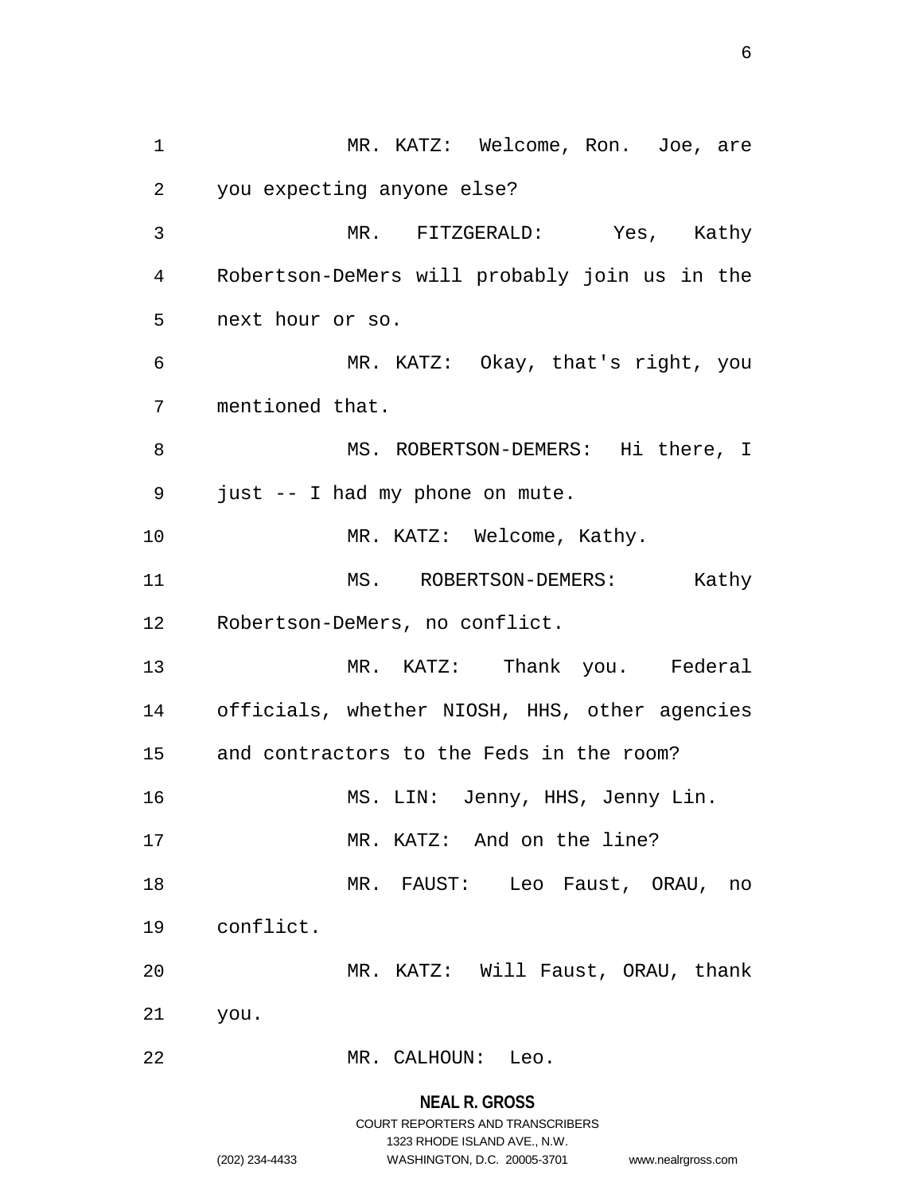MR. KATZ: Welcome, Ron. Joe, are you expecting anyone else?

MR. FITZGERALD: Yes, Kathy Robertson-DeMers will probably join us in the next hour or so.

MR. KATZ: Okay, that's right, you mentioned that.

MS. ROBERTSON-DEMERS: Hi there, I just -- I had my phone on mute.

MR. KATZ: Welcome, Kathy.

MS. ROBERTSON-DEMERS: Kathy Robertson-DeMers, no conflict.

MR. KATZ: Thank you. Federal officials, whether NIOSH, HHS, other agencies and contractors to the Feds in the room?

MS. LIN: Jenny, HHS, Jenny Lin.

MR. KATZ: And on the line?

MR. FAUST: Leo Faust, ORAU, no conflict.

MR. KATZ: Will Faust, ORAU, thank you.

MR. CALHOUN: Leo.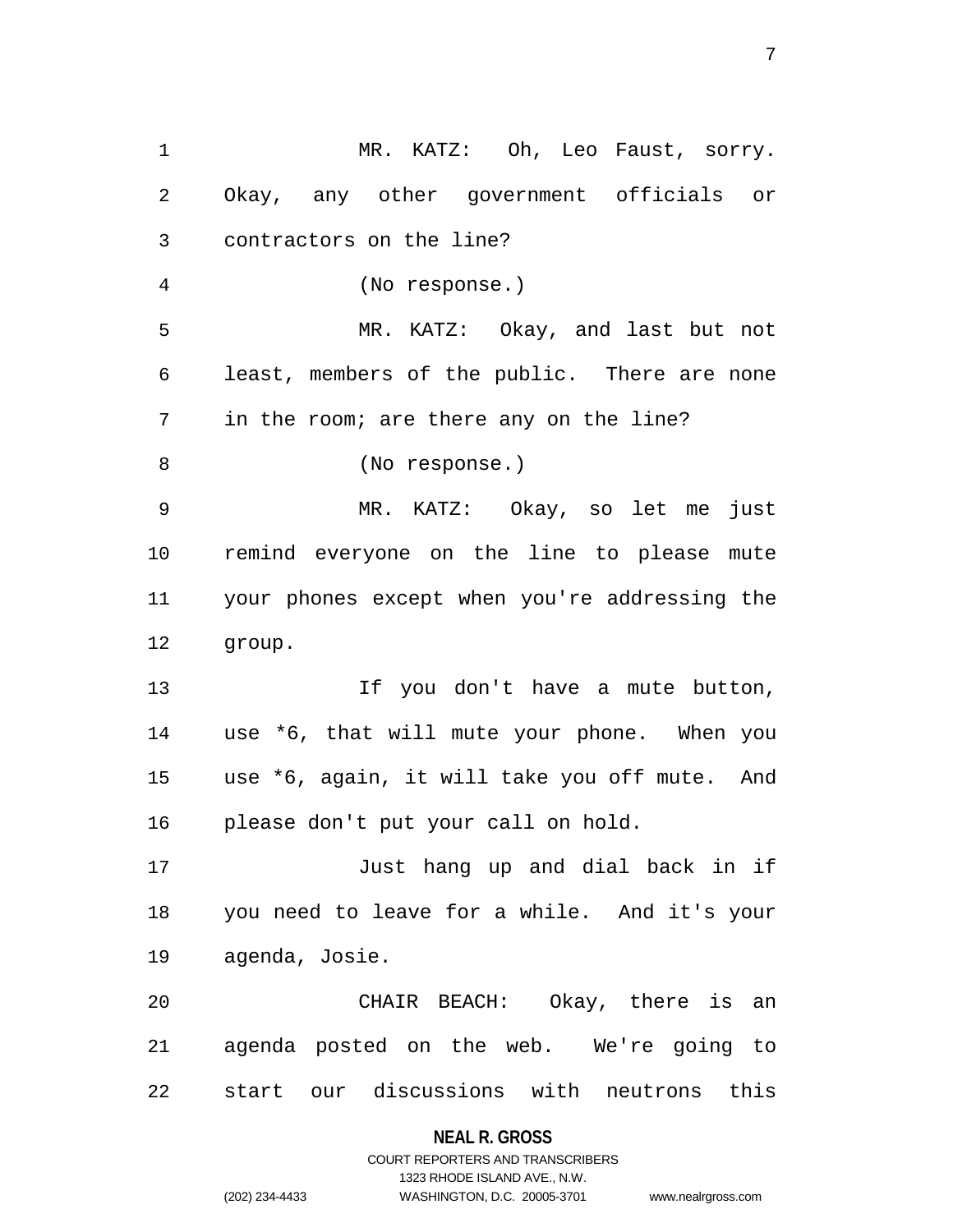MR. KATZ: Oh, Leo Faust, sorry. Okay, any other government officials or contractors on the line?

(No response.)

MR. KATZ: Okay, and last but not least, members of the public. There are none in the room; are there any on the line?

(No response.)

MR. KATZ: Okay, so let me just remind everyone on the line to please mute your phones except when you're addressing the group.

If you don't have a mute button, use *6, that will mute your phone. When you use *6, again, it will take you off mute. And please don't put your call on hold.

Just hang up and dial back in if you need to leave for a while. And it's your agenda, Josie.

CHAIR BEACH: Okay, there is an agenda posted on the web. We're going to start our discussions with neutrons this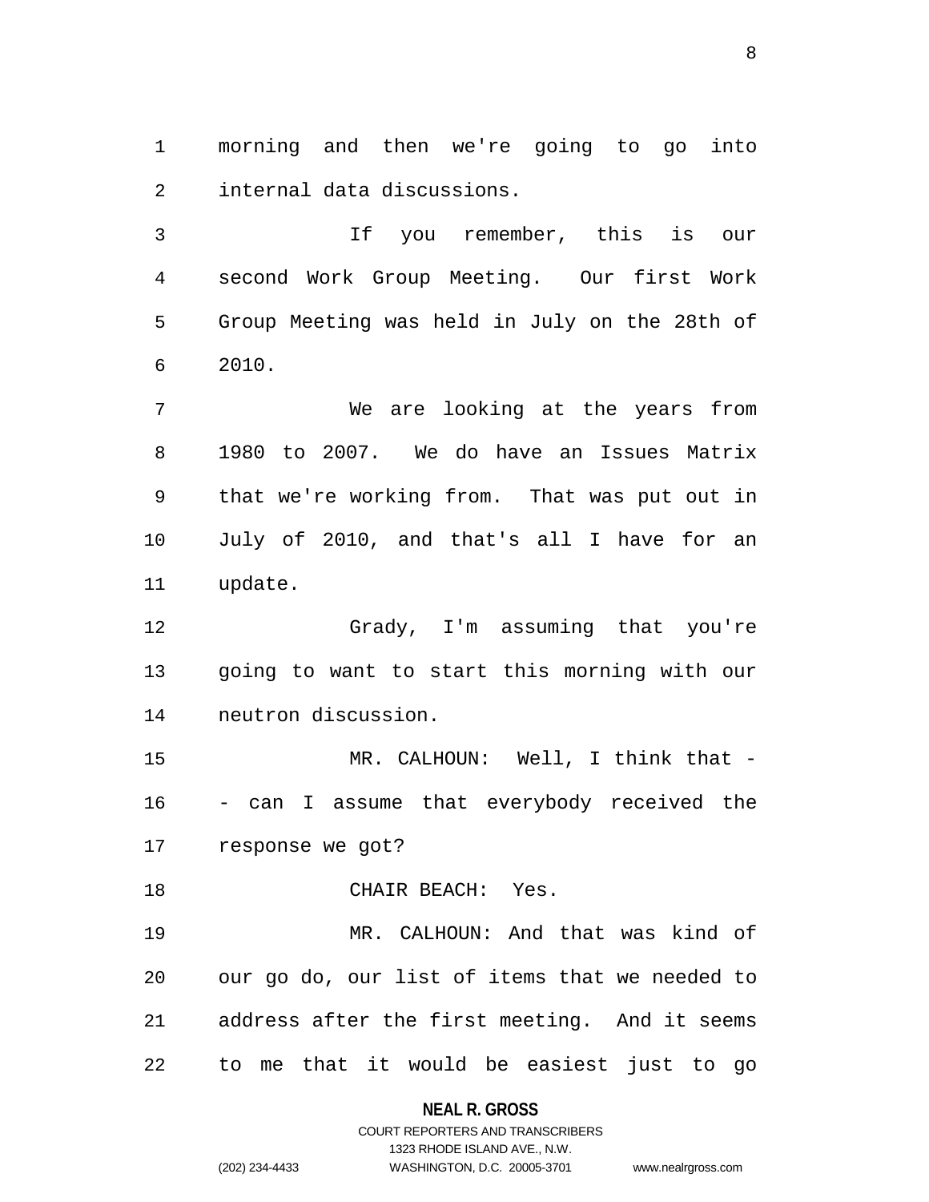morning and then we're going to go into internal data discussions.

If you remember, this is our second Work Group Meeting. Our first Work Group Meeting was held in July on the 28th of 2010.

We are looking at the years from 1980 to 2007. We do have an Issues Matrix that we're working from. That was put out in July of 2010, and that's all I have for an update.

Grady, I'm assuming that you're going to want to start this morning with our neutron discussion.

MR. CALHOUN: Well, I think that -- can I assume that everybody received the response we got?

CHAIR BEACH: Yes.

MR. CALHOUN: And that was kind of our go do, our list of items that we needed to address after the first meeting. And it seems to me that it would be easiest just to go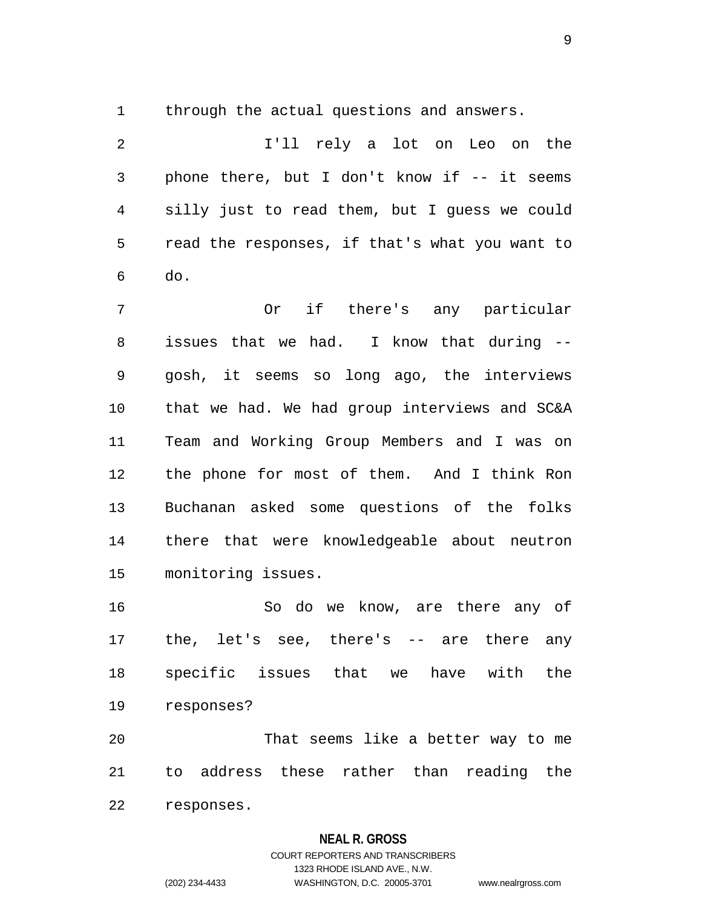through the actual questions and answers.

I'll rely a lot on Leo on the phone there, but I don't know if -- it seems silly just to read them, but I guess we could read the responses, if that's what you want to do.

Or if there's any particular issues that we had. I know that during -- gosh, it seems so long ago, the interviews that we had. We had group interviews and SC&A Team and Working Group Members and I was on the phone for most of them. And I think Ron Buchanan asked some questions of the folks there that were knowledgeable about neutron monitoring issues.

So do we know, are there any of the, let's see, there's -- are there any specific issues that we have with the responses?

That seems like a better way to me to address these rather than reading the responses.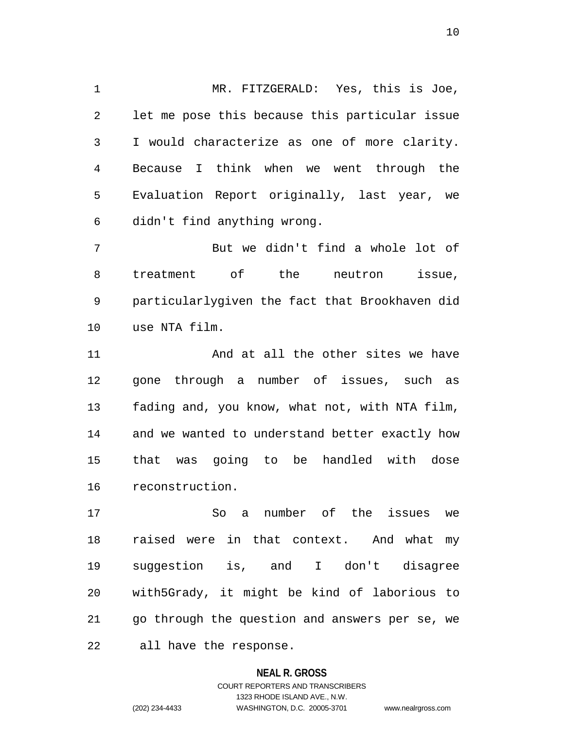MR. FITZGERALD: Yes, this is Joe, let me pose this because this particular issue I would characterize as one of more clarity. Because I think when we went through the Evaluation Report originally, last year, we didn't find anything wrong.

But we didn't find a whole lot of treatment of the neutron issue, particularlygiven the fact that Brookhaven did use NTA film.

And at all the other sites we have gone through a number of issues, such as fading and, you know, what not, with NTA film, and we wanted to understand better exactly how that was going to be handled with dose reconstruction.

So a number of the issues we raised were in that context. And what my suggestion is, and I don't disagree with5Grady, it might be kind of laborious to go through the question and answers per se, we all have the response.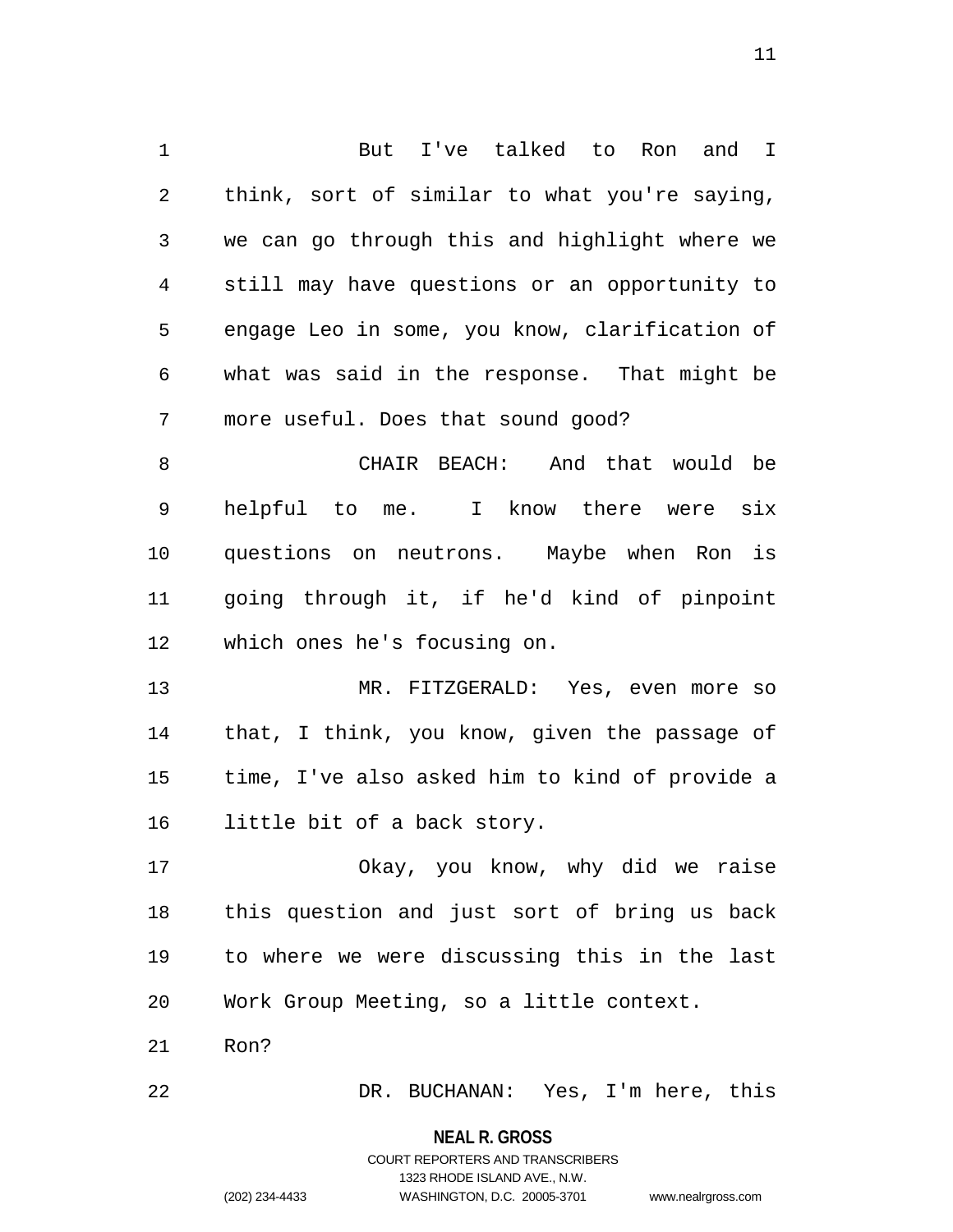But I've talked to Ron and I think, sort of similar to what you're saying, we can go through this and highlight where we still may have questions or an opportunity to engage Leo in some, you know, clarification of what was said in the response. That might be more useful. Does that sound good?

CHAIR BEACH: And that would be helpful to me. I know there were six questions on neutrons. Maybe when Ron is going through it, if he'd kind of pinpoint which ones he's focusing on.

MR. FITZGERALD: Yes, even more so that, I think, you know, given the passage of time, I've also asked him to kind of provide a little bit of a back story.

Okay, you know, why did we raise this question and just sort of bring us back to where we were discussing this in the last Work Group Meeting, so a little context. Ron?

DR. BUCHANAN: Yes, I'm here, this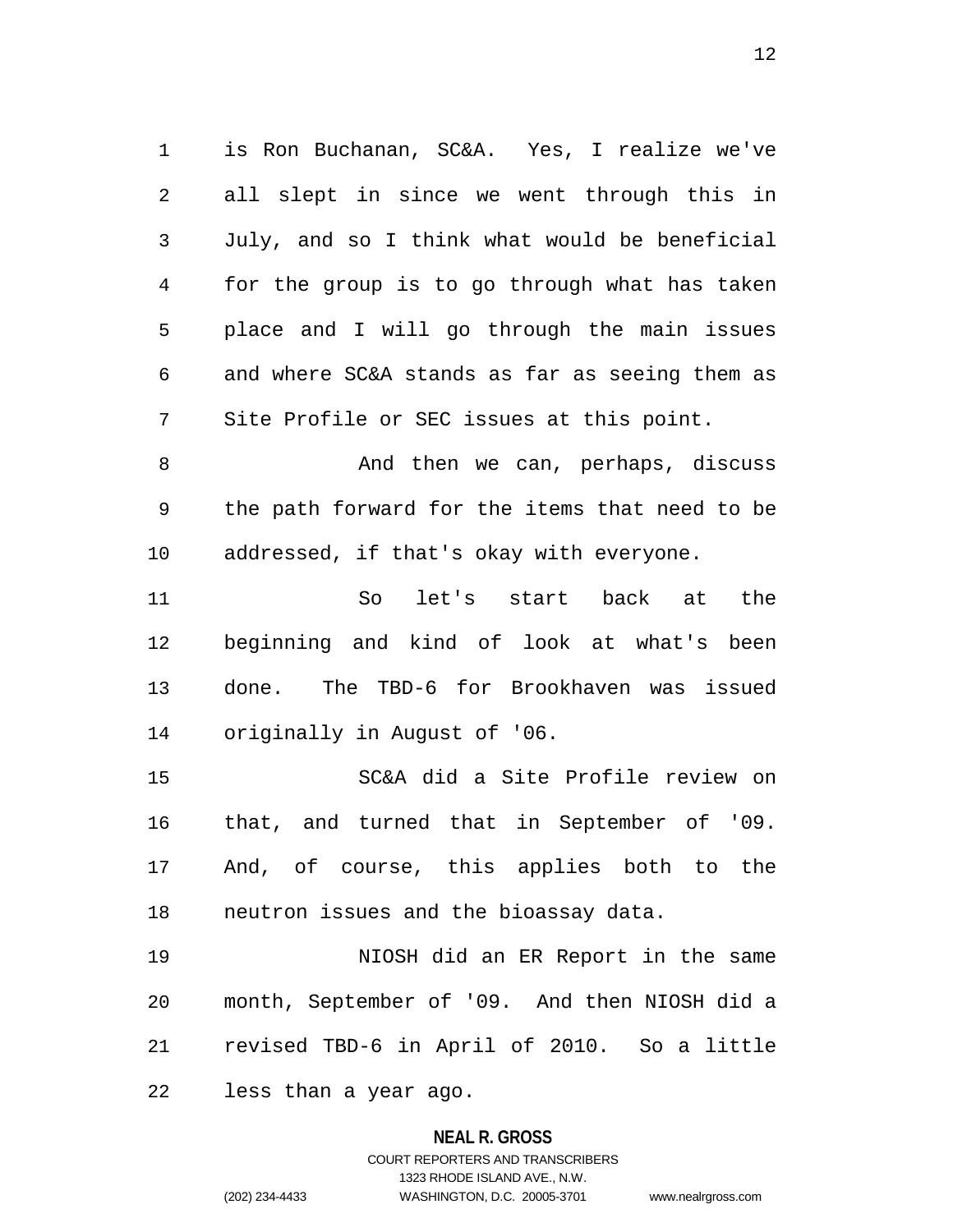is Ron Buchanan, SC&A. Yes, I realize we've all slept in since we went through this in July, and so I think what would be beneficial for the group is to go through what has taken place and I will go through the main issues and where SC&A stands as far as seeing them as Site Profile or SEC issues at this point.

And then we can, perhaps, discuss the path forward for the items that need to be addressed, if that's okay with everyone.

So let's start back at the beginning and kind of look at what's been done. The TBD-6 for Brookhaven was issued originally in August of '06.

SC&A did a Site Profile review on that, and turned that in September of '09. And, of course, this applies both to the neutron issues and the bioassay data.

NIOSH did an ER Report in the same month, September of '09. And then NIOSH did a revised TBD-6 in April of 2010. So a little less than a year ago.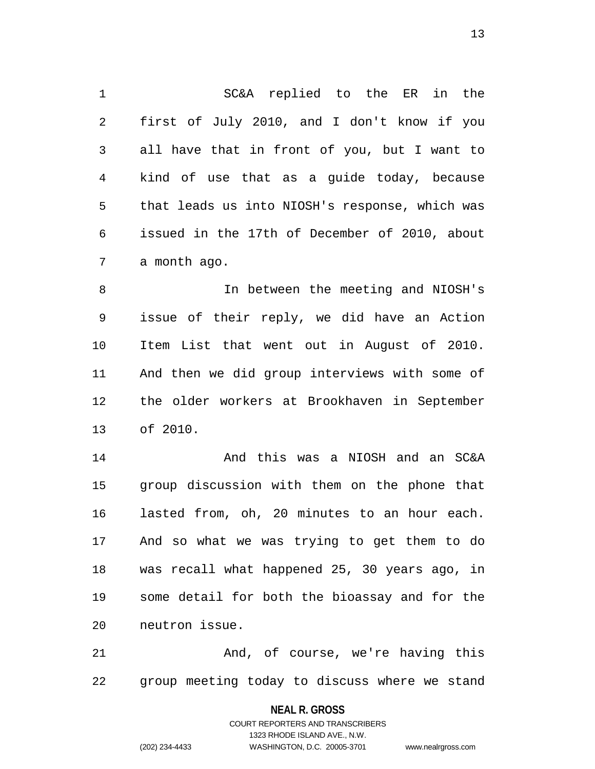SC&A replied to the ER in the first of July 2010, and I don't know if you all have that in front of you, but I want to kind of use that as a guide today, because that leads us into NIOSH's response, which was issued in the 17th of December of 2010, about a month ago.

In between the meeting and NIOSH's issue of their reply, we did have an Action Item List that went out in August of 2010. And then we did group interviews with some of the older workers at Brookhaven in September of 2010.

And this was a NIOSH and an SC&A group discussion with them on the phone that lasted from, oh, 20 minutes to an hour each. And so what we was trying to get them to do was recall what happened 25, 30 years ago, in some detail for both the bioassay and for the neutron issue.

And, of course, we're having this group meeting today to discuss where we stand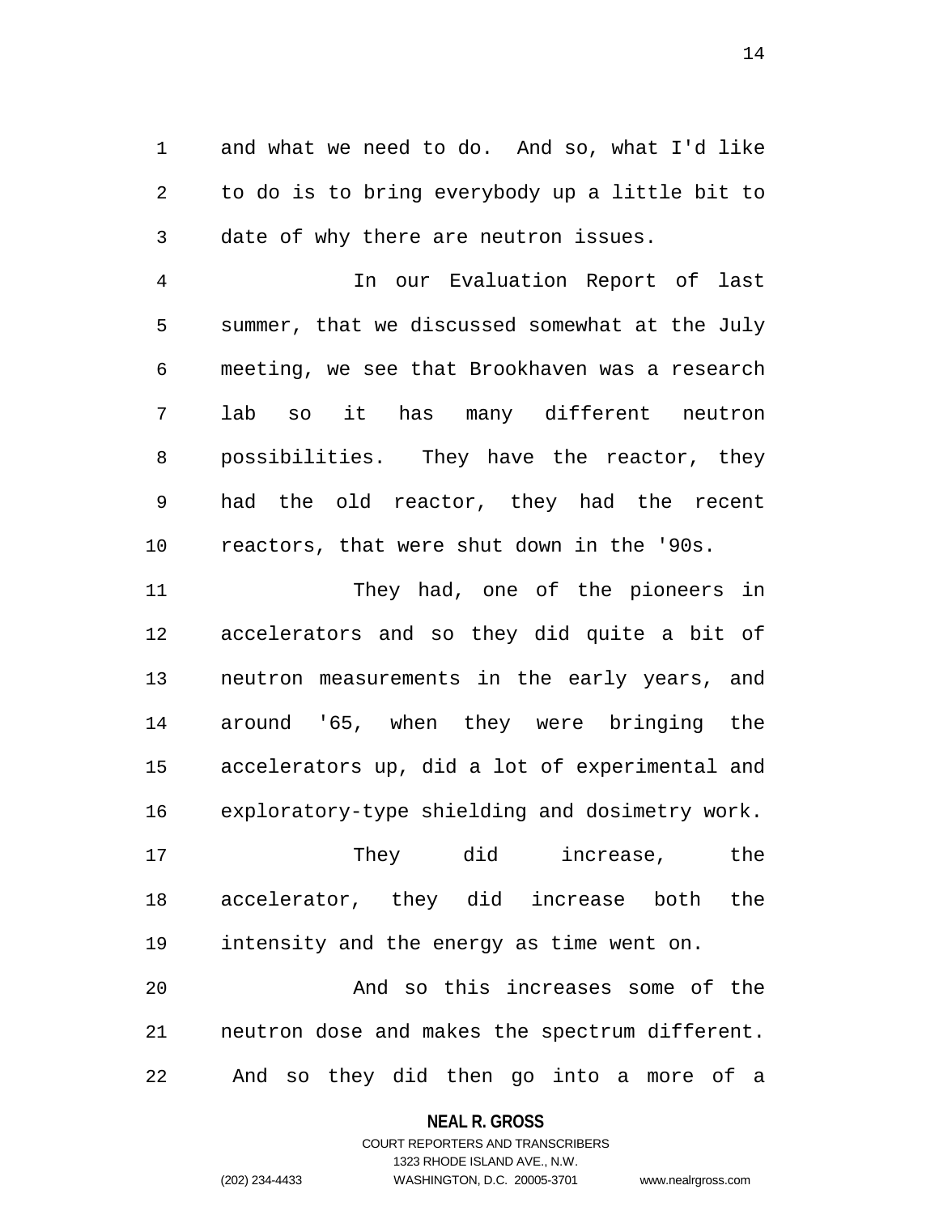and what we need to do. And so, what I'd like to do is to bring everybody up a little bit to date of why there are neutron issues.

In our Evaluation Report of last summer, that we discussed somewhat at the July meeting, we see that Brookhaven was a research lab so it has many different neutron possibilities. They have the reactor, they had the old reactor, they had the recent reactors, that were shut down in the '90s.

They had, one of the pioneers in accelerators and so they did quite a bit of neutron measurements in the early years, and around '65, when they were bringing the accelerators up, did a lot of experimental and exploratory-type shielding and dosimetry work.

They did increase, the accelerator, they did increase both the intensity and the energy as time went on.

And so this increases some of the neutron dose and makes the spectrum different. And so they did then go into a more of a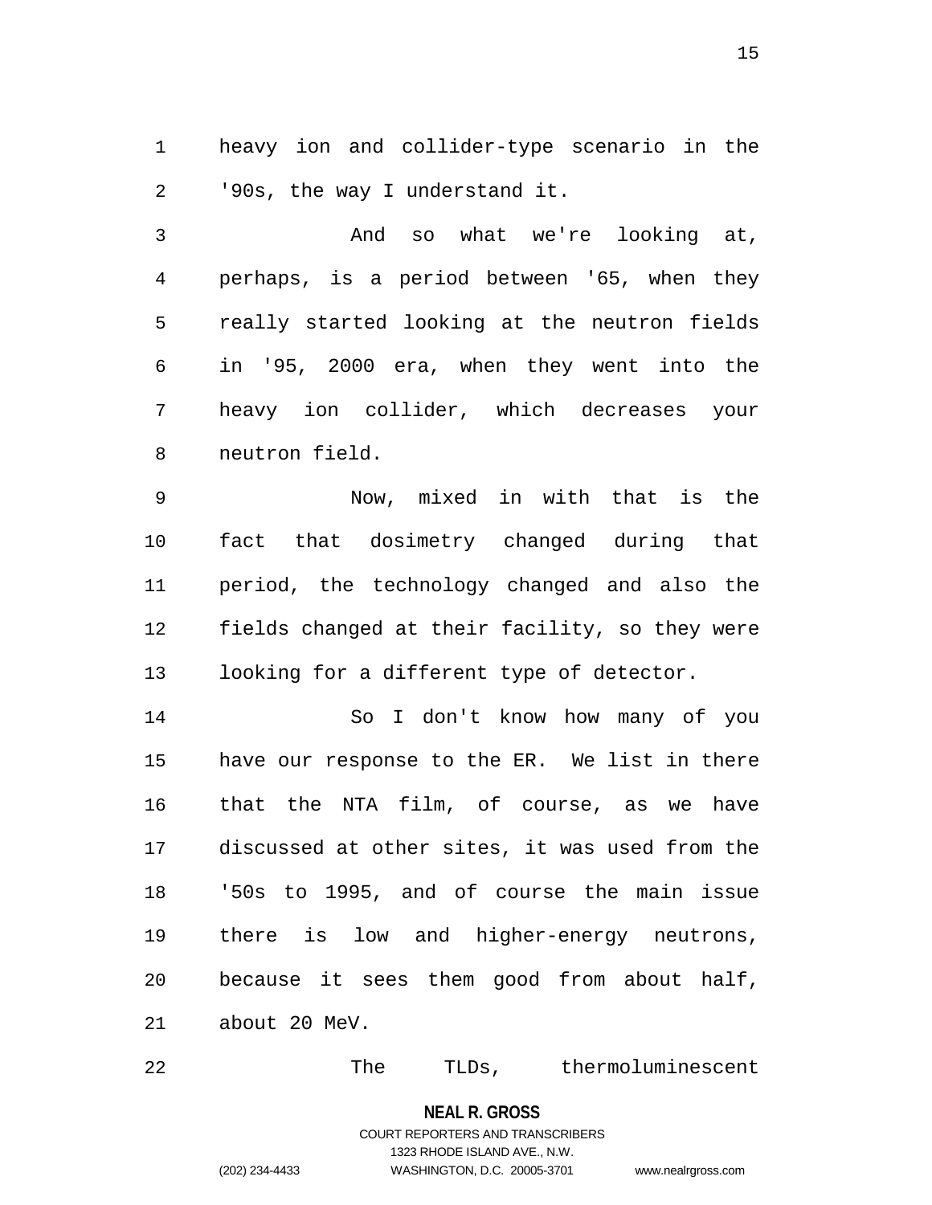heavy ion and collider-type scenario in the '90s, the way I understand it.

And so what we're looking at, perhaps, is a period between '65, when they really started looking at the neutron fields in '95, 2000 era, when they went into the heavy ion collider, which decreases your neutron field.

Now, mixed in with that is the fact that dosimetry changed during that period, the technology changed and also the fields changed at their facility, so they were looking for a different type of detector.

So I don't know how many of you have our response to the ER. We list in there that the NTA film, of course, as we have discussed at other sites, it was used from the '50s to 1995, and of course the main issue there is low and higher-energy neutrons, because it sees them good from about half, about 20 MeV.

The TLDs, thermoluminescent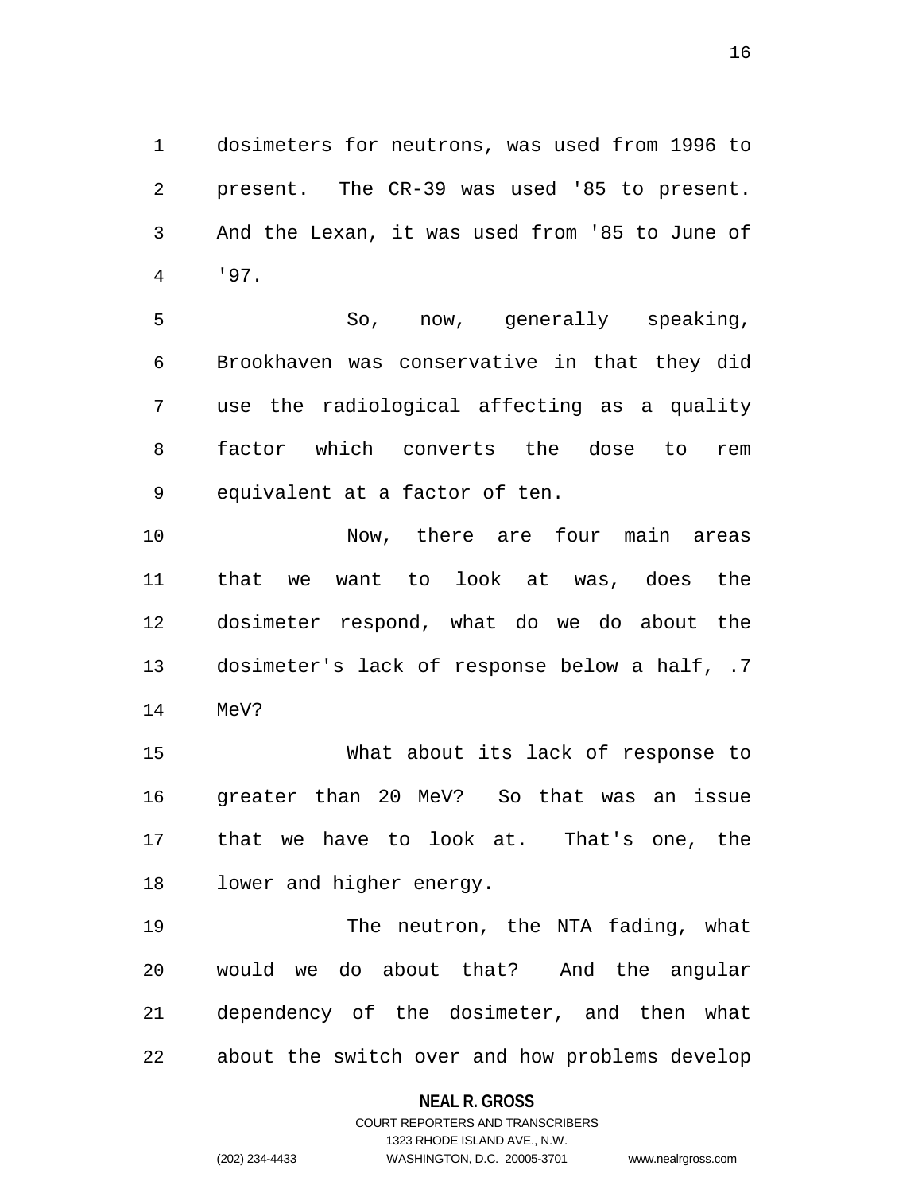dosimeters for neutrons, was used from 1996 to present. The CR-39 was used '85 to present. And the Lexan, it was used from '85 to June of '97.

So, now, generally speaking, Brookhaven was conservative in that they did use the radiological affecting as a quality factor which converts the dose to rem equivalent at a factor of ten.

Now, there are four main areas that we want to look at was, does the dosimeter respond, what do we do about the dosimeter's lack of response below a half, .7 MeV?

What about its lack of response to greater than 20 MeV? So that was an issue that we have to look at. That's one, the lower and higher energy.

The neutron, the NTA fading, what would we do about that? And the angular dependency of the dosimeter, and then what about the switch over and how problems develop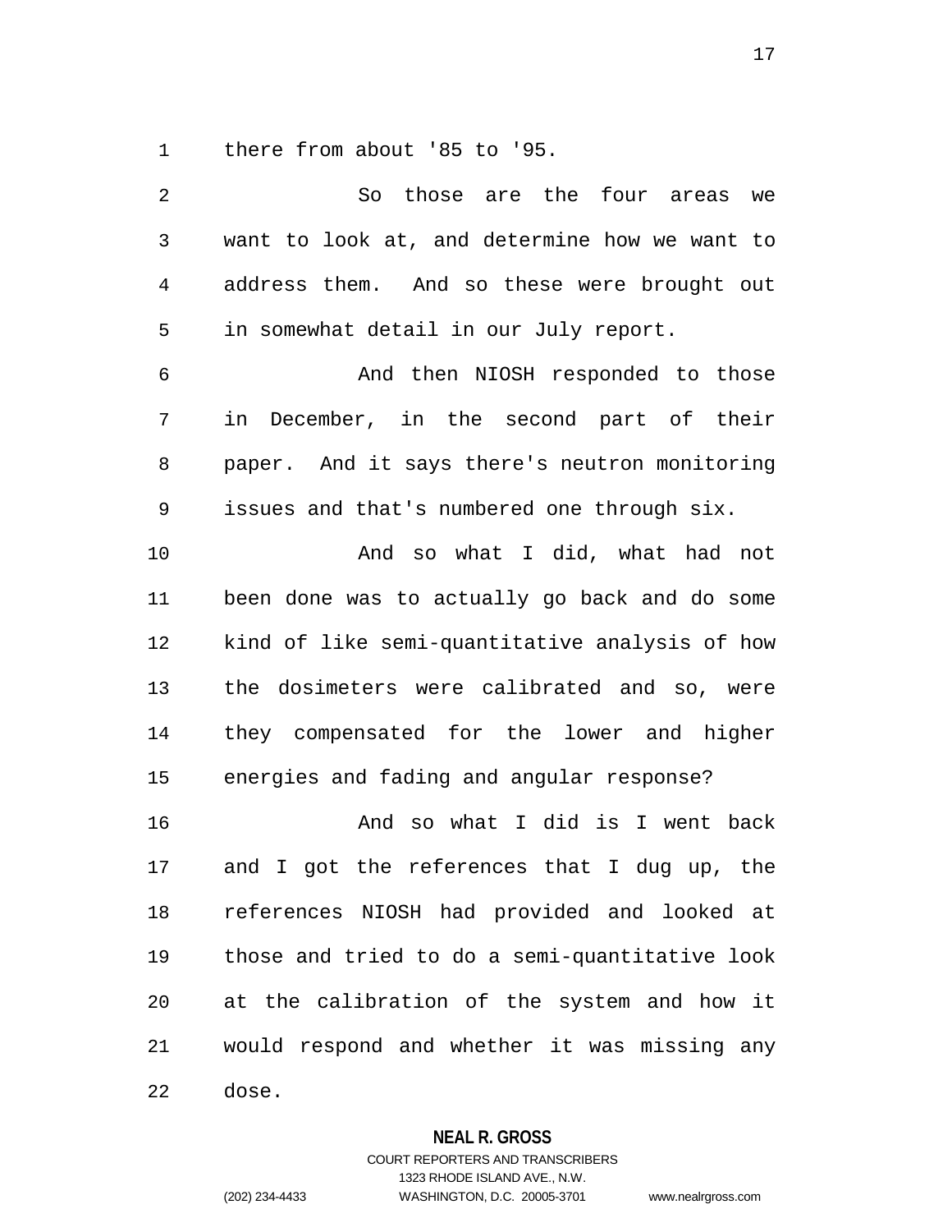there from about '85 to '95.

So those are the four areas we want to look at, and determine how we want to address them. And so these were brought out in somewhat detail in our July report.

And then NIOSH responded to those in December, in the second part of their paper. And it says there's neutron monitoring issues and that's numbered one through six.

And so what I did, what had not been done was to actually go back and do some kind of like semi-quantitative analysis of how the dosimeters were calibrated and so, were they compensated for the lower and higher energies and fading and angular response?

And so what I did is I went back and I got the references that I dug up, the references NIOSH had provided and looked at those and tried to do a semi-quantitative look at the calibration of the system and how it would respond and whether it was missing any dose.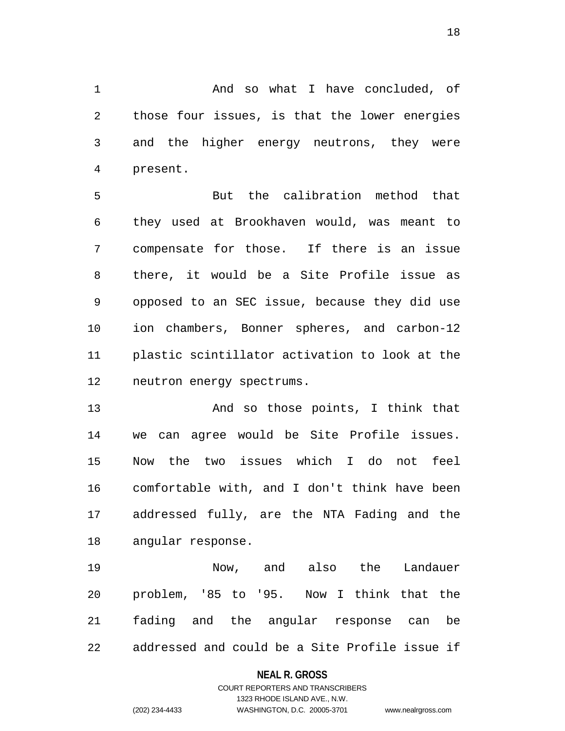And so what I have concluded, of those four issues, is that the lower energies and the higher energy neutrons, they were present.

But the calibration method that they used at Brookhaven would, was meant to compensate for those. If there is an issue there, it would be a Site Profile issue as opposed to an SEC issue, because they did use ion chambers, Bonner spheres, and carbon-12 plastic scintillator activation to look at the neutron energy spectrums.

And so those points, I think that we can agree would be Site Profile issues. Now the two issues which I do not feel comfortable with, and I don't think have been addressed fully, are the NTA Fading and the angular response.

Now, and also the Landauer problem, '85 to '95. Now I think that the fading and the angular response can be addressed and could be a Site Profile issue if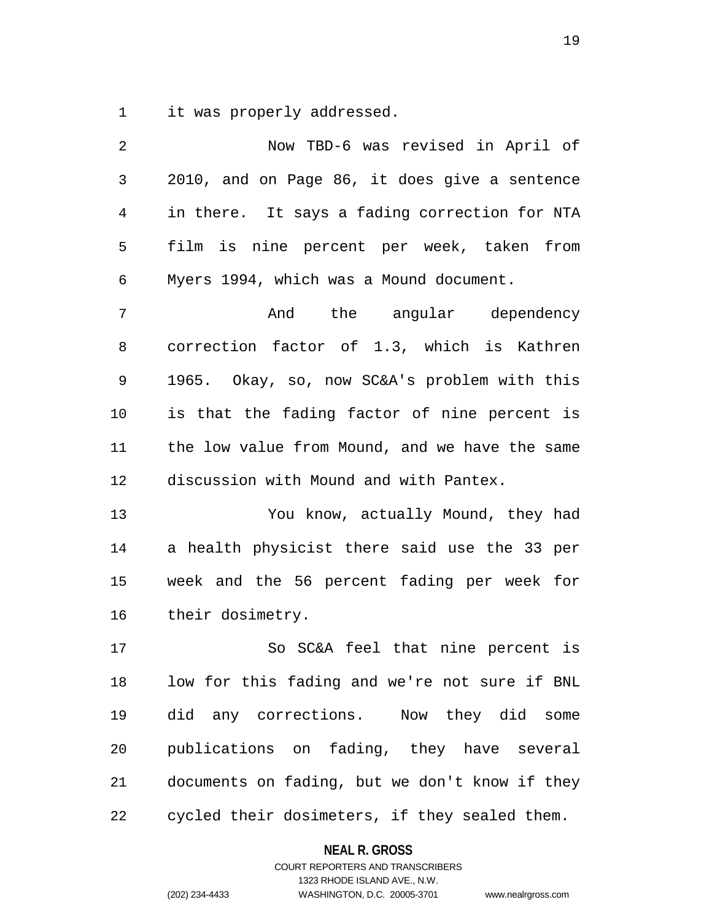it was properly addressed.

Now TBD-6 was revised in April of 2010, and on Page 86, it does give a sentence in there. It says a fading correction for NTA film is nine percent per week, taken from Myers 1994, which was a Mound document.

And the angular dependency correction factor of 1.3, which is Kathren 1965. Okay, so, now SC&A's problem with this is that the fading factor of nine percent is the low value from Mound, and we have the same discussion with Mound and with Pantex.

You know, actually Mound, they had a health physicist there said use the 33 per week and the 56 percent fading per week for their dosimetry.

So SC&A feel that nine percent is low for this fading and we're not sure if BNL did any corrections. Now they did some publications on fading, they have several documents on fading, but we don't know if they cycled their dosimeters, if they sealed them.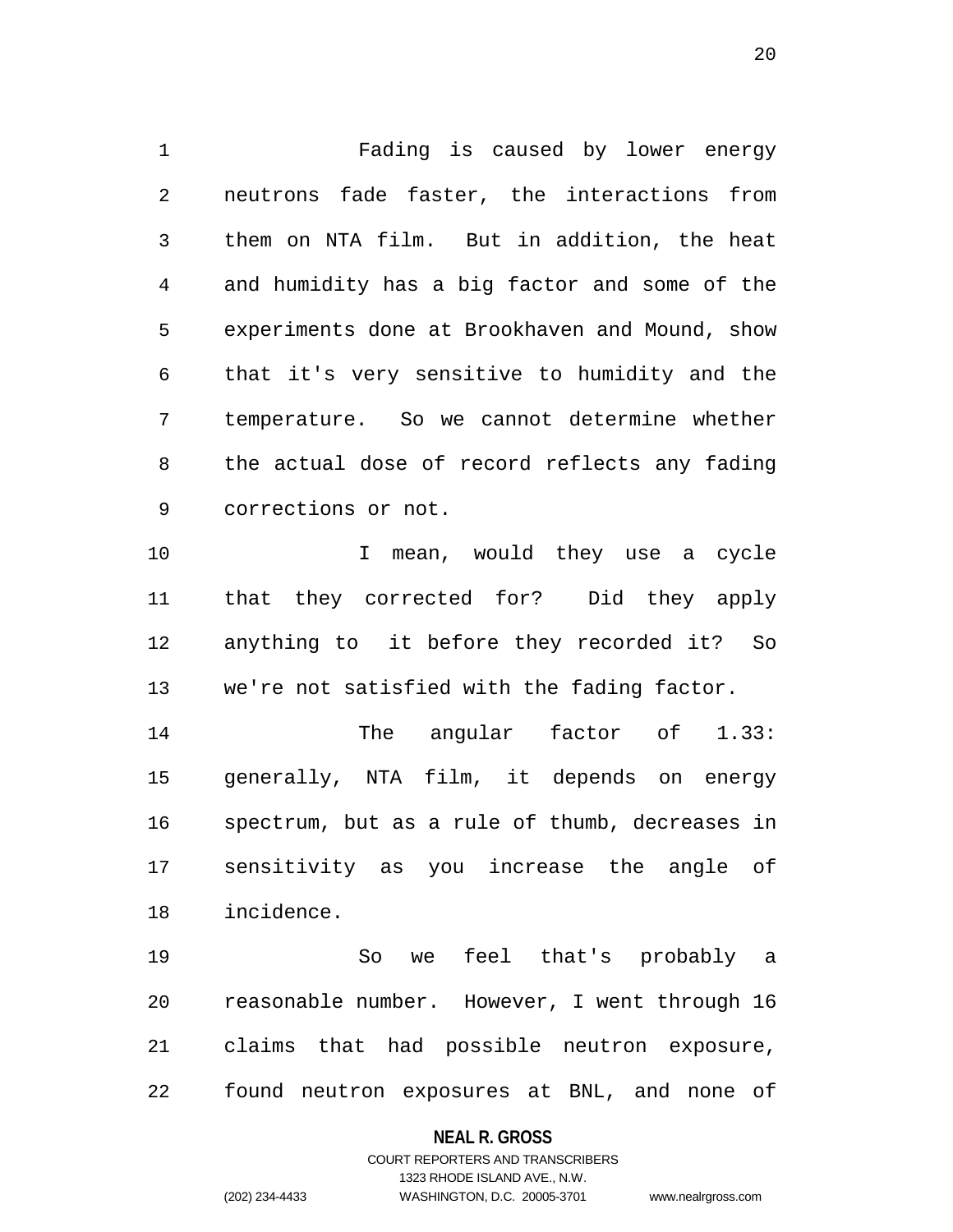Fading is caused by lower energy neutrons fade faster, the interactions from them on NTA film. But in addition, the heat and humidity has a big factor and some of the experiments done at Brookhaven and Mound, show that it's very sensitive to humidity and the temperature. So we cannot determine whether the actual dose of record reflects any fading corrections or not.

I mean, would they use a cycle that they corrected for? Did they apply anything to it before they recorded it? So we're not satisfied with the fading factor.

The angular factor of 1.33: generally, NTA film, it depends on energy spectrum, but as a rule of thumb, decreases in sensitivity as you increase the angle of incidence.

So we feel that's probably a reasonable number. However, I went through 16 claims that had possible neutron exposure, found neutron exposures at BNL, and none of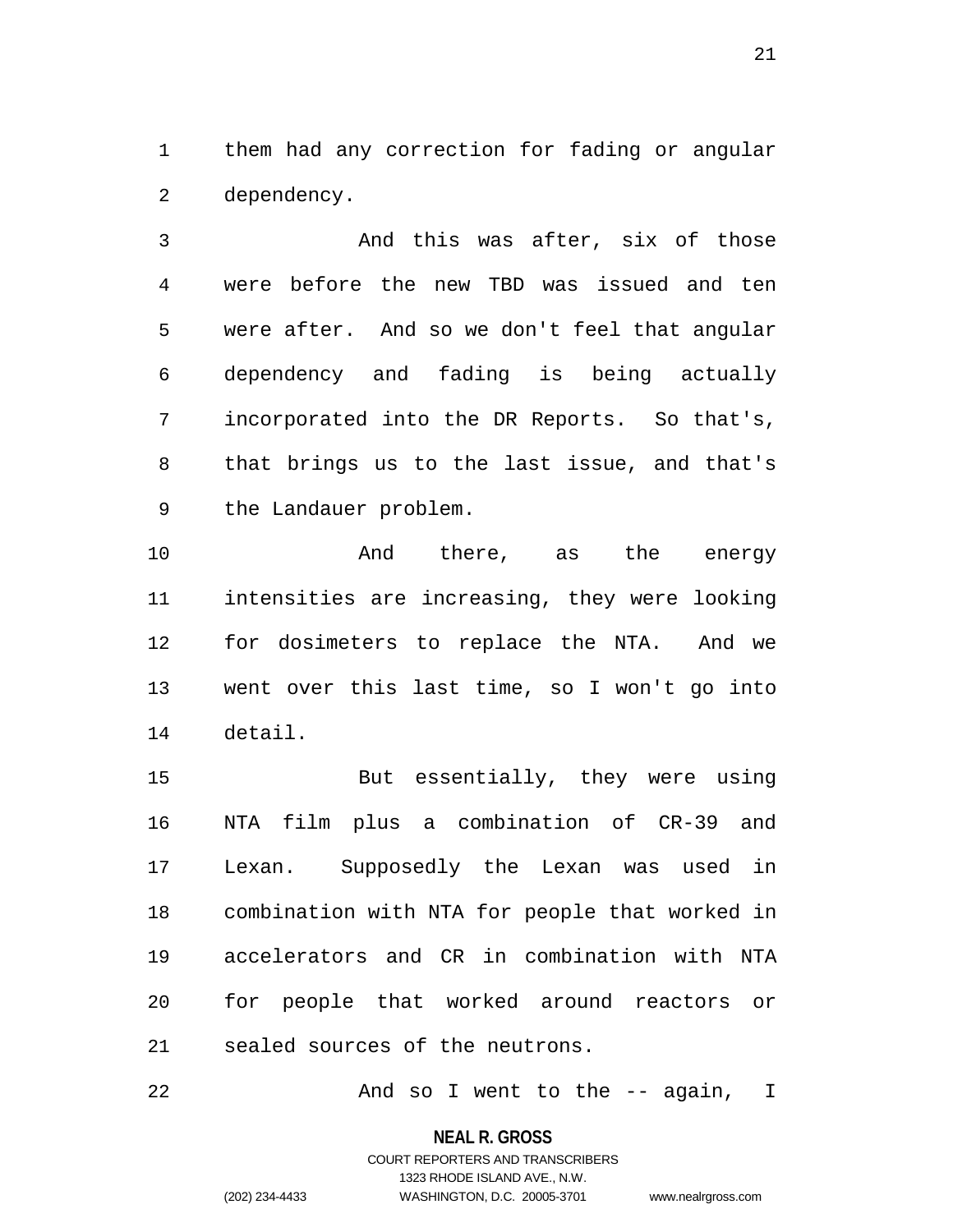them had any correction for fading or angular dependency.

And this was after, six of those were before the new TBD was issued and ten were after. And so we don't feel that angular dependency and fading is being actually incorporated into the DR Reports. So that's, that brings us to the last issue, and that's the Landauer problem.

And there, as the energy intensities are increasing, they were looking for dosimeters to replace the NTA. And we went over this last time, so I won't go into detail.

But essentially, they were using NTA film plus a combination of CR-39 and Lexan. Supposedly the Lexan was used in combination with NTA for people that worked in accelerators and CR in combination with NTA for people that worked around reactors or sealed sources of the neutrons.

And so I went to the -- again, I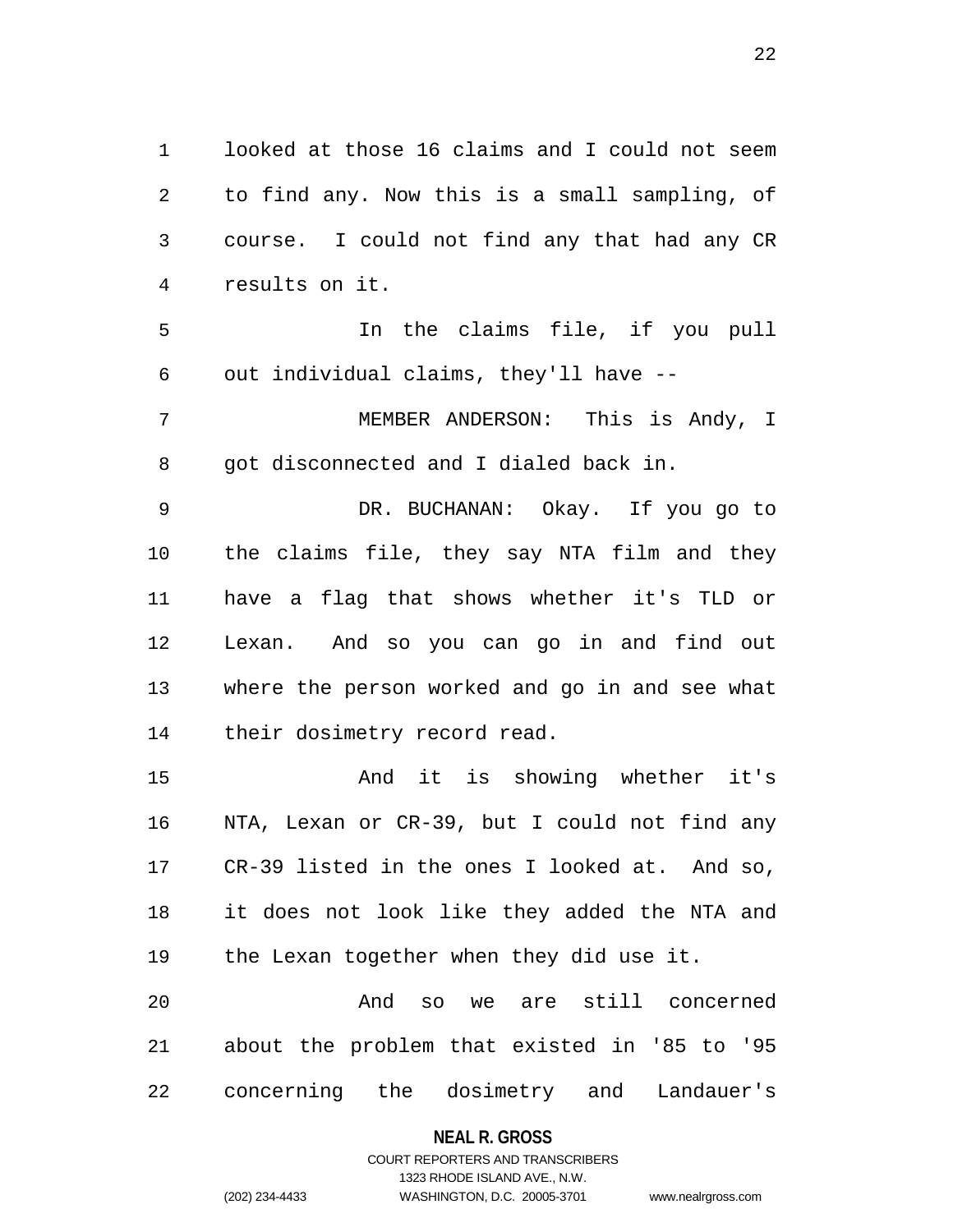looked at those 16 claims and I could not seem to find any. Now this is a small sampling, of course. I could not find any that had any CR results on it.

In the claims file, if you pull out individual claims, they'll have --

MEMBER ANDERSON: This is Andy, I got disconnected and I dialed back in.

DR. BUCHANAN: Okay. If you go to the claims file, they say NTA film and they have a flag that shows whether it's TLD or Lexan. And so you can go in and find out where the person worked and go in and see what their dosimetry record read.

And it is showing whether it's NTA, Lexan or CR-39, but I could not find any CR-39 listed in the ones I looked at. And so, it does not look like they added the NTA and the Lexan together when they did use it.

And so we are still concerned about the problem that existed in '85 to '95 concerning the dosimetry and Landauer's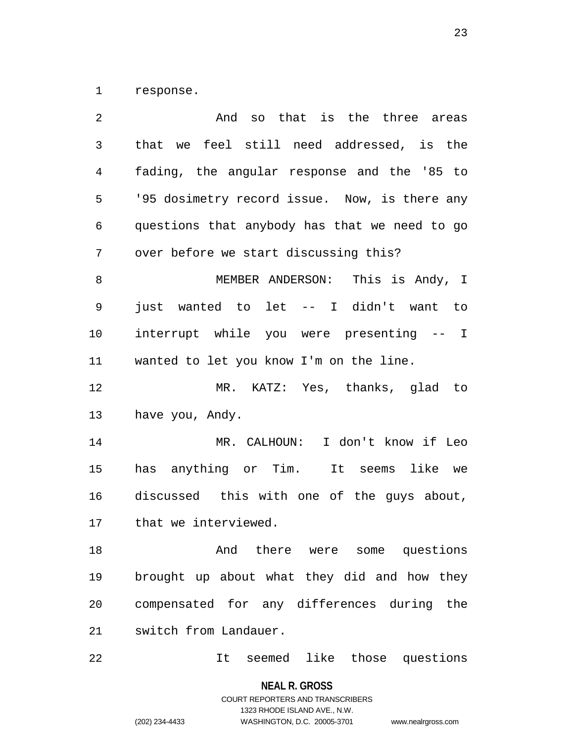response.

And so that is the three areas that we feel still need addressed, is the fading, the angular response and the '85 to '95 dosimetry record issue. Now, is there any questions that anybody has that we need to go over before we start discussing this?

MEMBER ANDERSON: This is Andy, I just wanted to let -- I didn't want to interrupt while you were presenting -- I wanted to let you know I'm on the line.

MR. KATZ: Yes, thanks, glad to have you, Andy.

MR. CALHOUN: I don't know if Leo has anything or Tim. It seems like we discussed this with one of the guys about, that we interviewed.

And there were some questions brought up about what they did and how they compensated for any differences during the switch from Landauer.

It seemed like those questions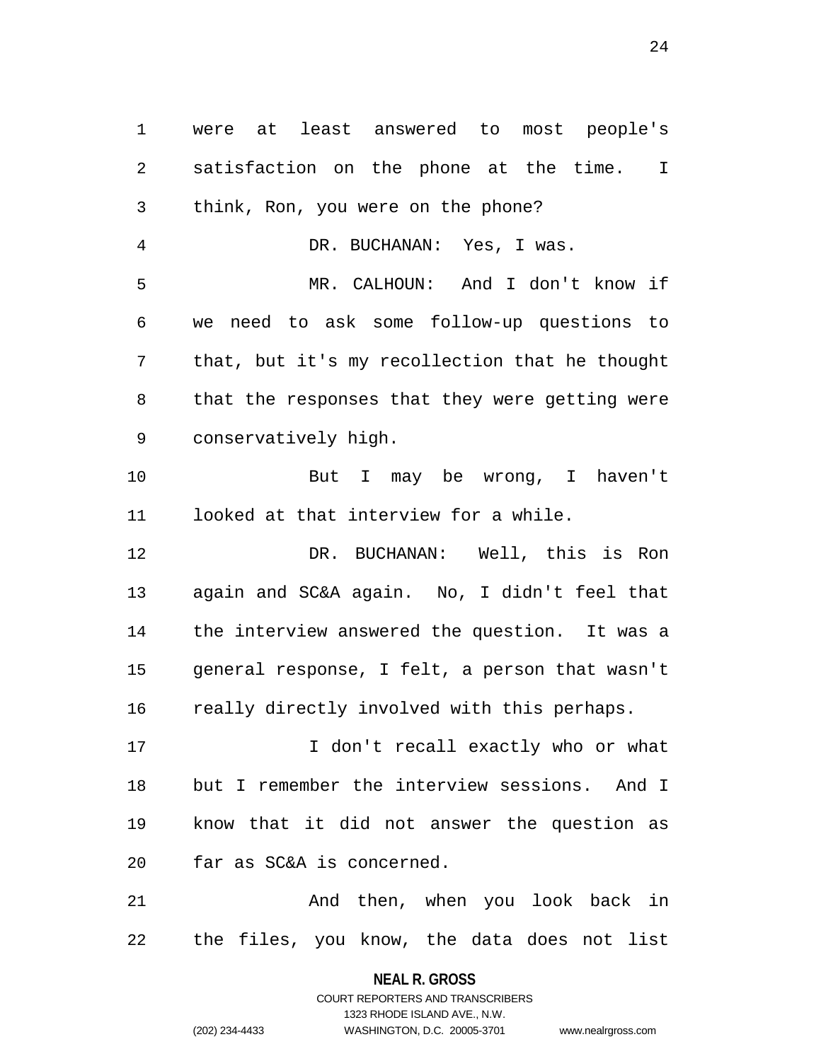were at least answered to most people's satisfaction on the phone at the time. I think, Ron, you were on the phone?

DR. BUCHANAN: Yes, I was.

MR. CALHOUN: And I don't know if we need to ask some follow-up questions to that, but it's my recollection that he thought that the responses that they were getting were conservatively high.

But I may be wrong, I haven't looked at that interview for a while.

DR. BUCHANAN: Well, this is Ron again and SC&A again. No, I didn't feel that the interview answered the question. It was a general response, I felt, a person that wasn't really directly involved with this perhaps.

I don't recall exactly who or what but I remember the interview sessions. And I know that it did not answer the question as far as SC&A is concerned.

And then, when you look back in the files, you know, the data does not list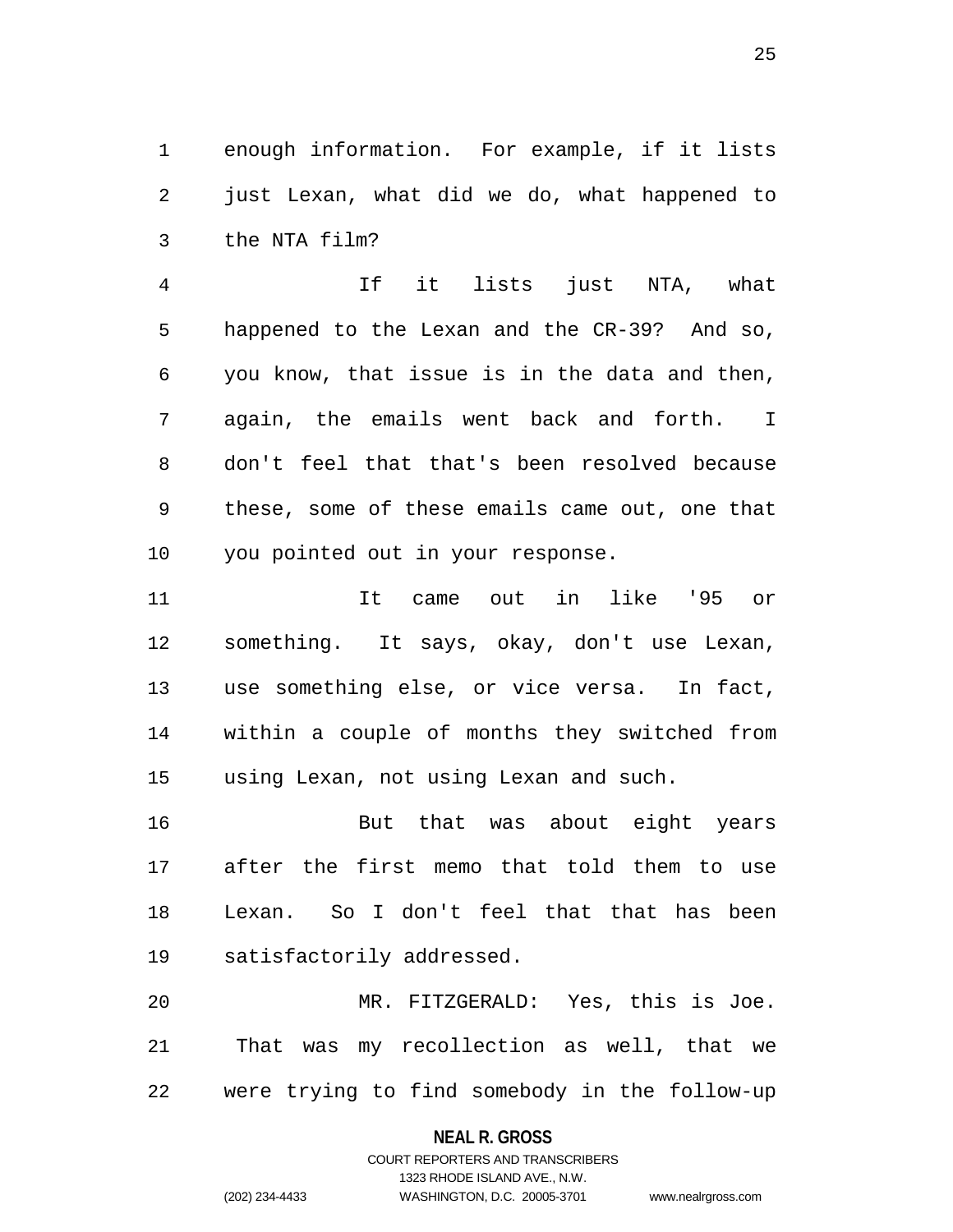enough information. For example, if it lists just Lexan, what did we do, what happened to the NTA film?

If it lists just NTA, what happened to the Lexan and the CR-39? And so, you know, that issue is in the data and then, again, the emails went back and forth. I don't feel that that's been resolved because these, some of these emails came out, one that you pointed out in your response.

It came out in like '95 or something. It says, okay, don't use Lexan, use something else, or vice versa. In fact, within a couple of months they switched from using Lexan, not using Lexan and such.

But that was about eight years after the first memo that told them to use Lexan. So I don't feel that that has been satisfactorily addressed.

MR. FITZGERALD: Yes, this is Joe. That was my recollection as well, that we were trying to find somebody in the follow-up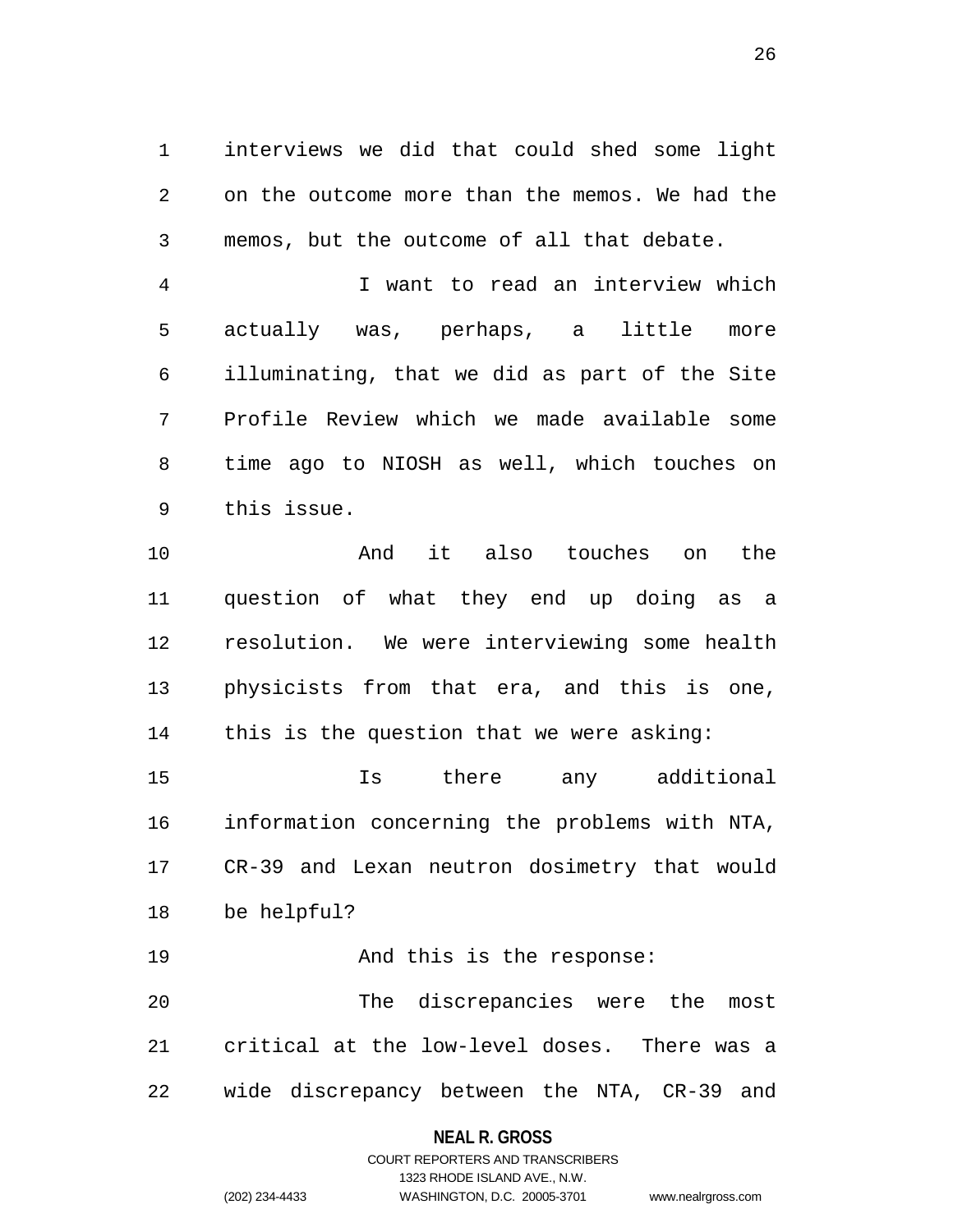interviews we did that could shed some light on the outcome more than the memos. We had the memos, but the outcome of all that debate.

I want to read an interview which actually was, perhaps, a little more illuminating, that we did as part of the Site Profile Review which we made available some time ago to NIOSH as well, which touches on this issue.

And it also touches on the question of what they end up doing as a resolution. We were interviewing some health physicists from that era, and this is one, this is the question that we were asking:

Is there any additional information concerning the problems with NTA, CR-39 and Lexan neutron dosimetry that would be helpful?

And this is the response:

The discrepancies were the most critical at the low-level doses. There was a wide discrepancy between the NTA, CR-39 and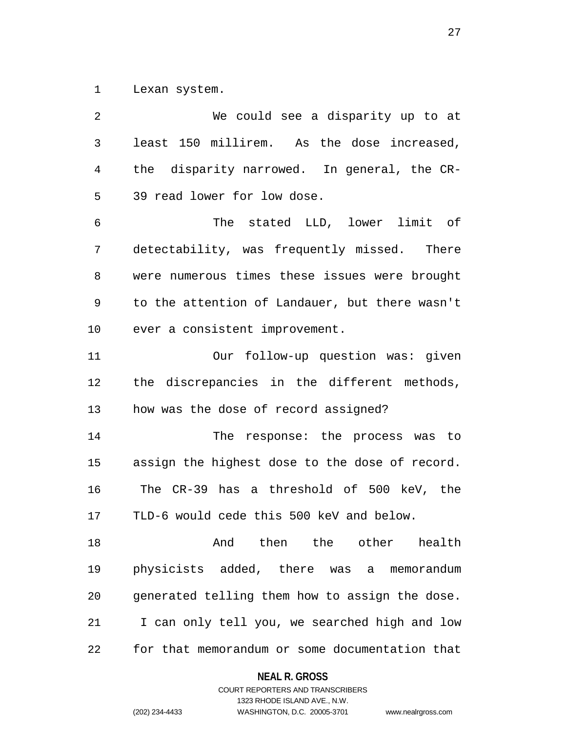Lexan system.

We could see a disparity up to at least 150 millirem. As the dose increased, the disparity narrowed. In general, the CR-39 read lower for low dose.

The stated LLD, lower limit of detectability, was frequently missed. There were numerous times these issues were brought to the attention of Landauer, but there wasn't ever a consistent improvement.

Our follow-up question was: given the discrepancies in the different methods, how was the dose of record assigned?

The response: the process was to assign the highest dose to the dose of record. The CR-39 has a threshold of 500 keV, the TLD-6 would cede this 500 keV and below.

And then the other health physicists added, there was a memorandum generated telling them how to assign the dose. I can only tell you, we searched high and low for that memorandum or some documentation that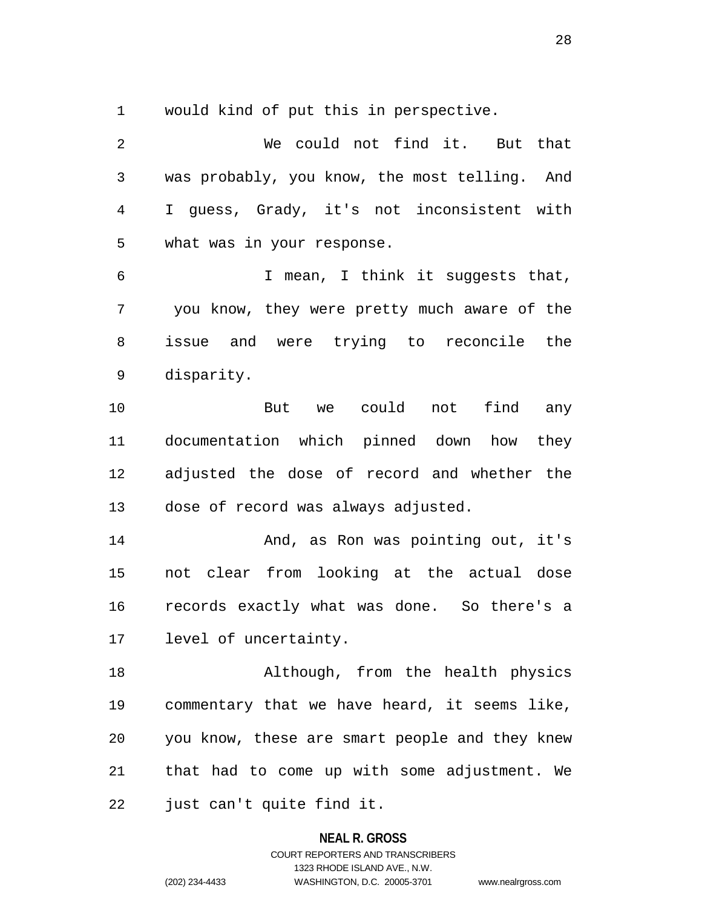would kind of put this in perspective.

We could not find it. But that was probably, you know, the most telling. And I guess, Grady, it's not inconsistent with what was in your response.

I mean, I think it suggests that, you know, they were pretty much aware of the issue and were trying to reconcile the disparity.

But we could not find any documentation which pinned down how they adjusted the dose of record and whether the dose of record was always adjusted.

And, as Ron was pointing out, it's not clear from looking at the actual dose records exactly what was done. So there's a level of uncertainty.

Although, from the health physics commentary that we have heard, it seems like, you know, these are smart people and they knew that had to come up with some adjustment. We just can't quite find it.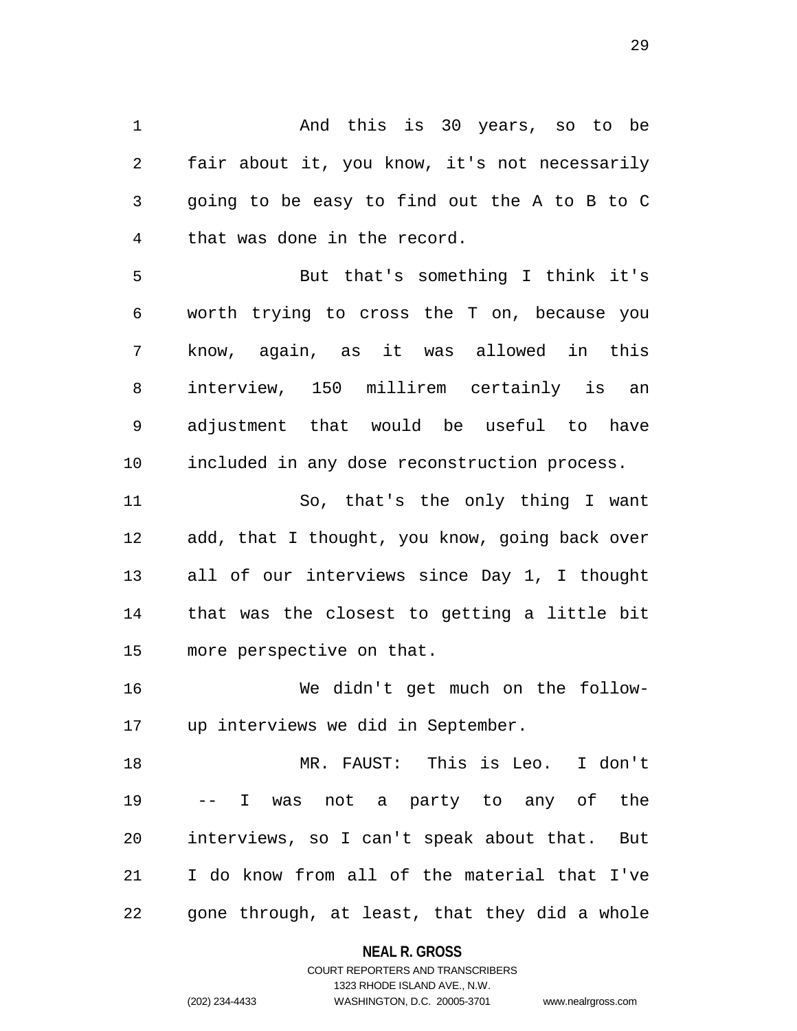And this is 30 years, so to be fair about it, you know, it's not necessarily going to be easy to find out the A to B to C that was done in the record.

But that's something I think it's worth trying to cross the T on, because you know, again, as it was allowed in this interview, 150 millirem certainly is an adjustment that would be useful to have included in any dose reconstruction process.

So, that's the only thing I want add, that I thought, you know, going back over all of our interviews since Day 1, I thought that was the closest to getting a little bit more perspective on that.

We didn't get much on the follow-up interviews we did in September.

MR. FAUST: This is Leo. I don't -- I was not a party to any of the interviews, so I can't speak about that. But I do know from all of the material that I've gone through, at least, that they did a whole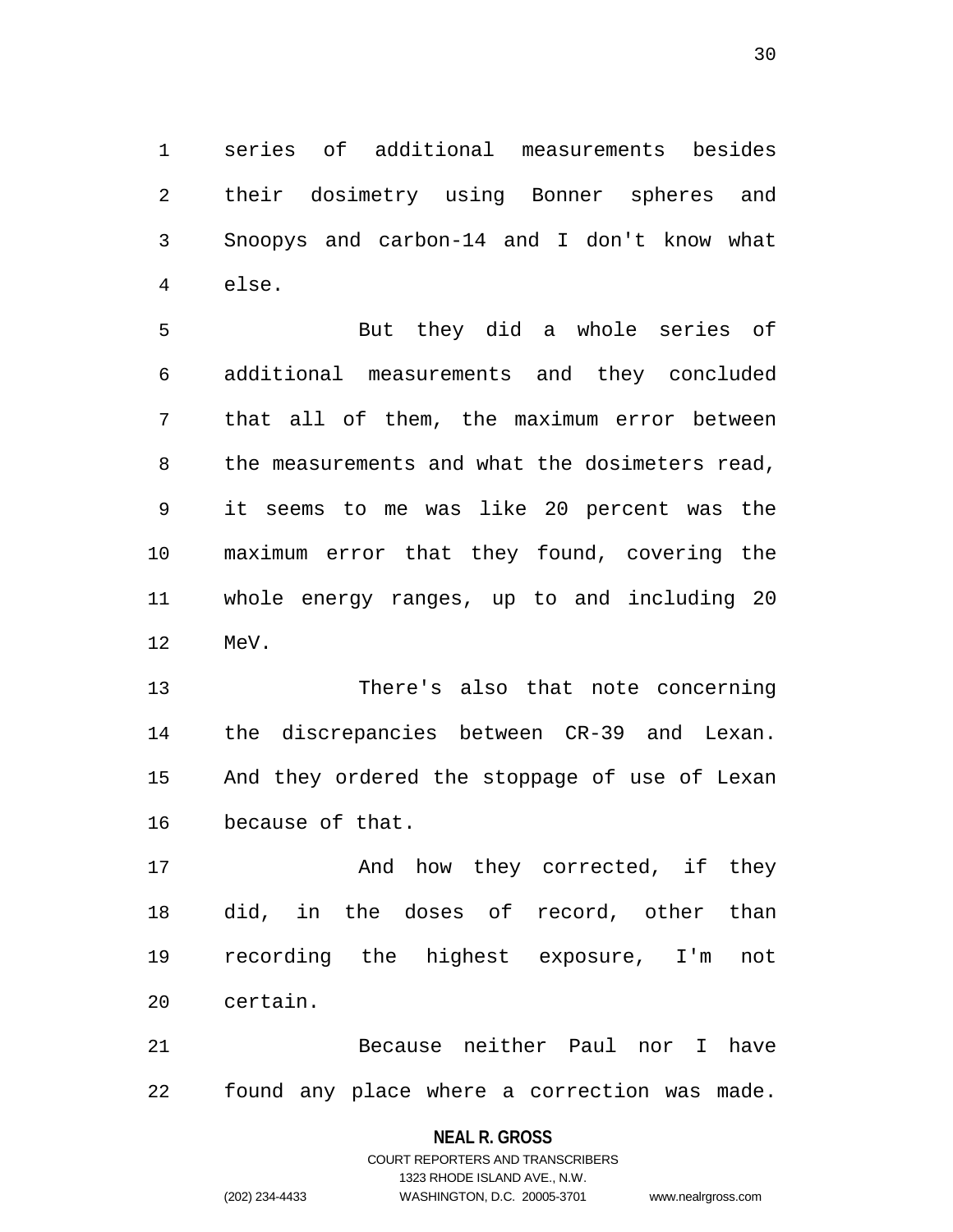series of additional measurements besides their dosimetry using Bonner spheres and Snoopys and carbon-14 and I don't know what else.

But they did a whole series of additional measurements and they concluded that all of them, the maximum error between the measurements and what the dosimeters read, it seems to me was like 20 percent was the maximum error that they found, covering the whole energy ranges, up to and including 20 MeV.

There's also that note concerning the discrepancies between CR-39 and Lexan. And they ordered the stoppage of use of Lexan because of that.

And how they corrected, if they did, in the doses of record, other than recording the highest exposure, I'm not certain.

Because neither Paul nor I have found any place where a correction was made.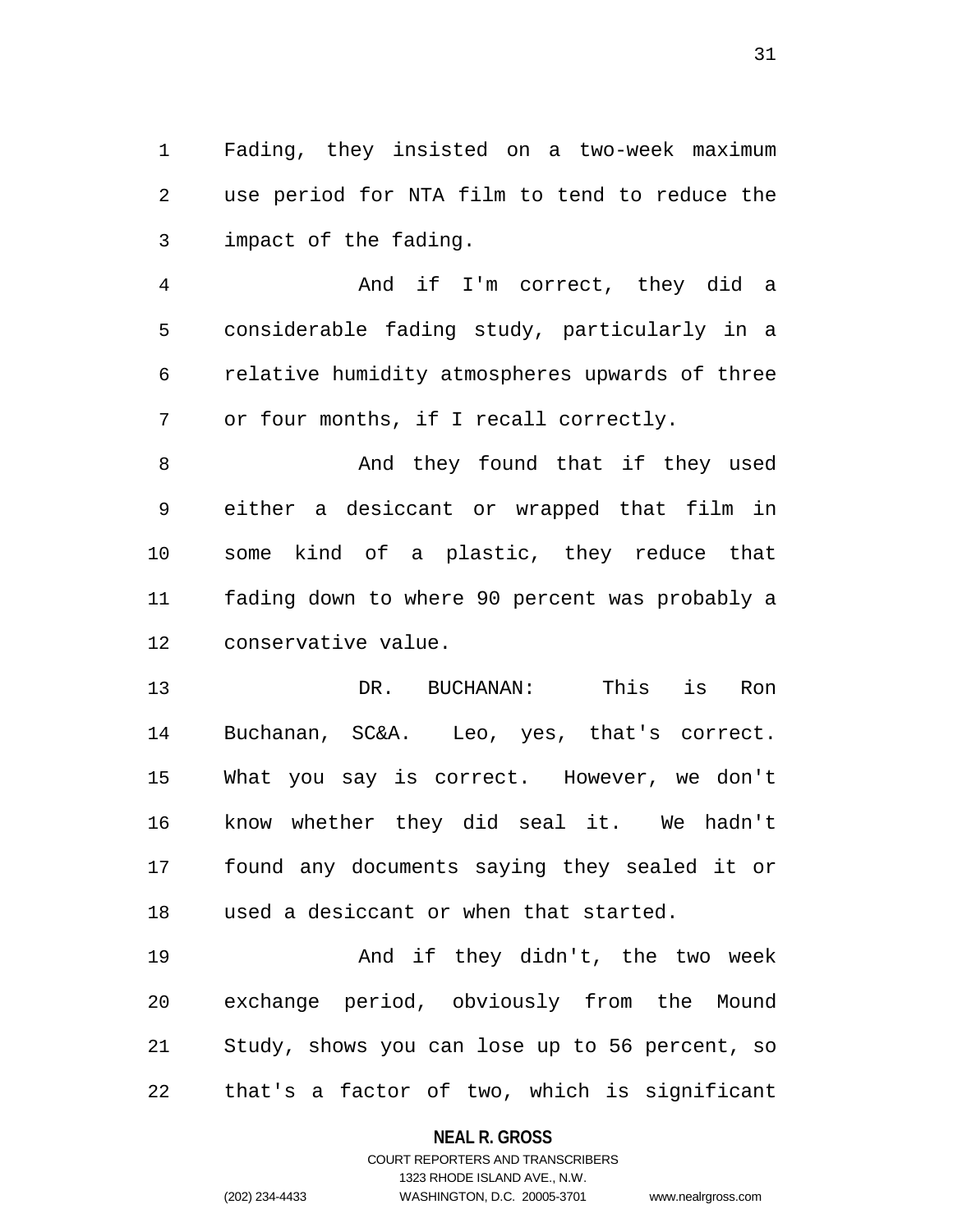Fading, they insisted on a two-week maximum use period for NTA film to tend to reduce the impact of the fading.

And if I'm correct, they did a considerable fading study, particularly in a relative humidity atmospheres upwards of three or four months, if I recall correctly.

And they found that if they used either a desiccant or wrapped that film in some kind of a plastic, they reduce that fading down to where 90 percent was probably a conservative value.

DR. BUCHANAN: This is Ron Buchanan, SC&A. Leo, yes, that's correct. What you say is correct. However, we don't know whether they did seal it. We hadn't found any documents saying they sealed it or used a desiccant or when that started.

And if they didn't, the two week exchange period, obviously from the Mound Study, shows you can lose up to 56 percent, so that's a factor of two, which is significant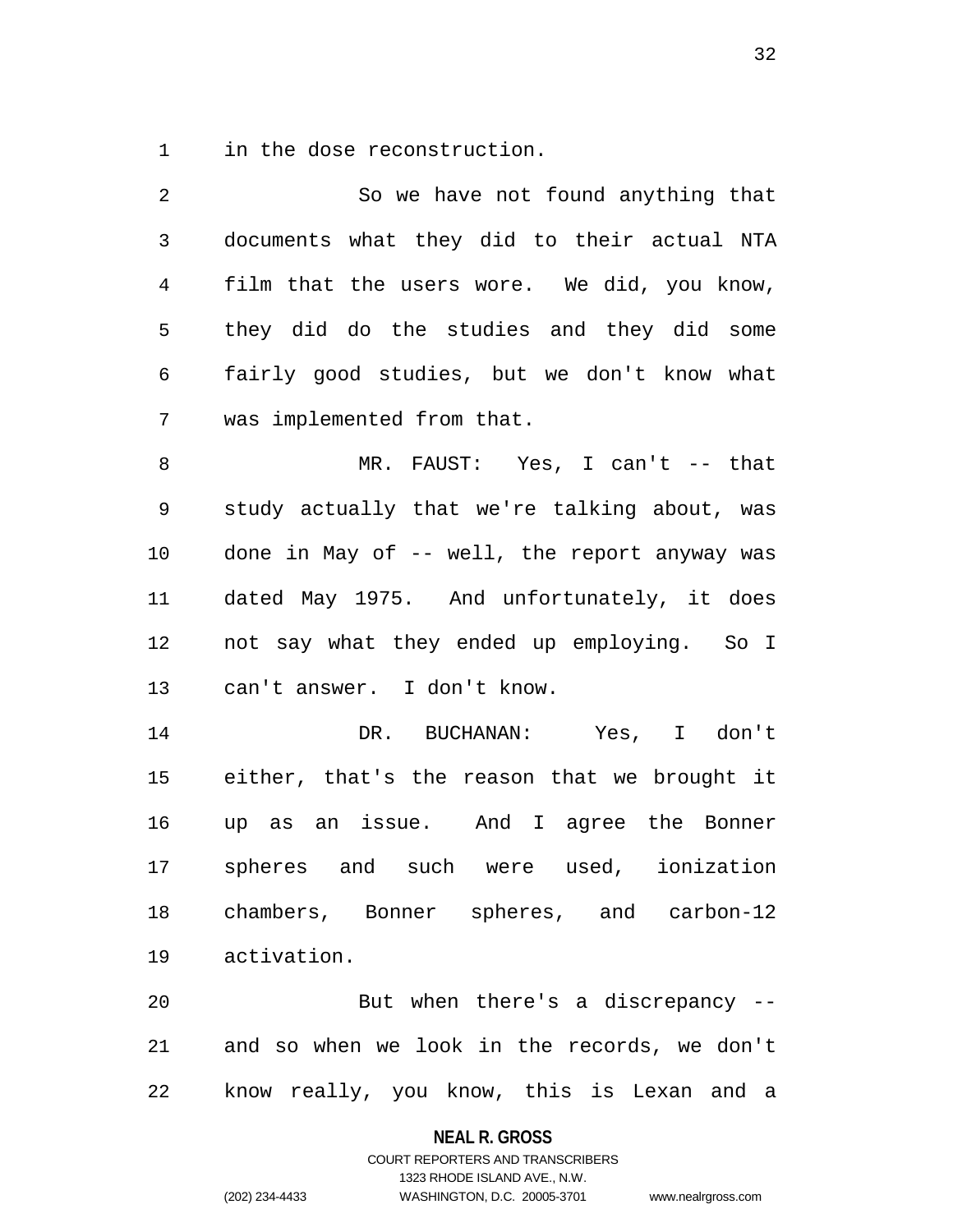in the dose reconstruction.

So we have not found anything that documents what they did to their actual NTA film that the users wore. We did, you know, they did do the studies and they did some fairly good studies, but we don't know what was implemented from that.

MR. FAUST: Yes, I can't -- that study actually that we're talking about, was done in May of -- well, the report anyway was dated May 1975. And unfortunately, it does not say what they ended up employing. So I can't answer. I don't know.

DR. BUCHANAN: Yes, I don't either, that's the reason that we brought it up as an issue. And I agree the Bonner spheres and such were used, ionization chambers, Bonner spheres, and carbon-12 activation.

But when there's a discrepancy -- and so when we look in the records, we don't know really, you know, this is Lexan and a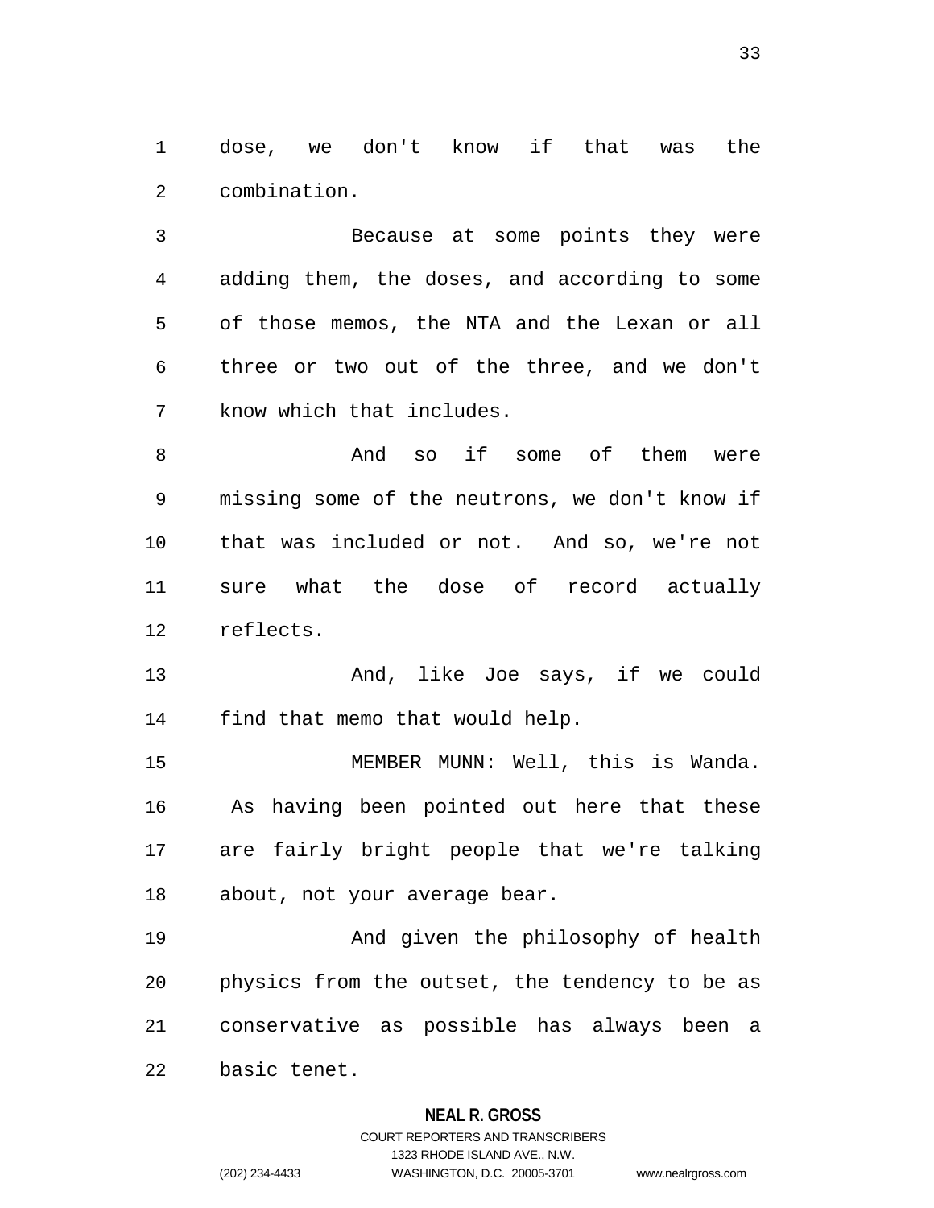dose, we don't know if that was the combination.

Because at some points they were adding them, the doses, and according to some of those memos, the NTA and the Lexan or all three or two out of the three, and we don't know which that includes.

And so if some of them were missing some of the neutrons, we don't know if that was included or not. And so, we're not sure what the dose of record actually reflects.

And, like Joe says, if we could find that memo that would help.

MEMBER MUNN: Well, this is Wanda. As having been pointed out here that these are fairly bright people that we're talking about, not your average bear.

And given the philosophy of health physics from the outset, the tendency to be as conservative as possible has always been a basic tenet.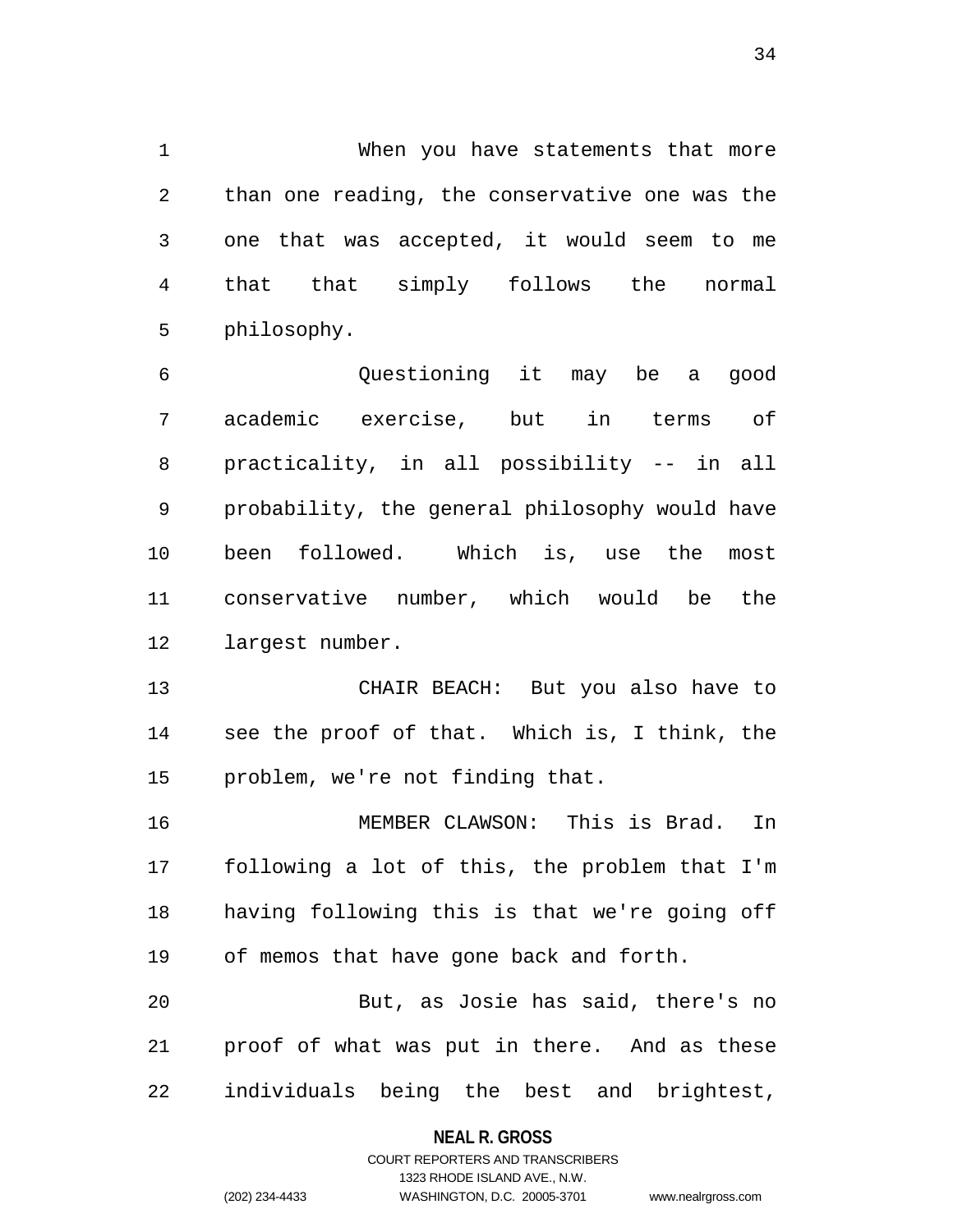When you have statements that more than one reading, the conservative one was the one that was accepted, it would seem to me that that simply follows the normal philosophy.

Questioning it may be a good academic exercise, but in terms of practicality, in all possibility -- in all probability, the general philosophy would have been followed. Which is, use the most conservative number, which would be the largest number.

CHAIR BEACH: But you also have to see the proof of that. Which is, I think, the problem, we're not finding that.

MEMBER CLAWSON: This is Brad. In following a lot of this, the problem that I'm having following this is that we're going off of memos that have gone back and forth.

But, as Josie has said, there's no proof of what was put in there. And as these individuals being the best and brightest,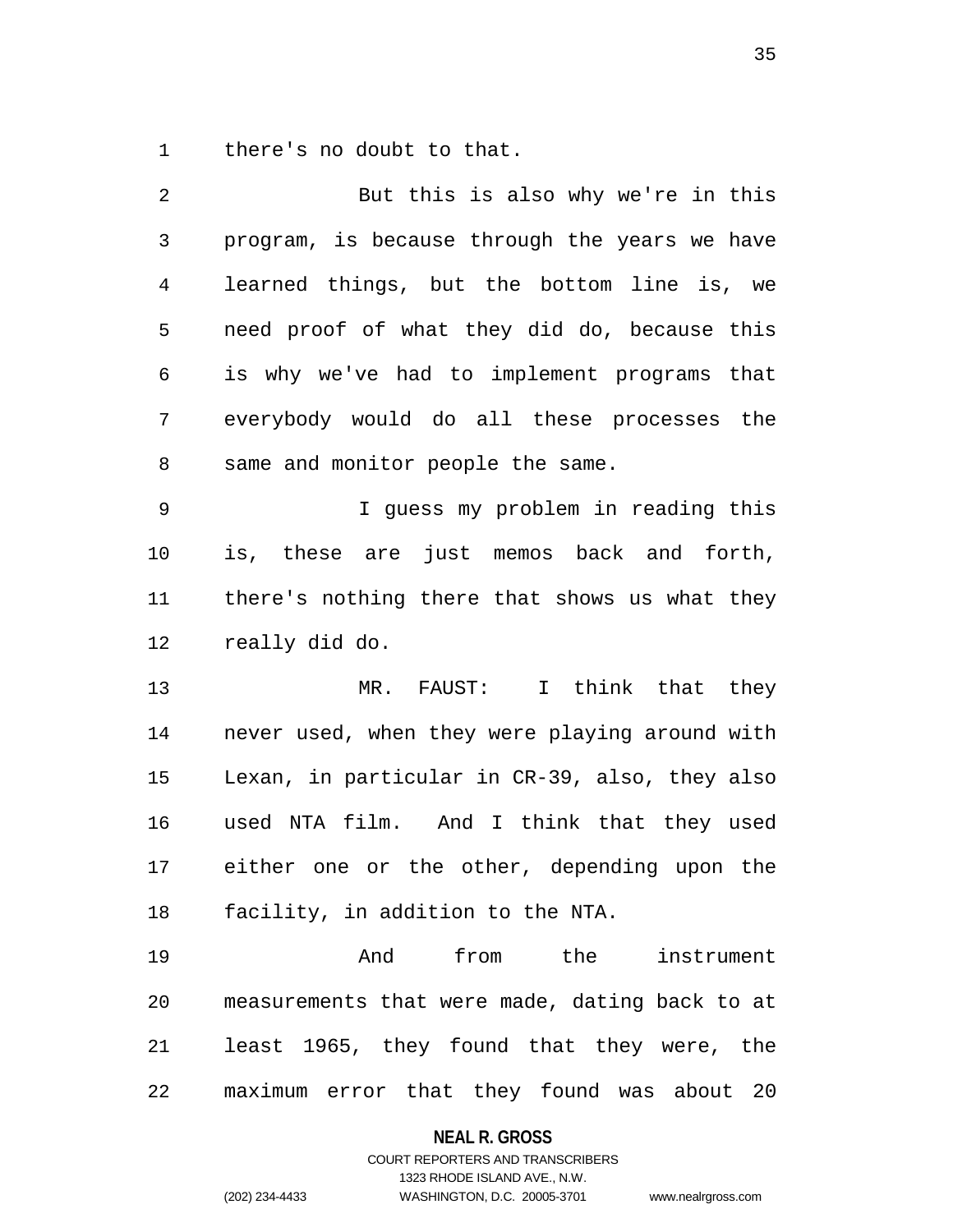there's no doubt to that.

But this is also why we're in this program, is because through the years we have learned things, but the bottom line is, we need proof of what they did do, because this is why we've had to implement programs that everybody would do all these processes the same and monitor people the same.

I guess my problem in reading this is, these are just memos back and forth, there's nothing there that shows us what they really did do.

MR. FAUST: I think that they never used, when they were playing around with Lexan, in particular in CR-39, also, they also used NTA film. And I think that they used either one or the other, depending upon the facility, in addition to the NTA.

And from the instrument measurements that were made, dating back to at least 1965, they found that they were, the maximum error that they found was about 20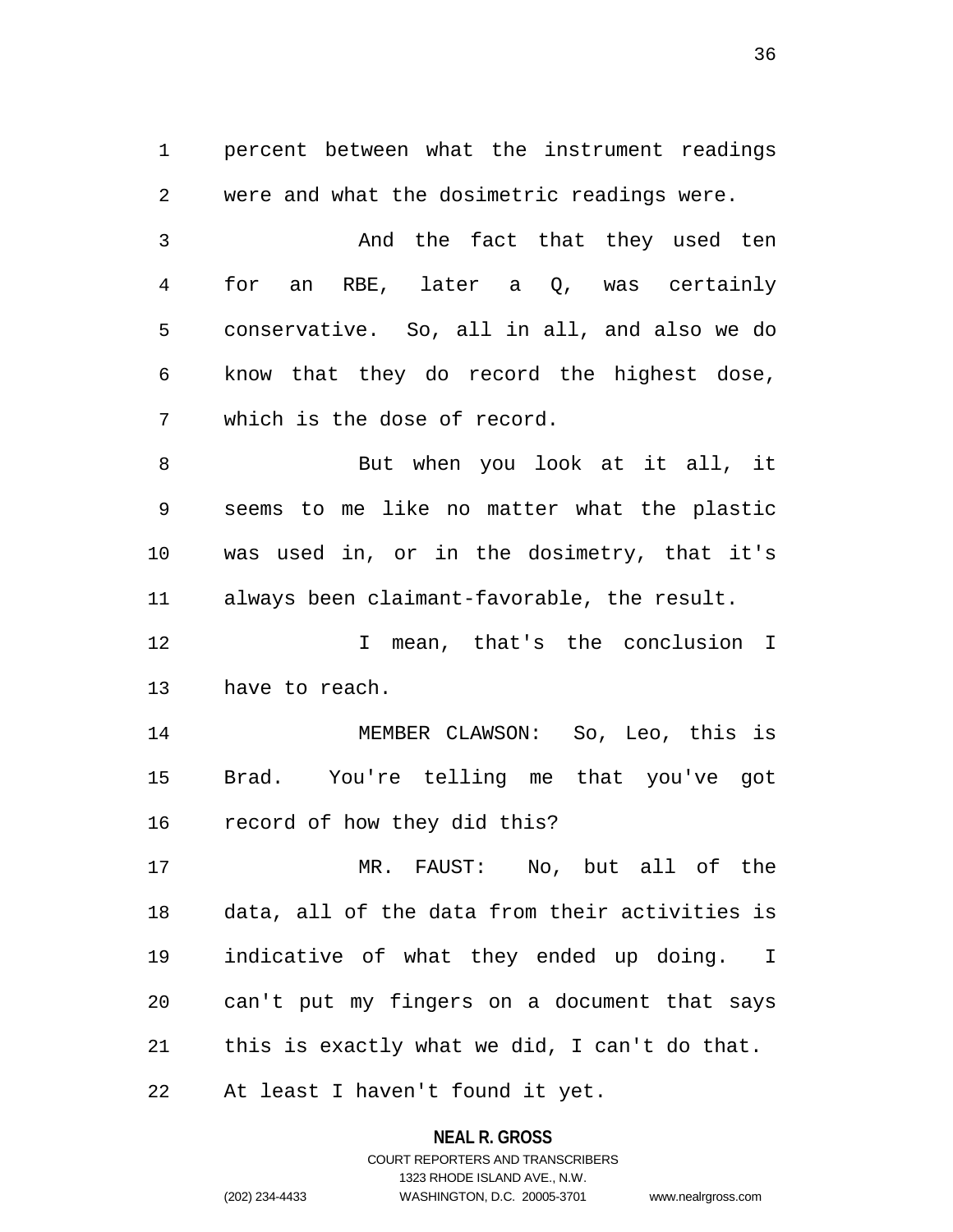percent between what the instrument readings were and what the dosimetric readings were.

And the fact that they used ten for an RBE, later a Q, was certainly conservative. So, all in all, and also we do know that they do record the highest dose, which is the dose of record.

But when you look at it all, it seems to me like no matter what the plastic was used in, or in the dosimetry, that it's always been claimant-favorable, the result.

I mean, that's the conclusion I have to reach.

MEMBER CLAWSON: So, Leo, this is Brad. You're telling me that you've got record of how they did this?

MR. FAUST: No, but all of the data, all of the data from their activities is indicative of what they ended up doing. I can't put my fingers on a document that says this is exactly what we did, I can't do that. At least I haven't found it yet.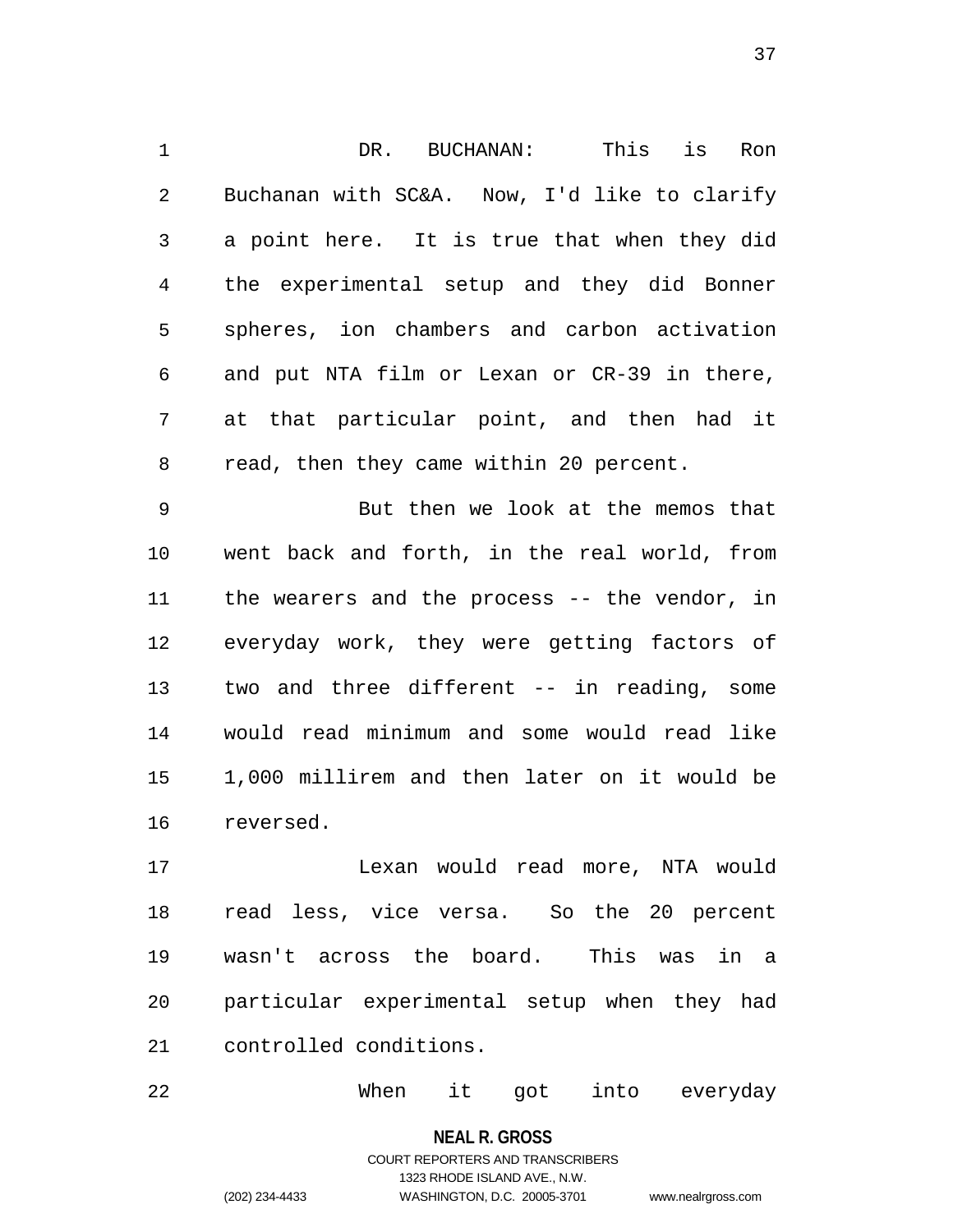DR. BUCHANAN: This is Ron Buchanan with SC&A. Now, I'd like to clarify a point here. It is true that when they did the experimental setup and they did Bonner spheres, ion chambers and carbon activation and put NTA film or Lexan or CR-39 in there, at that particular point, and then had it read, then they came within 20 percent.

But then we look at the memos that went back and forth, in the real world, from the wearers and the process -- the vendor, in everyday work, they were getting factors of two and three different -- in reading, some would read minimum and some would read like 1,000 millirem and then later on it would be reversed.

Lexan would read more, NTA would read less, vice versa. So the 20 percent wasn't across the board. This was in a particular experimental setup when they had controlled conditions.

When it got into everyday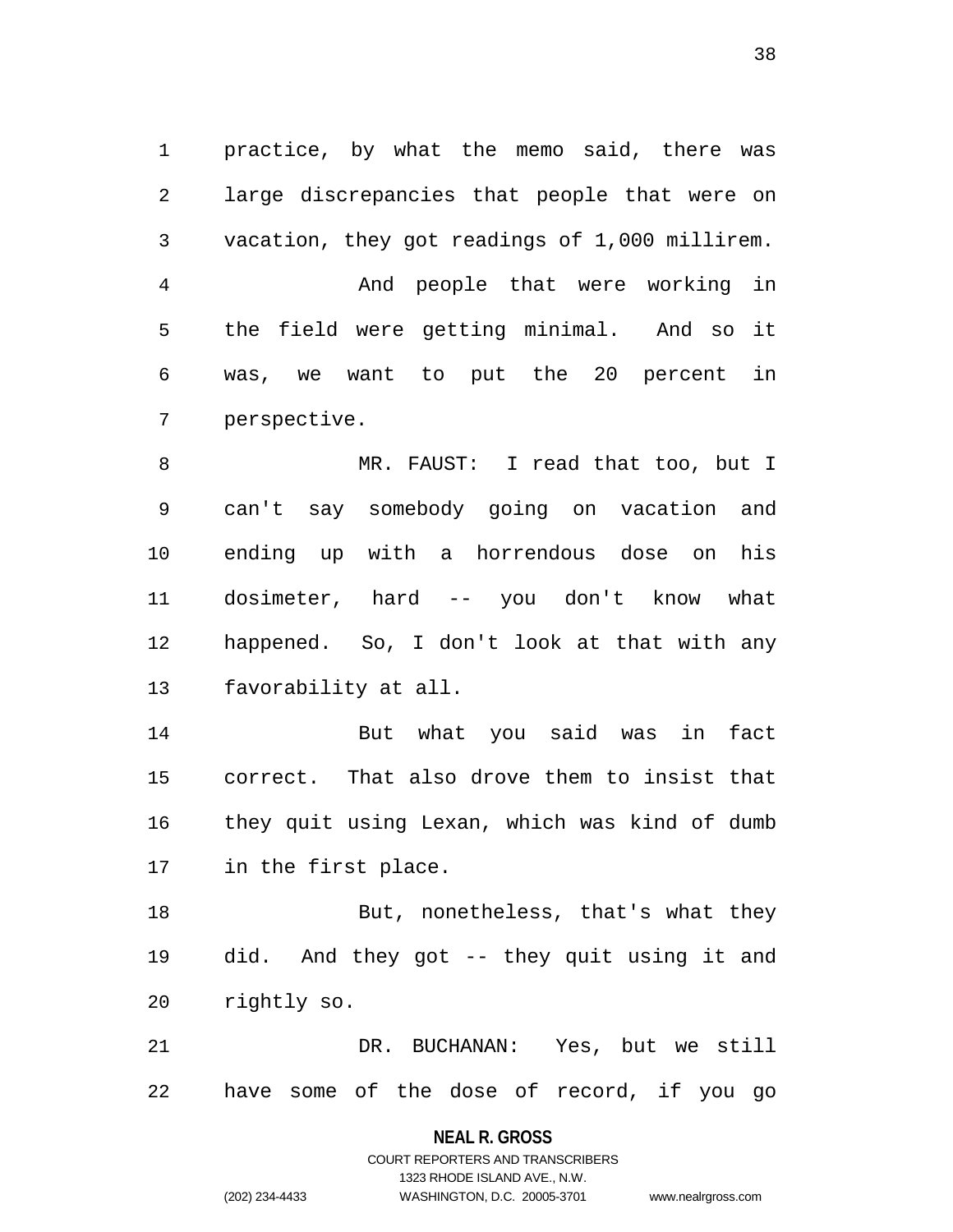practice, by what the memo said, there was large discrepancies that people that were on vacation, they got readings of 1,000 millirem.

And people that were working in the field were getting minimal. And so it was, we want to put the 20 percent in perspective.

MR. FAUST: I read that too, but I can't say somebody going on vacation and ending up with a horrendous dose on his dosimeter, hard -- you don't know what happened. So, I don't look at that with any favorability at all.

But what you said was in fact correct. That also drove them to insist that they quit using Lexan, which was kind of dumb in the first place.

But, nonetheless, that's what they did. And they got -- they quit using it and rightly so.

DR. BUCHANAN: Yes, but we still have some of the dose of record, if you go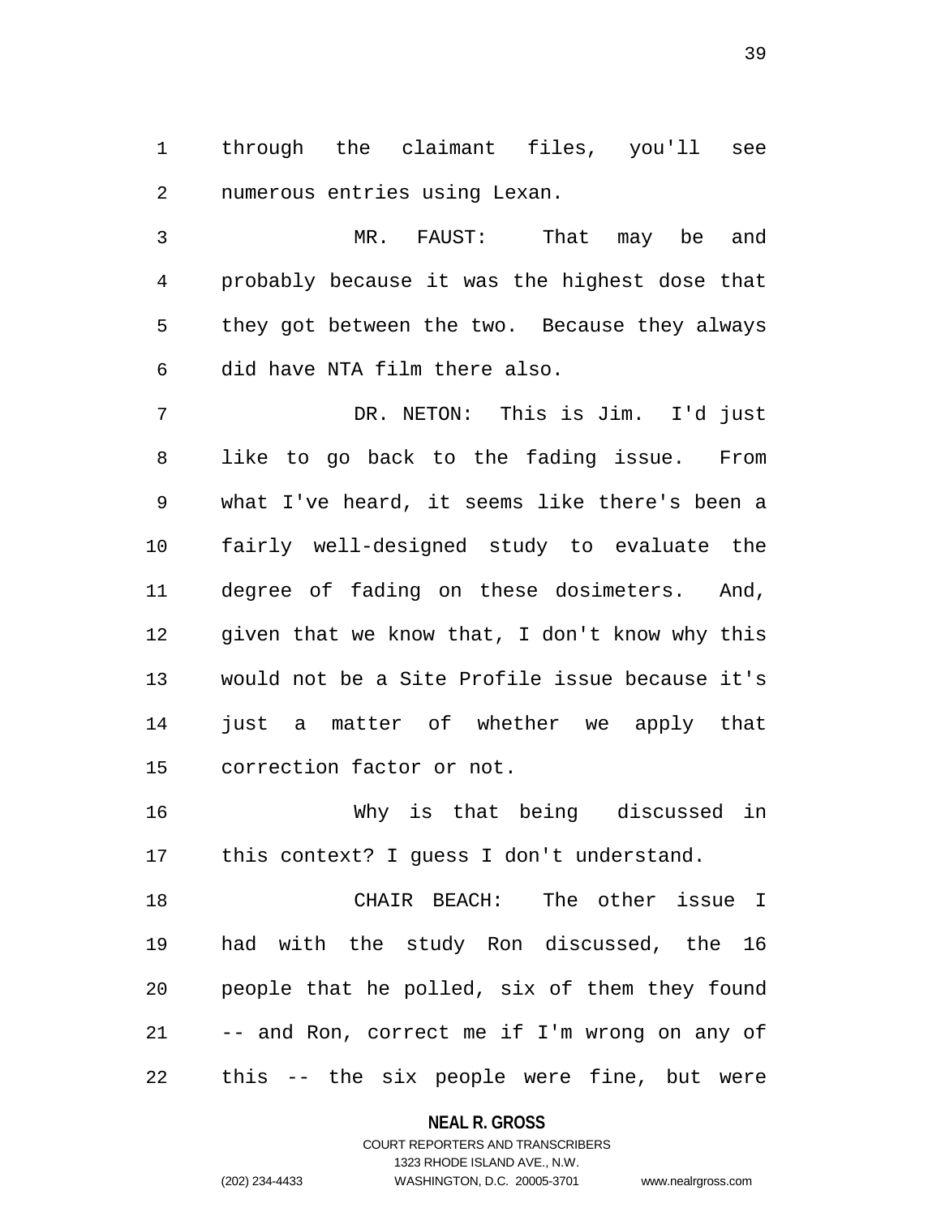through the claimant files, you'll see numerous entries using Lexan.

MR. FAUST: That may be and probably because it was the highest dose that they got between the two. Because they always did have NTA film there also.

DR. NETON: This is Jim. I'd just like to go back to the fading issue. From what I've heard, it seems like there's been a fairly well-designed study to evaluate the degree of fading on these dosimeters. And, given that we know that, I don't know why this would not be a Site Profile issue because it's just a matter of whether we apply that correction factor or not.

Why is that being discussed in this context? I guess I don't understand.

CHAIR BEACH: The other issue I had with the study Ron discussed, the 16 people that he polled, six of them they found -- and Ron, correct me if I'm wrong on any of this -- the six people were fine, but were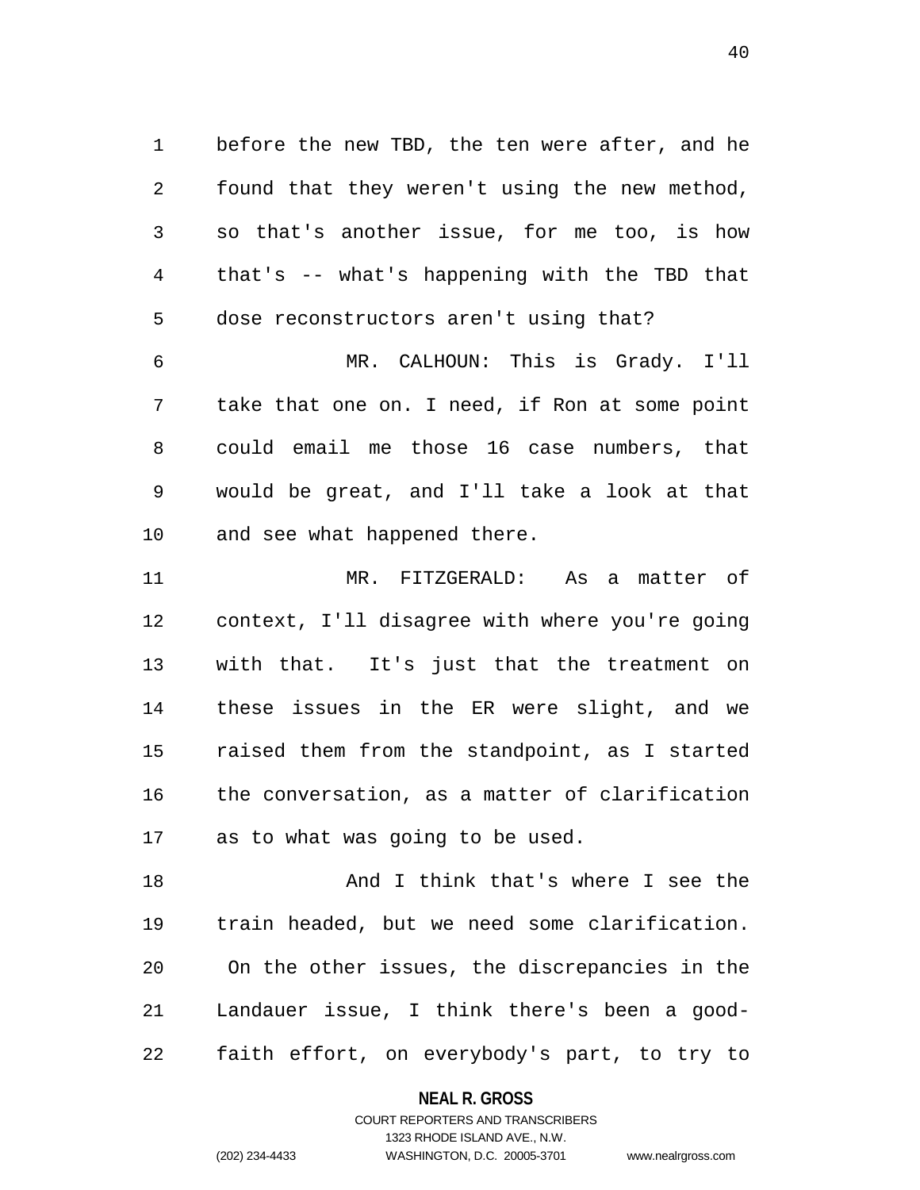before the new TBD, the ten were after, and he found that they weren't using the new method, so that's another issue, for me too, is how that's -- what's happening with the TBD that dose reconstructors aren't using that?

MR. CALHOUN: This is Grady. I'll take that one on. I need, if Ron at some point could email me those 16 case numbers, that would be great, and I'll take a look at that and see what happened there.

MR. FITZGERALD: As a matter of context, I'll disagree with where you're going with that. It's just that the treatment on these issues in the ER were slight, and we raised them from the standpoint, as I started the conversation, as a matter of clarification as to what was going to be used.

And I think that's where I see the train headed, but we need some clarification. On the other issues, the discrepancies in the Landauer issue, I think there's been a good-faith effort, on everybody's part, to try to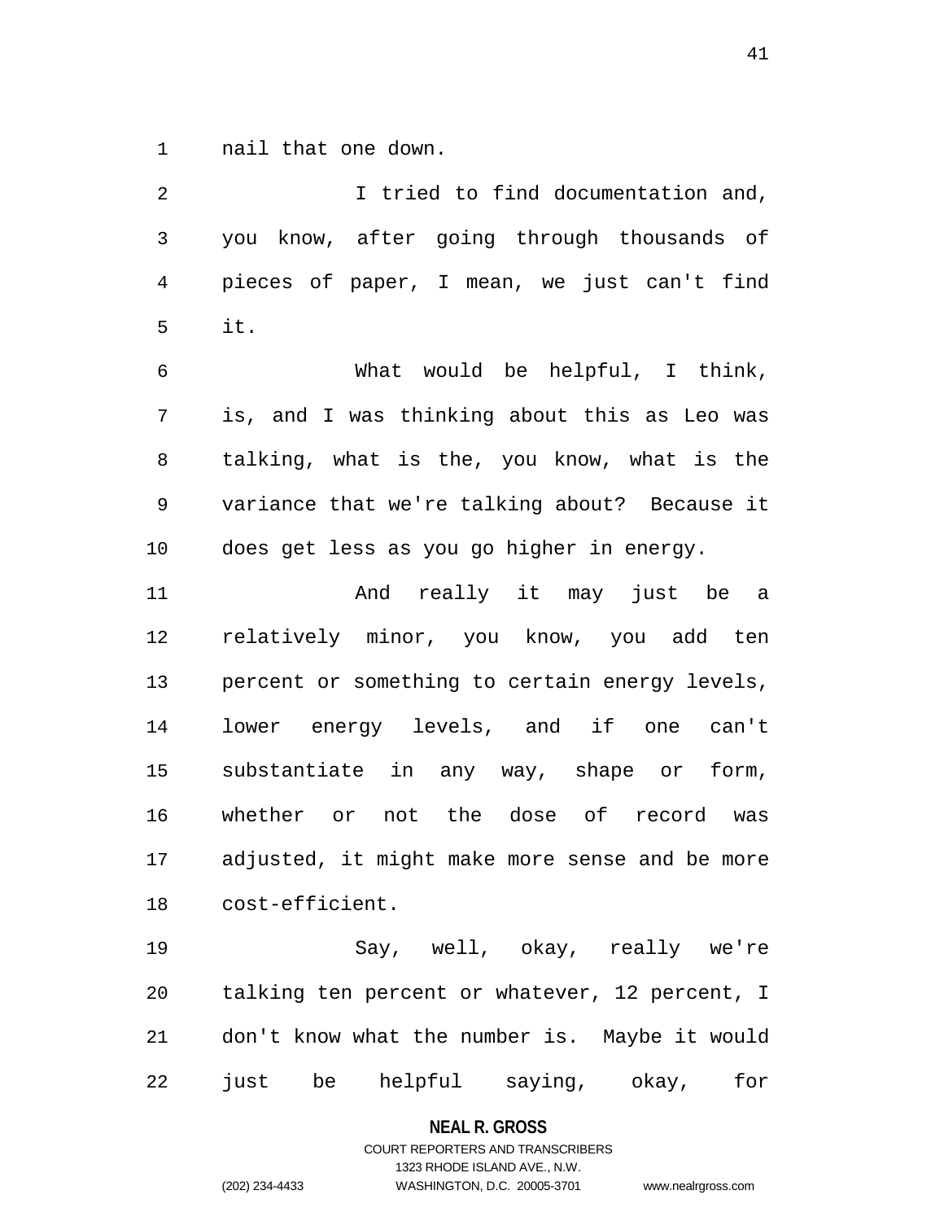nail that one down.

I tried to find documentation and, you know, after going through thousands of pieces of paper, I mean, we just can't find it.

What would be helpful, I think, is, and I was thinking about this as Leo was talking, what is the, you know, what is the variance that we're talking about? Because it does get less as you go higher in energy.

And really it may just be a relatively minor, you know, you add ten percent or something to certain energy levels, lower energy levels, and if one can't substantiate in any way, shape or form, whether or not the dose of record was adjusted, it might make more sense and be more cost-efficient.

Say, well, okay, really we're talking ten percent or whatever, 12 percent, I don't know what the number is. Maybe it would just be helpful saying, okay, for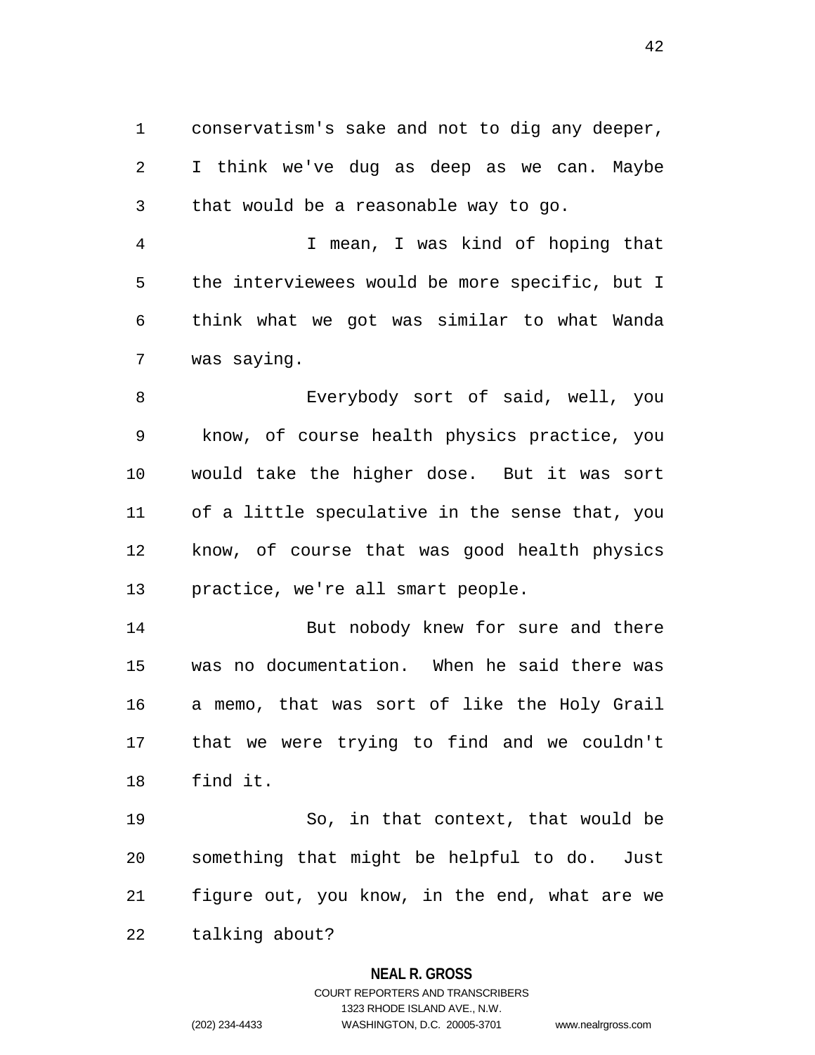conservatism's sake and not to dig any deeper, I think we've dug as deep as we can. Maybe that would be a reasonable way to go.

I mean, I was kind of hoping that the interviewees would be more specific, but I think what we got was similar to what Wanda was saying.

Everybody sort of said, well, you know, of course health physics practice, you would take the higher dose. But it was sort of a little speculative in the sense that, you know, of course that was good health physics practice, we're all smart people.

But nobody knew for sure and there was no documentation. When he said there was a memo, that was sort of like the Holy Grail that we were trying to find and we couldn't find it.

So, in that context, that would be something that might be helpful to do. Just figure out, you know, in the end, what are we talking about?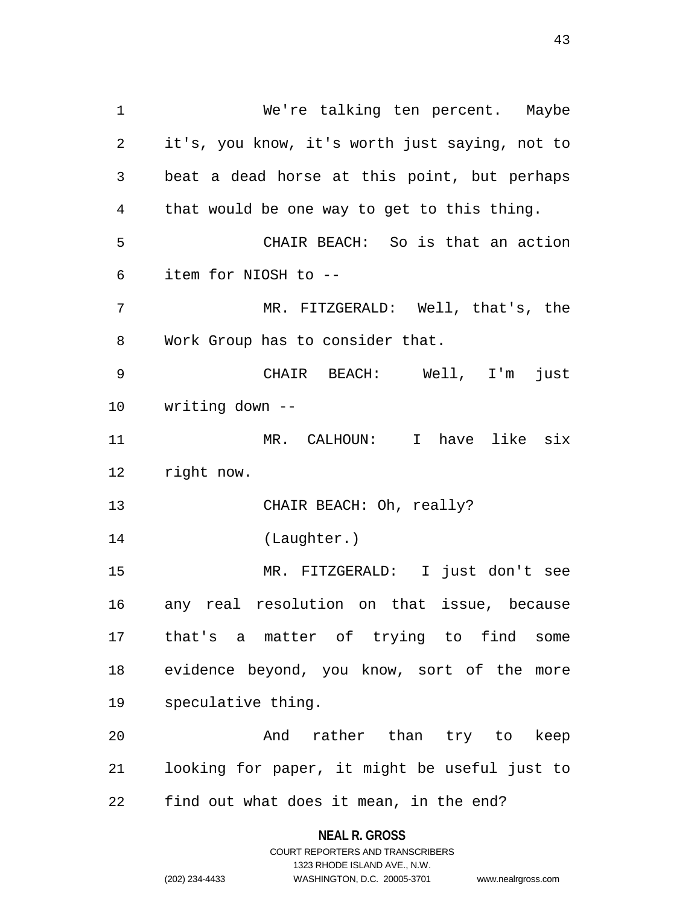We're talking ten percent. Maybe it's, you know, it's worth just saying, not to beat a dead horse at this point, but perhaps that would be one way to get to this thing.

CHAIR BEACH: So is that an action item for NIOSH to --

MR. FITZGERALD: Well, that's, the Work Group has to consider that.

CHAIR BEACH: Well, I'm just writing down --

MR. CALHOUN: I have like six right now.

CHAIR BEACH: Oh, really?

(Laughter.)

MR. FITZGERALD: I just don't see any real resolution on that issue, because that's a matter of trying to find some evidence beyond, you know, sort of the more speculative thing.

And rather than try to keep looking for paper, it might be useful just to find out what does it mean, in the end?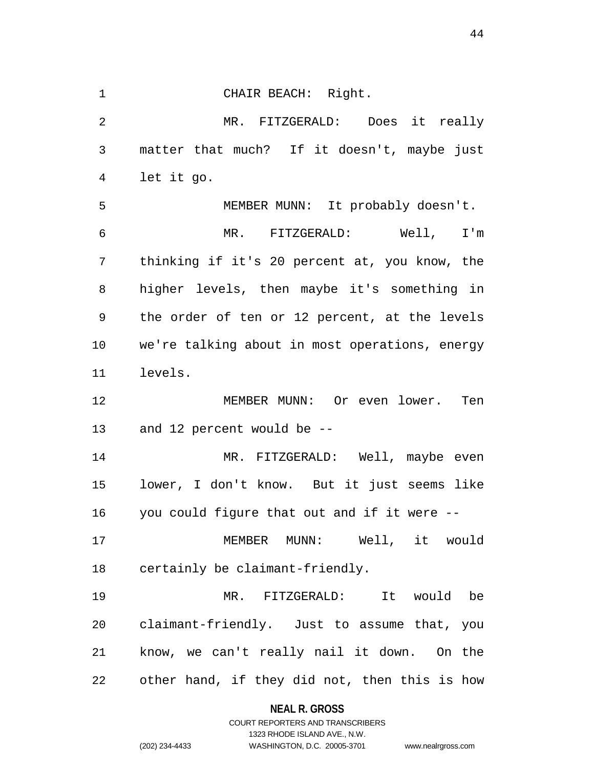CHAIR BEACH: Right.

MR. FITZGERALD: Does it really matter that much? If it doesn't, maybe just let it go.

MEMBER MUNN: It probably doesn't.

MR. FITZGERALD: Well, I'm thinking if it's 20 percent at, you know, the higher levels, then maybe it's something in the order of ten or 12 percent, at the levels we're talking about in most operations, energy levels.

MEMBER MUNN: Or even lower. Ten and 12 percent would be --

MR. FITZGERALD: Well, maybe even lower, I don't know. But it just seems like you could figure that out and if it were --

MEMBER MUNN: Well, it would certainly be claimant-friendly.

MR. FITZGERALD: It would be claimant-friendly. Just to assume that, you know, we can't really nail it down. On the other hand, if they did not, then this is how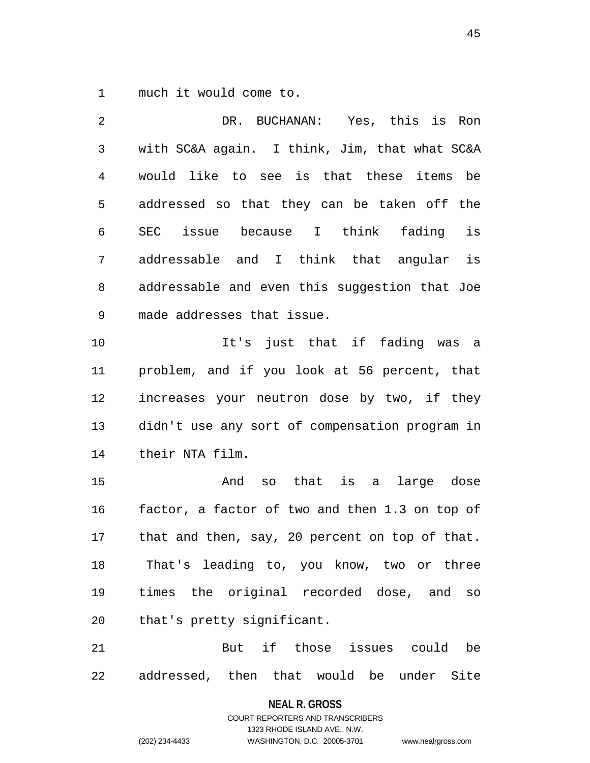much it would come to.

DR. BUCHANAN: Yes, this is Ron with SC&A again. I think, Jim, that what SC&A would like to see is that these items be addressed so that they can be taken off the SEC issue because I think fading is addressable and I think that angular is addressable and even this suggestion that Joe made addresses that issue.

It's just that if fading was a problem, and if you look at 56 percent, that increases your neutron dose by two, if they didn't use any sort of compensation program in their NTA film.

And so that is a large dose factor, a factor of two and then 1.3 on top of that and then, say, 20 percent on top of that. That's leading to, you know, two or three times the original recorded dose, and so that's pretty significant.

But if those issues could be addressed, then that would be under Site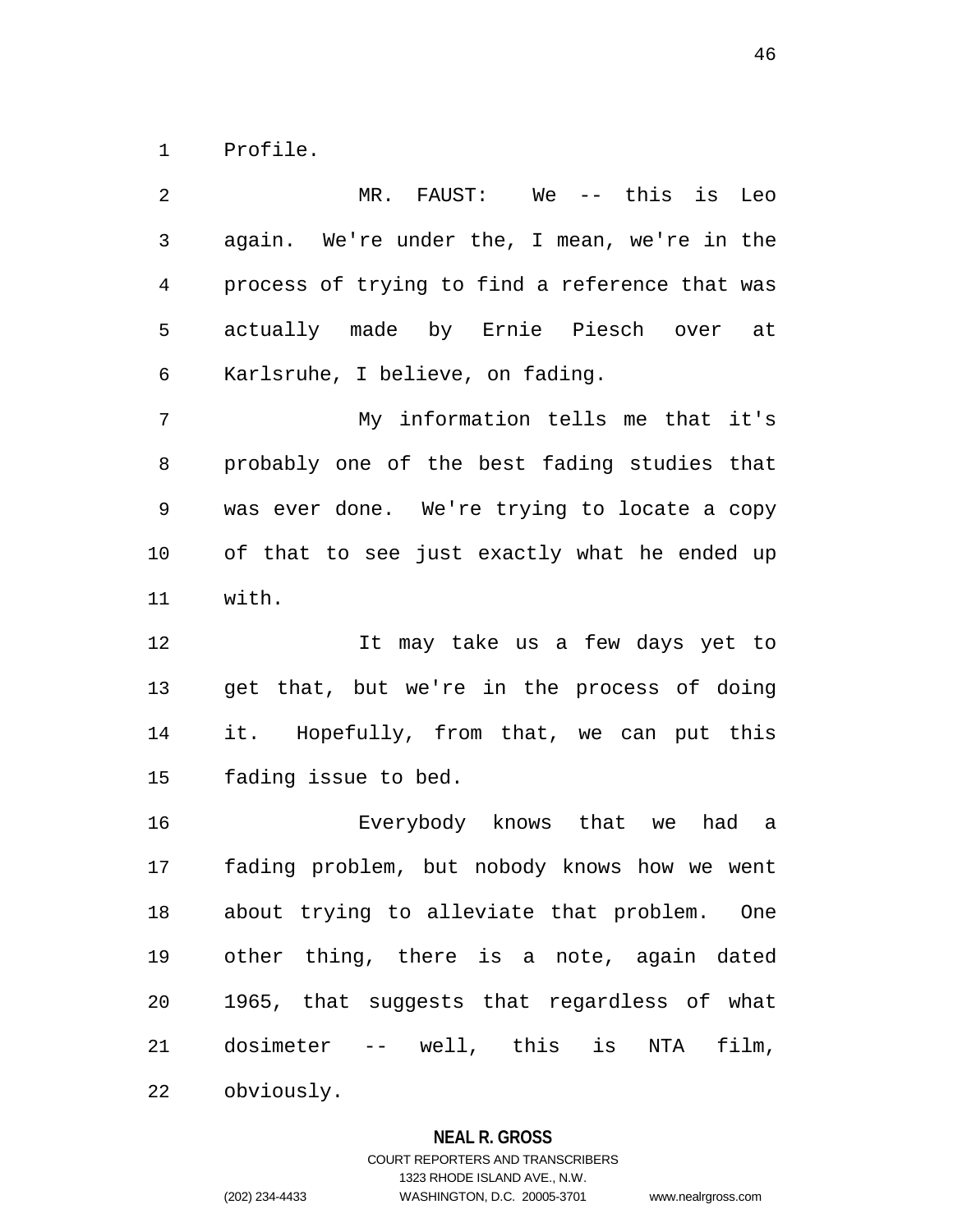Profile.

MR. FAUST: We -- this is Leo again. We're under the, I mean, we're in the process of trying to find a reference that was actually made by Ernie Piesch over at Karlsruhe, I believe, on fading.

My information tells me that it's probably one of the best fading studies that was ever done. We're trying to locate a copy of that to see just exactly what he ended up with.

It may take us a few days yet to get that, but we're in the process of doing it. Hopefully, from that, we can put this fading issue to bed.

Everybody knows that we had a fading problem, but nobody knows how we went about trying to alleviate that problem. One other thing, there is a note, again dated 1965, that suggests that regardless of what dosimeter -- well, this is NTA film, obviously.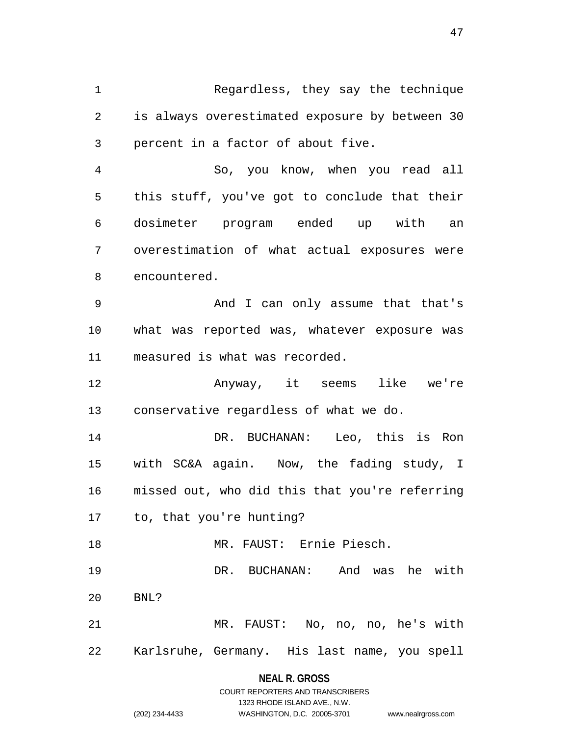Regardless, they say the technique is always overestimated exposure by between 30 percent in a factor of about five.

So, you know, when you read all this stuff, you've got to conclude that their dosimeter program ended up with an overestimation of what actual exposures were encountered.

And I can only assume that that's what was reported was, whatever exposure was measured is what was recorded.

Anyway, it seems like we're conservative regardless of what we do.

DR. BUCHANAN: Leo, this is Ron with SC&A again. Now, the fading study, I missed out, who did this that you're referring to, that you're hunting?

MR. FAUST: Ernie Piesch.

DR. BUCHANAN: And was he with BNL?

MR. FAUST: No, no, no, he's with Karlsruhe, Germany. His last name, you spell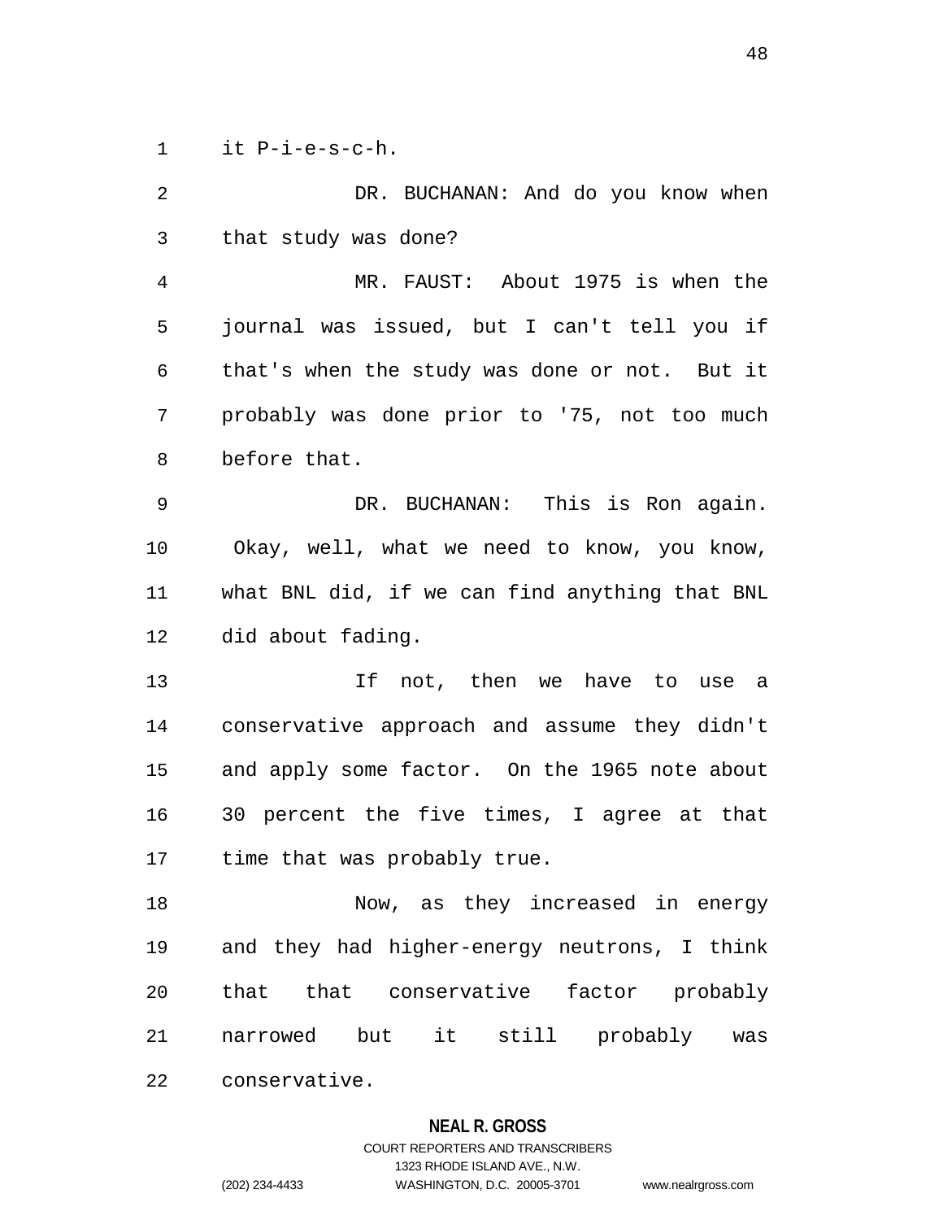it P-i-e-s-c-h.

DR. BUCHANAN: And do you know when that study was done?

MR. FAUST: About 1975 is when the journal was issued, but I can't tell you if that's when the study was done or not. But it probably was done prior to '75, not too much before that.

DR. BUCHANAN: This is Ron again. Okay, well, what we need to know, you know, what BNL did, if we can find anything that BNL did about fading.

If not, then we have to use a conservative approach and assume they didn't and apply some factor. On the 1965 note about 30 percent the five times, I agree at that time that was probably true.

Now, as they increased in energy and they had higher-energy neutrons, I think that that conservative factor probably narrowed but it still probably was conservative.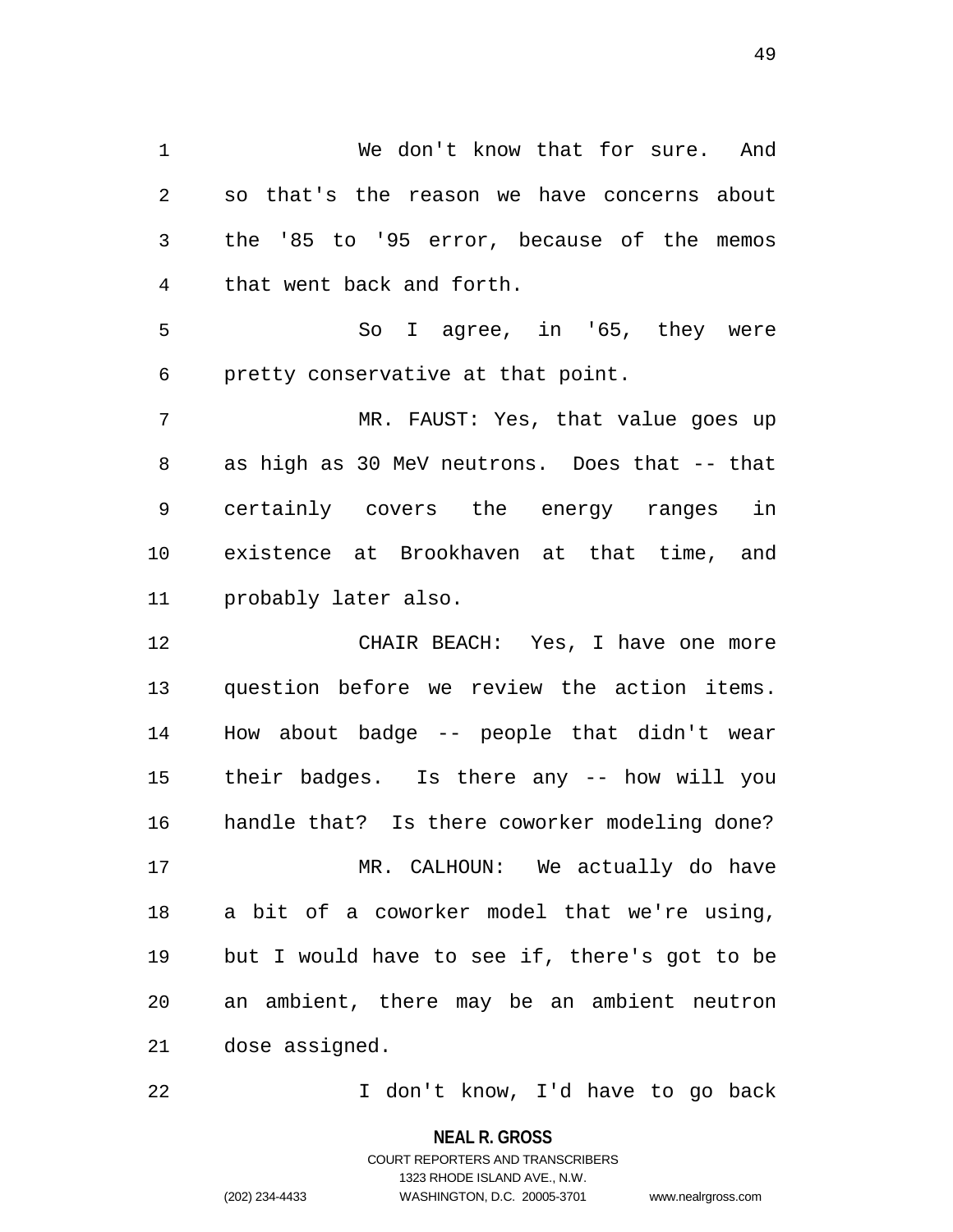We don't know that for sure. And so that's the reason we have concerns about the '85 to '95 error, because of the memos that went back and forth.

So I agree, in '65, they were pretty conservative at that point.

MR. FAUST: Yes, that value goes up as high as 30 MeV neutrons. Does that -- that certainly covers the energy ranges in existence at Brookhaven at that time, and probably later also.

CHAIR BEACH: Yes, I have one more question before we review the action items. How about badge -- people that didn't wear their badges. Is there any -- how will you handle that? Is there coworker modeling done?

MR. CALHOUN: We actually do have a bit of a coworker model that we're using, but I would have to see if, there's got to be an ambient, there may be an ambient neutron dose assigned.

I don't know, I'd have to go back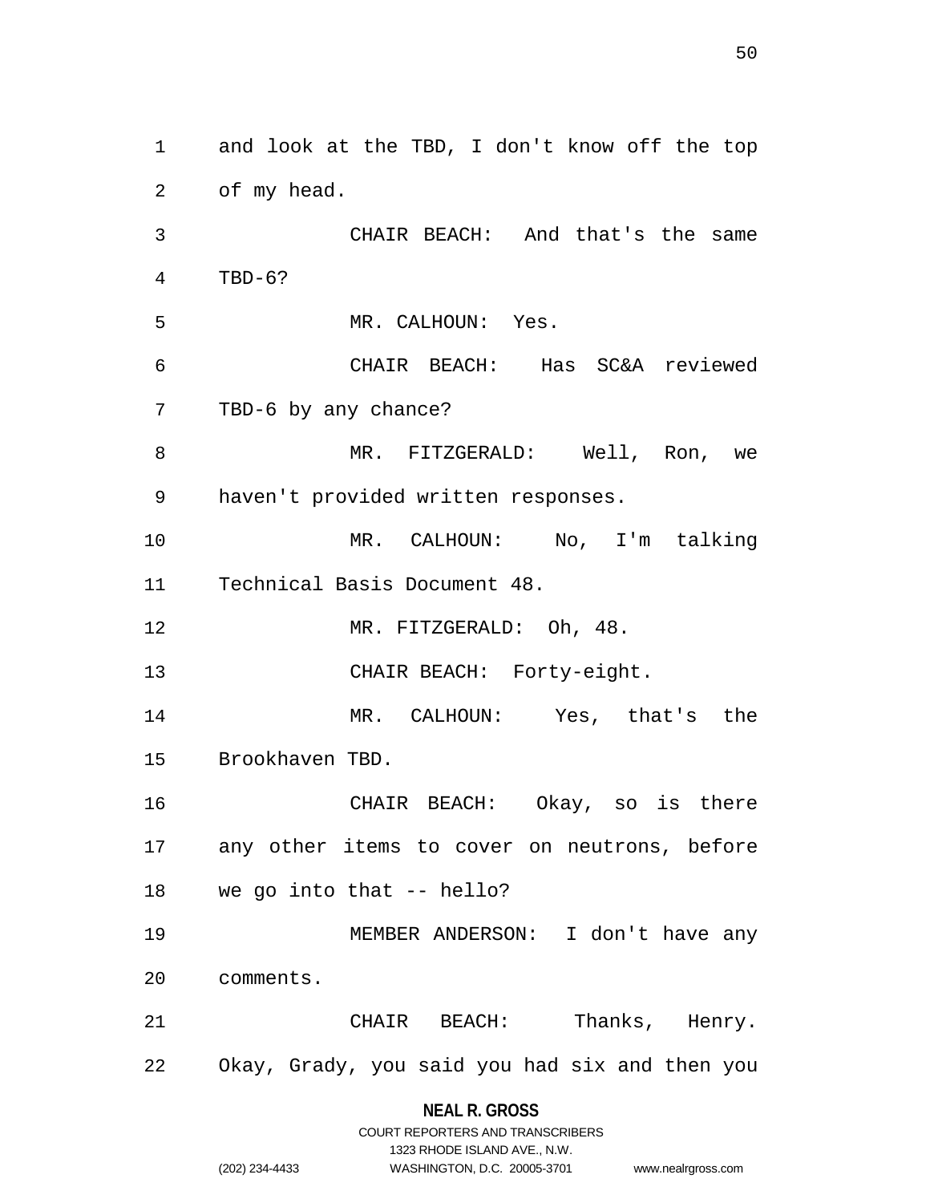and look at the TBD, I don't know off the top of my head.

CHAIR BEACH: And that's the same TBD-6?

MR. CALHOUN: Yes.

CHAIR BEACH: Has SC&A reviewed TBD-6 by any chance?

MR. FITZGERALD: Well, Ron, we haven't provided written responses.

MR. CALHOUN: No, I'm talking Technical Basis Document 48.

MR. FITZGERALD: Oh, 48.

CHAIR BEACH: Forty-eight.

MR. CALHOUN: Yes, that's the Brookhaven TBD.

CHAIR BEACH: Okay, so is there any other items to cover on neutrons, before we go into that -- hello?

MEMBER ANDERSON: I don't have any comments.

CHAIR BEACH: Thanks, Henry. Okay, Grady, you said you had six and then you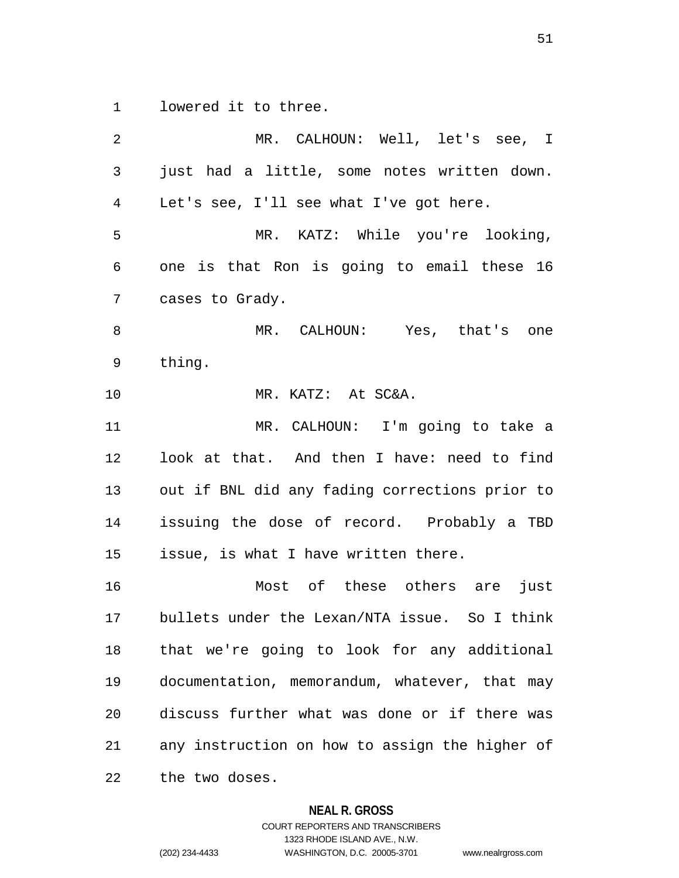lowered it to three.

MR. CALHOUN: Well, let's see, I just had a little, some notes written down. Let's see, I'll see what I've got here.

MR. KATZ: While you're looking, one is that Ron is going to email these 16 cases to Grady.

MR. CALHOUN: Yes, that's one thing.

MR. KATZ: At SC&A.

MR. CALHOUN: I'm going to take a look at that. And then I have: need to find out if BNL did any fading corrections prior to issuing the dose of record. Probably a TBD issue, is what I have written there.

Most of these others are just bullets under the Lexan/NTA issue. So I think that we're going to look for any additional documentation, memorandum, whatever, that may discuss further what was done or if there was any instruction on how to assign the higher of the two doses.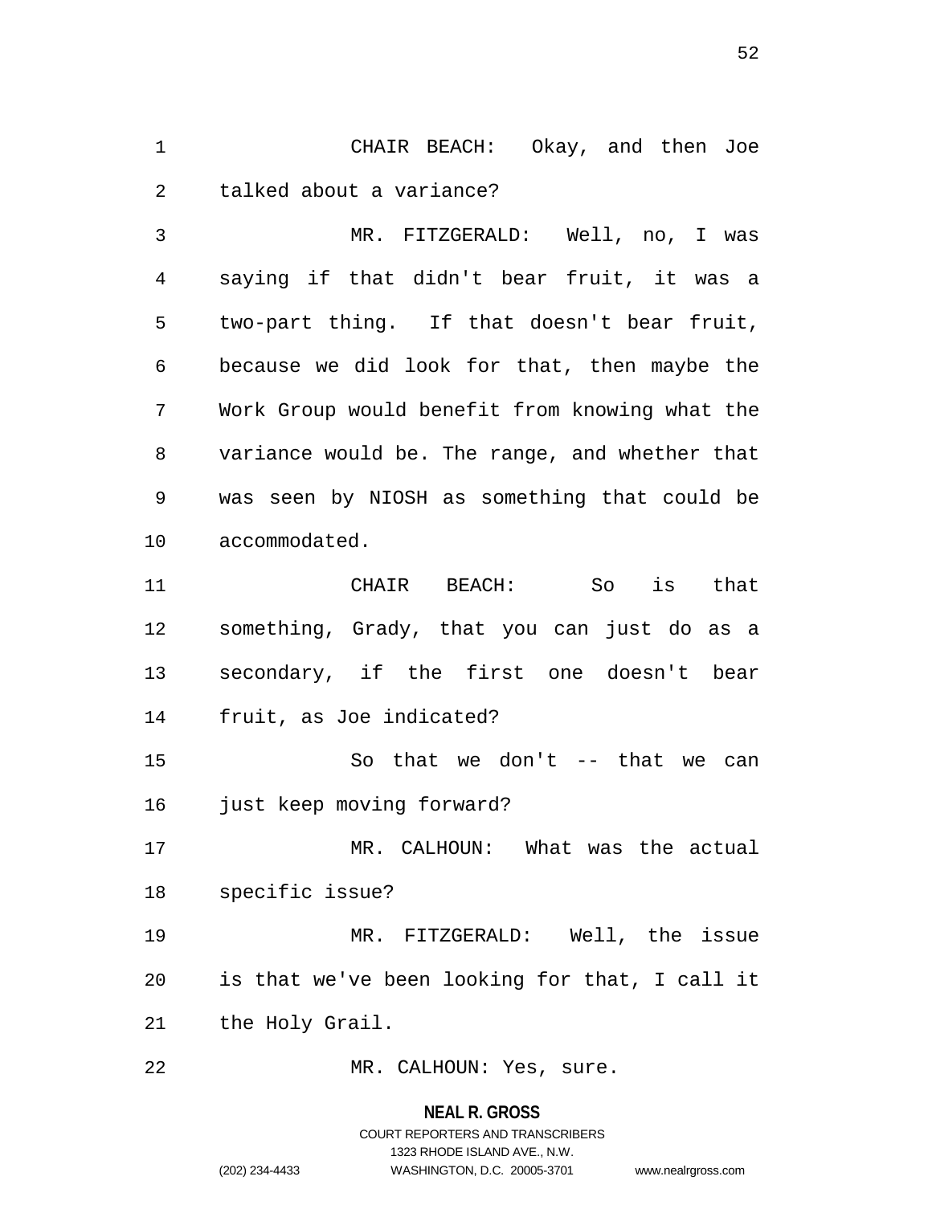CHAIR BEACH: Okay, and then Joe talked about a variance?

MR. FITZGERALD: Well, no, I was saying if that didn't bear fruit, it was a two-part thing. If that doesn't bear fruit, because we did look for that, then maybe the Work Group would benefit from knowing what the variance would be. The range, and whether that was seen by NIOSH as something that could be accommodated.

CHAIR BEACH: So is that something, Grady, that you can just do as a secondary, if the first one doesn't bear fruit, as Joe indicated?

So that we don't -- that we can just keep moving forward?

MR. CALHOUN: What was the actual specific issue?

MR. FITZGERALD: Well, the issue is that we've been looking for that, I call it the Holy Grail.

MR. CALHOUN: Yes, sure.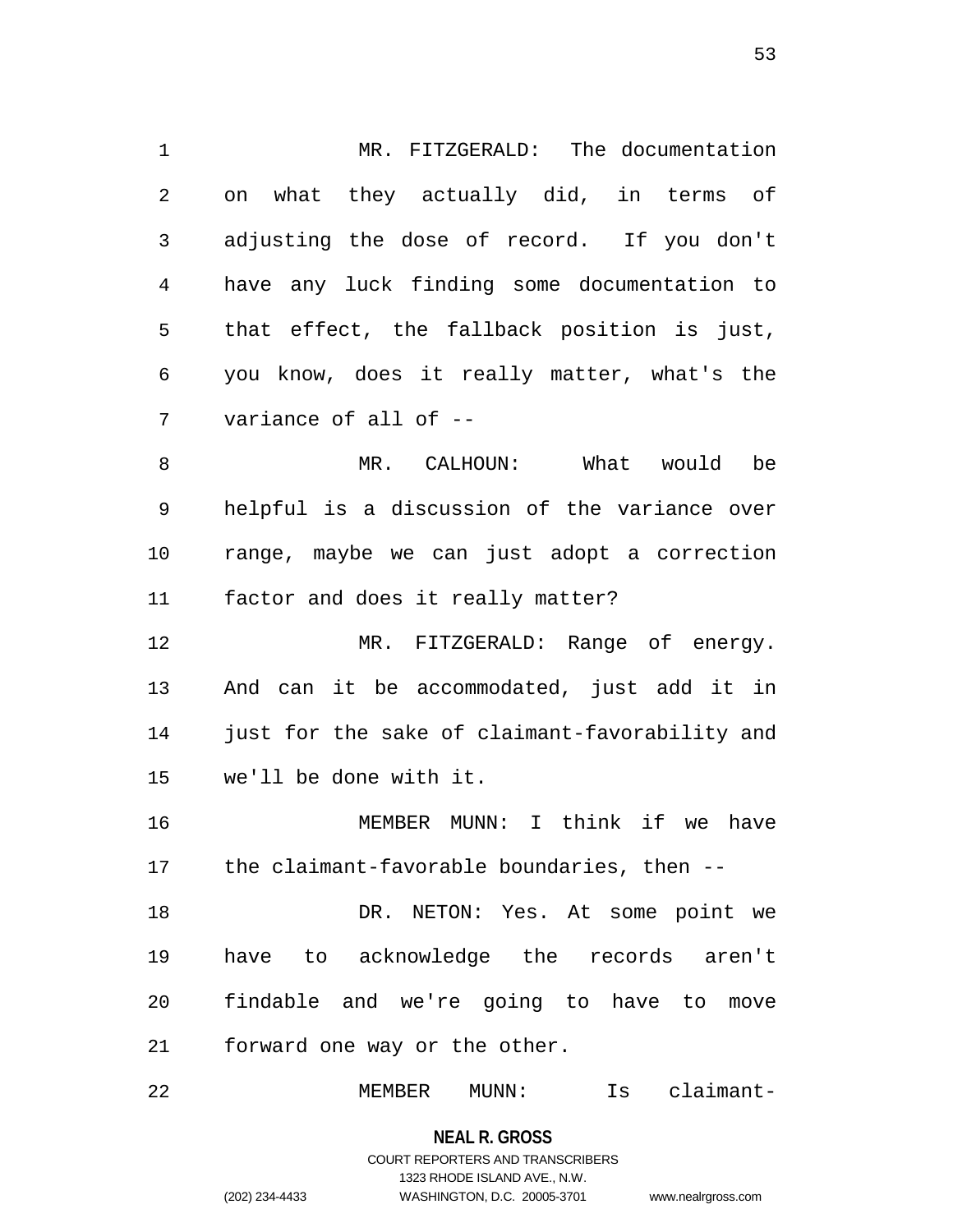MR. FITZGERALD: The documentation on what they actually did, in terms of adjusting the dose of record. If you don't have any luck finding some documentation to that effect, the fallback position is just, you know, does it really matter, what's the variance of all of --

MR. CALHOUN: What would be helpful is a discussion of the variance over range, maybe we can just adopt a correction factor and does it really matter?

MR. FITZGERALD: Range of energy. And can it be accommodated, just add it in just for the sake of claimant-favorability and we'll be done with it.

MEMBER MUNN: I think if we have the claimant-favorable boundaries, then --

DR. NETON: Yes. At some point we have to acknowledge the records aren't findable and we're going to have to move forward one way or the other.

MEMBER MUNN: Is claimant-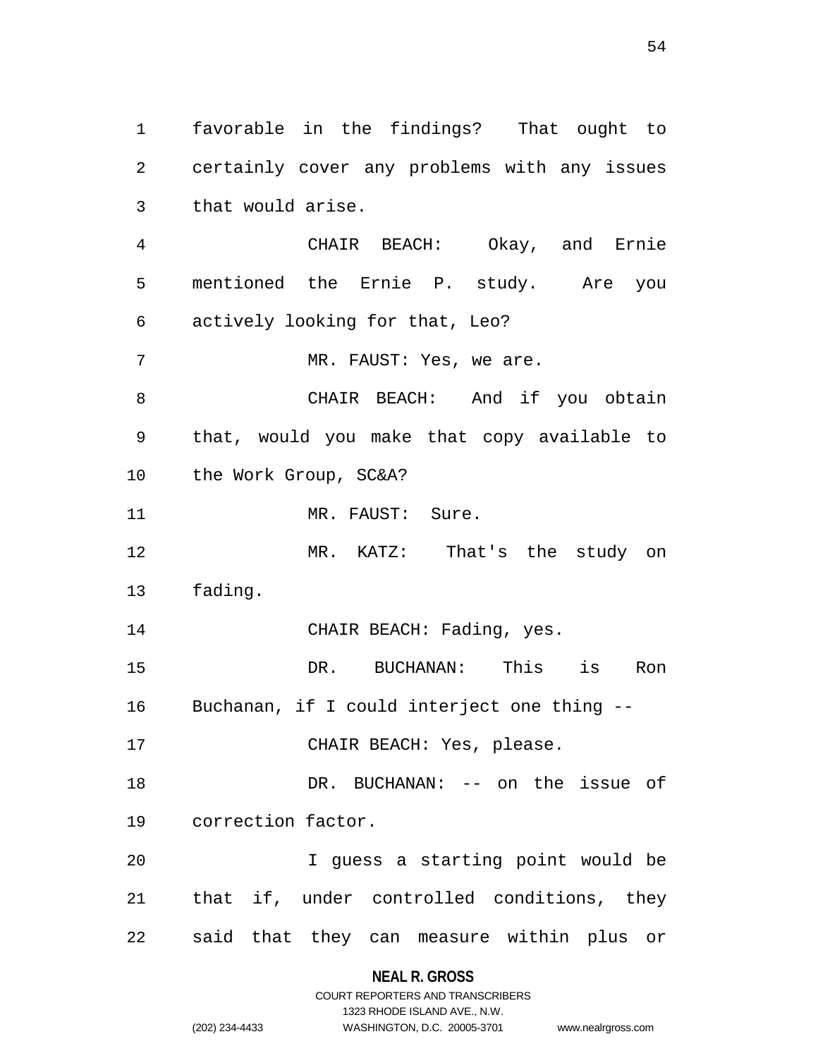favorable in the findings? That ought to certainly cover any problems with any issues that would arise.

CHAIR BEACH: Okay, and Ernie mentioned the Ernie P. study. Are you actively looking for that, Leo?

MR. FAUST: Yes, we are.

CHAIR BEACH: And if you obtain that, would you make that copy available to the Work Group, SC&A?

MR. FAUST: Sure.

MR. KATZ: That's the study on fading.

CHAIR BEACH: Fading, yes.

DR. BUCHANAN: This is Ron Buchanan, if I could interject one thing --

CHAIR BEACH: Yes, please.

DR. BUCHANAN: -- on the issue of correction factor.

I guess a starting point would be that if, under controlled conditions, they said that they can measure within plus or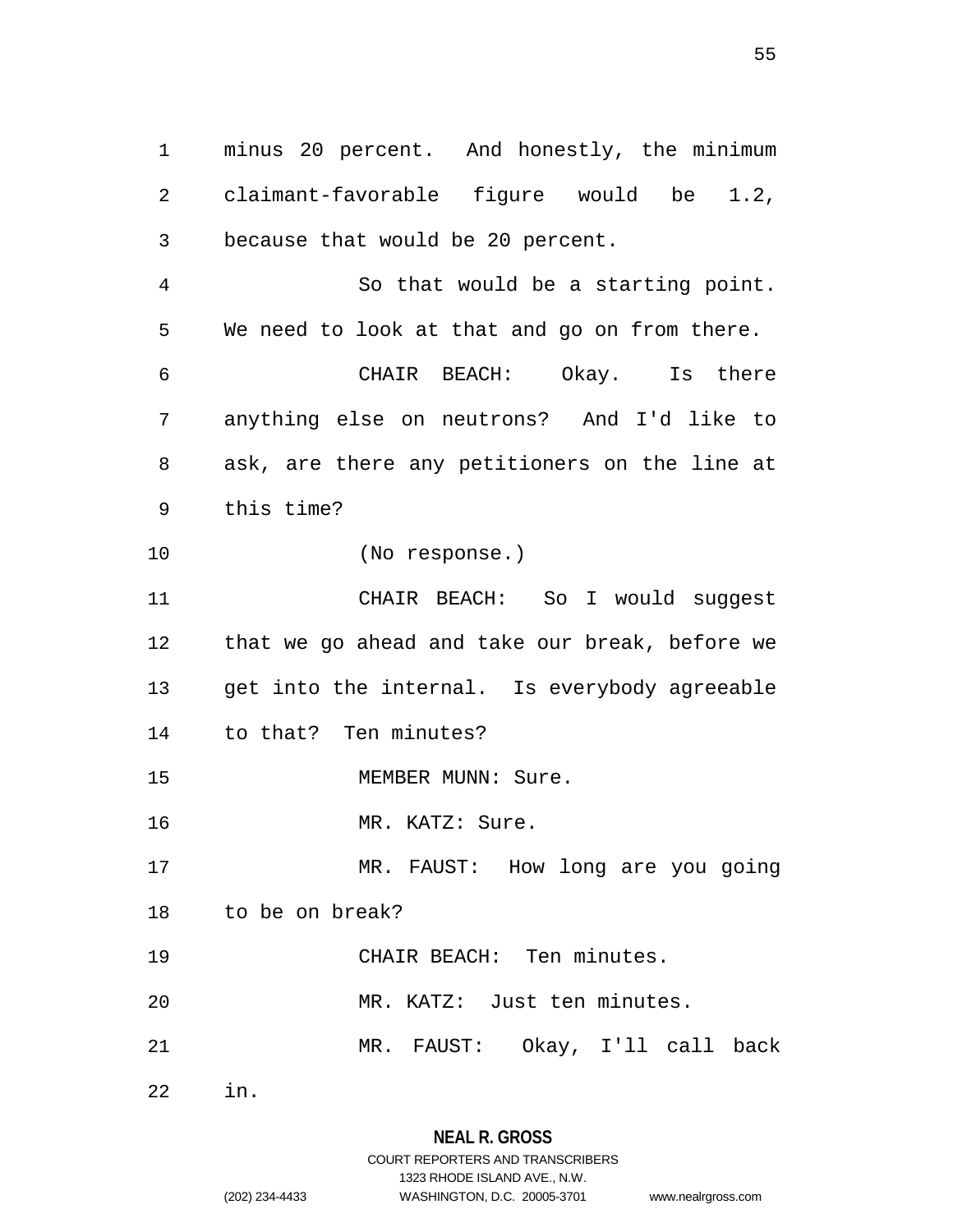minus 20 percent. And honestly, the minimum claimant-favorable figure would be 1.2, because that would be 20 percent.

So that would be a starting point. We need to look at that and go on from there.

CHAIR BEACH: Okay. Is there anything else on neutrons? And I'd like to ask, are there any petitioners on the line at this time?

(No response.)

CHAIR BEACH: So I would suggest that we go ahead and take our break, before we get into the internal. Is everybody agreeable to that? Ten minutes?

MEMBER MUNN: Sure.

MR. KATZ: Sure.

MR. FAUST: How long are you going to be on break?

CHAIR BEACH: Ten minutes.

MR. KATZ: Just ten minutes.

MR. FAUST: Okay, I'll call back in.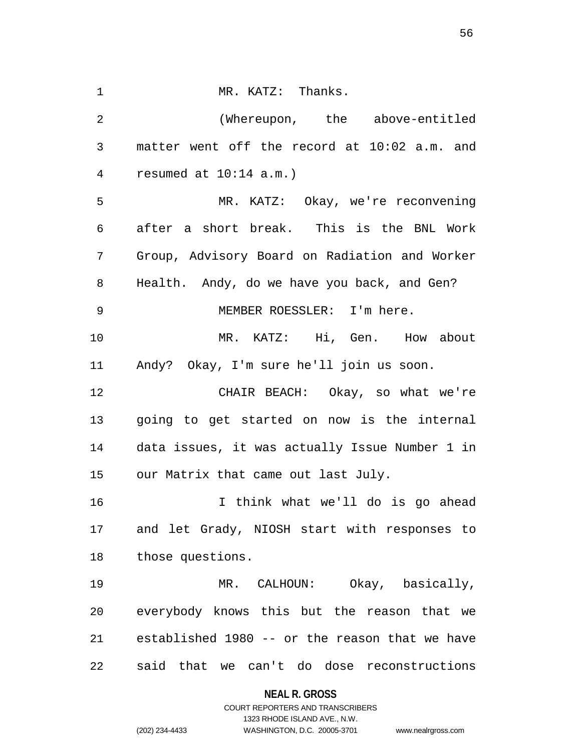MR. KATZ: Thanks.

(Whereupon, the above-entitled matter went off the record at 10:02 a.m. and resumed at 10:14 a.m.)

MR. KATZ: Okay, we're reconvening after a short break. This is the BNL Work Group, Advisory Board on Radiation and Worker Health. Andy, do we have you back, and Gen?

MEMBER ROESSLER: I'm here.

MR. KATZ: Hi, Gen. How about Andy? Okay, I'm sure he'll join us soon.

CHAIR BEACH: Okay, so what we're going to get started on now is the internal data issues, it was actually Issue Number 1 in our Matrix that came out last July.

I think what we'll do is go ahead and let Grady, NIOSH start with responses to those questions.

MR. CALHOUN: Okay, basically, everybody knows this but the reason that we established 1980 -- or the reason that we have said that we can't do dose reconstructions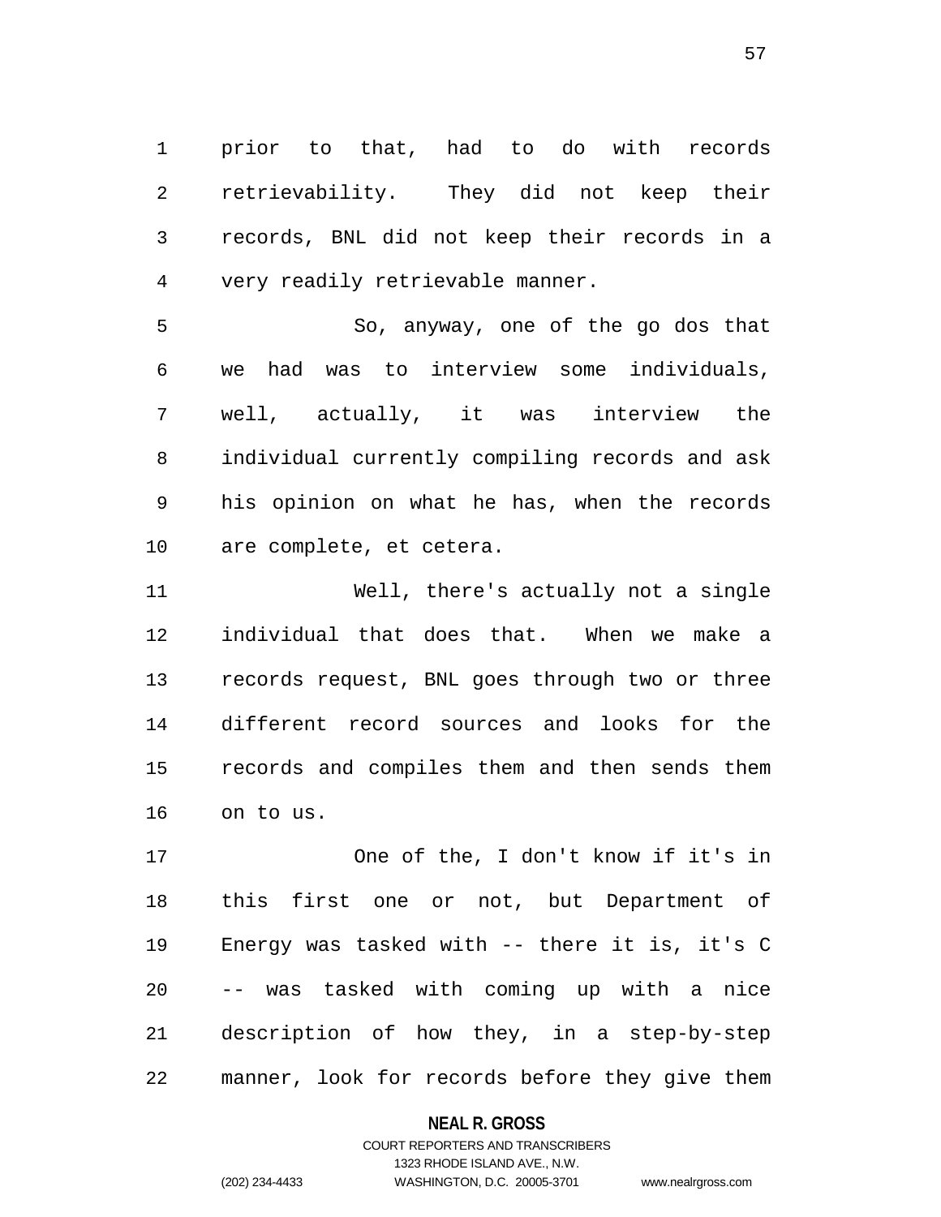prior to that, had to do with records retrievability. They did not keep their records, BNL did not keep their records in a very readily retrievable manner.

So, anyway, one of the go dos that we had was to interview some individuals, well, actually, it was interview the individual currently compiling records and ask his opinion on what he has, when the records are complete, et cetera.

Well, there's actually not a single individual that does that. When we make a records request, BNL goes through two or three different record sources and looks for the records and compiles them and then sends them on to us.

One of the, I don't know if it's in this first one or not, but Department of Energy was tasked with -- there it is, it's C -- was tasked with coming up with a nice description of how they, in a step-by-step manner, look for records before they give them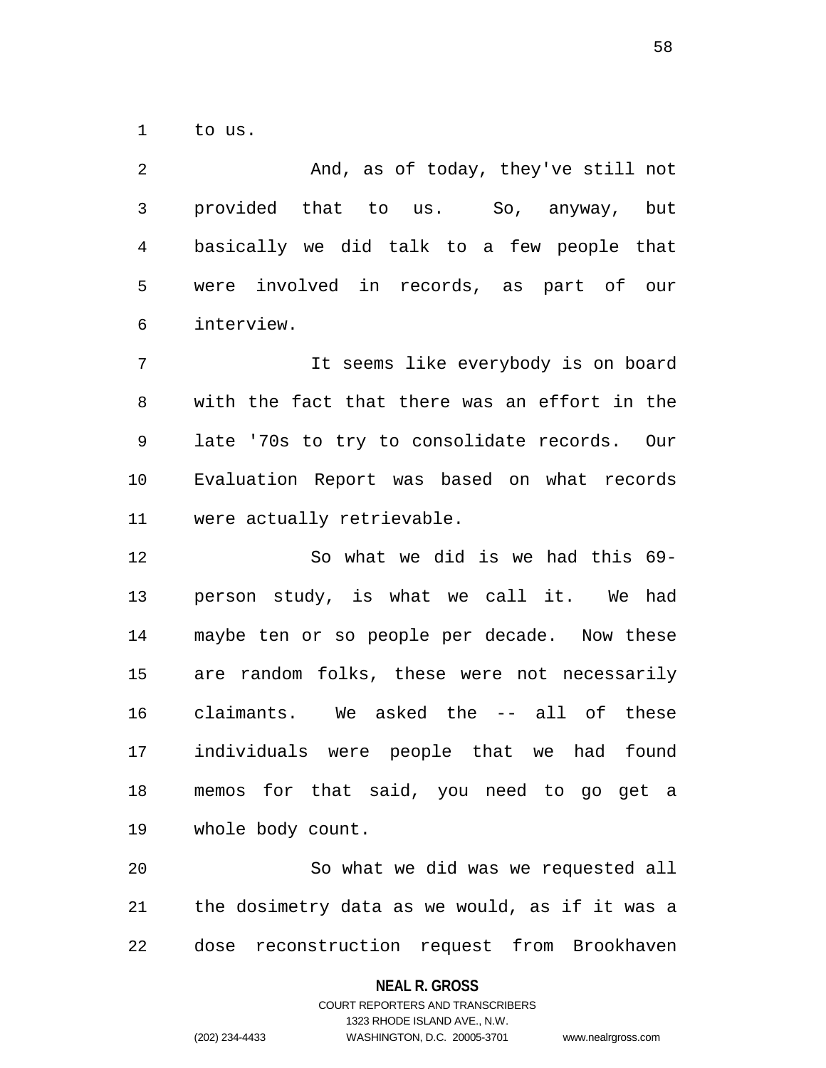to us.

And, as of today, they've still not provided that to us. So, anyway, but basically we did talk to a few people that were involved in records, as part of our interview.

It seems like everybody is on board with the fact that there was an effort in the late '70s to try to consolidate records. Our Evaluation Report was based on what records were actually retrievable.

So what we did is we had this 69-person study, is what we call it. We had maybe ten or so people per decade. Now these are random folks, these were not necessarily claimants. We asked the -- all of these individuals were people that we had found memos for that said, you need to go get a whole body count.

So what we did was we requested all the dosimetry data as we would, as if it was a dose reconstruction request from Brookhaven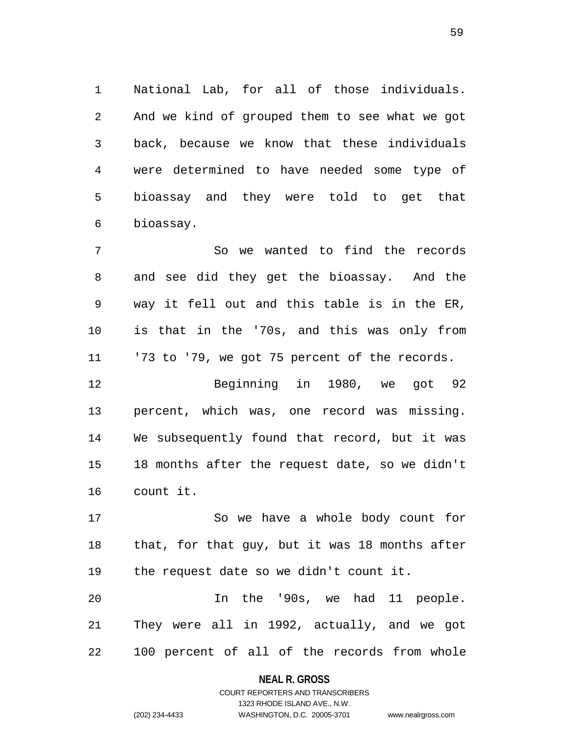National Lab, for all of those individuals. And we kind of grouped them to see what we got back, because we know that these individuals were determined to have needed some type of bioassay and they were told to get that bioassay.

So we wanted to find the records and see did they get the bioassay. And the way it fell out and this table is in the ER, is that in the '70s, and this was only from '73 to '79, we got 75 percent of the records.

Beginning in 1980, we got 92 percent, which was, one record was missing. We subsequently found that record, but it was 18 months after the request date, so we didn't count it.

So we have a whole body count for that, for that guy, but it was 18 months after the request date so we didn't count it.

In the '90s, we had 11 people. They were all in 1992, actually, and we got 100 percent of all of the records from whole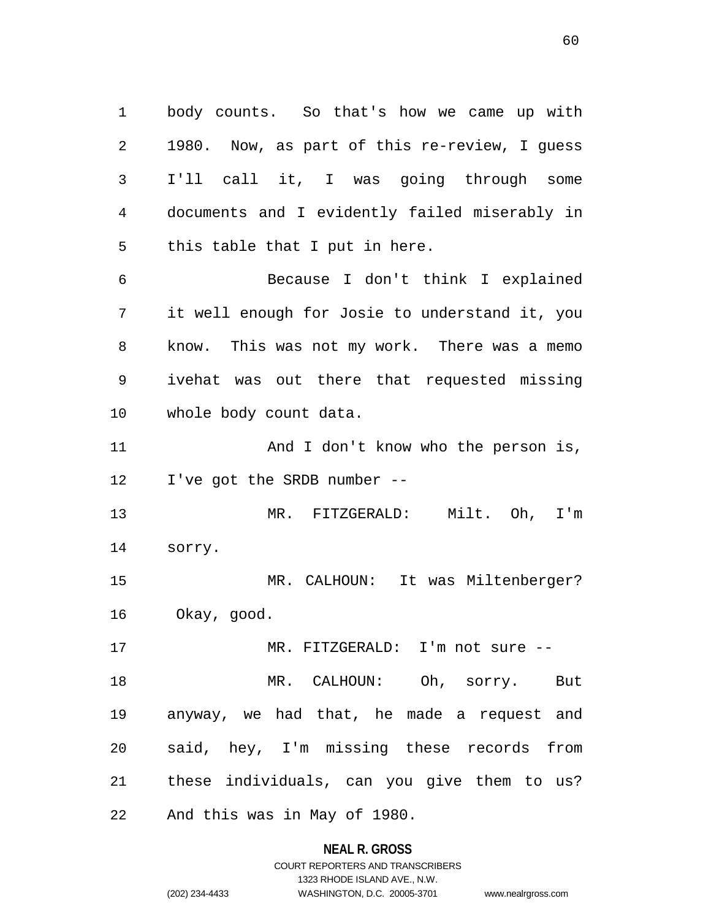body counts. So that's how we came up with 1980. Now, as part of this re-review, I guess I'll call it, I was going through some documents and I evidently failed miserably in this table that I put in here.

Because I don't think I explained it well enough for Josie to understand it, you know. This was not my work. There was a memo ivehat was out there that requested missing whole body count data.

And I don't know who the person is, I've got the SRDB number --

MR. FITZGERALD: Milt. Oh, I'm sorry.

MR. CALHOUN: It was Miltenberger? Okay, good.

MR. FITZGERALD: I'm not sure --

MR. CALHOUN: Oh, sorry. But anyway, we had that, he made a request and said, hey, I'm missing these records from these individuals, can you give them to us? And this was in May of 1980.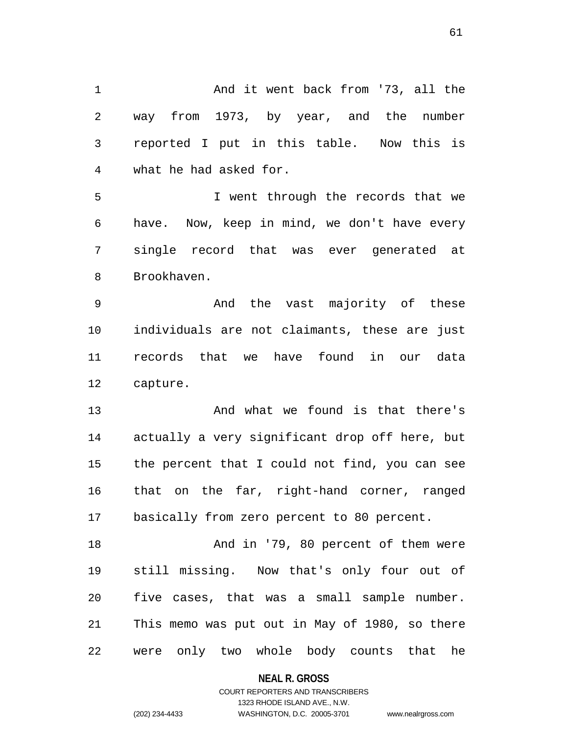And it went back from '73, all the way from 1973, by year, and the number reported I put in this table. Now this is what he had asked for.

I went through the records that we have. Now, keep in mind, we don't have every single record that was ever generated at Brookhaven.

And the vast majority of these individuals are not claimants, these are just records that we have found in our data capture.

And what we found is that there's actually a very significant drop off here, but the percent that I could not find, you can see that on the far, right-hand corner, ranged basically from zero percent to 80 percent.

And in '79, 80 percent of them were still missing. Now that's only four out of five cases, that was a small sample number. This memo was put out in May of 1980, so there were only two whole body counts that he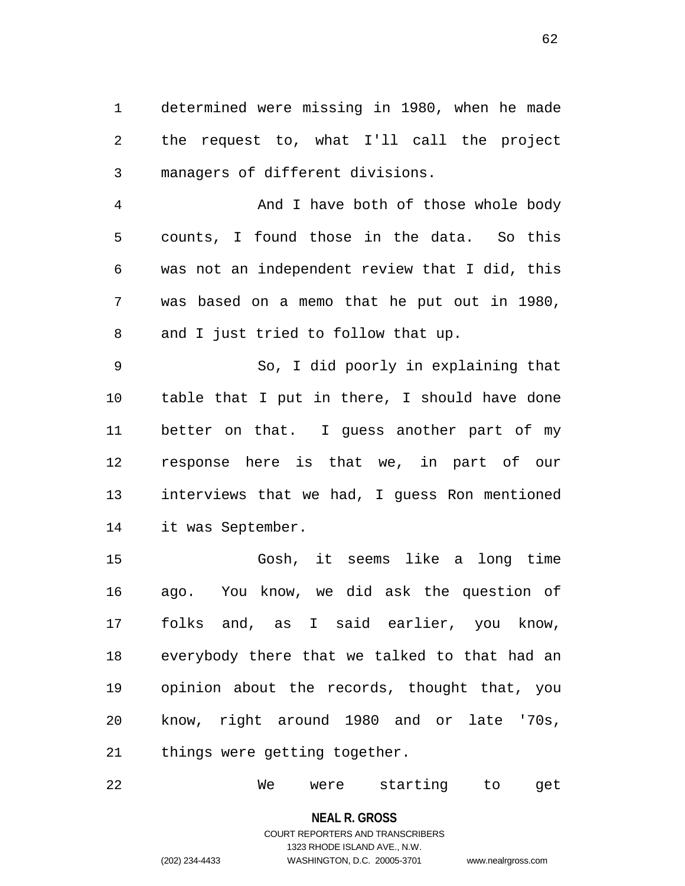determined were missing in 1980, when he made the request to, what I'll call the project managers of different divisions.

And I have both of those whole body counts, I found those in the data. So this was not an independent review that I did, this was based on a memo that he put out in 1980, and I just tried to follow that up.

So, I did poorly in explaining that table that I put in there, I should have done better on that. I guess another part of my response here is that we, in part of our interviews that we had, I guess Ron mentioned it was September.

Gosh, it seems like a long time ago. You know, we did ask the question of folks and, as I said earlier, you know, everybody there that we talked to that had an opinion about the records, thought that, you know, right around 1980 and or late '70s, things were getting together.

We were starting to get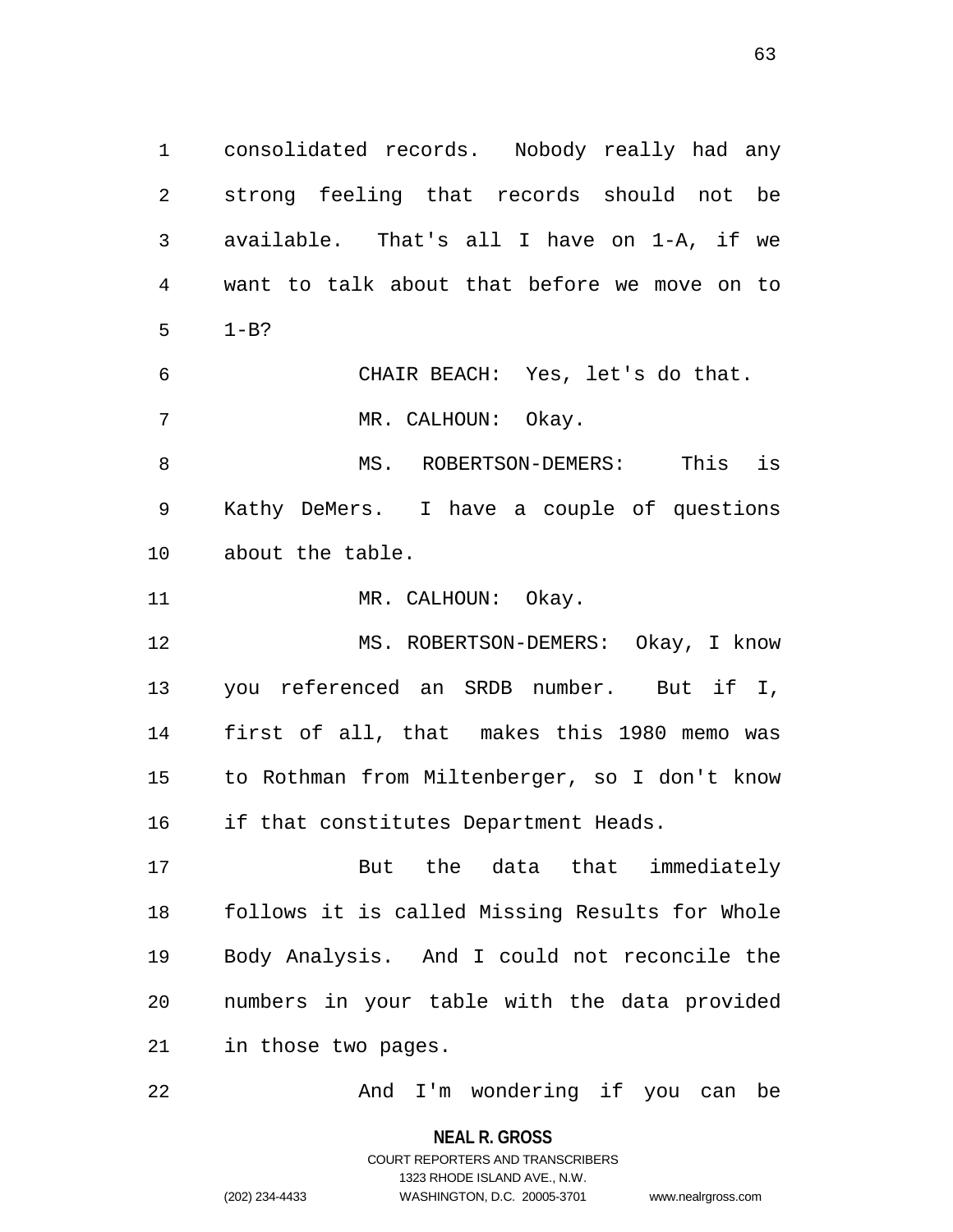consolidated records. Nobody really had any strong feeling that records should not be available. That's all I have on 1-A, if we want to talk about that before we move on to 1-B?

CHAIR BEACH: Yes, let's do that.

MR. CALHOUN: Okay.

MS. ROBERTSON-DEMERS: This is Kathy DeMers. I have a couple of questions about the table.

MR. CALHOUN: Okay.

MS. ROBERTSON-DEMERS: Okay, I know you referenced an SRDB number. But if I, first of all, that makes this 1980 memo was to Rothman from Miltenberger, so I don't know if that constitutes Department Heads.

But the data that immediately follows it is called Missing Results for Whole Body Analysis. And I could not reconcile the numbers in your table with the data provided in those two pages.

And I'm wondering if you can be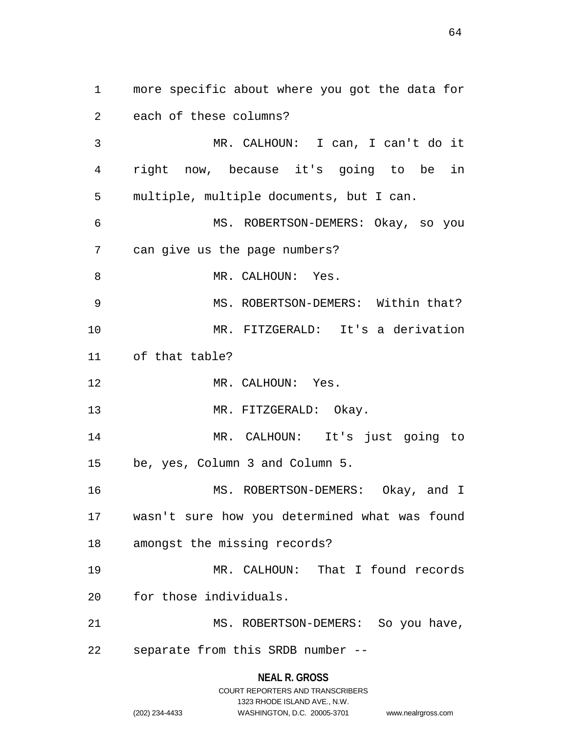more specific about where you got the data for each of these columns?

MR. CALHOUN: I can, I can't do it right now, because it's going to be in multiple, multiple documents, but I can.

MS. ROBERTSON-DEMERS: Okay, so you can give us the page numbers?

MR. CALHOUN: Yes.

MS. ROBERTSON-DEMERS: Within that?

MR. FITZGERALD: It's a derivation of that table?

MR. CALHOUN: Yes.

MR. FITZGERALD: Okay.

MR. CALHOUN: It's just going to be, yes, Column 3 and Column 5.

MS. ROBERTSON-DEMERS: Okay, and I wasn't sure how you determined what was found amongst the missing records?

MR. CALHOUN: That I found records for those individuals.

MS. ROBERTSON-DEMERS: So you have, separate from this SRDB number --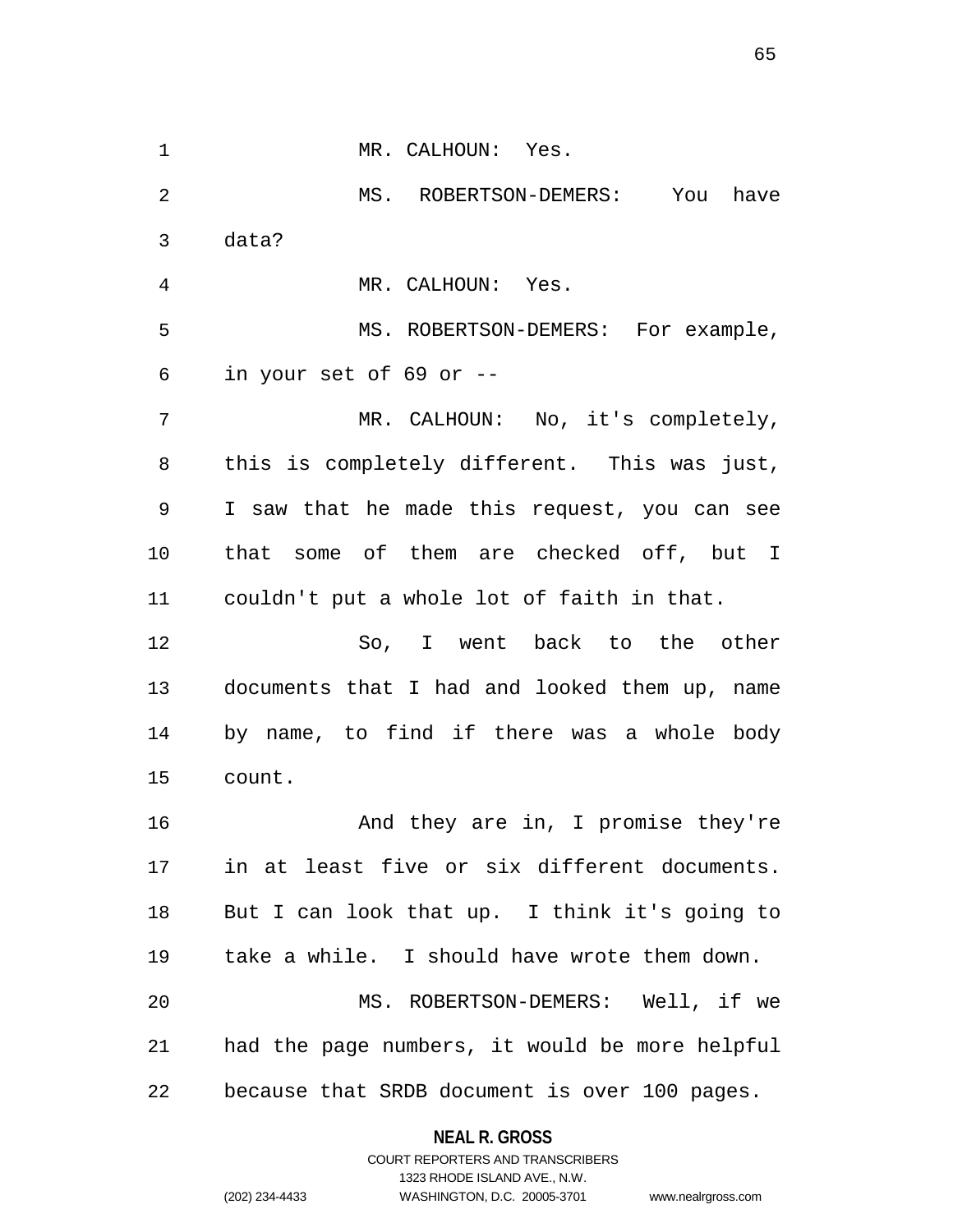MR. CALHOUN: Yes.

MS. ROBERTSON-DEMERS: You have data?

MR. CALHOUN: Yes.

MS. ROBERTSON-DEMERS: For example, in your set of 69 or --

MR. CALHOUN: No, it's completely, this is completely different. This was just, I saw that he made this request, you can see that some of them are checked off, but I couldn't put a whole lot of faith in that.

So, I went back to the other documents that I had and looked them up, name by name, to find if there was a whole body count.

And they are in, I promise they're in at least five or six different documents. But I can look that up. I think it's going to take a while. I should have wrote them down.

MS. ROBERTSON-DEMERS: Well, if we had the page numbers, it would be more helpful because that SRDB document is over 100 pages.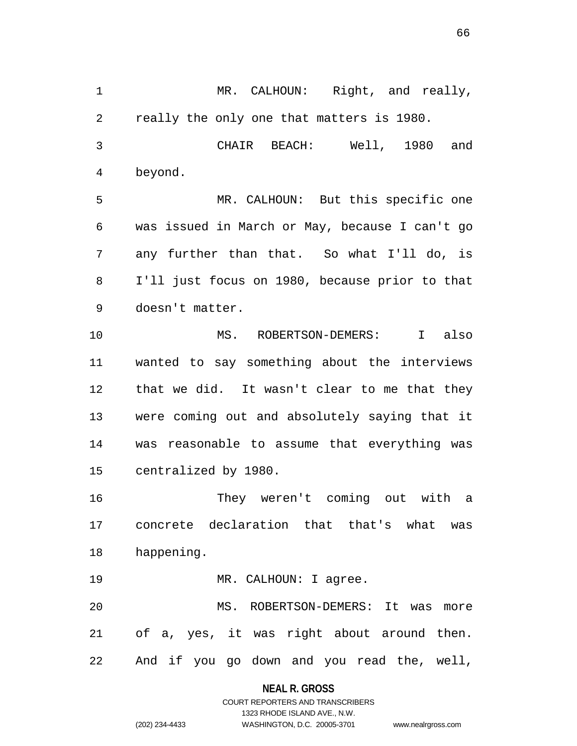MR. CALHOUN: Right, and really, really the only one that matters is 1980.

CHAIR BEACH: Well, 1980 and beyond.

MR. CALHOUN: But this specific one was issued in March or May, because I can't go any further than that. So what I'll do, is I'll just focus on 1980, because prior to that doesn't matter.

MS. ROBERTSON-DEMERS: I also wanted to say something about the interviews that we did. It wasn't clear to me that they were coming out and absolutely saying that it was reasonable to assume that everything was centralized by 1980.

They weren't coming out with a concrete declaration that that's what was happening.

MR. CALHOUN: I agree.

MS. ROBERTSON-DEMERS: It was more of a, yes, it was right about around then. And if you go down and you read the, well,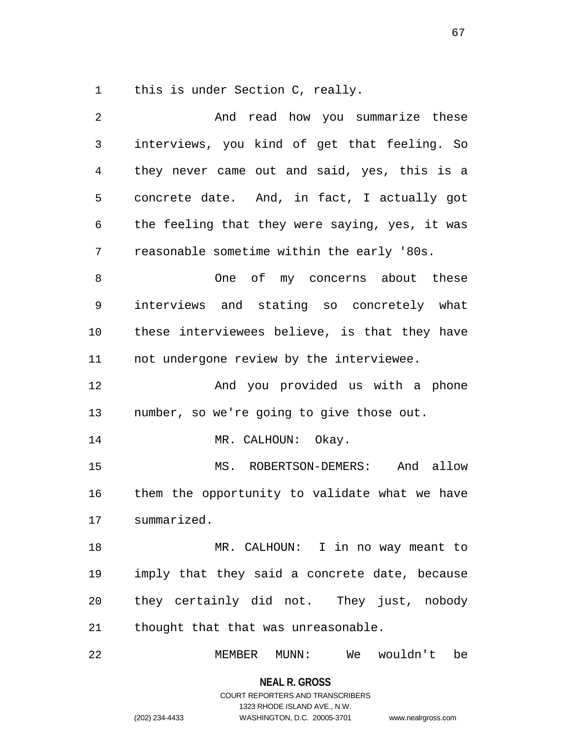this is under Section C, really.

And read how you summarize these interviews, you kind of get that feeling. So they never came out and said, yes, this is a concrete date. And, in fact, I actually got the feeling that they were saying, yes, it was reasonable sometime within the early '80s.

One of my concerns about these interviews and stating so concretely what these interviewees believe, is that they have not undergone review by the interviewee.

And you provided us with a phone number, so we're going to give those out.

MR. CALHOUN: Okay.

MS. ROBERTSON-DEMERS: And allow them the opportunity to validate what we have summarized.

MR. CALHOUN: I in no way meant to imply that they said a concrete date, because they certainly did not. They just, nobody thought that that was unreasonable.

MEMBER MUNN: We wouldn't be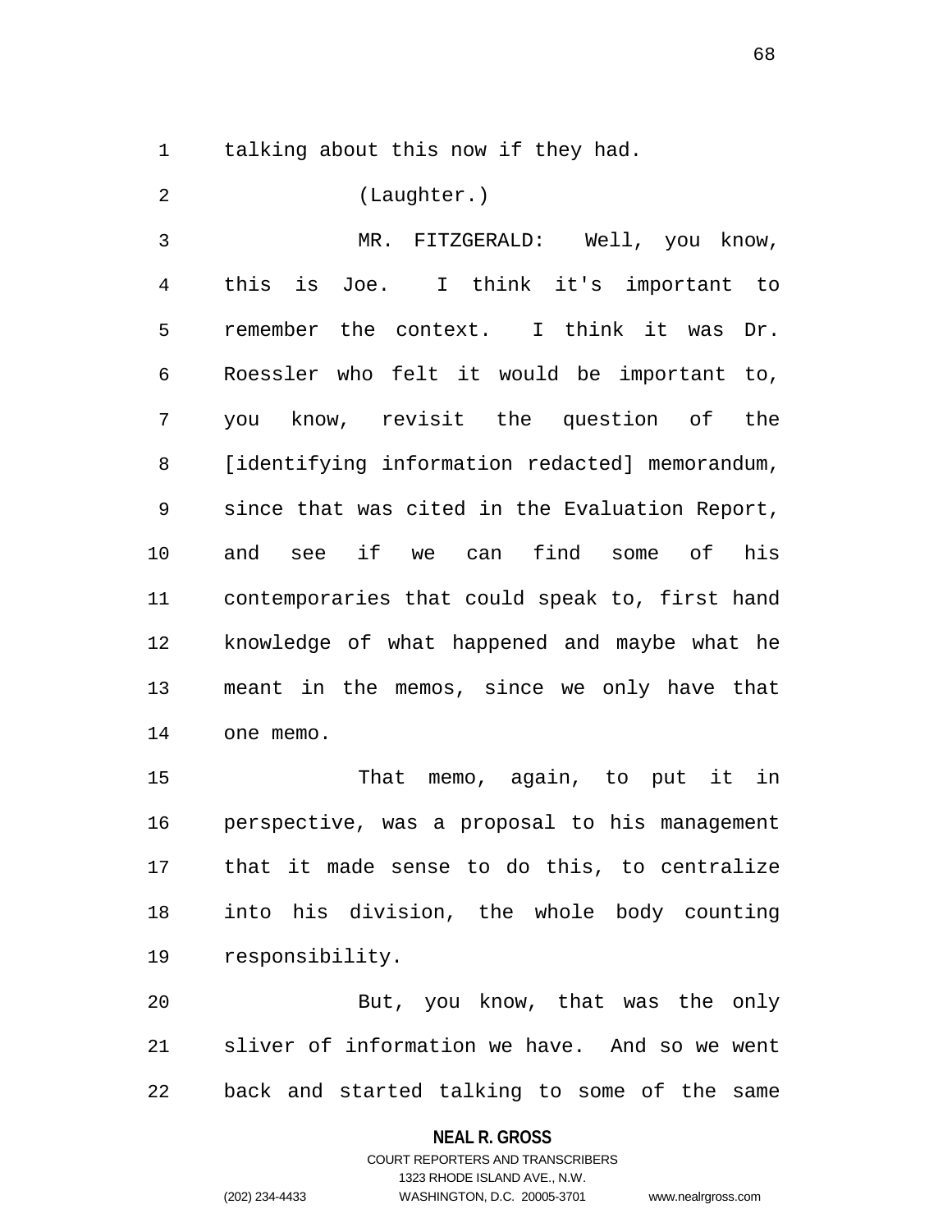talking about this now if they had.

(Laughter.)

MR. FITZGERALD: Well, you know, this is Joe. I think it's important to remember the context. I think it was Dr. Roessler who felt it would be important to, you know, revisit the question of the [identifying information redacted] memorandum, since that was cited in the Evaluation Report, and see if we can find some of his contemporaries that could speak to, first hand knowledge of what happened and maybe what he meant in the memos, since we only have that one memo.

That memo, again, to put it in perspective, was a proposal to his management that it made sense to do this, to centralize into his division, the whole body counting responsibility.

But, you know, that was the only sliver of information we have. And so we went back and started talking to some of the same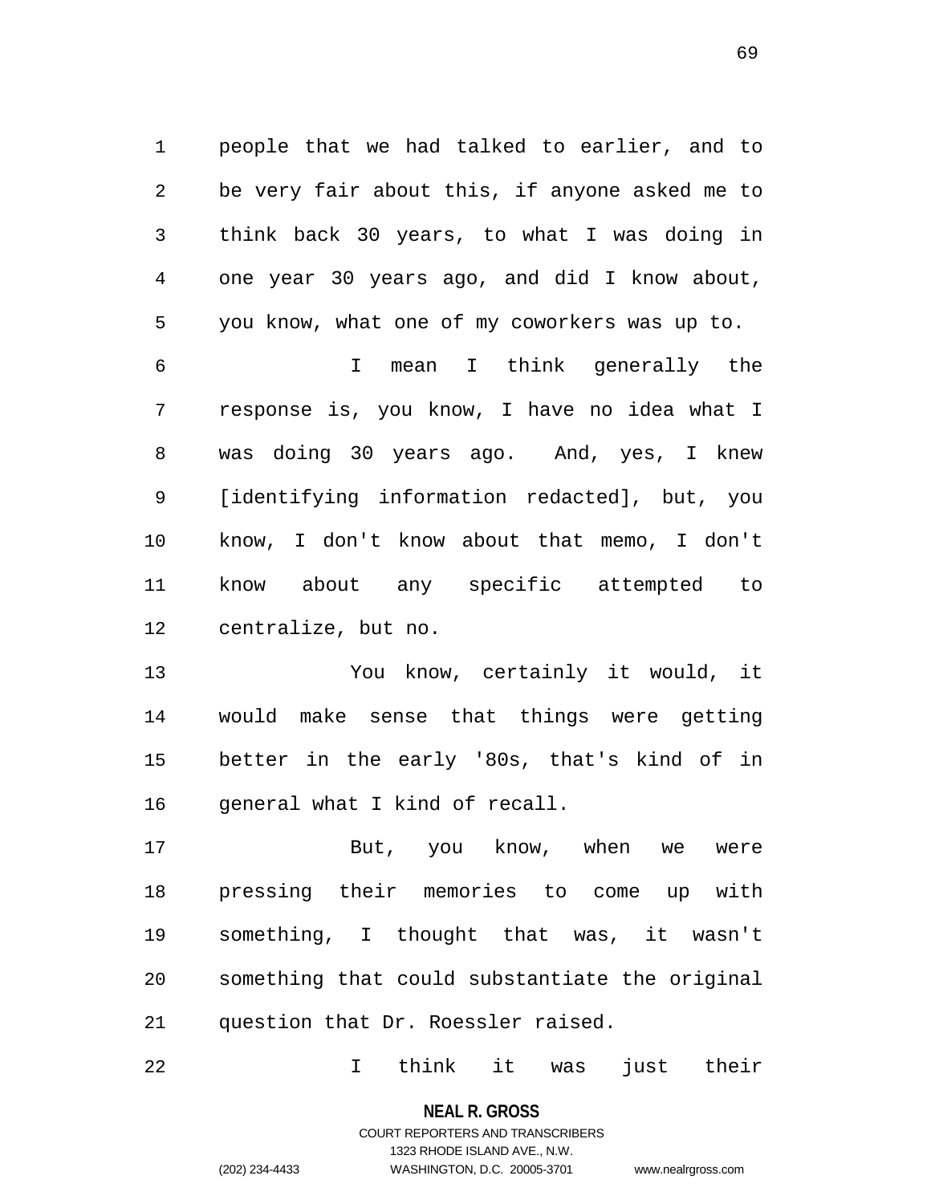people that we had talked to earlier, and to be very fair about this, if anyone asked me to think back 30 years, to what I was doing in one year 30 years ago, and did I know about, you know, what one of my coworkers was up to.

I mean I think generally the response is, you know, I have no idea what I was doing 30 years ago. And, yes, I knew [identifying information redacted], but, you know, I don't know about that memo, I don't know about any specific attempted to centralize, but no.

You know, certainly it would, it would make sense that things were getting better in the early '80s, that's kind of in general what I kind of recall.

But, you know, when we were pressing their memories to come up with something, I thought that was, it wasn't something that could substantiate the original question that Dr. Roessler raised.

I think it was just their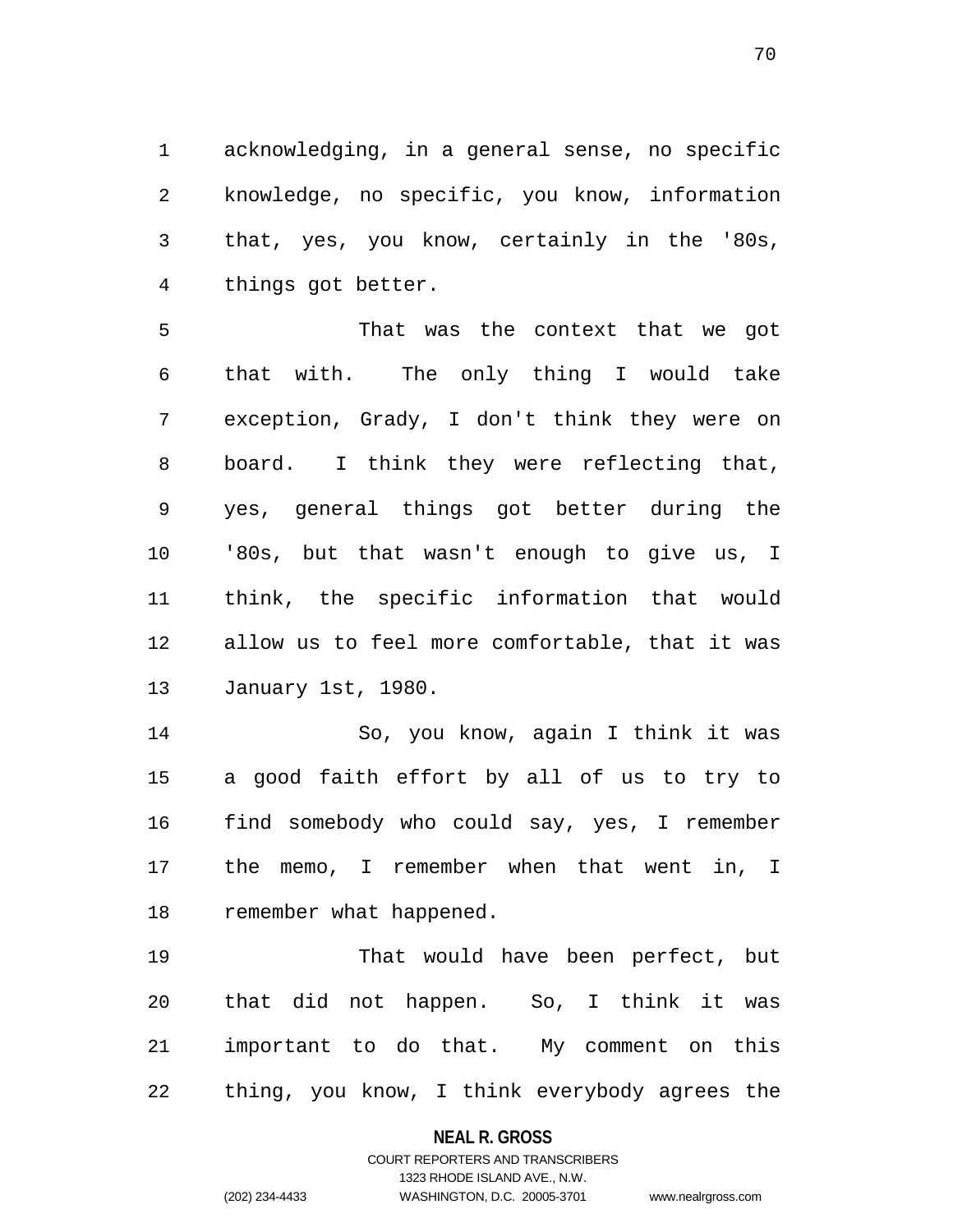acknowledging, in a general sense, no specific knowledge, no specific, you know, information that, yes, you know, certainly in the '80s, things got better.

That was the context that we got that with. The only thing I would take exception, Grady, I don't think they were on board. I think they were reflecting that, yes, general things got better during the '80s, but that wasn't enough to give us, I think, the specific information that would allow us to feel more comfortable, that it was January 1st, 1980.

So, you know, again I think it was a good faith effort by all of us to try to find somebody who could say, yes, I remember the memo, I remember when that went in, I remember what happened.

That would have been perfect, but that did not happen. So, I think it was important to do that. My comment on this thing, you know, I think everybody agrees the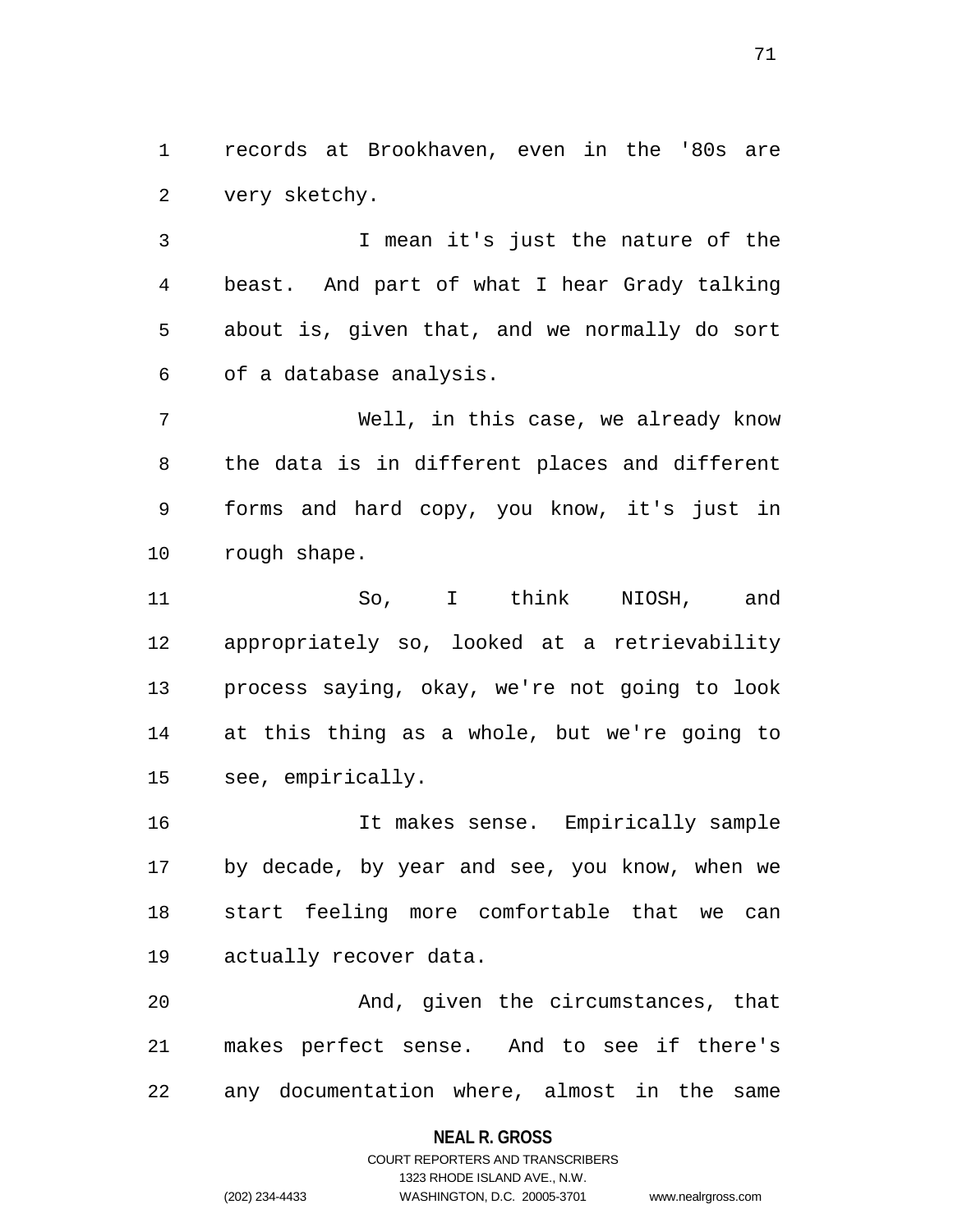records at Brookhaven, even in the '80s are very sketchy.

I mean it's just the nature of the beast. And part of what I hear Grady talking about is, given that, and we normally do sort of a database analysis.

Well, in this case, we already know the data is in different places and different forms and hard copy, you know, it's just in rough shape.

So, I think NIOSH, and appropriately so, looked at a retrievability process saying, okay, we're not going to look at this thing as a whole, but we're going to see, empirically.

It makes sense. Empirically sample by decade, by year and see, you know, when we start feeling more comfortable that we can actually recover data.

And, given the circumstances, that makes perfect sense. And to see if there's any documentation where, almost in the same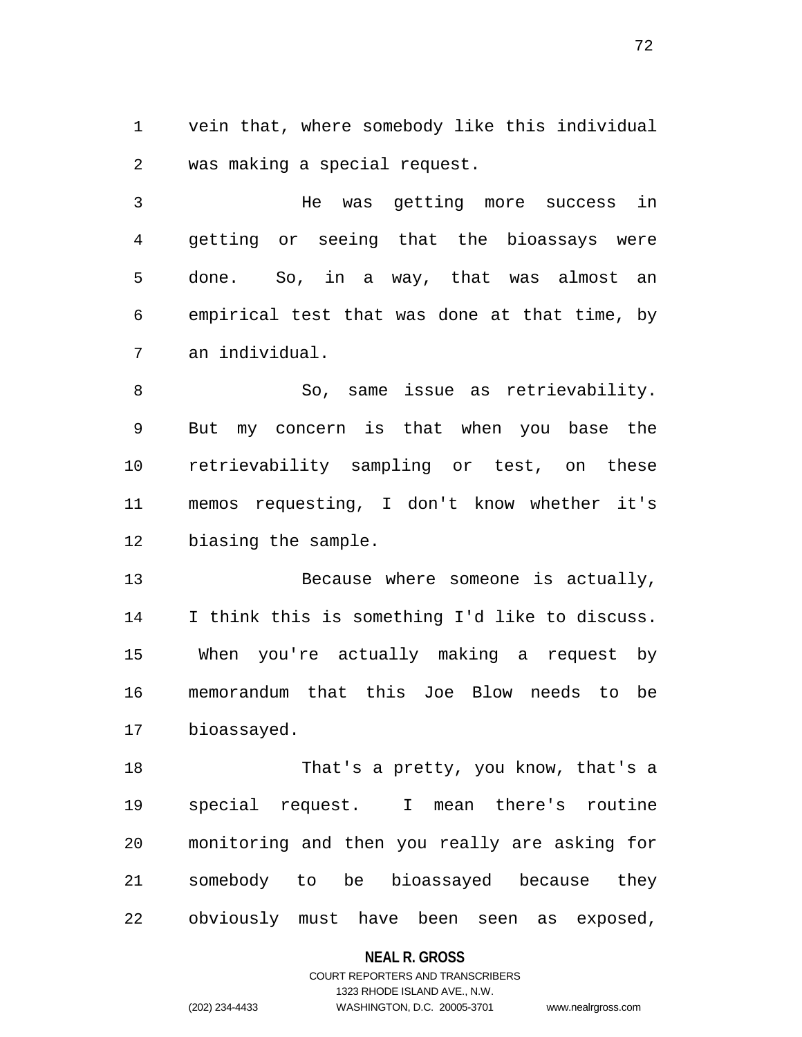vein that, where somebody like this individual was making a special request.

He was getting more success in getting or seeing that the bioassays were done. So, in a way, that was almost an empirical test that was done at that time, by an individual.

So, same issue as retrievability. But my concern is that when you base the retrievability sampling or test, on these memos requesting, I don't know whether it's biasing the sample.

Because where someone is actually, I think this is something I'd like to discuss. When you're actually making a request by memorandum that this Joe Blow needs to be bioassayed.

That's a pretty, you know, that's a special request. I mean there's routine monitoring and then you really are asking for somebody to be bioassayed because they obviously must have been seen as exposed,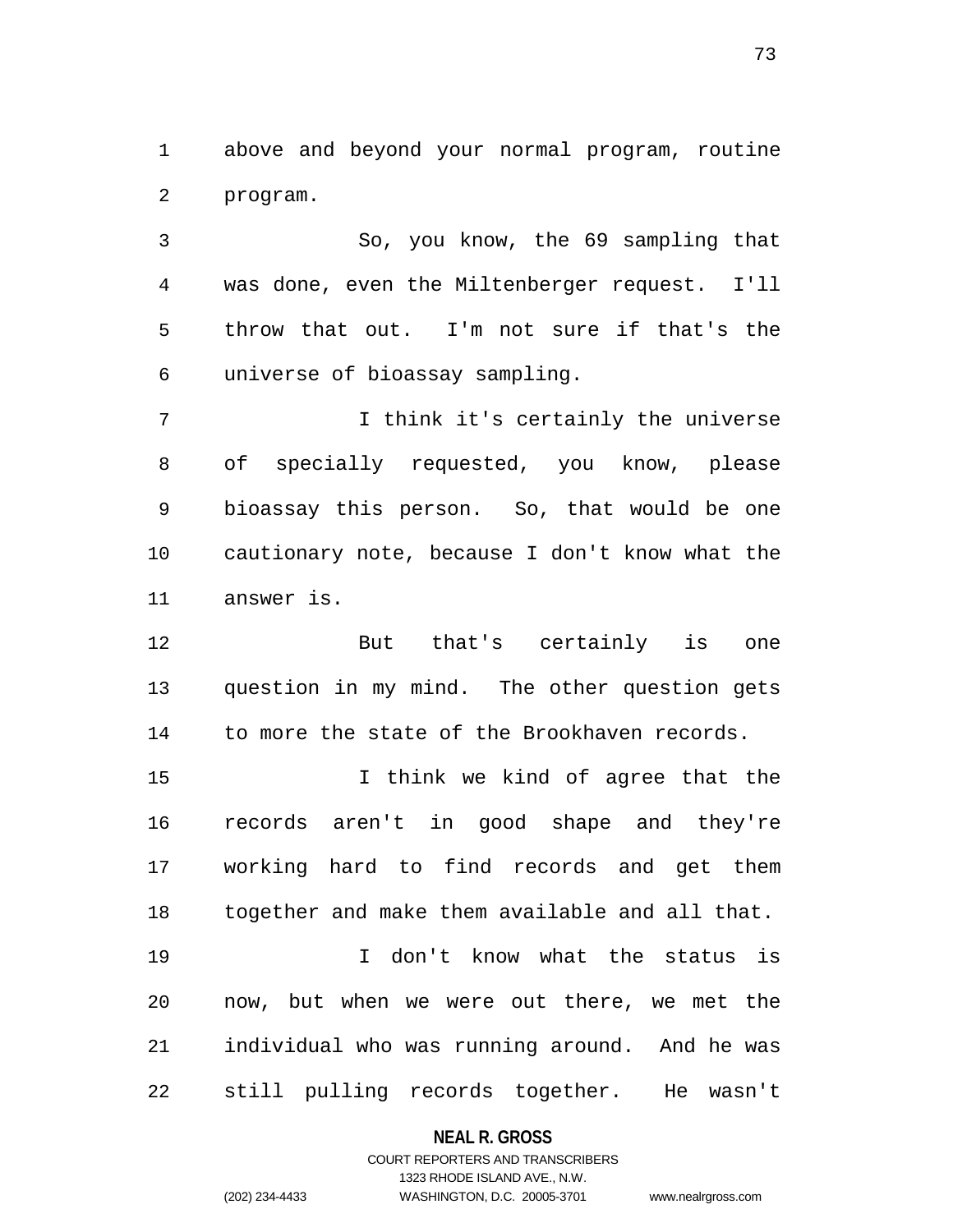above and beyond your normal program, routine program.

So, you know, the 69 sampling that was done, even the Miltenberger request. I'll throw that out. I'm not sure if that's the universe of bioassay sampling.

I think it's certainly the universe of specially requested, you know, please bioassay this person. So, that would be one cautionary note, because I don't know what the answer is.

But that's certainly is one question in my mind. The other question gets to more the state of the Brookhaven records.

I think we kind of agree that the records aren't in good shape and they're working hard to find records and get them together and make them available and all that.

I don't know what the status is now, but when we were out there, we met the individual who was running around. And he was still pulling records together. He wasn't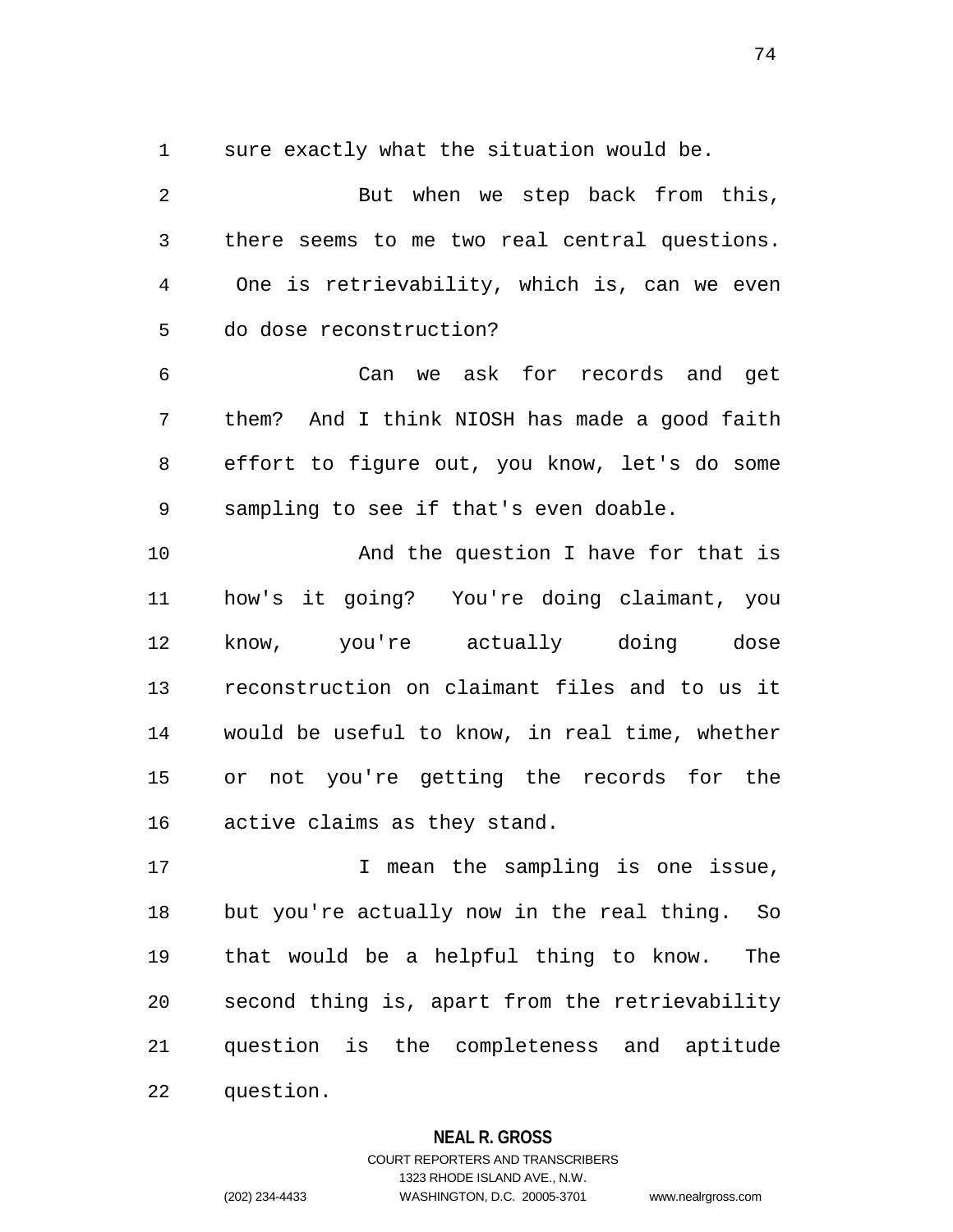sure exactly what the situation would be.

But when we step back from this, there seems to me two real central questions. One is retrievability, which is, can we even do dose reconstruction?

Can we ask for records and get them? And I think NIOSH has made a good faith effort to figure out, you know, let's do some sampling to see if that's even doable.

And the question I have for that is how's it going? You're doing claimant, you know, you're actually doing dose reconstruction on claimant files and to us it would be useful to know, in real time, whether or not you're getting the records for the active claims as they stand.

I mean the sampling is one issue, but you're actually now in the real thing. So that would be a helpful thing to know. The second thing is, apart from the retrievability question is the completeness and aptitude question.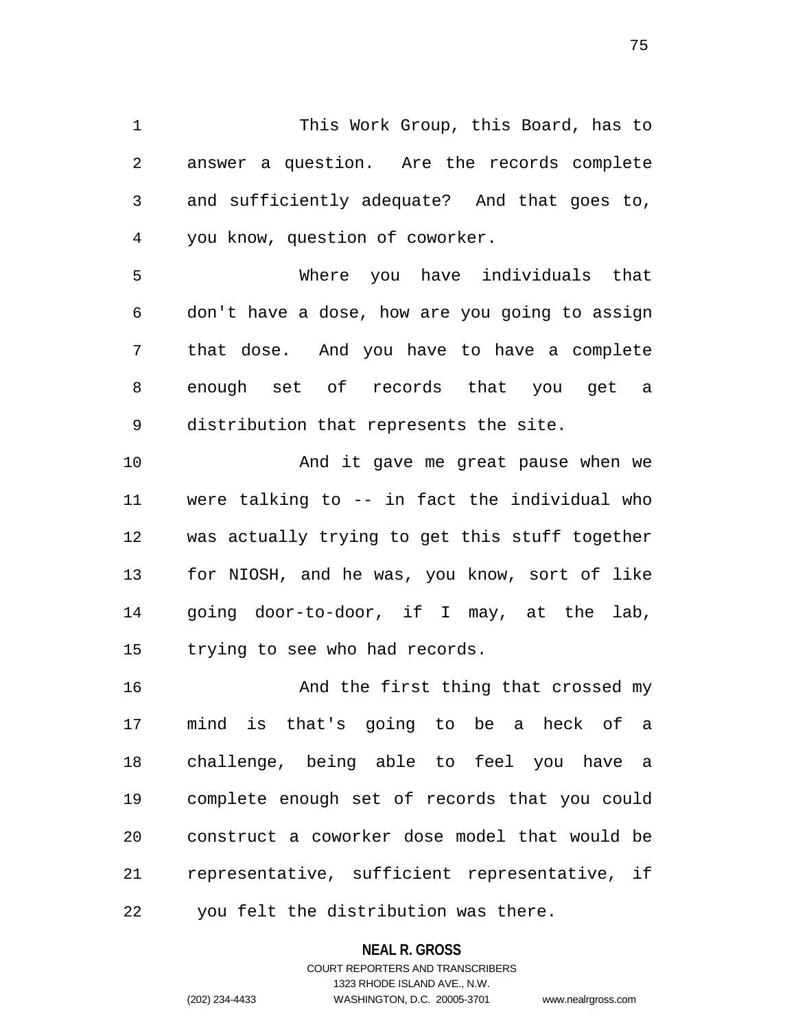This Work Group, this Board, has to answer a question. Are the records complete and sufficiently adequate? And that goes to, you know, question of coworker.

Where you have individuals that don't have a dose, how are you going to assign that dose. And you have to have a complete enough set of records that you get a distribution that represents the site.

And it gave me great pause when we were talking to -- in fact the individual who was actually trying to get this stuff together for NIOSH, and he was, you know, sort of like going door-to-door, if I may, at the lab, trying to see who had records.

And the first thing that crossed my mind is that's going to be a heck of a challenge, being able to feel you have a complete enough set of records that you could construct a coworker dose model that would be representative, sufficient representative, if you felt the distribution was there.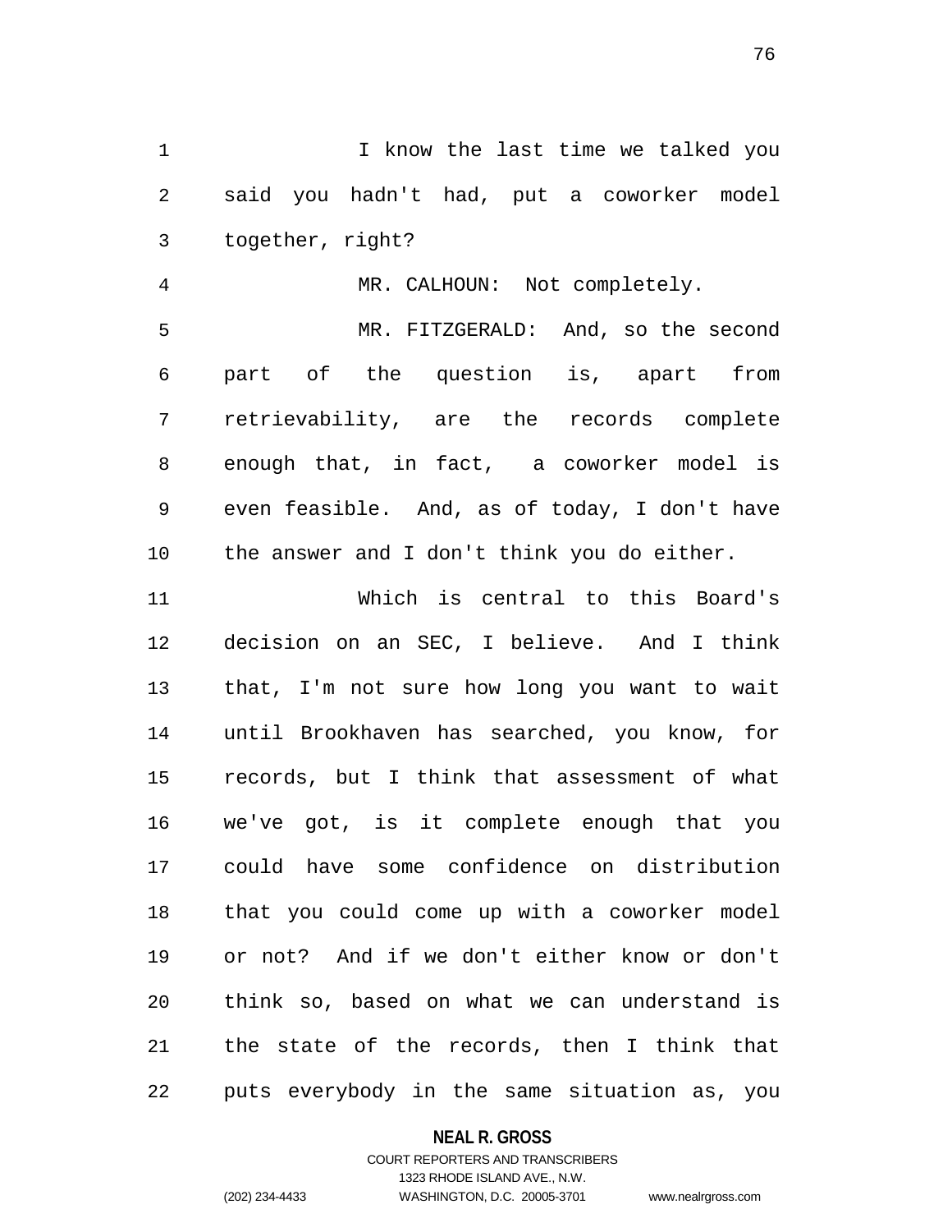I know the last time we talked you said you hadn't had, put a coworker model together, right?

MR. CALHOUN: Not completely.

MR. FITZGERALD: And, so the second part of the question is, apart from retrievability, are the records complete enough that, in fact, a coworker model is even feasible. And, as of today, I don't have the answer and I don't think you do either.

Which is central to this Board's decision on an SEC, I believe. And I think that, I'm not sure how long you want to wait until Brookhaven has searched, you know, for records, but I think that assessment of what we've got, is it complete enough that you could have some confidence on distribution that you could come up with a coworker model or not? And if we don't either know or don't think so, based on what we can understand is the state of the records, then I think that puts everybody in the same situation as, you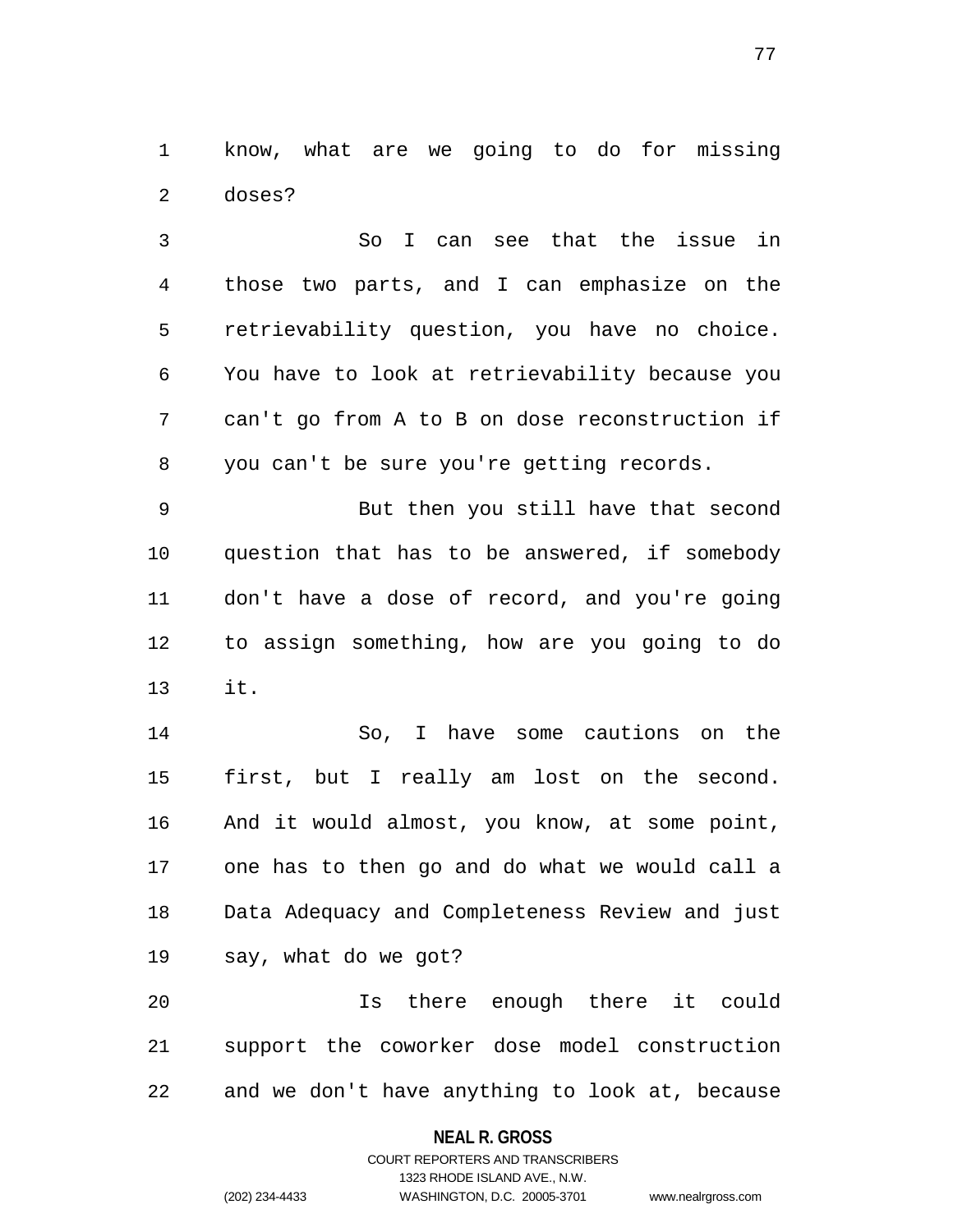know, what are we going to do for missing doses?

So I can see that the issue in those two parts, and I can emphasize on the retrievability question, you have no choice. You have to look at retrievability because you can't go from A to B on dose reconstruction if you can't be sure you're getting records.

But then you still have that second question that has to be answered, if somebody don't have a dose of record, and you're going to assign something, how are you going to do it.

So, I have some cautions on the first, but I really am lost on the second. And it would almost, you know, at some point, one has to then go and do what we would call a Data Adequacy and Completeness Review and just say, what do we got?

Is there enough there it could support the coworker dose model construction and we don't have anything to look at, because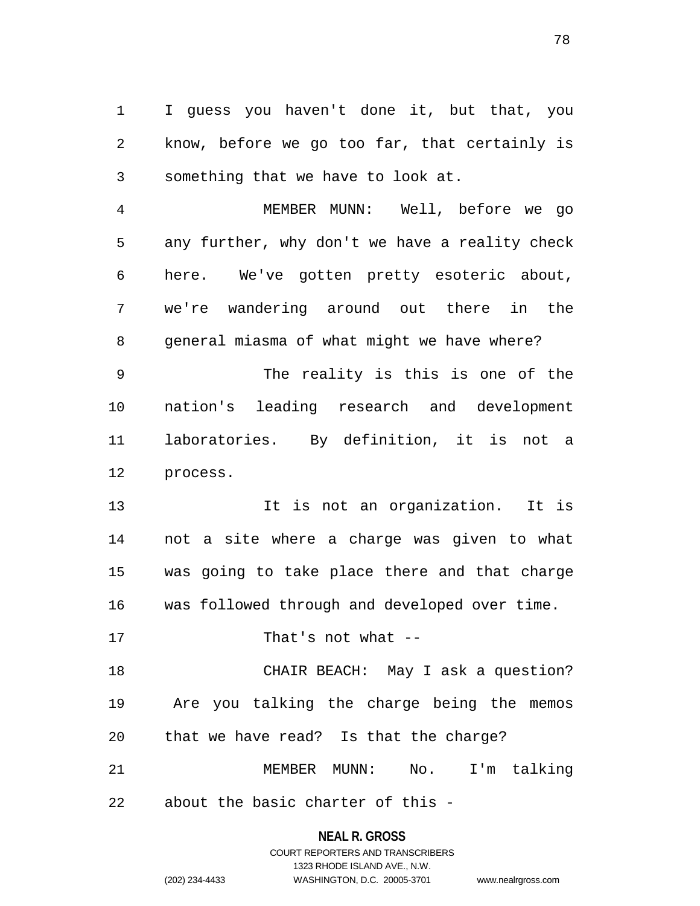I guess you haven't done it, but that, you know, before we go too far, that certainly is something that we have to look at.

MEMBER MUNN: Well, before we go any further, why don't we have a reality check here. We've gotten pretty esoteric about, we're wandering around out there in the general miasma of what might we have where?

The reality is this is one of the nation's leading research and development laboratories. By definition, it is not a process.

It is not an organization. It is not a site where a charge was given to what was going to take place there and that charge was followed through and developed over time.

That's not what --

CHAIR BEACH: May I ask a question? Are you talking the charge being the memos that we have read? Is that the charge?

MEMBER MUNN: No. I'm talking about the basic charter of this -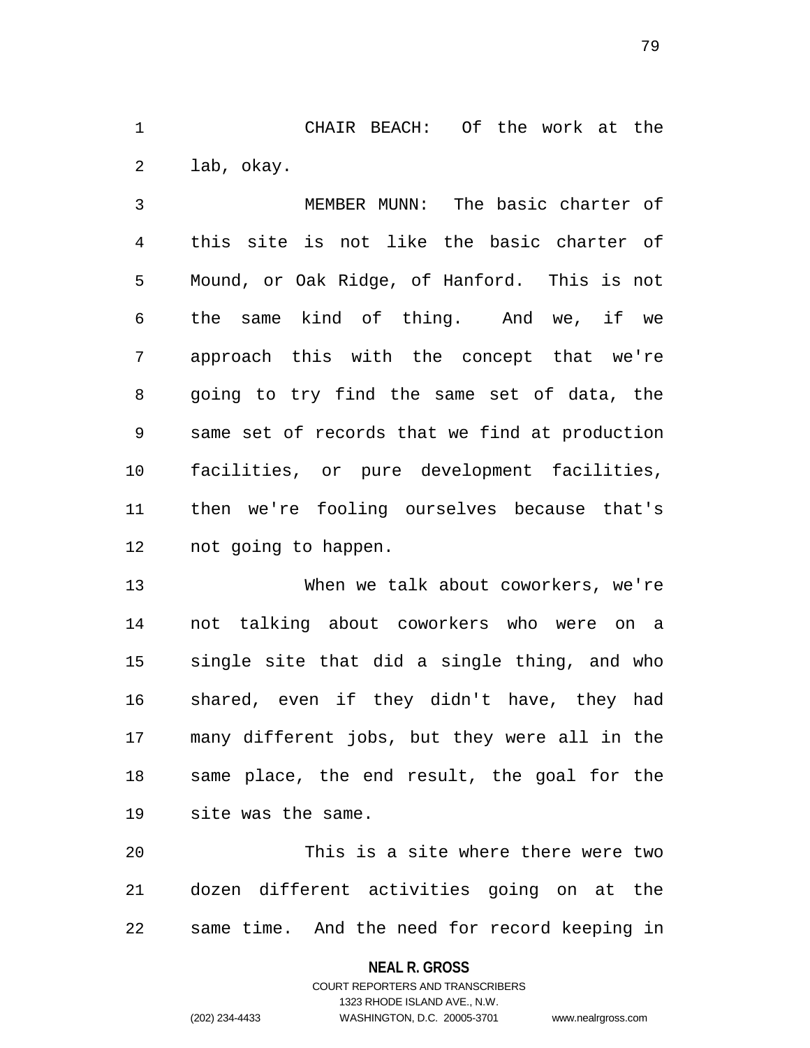CHAIR BEACH: Of the work at the lab, okay.

MEMBER MUNN: The basic charter of this site is not like the basic charter of Mound, or Oak Ridge, of Hanford. This is not the same kind of thing. And we, if we approach this with the concept that we're going to try find the same set of data, the same set of records that we find at production facilities, or pure development facilities, then we're fooling ourselves because that's not going to happen.

When we talk about coworkers, we're not talking about coworkers who were on a single site that did a single thing, and who shared, even if they didn't have, they had many different jobs, but they were all in the same place, the end result, the goal for the site was the same.

This is a site where there were two dozen different activities going on at the same time. And the need for record keeping in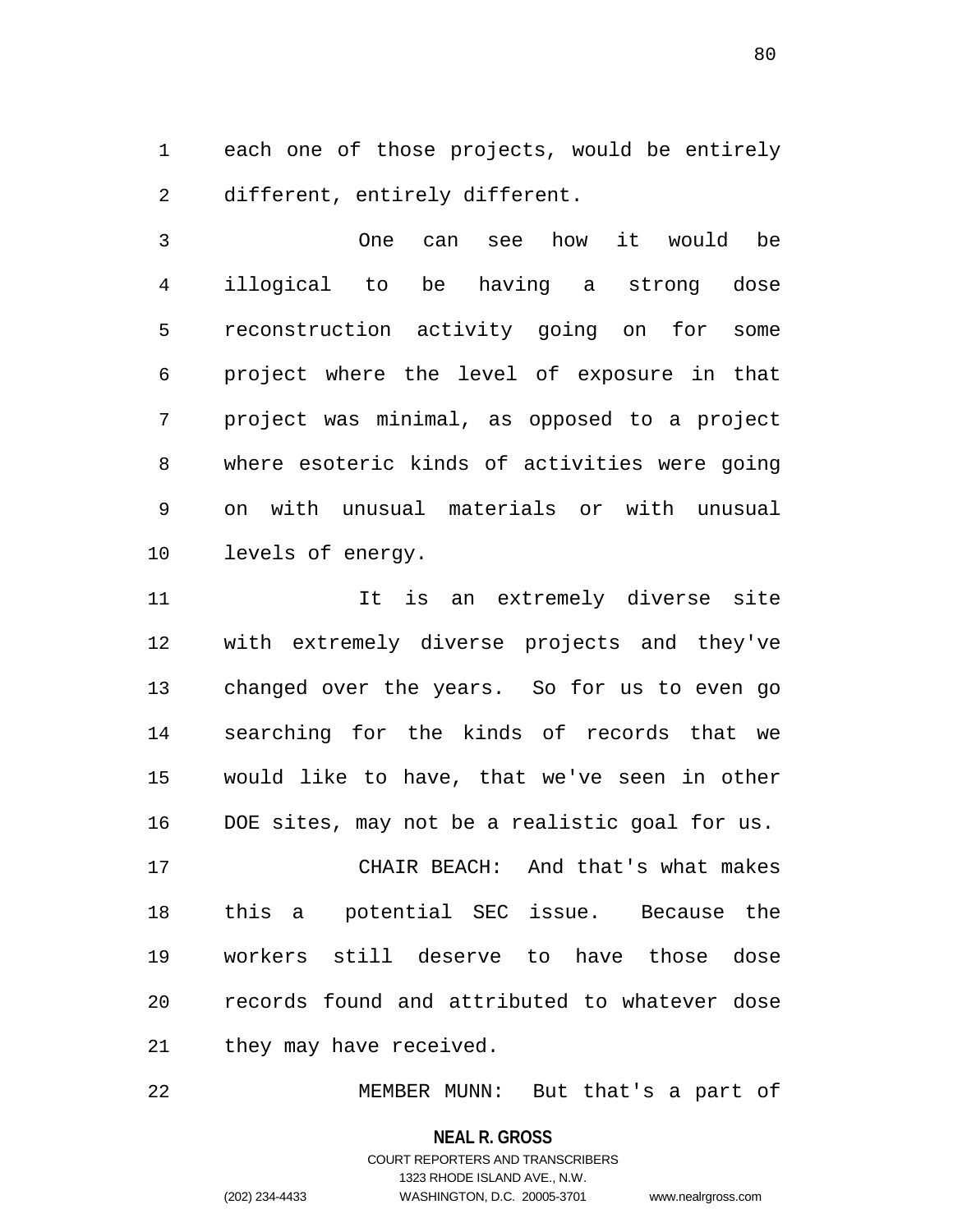each one of those projects, would be entirely different, entirely different.

One can see how it would be illogical to be having a strong dose reconstruction activity going on for some project where the level of exposure in that project was minimal, as opposed to a project where esoteric kinds of activities were going on with unusual materials or with unusual levels of energy.

It is an extremely diverse site with extremely diverse projects and they've changed over the years. So for us to even go searching for the kinds of records that we would like to have, that we've seen in other DOE sites, may not be a realistic goal for us.

CHAIR BEACH: And that's what makes this a potential SEC issue. Because the workers still deserve to have those dose records found and attributed to whatever dose they may have received.

MEMBER MUNN: But that's a part of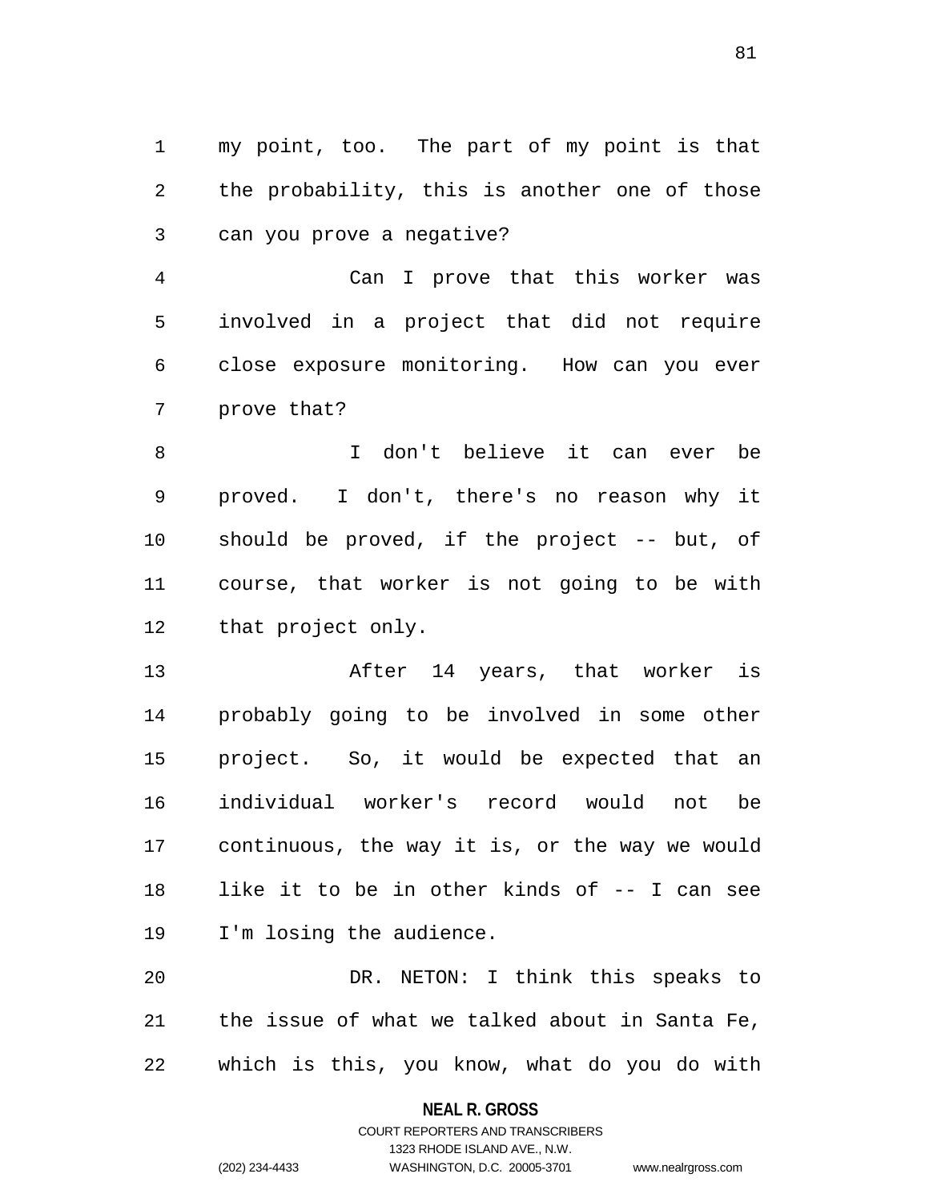my point, too. The part of my point is that the probability, this is another one of those can you prove a negative?

Can I prove that this worker was involved in a project that did not require close exposure monitoring. How can you ever prove that?

I don't believe it can ever be proved. I don't, there's no reason why it should be proved, if the project -- but, of course, that worker is not going to be with that project only.

After 14 years, that worker is probably going to be involved in some other project. So, it would be expected that an individual worker's record would not be continuous, the way it is, or the way we would like it to be in other kinds of -- I can see I'm losing the audience.

DR. NETON: I think this speaks to the issue of what we talked about in Santa Fe, which is this, you know, what do you do with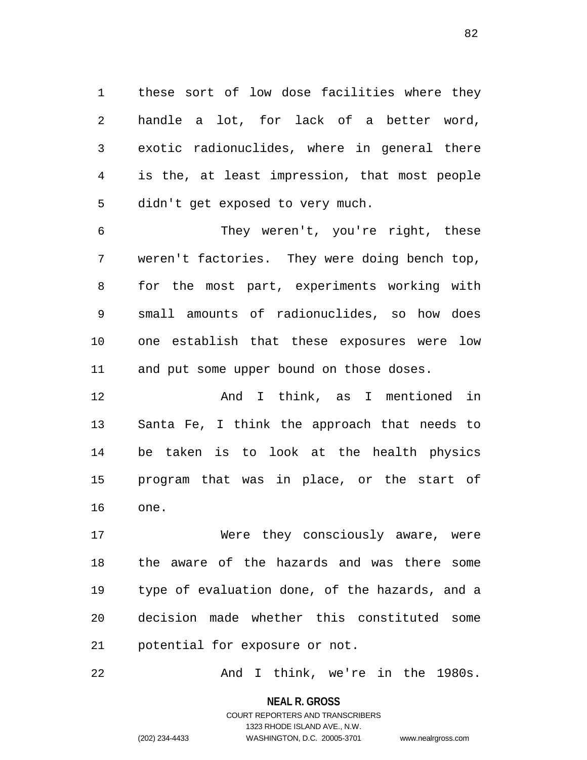these sort of low dose facilities where they handle a lot, for lack of a better word, exotic radionuclides, where in general there is the, at least impression, that most people didn't get exposed to very much.

They weren't, you're right, these weren't factories. They were doing bench top, for the most part, experiments working with small amounts of radionuclides, so how does one establish that these exposures were low and put some upper bound on those doses.

And I think, as I mentioned in Santa Fe, I think the approach that needs to be taken is to look at the health physics program that was in place, or the start of one.

Were they consciously aware, were the aware of the hazards and was there some type of evaluation done, of the hazards, and a decision made whether this constituted some potential for exposure or not.

And I think, we're in the 1980s.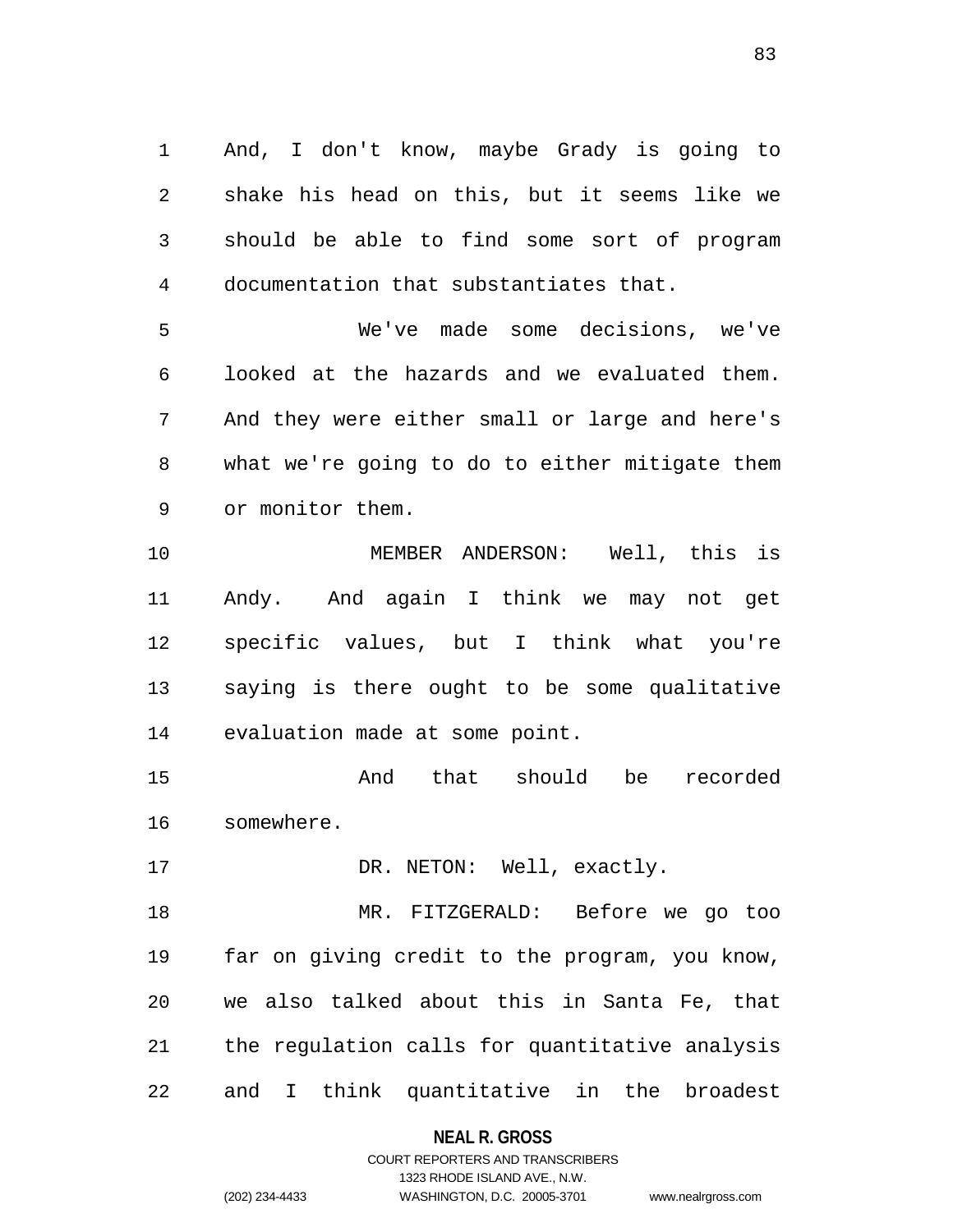And, I don't know, maybe Grady is going to shake his head on this, but it seems like we should be able to find some sort of program documentation that substantiates that.

We've made some decisions, we've looked at the hazards and we evaluated them. And they were either small or large and here's what we're going to do to either mitigate them or monitor them.

MEMBER ANDERSON: Well, this is Andy. And again I think we may not get specific values, but I think what you're saying is there ought to be some qualitative evaluation made at some point.

And that should be recorded somewhere.

DR. NETON: Well, exactly.

MR. FITZGERALD: Before we go too far on giving credit to the program, you know, we also talked about this in Santa Fe, that the regulation calls for quantitative analysis and I think quantitative in the broadest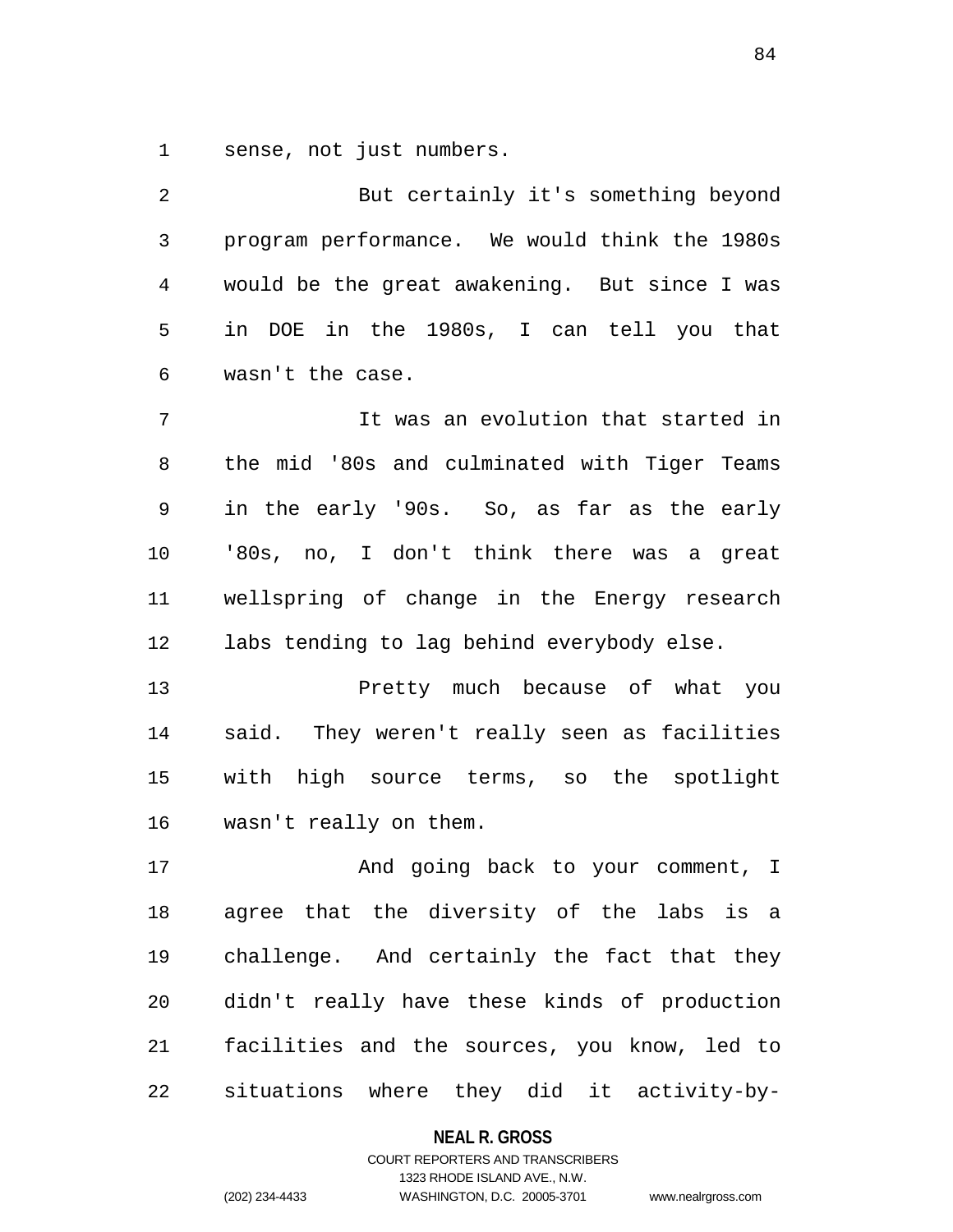sense, not just numbers.

But certainly it's something beyond program performance. We would think the 1980s would be the great awakening. But since I was in DOE in the 1980s, I can tell you that wasn't the case.

It was an evolution that started in the mid '80s and culminated with Tiger Teams in the early '90s. So, as far as the early '80s, no, I don't think there was a great wellspring of change in the Energy research labs tending to lag behind everybody else.

Pretty much because of what you said. They weren't really seen as facilities with high source terms, so the spotlight wasn't really on them.

And going back to your comment, I agree that the diversity of the labs is a challenge. And certainly the fact that they didn't really have these kinds of production facilities and the sources, you know, led to situations where they did it activity-by-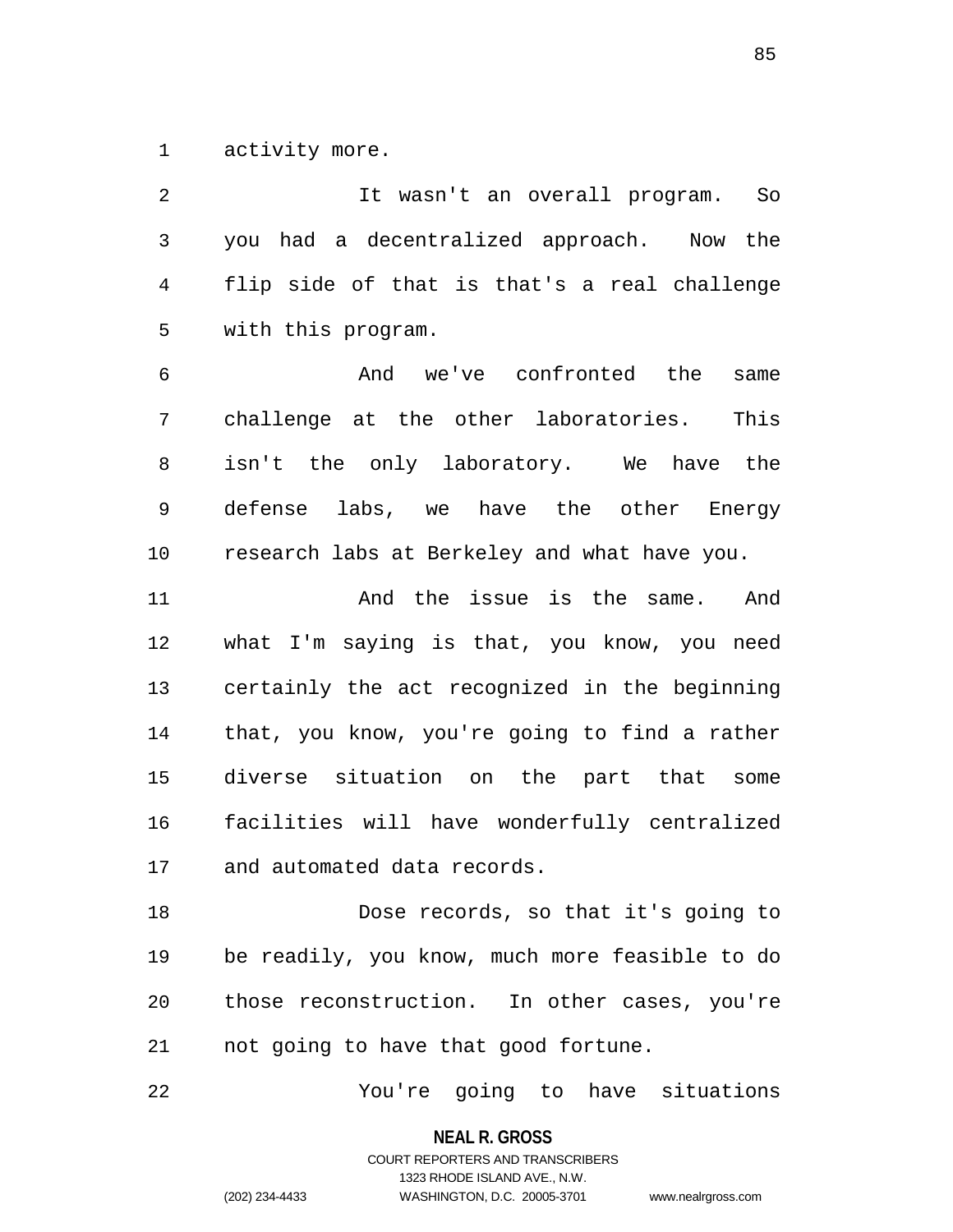activity more.

It wasn't an overall program. So you had a decentralized approach. Now the flip side of that is that's a real challenge with this program.

And we've confronted the same challenge at the other laboratories. This isn't the only laboratory. We have the defense labs, we have the other Energy research labs at Berkeley and what have you.

And the issue is the same. And what I'm saying is that, you know, you need certainly the act recognized in the beginning that, you know, you're going to find a rather diverse situation on the part that some facilities will have wonderfully centralized and automated data records.

Dose records, so that it's going to be readily, you know, much more feasible to do those reconstruction. In other cases, you're not going to have that good fortune.

You're going to have situations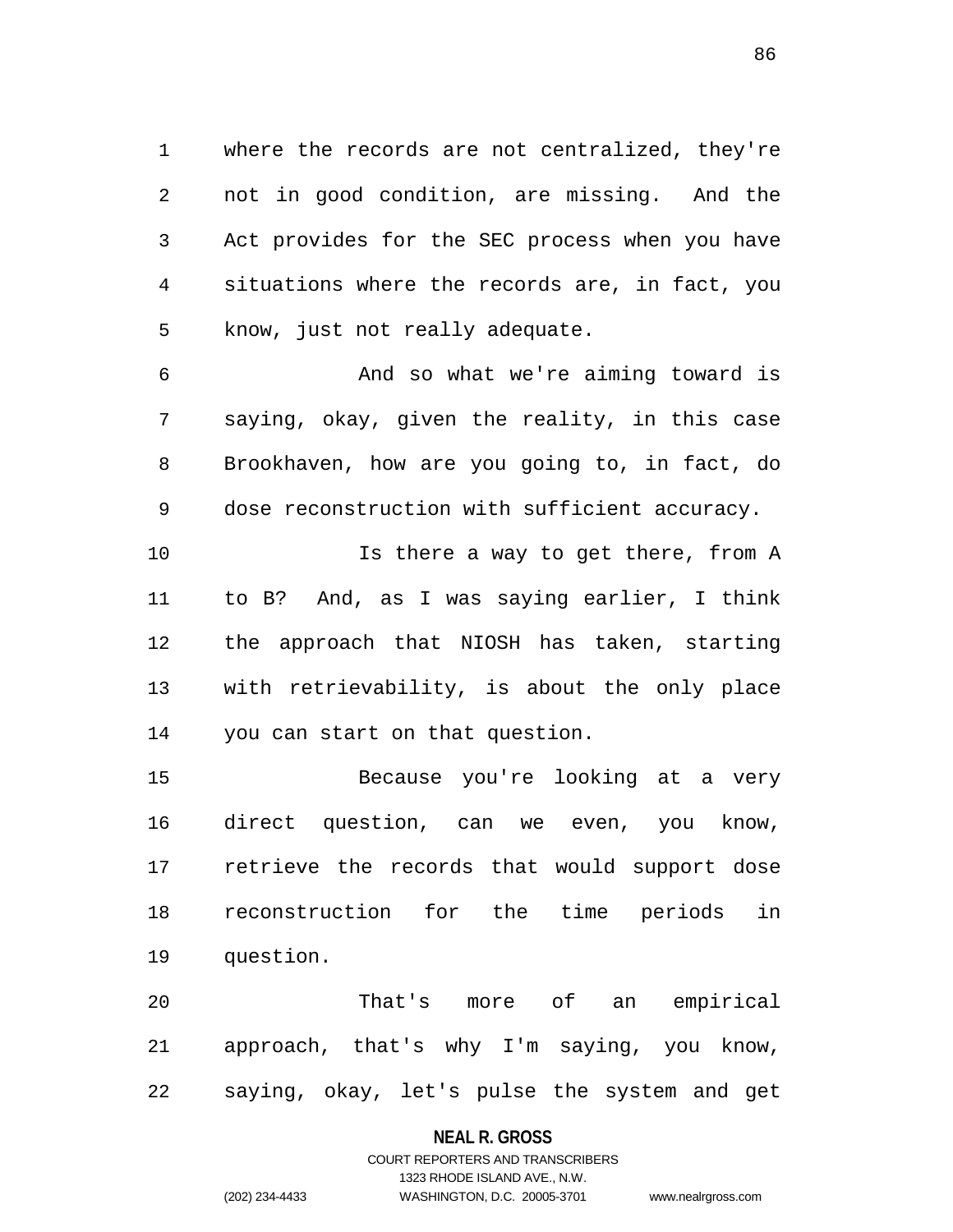where the records are not centralized, they're not in good condition, are missing. And the Act provides for the SEC process when you have situations where the records are, in fact, you know, just not really adequate.

And so what we're aiming toward is saying, okay, given the reality, in this case Brookhaven, how are you going to, in fact, do dose reconstruction with sufficient accuracy.

Is there a way to get there, from A to B? And, as I was saying earlier, I think the approach that NIOSH has taken, starting with retrievability, is about the only place you can start on that question.

Because you're looking at a very direct question, can we even, you know, retrieve the records that would support dose reconstruction for the time periods in question.

That's more of an empirical approach, that's why I'm saying, you know, saying, okay, let's pulse the system and get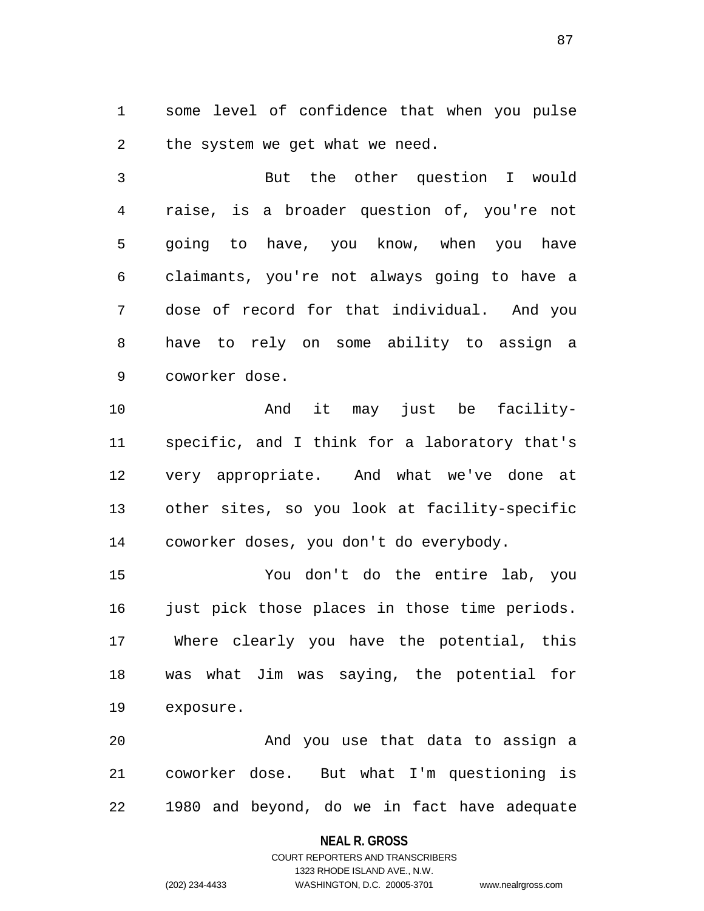some level of confidence that when you pulse the system we get what we need.

But the other question I would raise, is a broader question of, you're not going to have, you know, when you have claimants, you're not always going to have a dose of record for that individual. And you have to rely on some ability to assign a coworker dose.

And it may just be facility-specific, and I think for a laboratory that's very appropriate. And what we've done at other sites, so you look at facility-specific coworker doses, you don't do everybody.

You don't do the entire lab, you just pick those places in those time periods. Where clearly you have the potential, this was what Jim was saying, the potential for exposure.

And you use that data to assign a coworker dose. But what I'm questioning is 1980 and beyond, do we in fact have adequate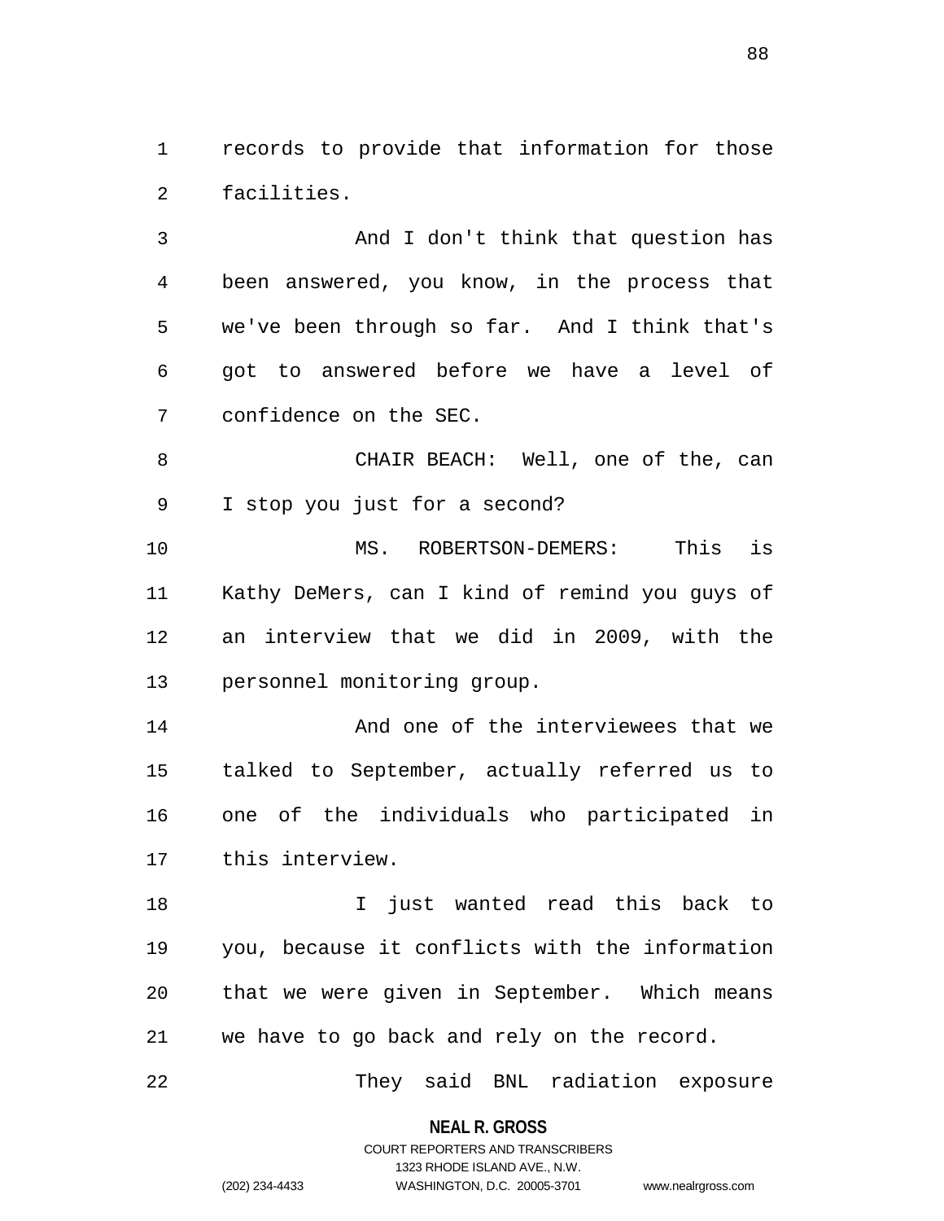records to provide that information for those facilities.

And I don't think that question has been answered, you know, in the process that we've been through so far. And I think that's got to answered before we have a level of confidence on the SEC.

CHAIR BEACH: Well, one of the, can I stop you just for a second?

MS. ROBERTSON-DEMERS: This is Kathy DeMers, can I kind of remind you guys of an interview that we did in 2009, with the personnel monitoring group.

And one of the interviewees that we talked to September, actually referred us to one of the individuals who participated in this interview.

I just wanted read this back to you, because it conflicts with the information that we were given in September. Which means we have to go back and rely on the record.

They said BNL radiation exposure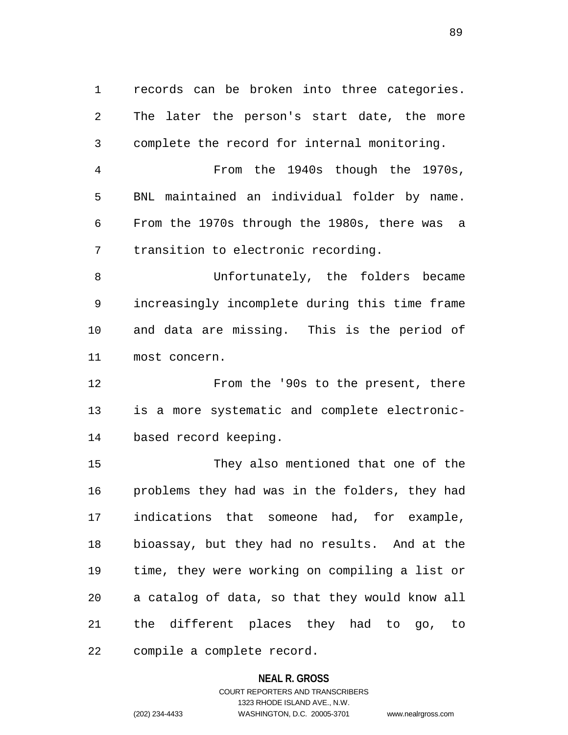records can be broken into three categories. The later the person's start date, the more complete the record for internal monitoring.

From the 1940s though the 1970s, BNL maintained an individual folder by name. From the 1970s through the 1980s, there was a transition to electronic recording.

Unfortunately, the folders became increasingly incomplete during this time frame and data are missing. This is the period of most concern.

From the '90s to the present, there is a more systematic and complete electronic-based record keeping.

They also mentioned that one of the problems they had was in the folders, they had indications that someone had, for example, bioassay, but they had no results. And at the time, they were working on compiling a list or a catalog of data, so that they would know all the different places they had to go, to compile a complete record.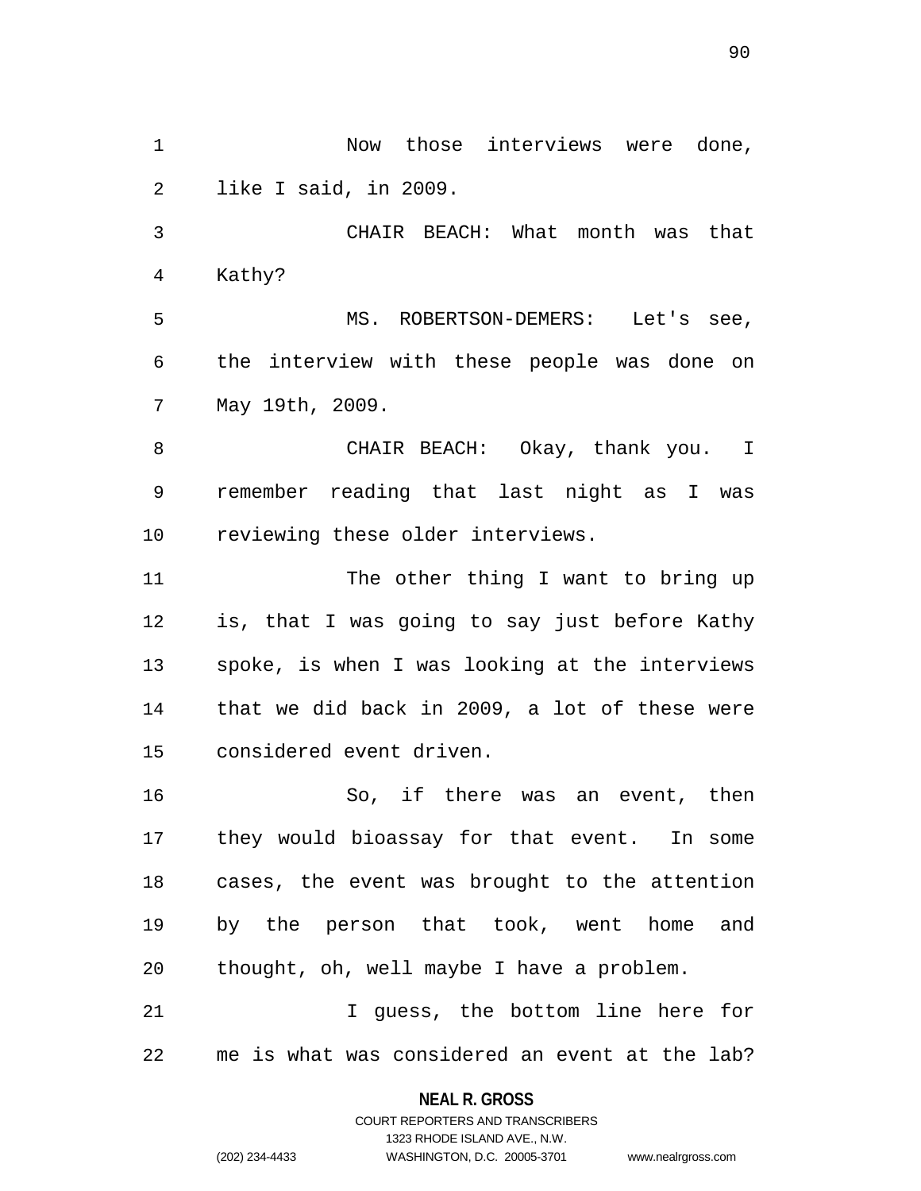Now those interviews were done, like I said, in 2009.

CHAIR BEACH: What month was that Kathy?

MS. ROBERTSON-DEMERS: Let's see, the interview with these people was done on May 19th, 2009.

CHAIR BEACH: Okay, thank you. I remember reading that last night as I was reviewing these older interviews.

The other thing I want to bring up is, that I was going to say just before Kathy spoke, is when I was looking at the interviews that we did back in 2009, a lot of these were considered event driven.

So, if there was an event, then they would bioassay for that event. In some cases, the event was brought to the attention by the person that took, went home and thought, oh, well maybe I have a problem.

I guess, the bottom line here for me is what was considered an event at the lab?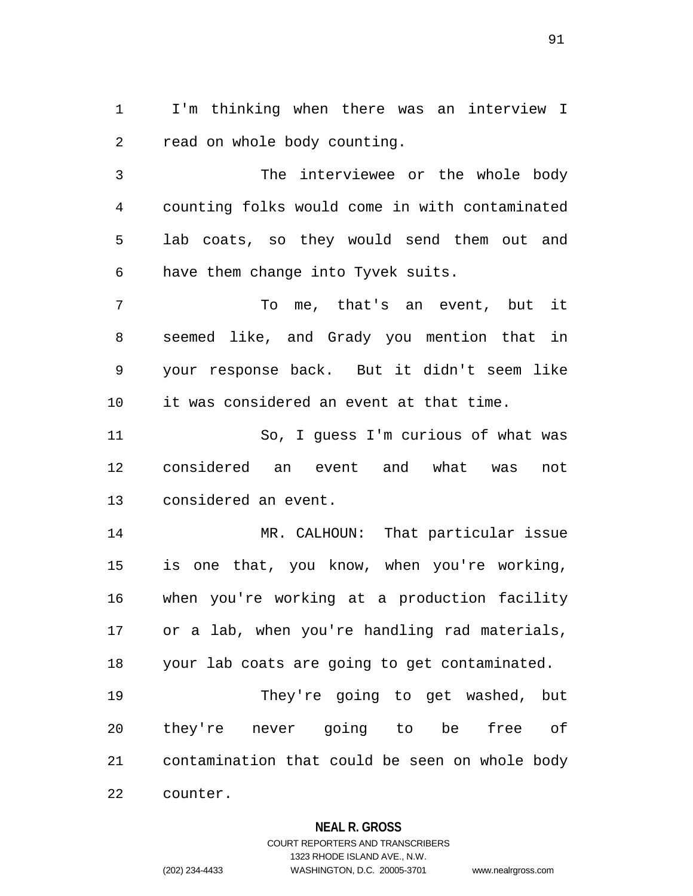I'm thinking when there was an interview I read on whole body counting.

The interviewee or the whole body counting folks would come in with contaminated lab coats, so they would send them out and have them change into Tyvek suits.

To me, that's an event, but it seemed like, and Grady you mention that in your response back. But it didn't seem like it was considered an event at that time.

So, I guess I'm curious of what was considered an event and what was not considered an event.

MR. CALHOUN: That particular issue is one that, you know, when you're working, when you're working at a production facility or a lab, when you're handling rad materials, your lab coats are going to get contaminated.

They're going to get washed, but they're never going to be free of contamination that could be seen on whole body counter.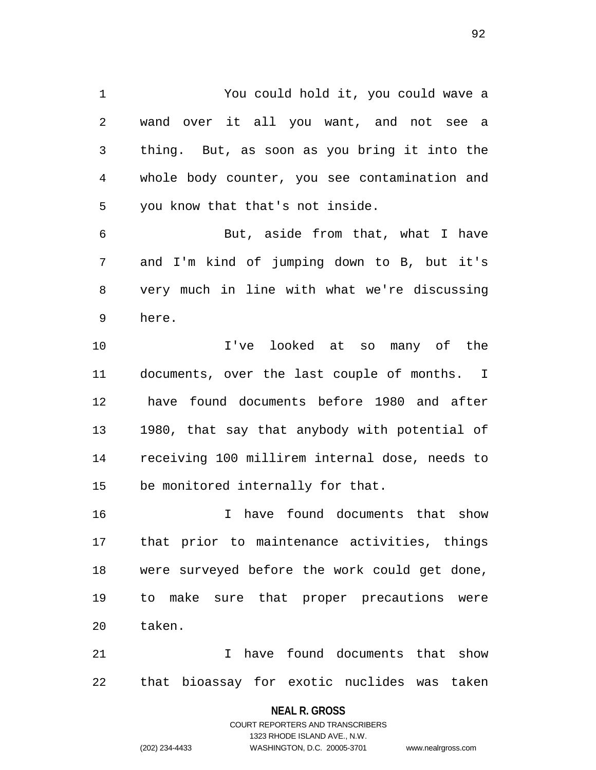You could hold it, you could wave a wand over it all you want, and not see a thing. But, as soon as you bring it into the whole body counter, you see contamination and you know that that's not inside.

But, aside from that, what I have and I'm kind of jumping down to B, but it's very much in line with what we're discussing here.

I've looked at so many of the documents, over the last couple of months. I have found documents before 1980 and after 1980, that say that anybody with potential of receiving 100 millirem internal dose, needs to be monitored internally for that.

I have found documents that show that prior to maintenance activities, things were surveyed before the work could get done, to make sure that proper precautions were taken.

I have found documents that show that bioassay for exotic nuclides was taken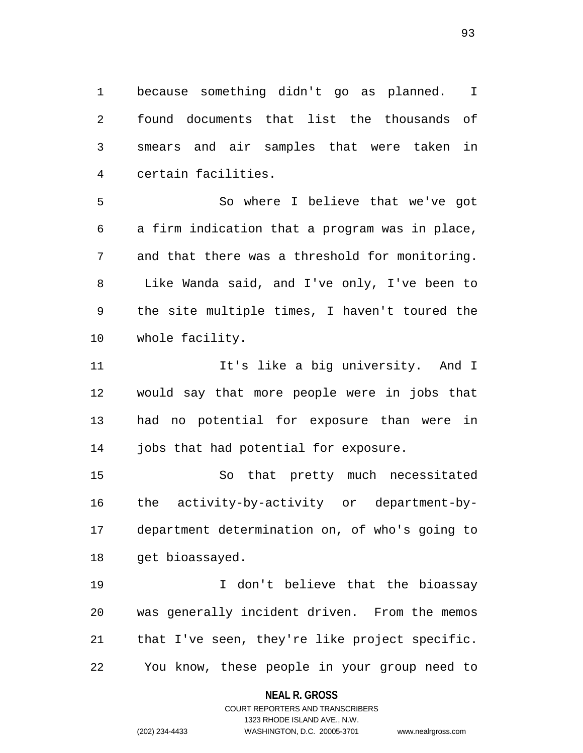because something didn't go as planned. I found documents that list the thousands of smears and air samples that were taken in certain facilities.

So where I believe that we've got a firm indication that a program was in place, and that there was a threshold for monitoring. Like Wanda said, and I've only, I've been to the site multiple times, I haven't toured the whole facility.

It's like a big university. And I would say that more people were in jobs that had no potential for exposure than were in jobs that had potential for exposure.

So that pretty much necessitated the activity-by-activity or department-by-department determination on, of who's going to get bioassayed.

I don't believe that the bioassay was generally incident driven. From the memos that I've seen, they're like project specific. You know, these people in your group need to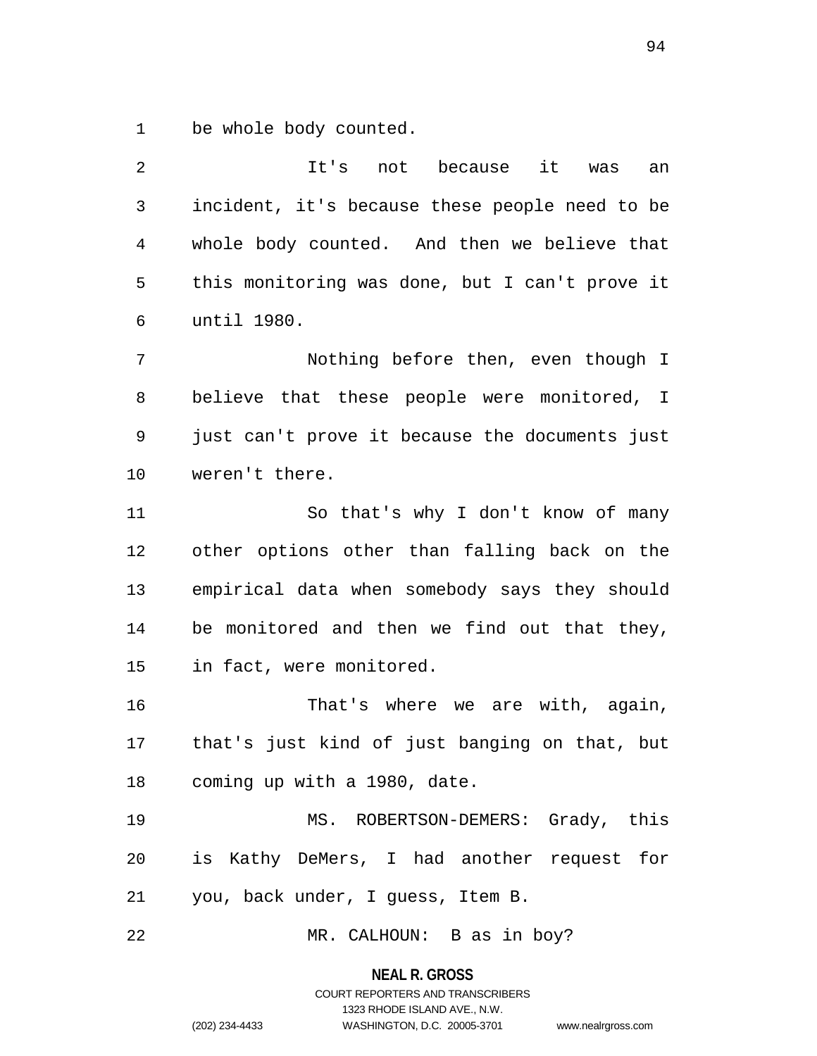be whole body counted.

It's not because it was an incident, it's because these people need to be whole body counted. And then we believe that this monitoring was done, but I can't prove it until 1980.

Nothing before then, even though I believe that these people were monitored, I just can't prove it because the documents just weren't there.

So that's why I don't know of many other options other than falling back on the empirical data when somebody says they should be monitored and then we find out that they, in fact, were monitored.

That's where we are with, again, that's just kind of just banging on that, but coming up with a 1980, date.

MS. ROBERTSON-DEMERS: Grady, this is Kathy DeMers, I had another request for you, back under, I guess, Item B.

MR. CALHOUN: B as in boy?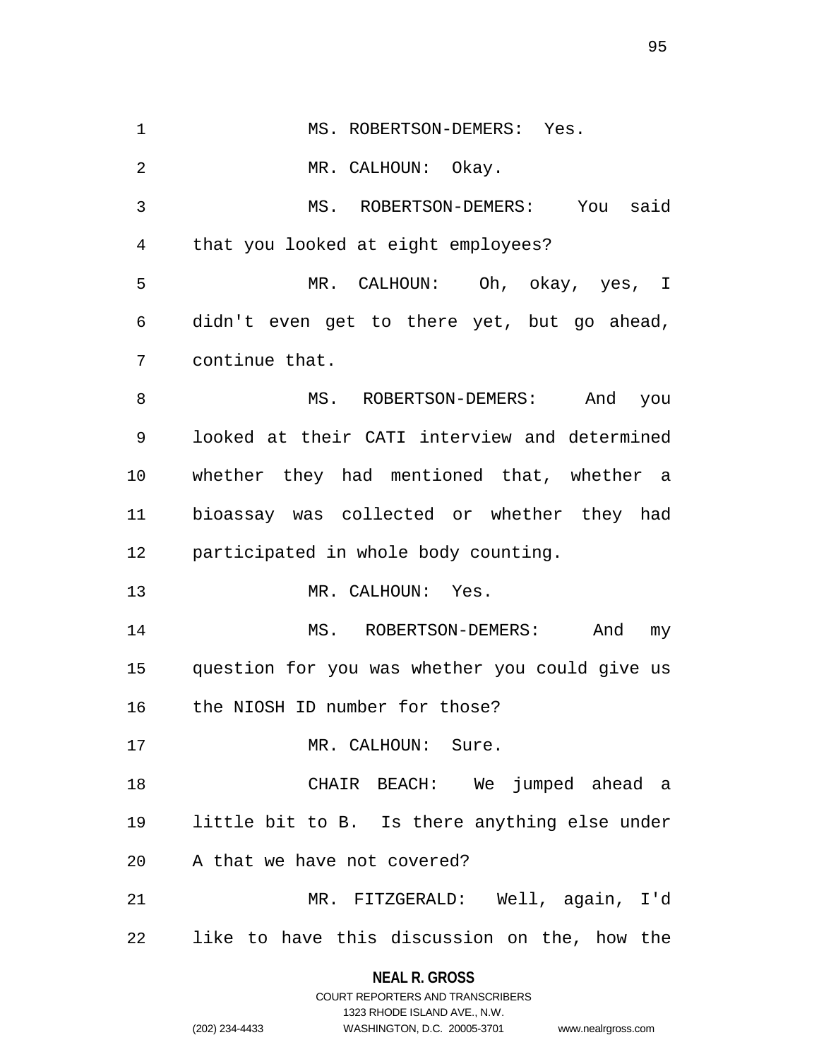MS. ROBERTSON-DEMERS: Yes.

MR. CALHOUN: Okay.

MS. ROBERTSON-DEMERS: You said that you looked at eight employees?

MR. CALHOUN: Oh, okay, yes, I didn't even get to there yet, but go ahead, continue that.

MS. ROBERTSON-DEMERS: And you looked at their CATI interview and determined whether they had mentioned that, whether a bioassay was collected or whether they had participated in whole body counting.

MR. CALHOUN: Yes.

MS. ROBERTSON-DEMERS: And my question for you was whether you could give us the NIOSH ID number for those?

MR. CALHOUN: Sure.

CHAIR BEACH: We jumped ahead a little bit to B. Is there anything else under A that we have not covered?

MR. FITZGERALD: Well, again, I'd like to have this discussion on the, how the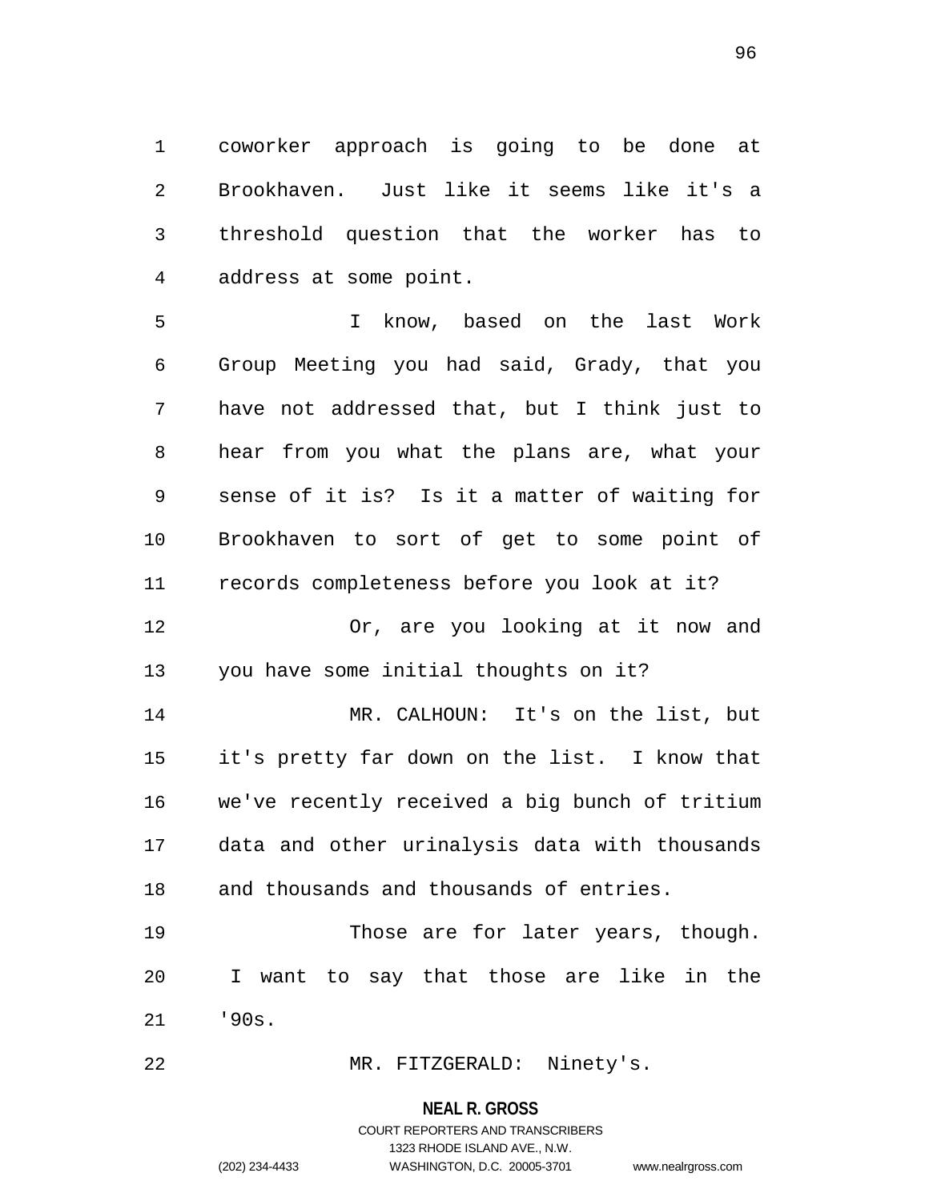coworker approach is going to be done at Brookhaven. Just like it seems like it's a threshold question that the worker has to address at some point.

I know, based on the last Work Group Meeting you had said, Grady, that you have not addressed that, but I think just to hear from you what the plans are, what your sense of it is? Is it a matter of waiting for Brookhaven to sort of get to some point of records completeness before you look at it?

Or, are you looking at it now and you have some initial thoughts on it?

MR. CALHOUN: It's on the list, but it's pretty far down on the list. I know that we've recently received a big bunch of tritium data and other urinalysis data with thousands and thousands and thousands of entries.

Those are for later years, though. I want to say that those are like in the '90s.

MR. FITZGERALD: Ninety's.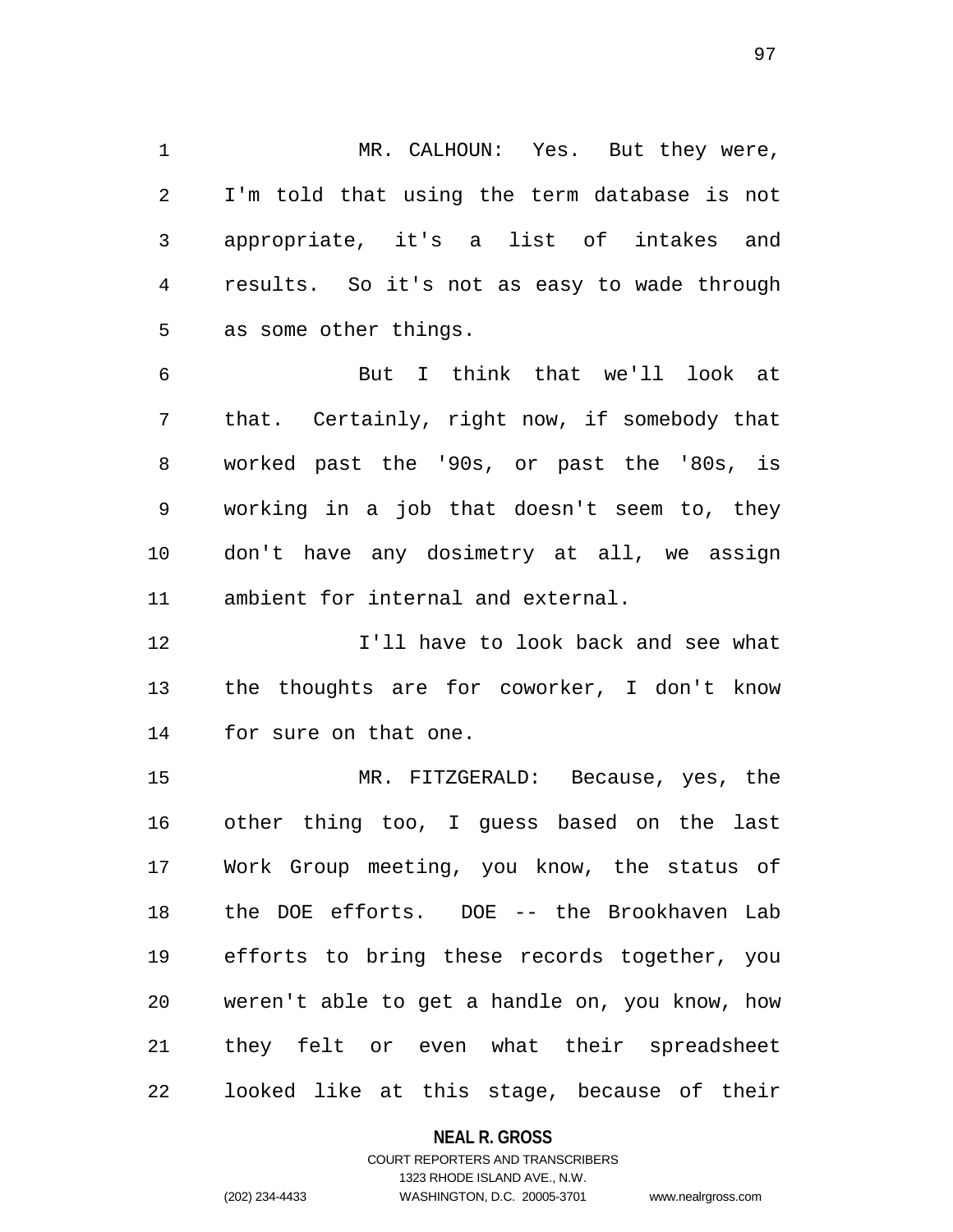MR. CALHOUN: Yes. But they were, I'm told that using the term database is not appropriate, it's a list of intakes and results. So it's not as easy to wade through as some other things.

But I think that we'll look at that. Certainly, right now, if somebody that worked past the '90s, or past the '80s, is working in a job that doesn't seem to, they don't have any dosimetry at all, we assign ambient for internal and external.

I'll have to look back and see what the thoughts are for coworker, I don't know for sure on that one.

MR. FITZGERALD: Because, yes, the other thing too, I guess based on the last Work Group meeting, you know, the status of the DOE efforts. DOE -- the Brookhaven Lab efforts to bring these records together, you weren't able to get a handle on, you know, how they felt or even what their spreadsheet looked like at this stage, because of their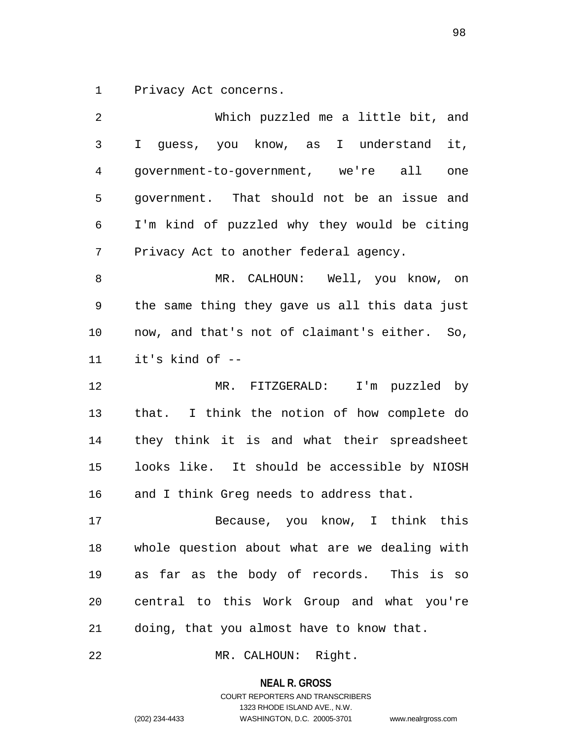Privacy Act concerns.

Which puzzled me a little bit, and I guess, you know, as I understand it, government-to-government, we're all one government. That should not be an issue and I'm kind of puzzled why they would be citing Privacy Act to another federal agency.

MR. CALHOUN: Well, you know, on the same thing they gave us all this data just now, and that's not of claimant's either. So, it's kind of --

MR. FITZGERALD: I'm puzzled by that. I think the notion of how complete do they think it is and what their spreadsheet looks like. It should be accessible by NIOSH and I think Greg needs to address that.

Because, you know, I think this whole question about what are we dealing with as far as the body of records. This is so central to this Work Group and what you're doing, that you almost have to know that.

MR. CALHOUN: Right.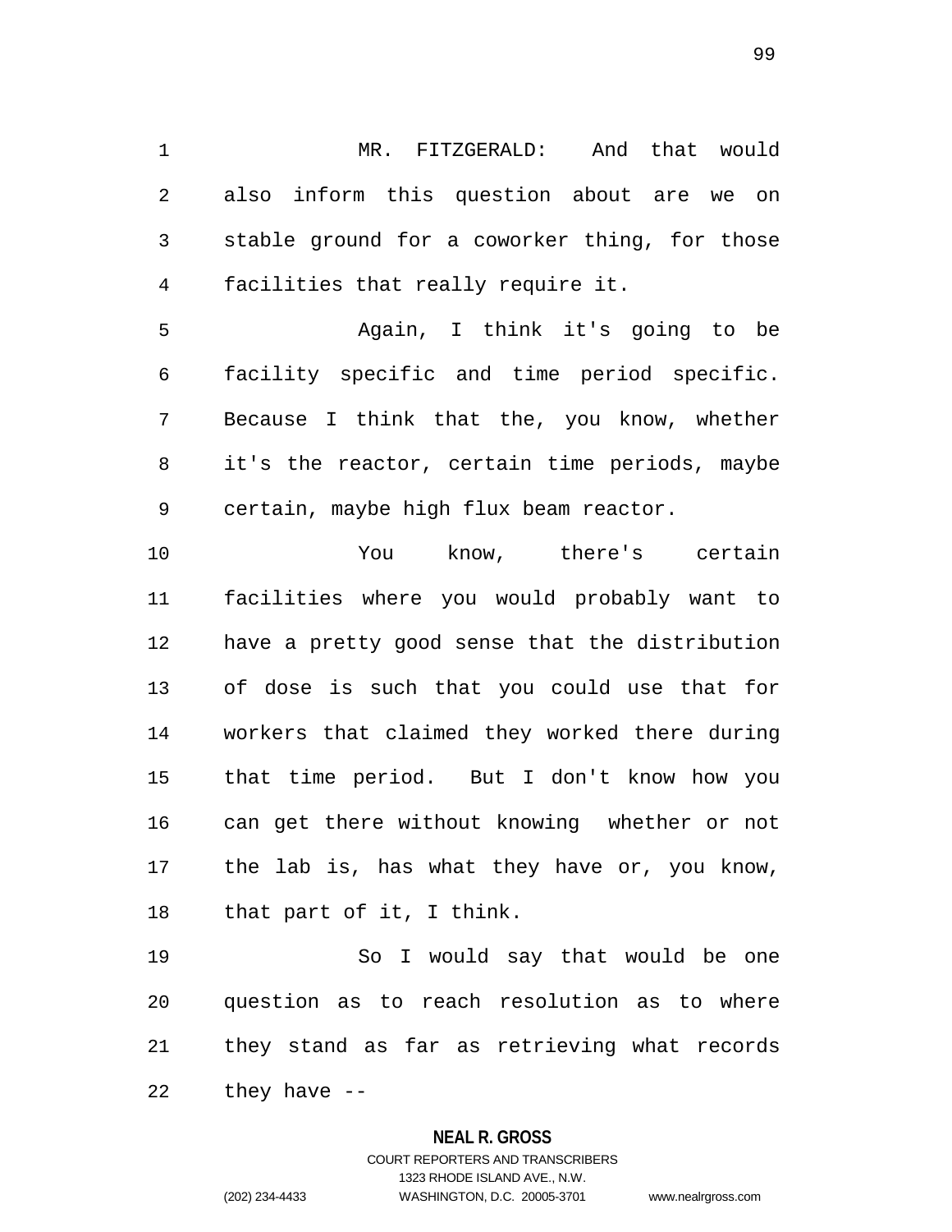MR. FITZGERALD: And that would also inform this question about are we on stable ground for a coworker thing, for those facilities that really require it.

Again, I think it's going to be facility specific and time period specific. Because I think that the, you know, whether it's the reactor, certain time periods, maybe certain, maybe high flux beam reactor.

You know, there's certain facilities where you would probably want to have a pretty good sense that the distribution of dose is such that you could use that for workers that claimed they worked there during that time period. But I don't know how you can get there without knowing whether or not the lab is, has what they have or, you know, that part of it, I think.

So I would say that would be one question as to reach resolution as to where they stand as far as retrieving what records they have --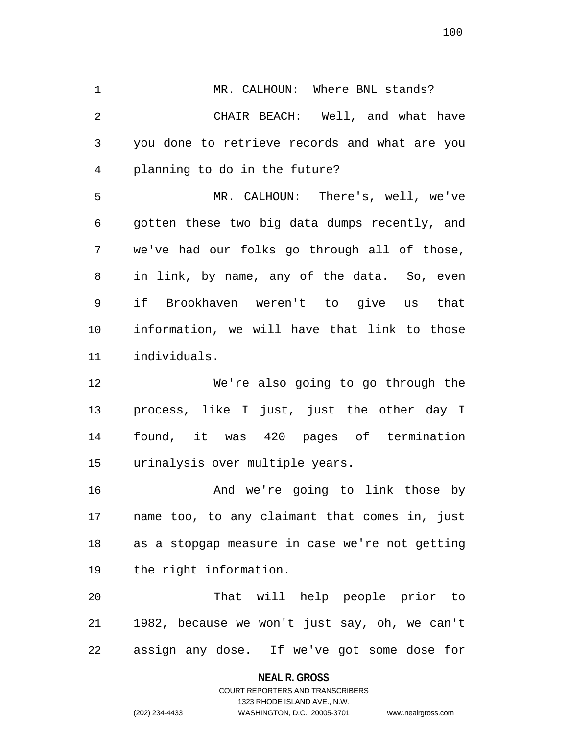MR. CALHOUN: Where BNL stands?

CHAIR BEACH: Well, and what have you done to retrieve records and what are you planning to do in the future?

MR. CALHOUN: There's, well, we've gotten these two big data dumps recently, and we've had our folks go through all of those, in link, by name, any of the data. So, even if Brookhaven weren't to give us that information, we will have that link to those individuals.

We're also going to go through the process, like I just, just the other day I found, it was 420 pages of termination urinalysis over multiple years.

And we're going to link those by name too, to any claimant that comes in, just as a stopgap measure in case we're not getting the right information.

That will help people prior to 1982, because we won't just say, oh, we can't assign any dose. If we've got some dose for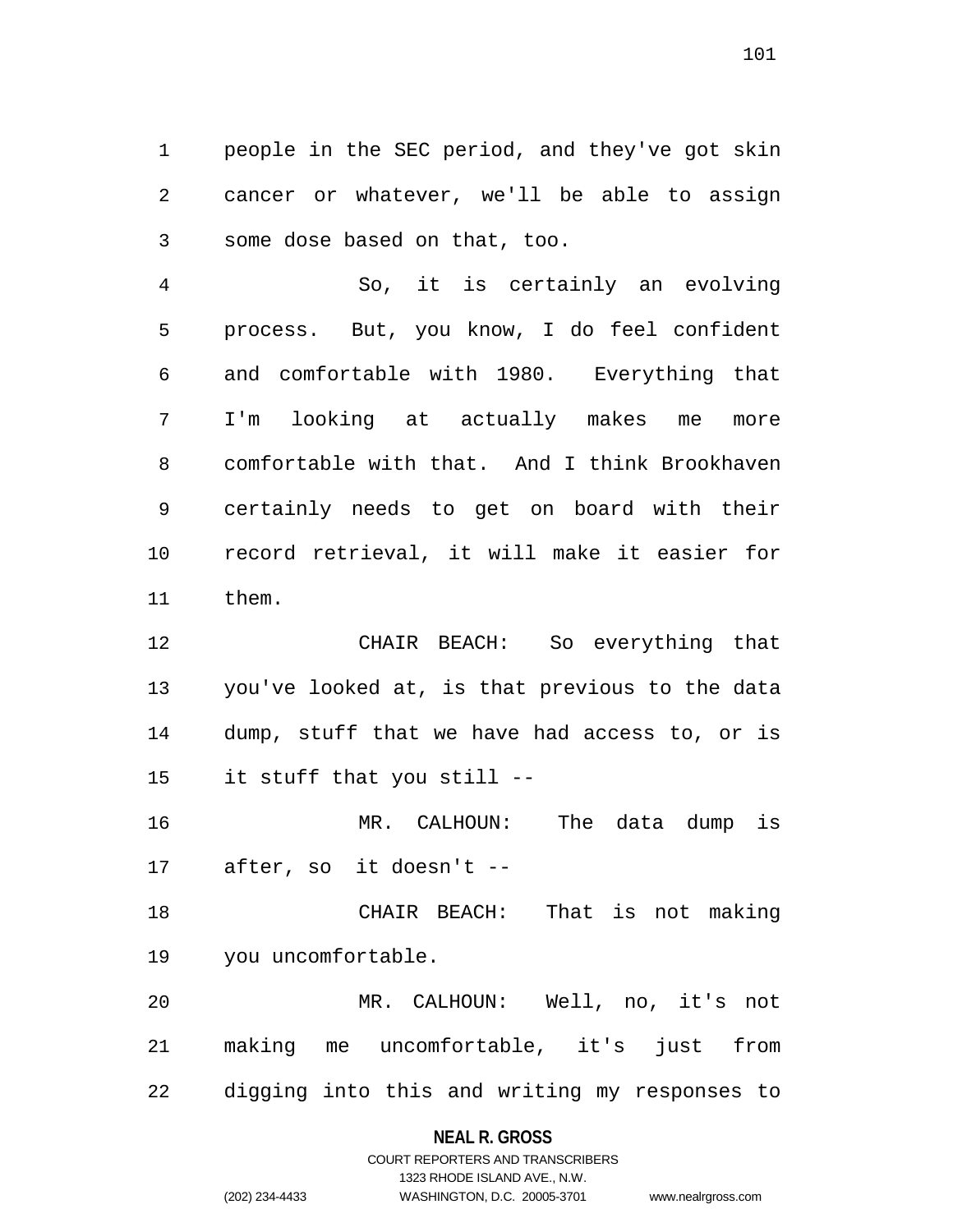people in the SEC period, and they've got skin cancer or whatever, we'll be able to assign some dose based on that, too.

So, it is certainly an evolving process. But, you know, I do feel confident and comfortable with 1980. Everything that I'm looking at actually makes me more comfortable with that. And I think Brookhaven certainly needs to get on board with their record retrieval, it will make it easier for them.

CHAIR BEACH: So everything that you've looked at, is that previous to the data dump, stuff that we have had access to, or is it stuff that you still --

MR. CALHOUN: The data dump is after, so it doesn't --

CHAIR BEACH: That is not making you uncomfortable.

MR. CALHOUN: Well, no, it's not making me uncomfortable, it's just from digging into this and writing my responses to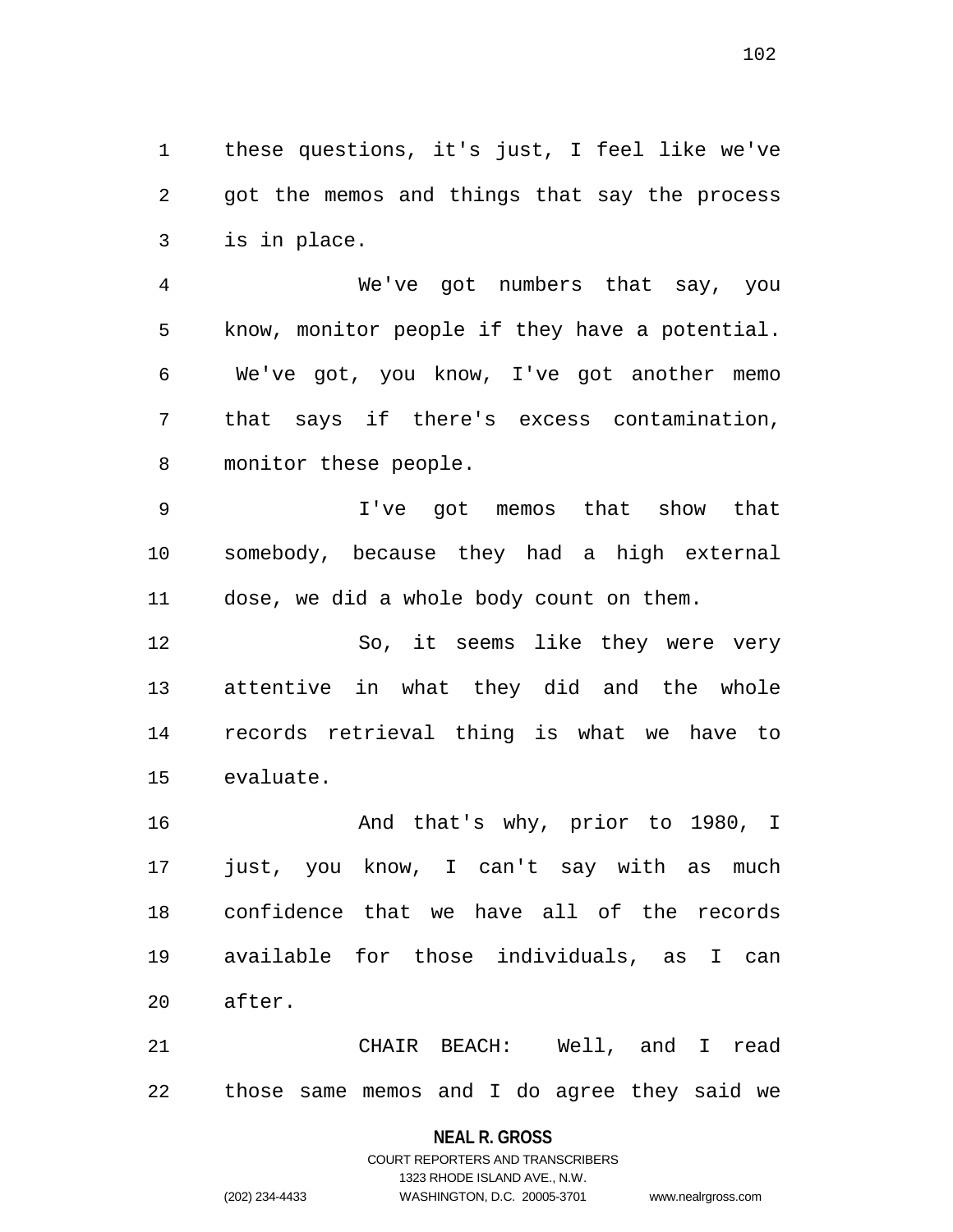these questions, it's just, I feel like we've got the memos and things that say the process is in place.

We've got numbers that say, you know, monitor people if they have a potential. We've got, you know, I've got another memo that says if there's excess contamination, monitor these people.

I've got memos that show that somebody, because they had a high external dose, we did a whole body count on them.

So, it seems like they were very attentive in what they did and the whole records retrieval thing is what we have to evaluate.

And that's why, prior to 1980, I just, you know, I can't say with as much confidence that we have all of the records available for those individuals, as I can after.

CHAIR BEACH: Well, and I read those same memos and I do agree they said we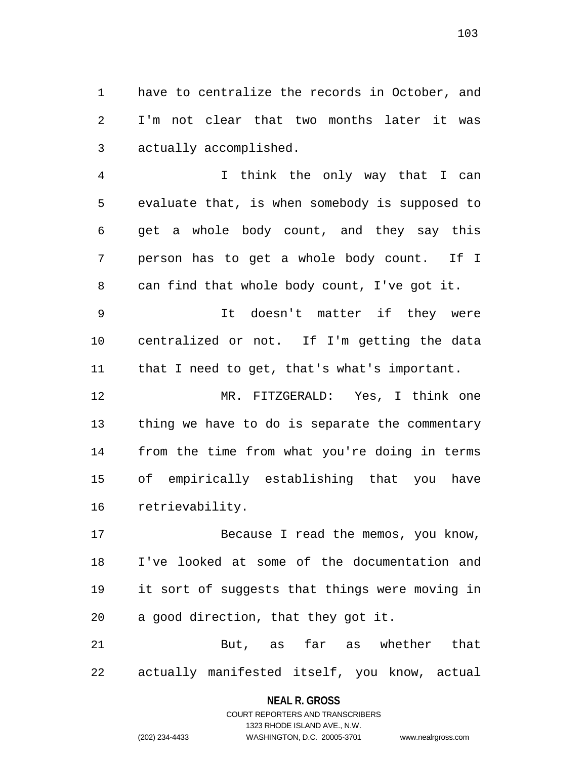have to centralize the records in October, and I'm not clear that two months later it was actually accomplished.

I think the only way that I can evaluate that, is when somebody is supposed to get a whole body count, and they say this person has to get a whole body count. If I can find that whole body count, I've got it.

It doesn't matter if they were centralized or not. If I'm getting the data that I need to get, that's what's important.

MR. FITZGERALD: Yes, I think one thing we have to do is separate the commentary from the time from what you're doing in terms of empirically establishing that you have retrievability.

Because I read the memos, you know, I've looked at some of the documentation and it sort of suggests that things were moving in a good direction, that they got it.

But, as far as whether that actually manifested itself, you know, actual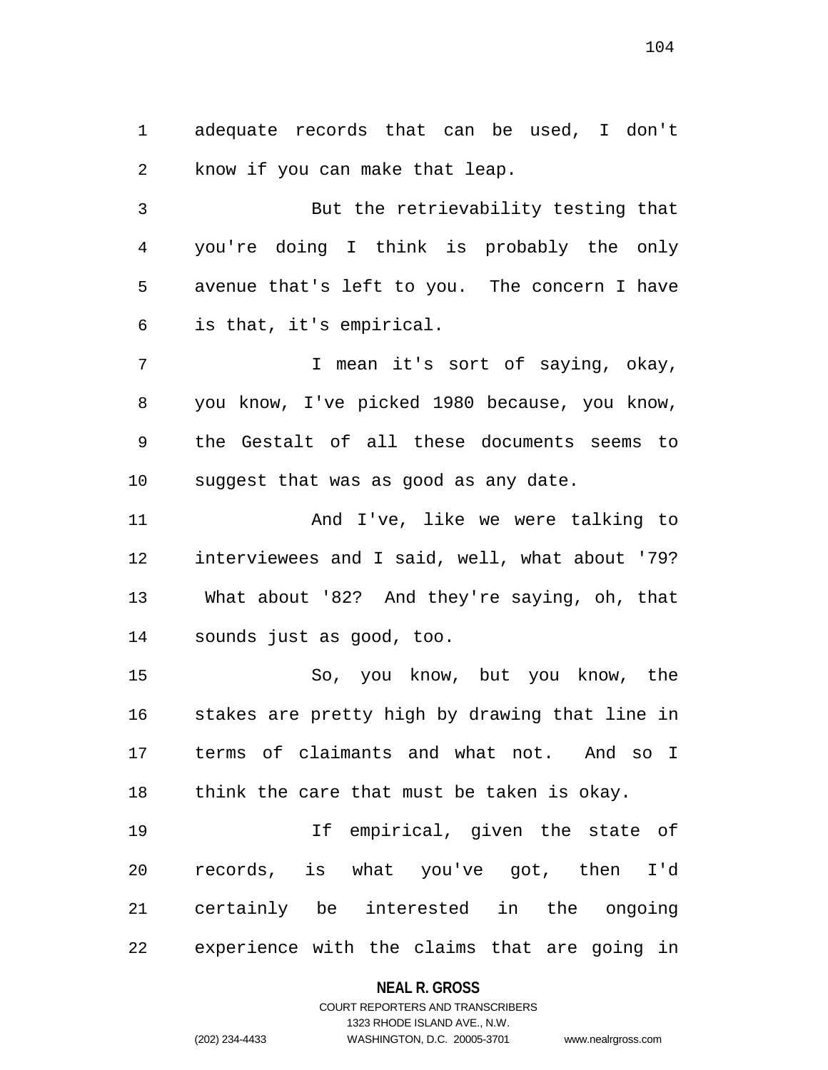adequate records that can be used, I don't know if you can make that leap.

But the retrievability testing that you're doing I think is probably the only avenue that's left to you. The concern I have is that, it's empirical.

I mean it's sort of saying, okay, you know, I've picked 1980 because, you know, the Gestalt of all these documents seems to suggest that was as good as any date.

And I've, like we were talking to interviewees and I said, well, what about '79? What about '82? And they're saying, oh, that sounds just as good, too.

So, you know, but you know, the stakes are pretty high by drawing that line in terms of claimants and what not. And so I think the care that must be taken is okay.

If empirical, given the state of records, is what you've got, then I'd certainly be interested in the ongoing experience with the claims that are going in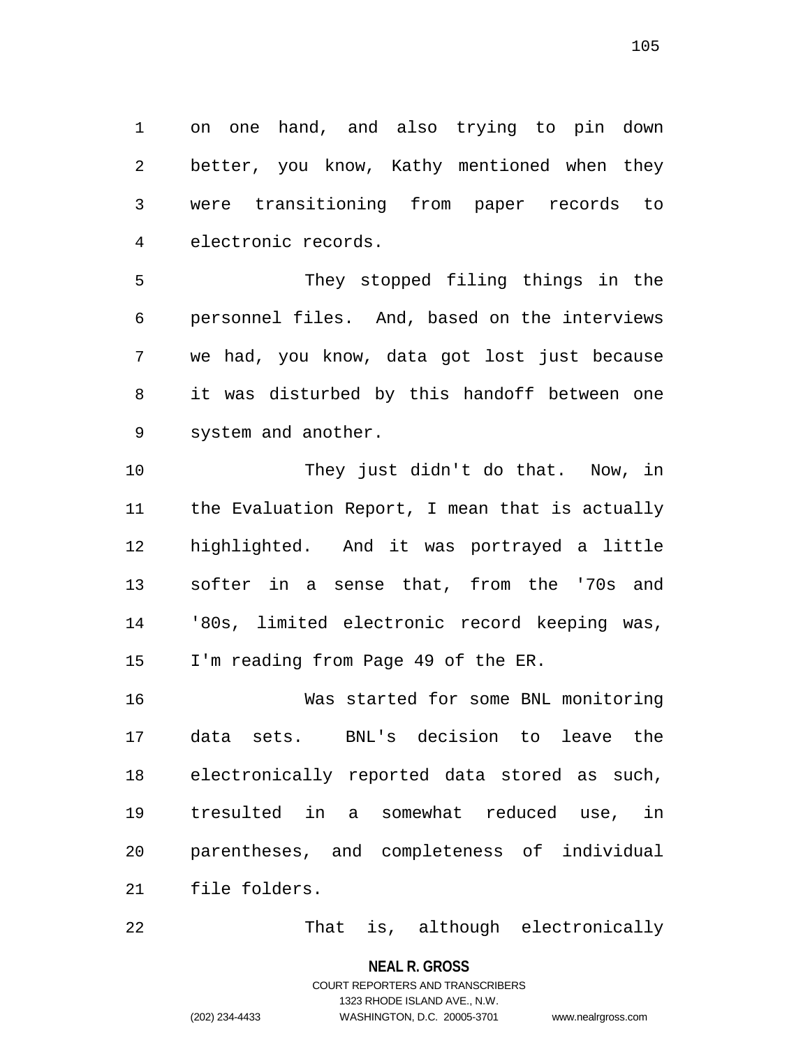on one hand, and also trying to pin down better, you know, Kathy mentioned when they were transitioning from paper records to electronic records.

They stopped filing things in the personnel files. And, based on the interviews we had, you know, data got lost just because it was disturbed by this handoff between one system and another.

They just didn't do that. Now, in the Evaluation Report, I mean that is actually highlighted. And it was portrayed a little softer in a sense that, from the '70s and '80s, limited electronic record keeping was, I'm reading from Page 49 of the ER.

Was started for some BNL monitoring data sets. BNL's decision to leave the electronically reported data stored as such, tresulted in a somewhat reduced use, in parentheses, and completeness of individual file folders.

That is, although electronically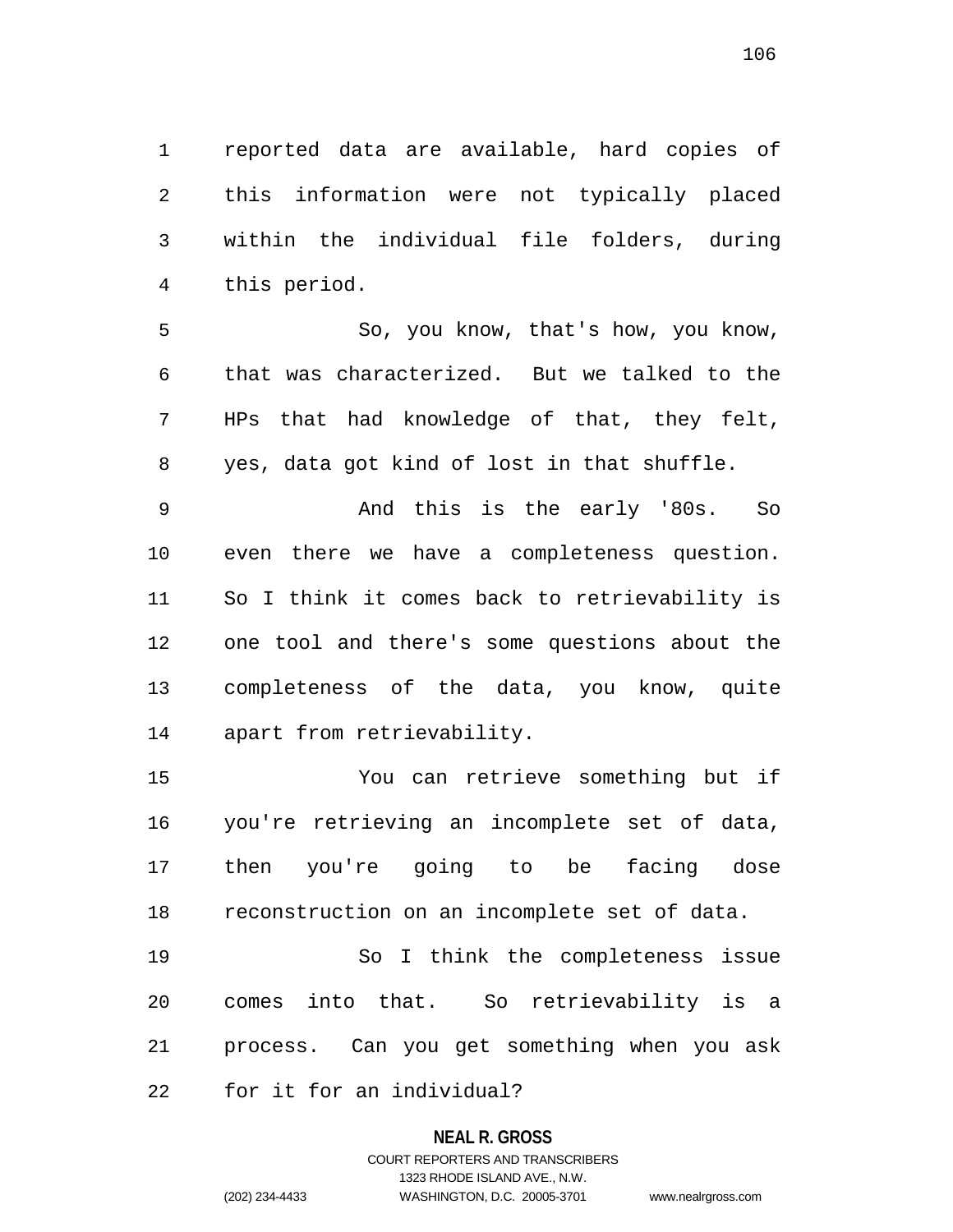reported data are available, hard copies of this information were not typically placed within the individual file folders, during this period.

So, you know, that's how, you know, that was characterized. But we talked to the HPs that had knowledge of that, they felt, yes, data got kind of lost in that shuffle.

And this is the early '80s. So even there we have a completeness question. So I think it comes back to retrievability is one tool and there's some questions about the completeness of the data, you know, quite apart from retrievability.

You can retrieve something but if you're retrieving an incomplete set of data, then you're going to be facing dose reconstruction on an incomplete set of data.

So I think the completeness issue comes into that. So retrievability is a process. Can you get something when you ask for it for an individual?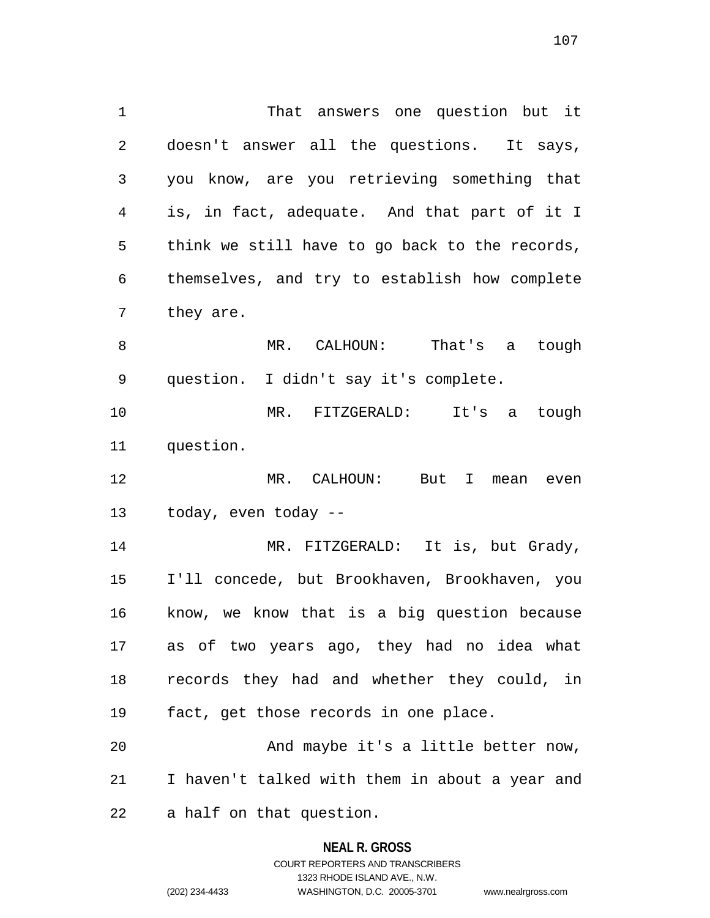That answers one question but it doesn't answer all the questions. It says, you know, are you retrieving something that is, in fact, adequate. And that part of it I think we still have to go back to the records, themselves, and try to establish how complete they are.

MR. CALHOUN: That's a tough question. I didn't say it's complete.

MR. FITZGERALD: It's a tough question.

MR. CALHOUN: But I mean even today, even today --

MR. FITZGERALD: It is, but Grady, I'll concede, but Brookhaven, Brookhaven, you know, we know that is a big question because as of two years ago, they had no idea what records they had and whether they could, in fact, get those records in one place.

And maybe it's a little better now, I haven't talked with them in about a year and a half on that question.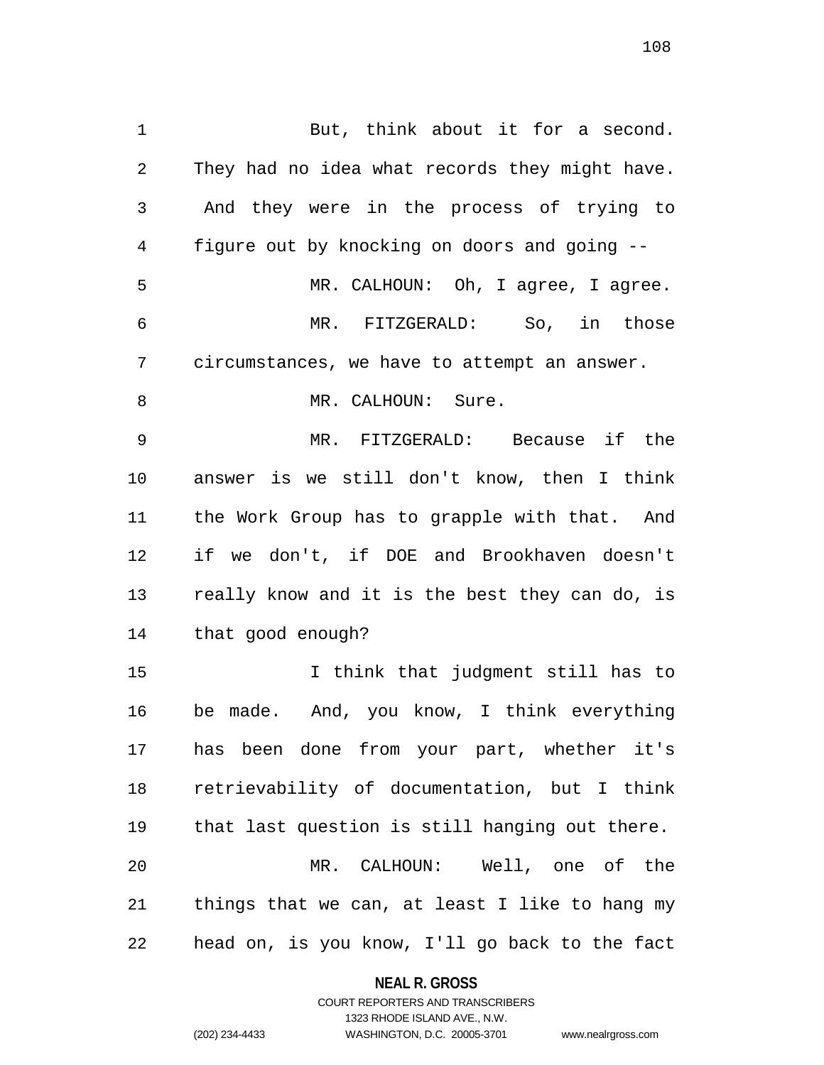But, think about it for a second. They had no idea what records they might have. And they were in the process of trying to figure out by knocking on doors and going --

MR. CALHOUN: Oh, I agree, I agree.

MR. FITZGERALD: So, in those circumstances, we have to attempt an answer.

MR. CALHOUN: Sure.

MR. FITZGERALD: Because if the answer is we still don't know, then I think the Work Group has to grapple with that. And if we don't, if DOE and Brookhaven doesn't really know and it is the best they can do, is that good enough?

I think that judgment still has to be made. And, you know, I think everything has been done from your part, whether it's retrievability of documentation, but I think that last question is still hanging out there.

MR. CALHOUN: Well, one of the things that we can, at least I like to hang my head on, is you know, I'll go back to the fact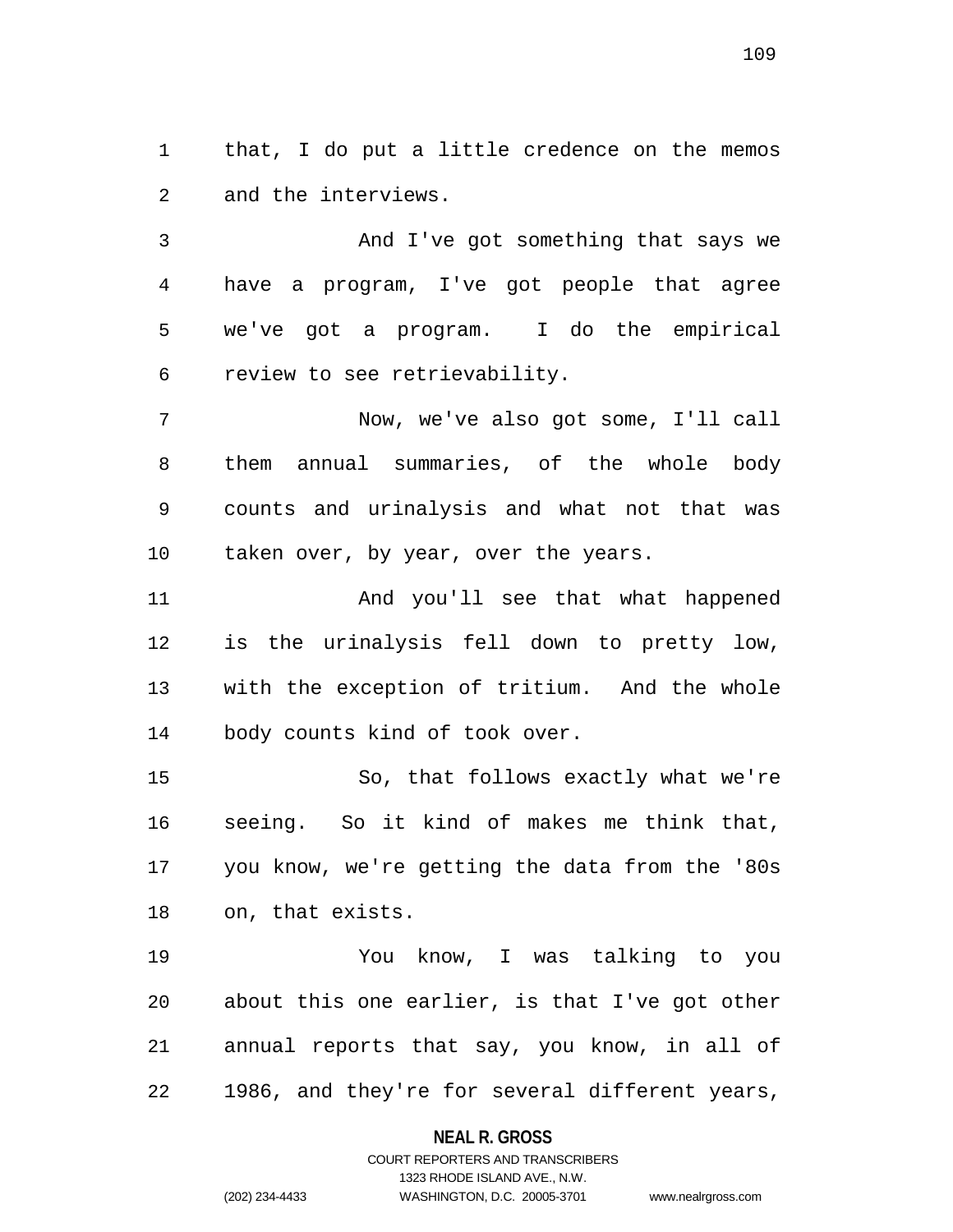that, I do put a little credence on the memos and the interviews.

And I've got something that says we have a program, I've got people that agree we've got a program. I do the empirical review to see retrievability.

Now, we've also got some, I'll call them annual summaries, of the whole body counts and urinalysis and what not that was taken over, by year, over the years.

And you'll see that what happened is the urinalysis fell down to pretty low, with the exception of tritium. And the whole body counts kind of took over.

So, that follows exactly what we're seeing. So it kind of makes me think that, you know, we're getting the data from the '80s on, that exists.

You know, I was talking to you about this one earlier, is that I've got other annual reports that say, you know, in all of 1986, and they're for several different years,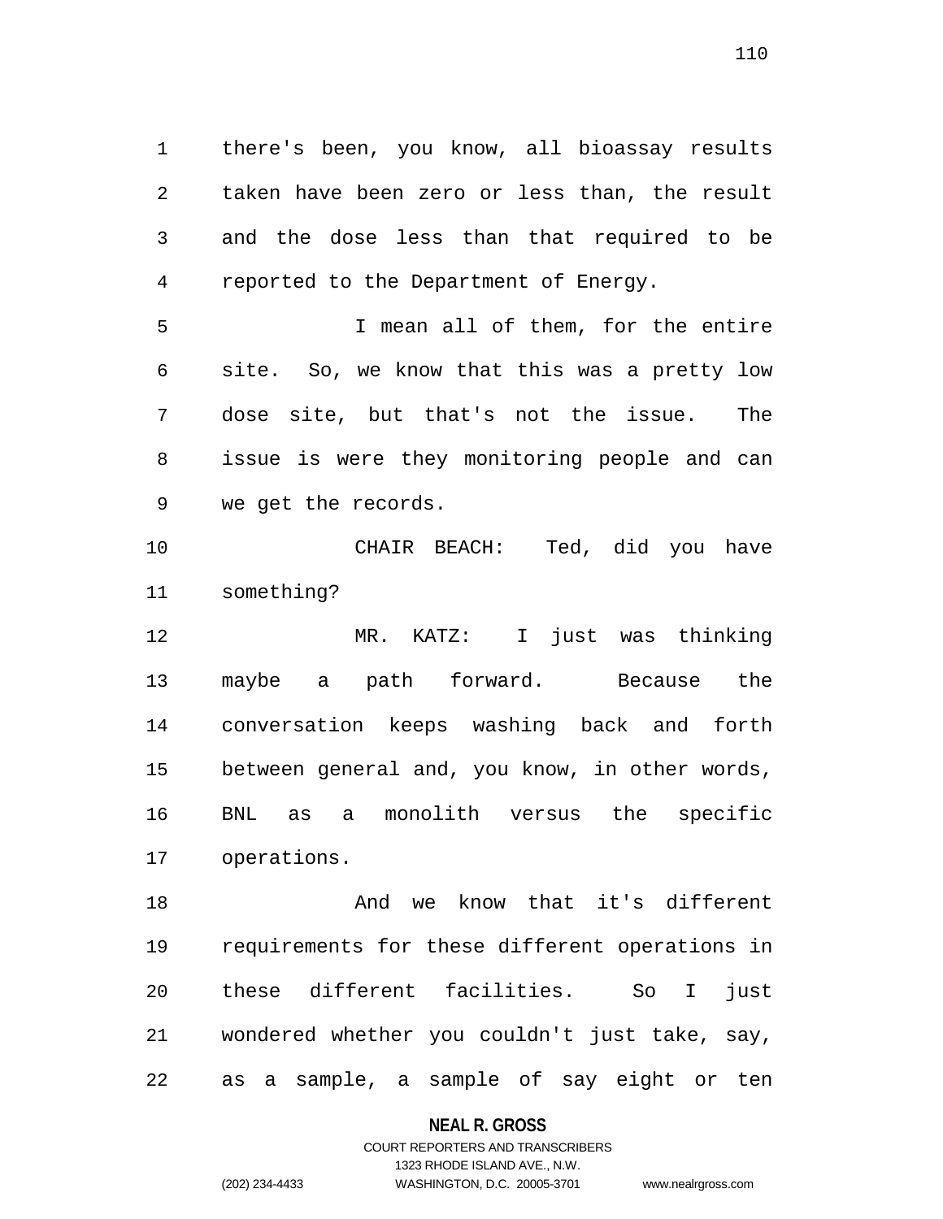there's been, you know, all bioassay results taken have been zero or less than, the result and the dose less than that required to be reported to the Department of Energy.

I mean all of them, for the entire site. So, we know that this was a pretty low dose site, but that's not the issue. The issue is were they monitoring people and can we get the records.

CHAIR BEACH: Ted, did you have something?

MR. KATZ: I just was thinking maybe a path forward. Because the conversation keeps washing back and forth between general and, you know, in other words, BNL as a monolith versus the specific operations.

And we know that it's different requirements for these different operations in these different facilities. So I just wondered whether you couldn't just take, say, as a sample, a sample of say eight or ten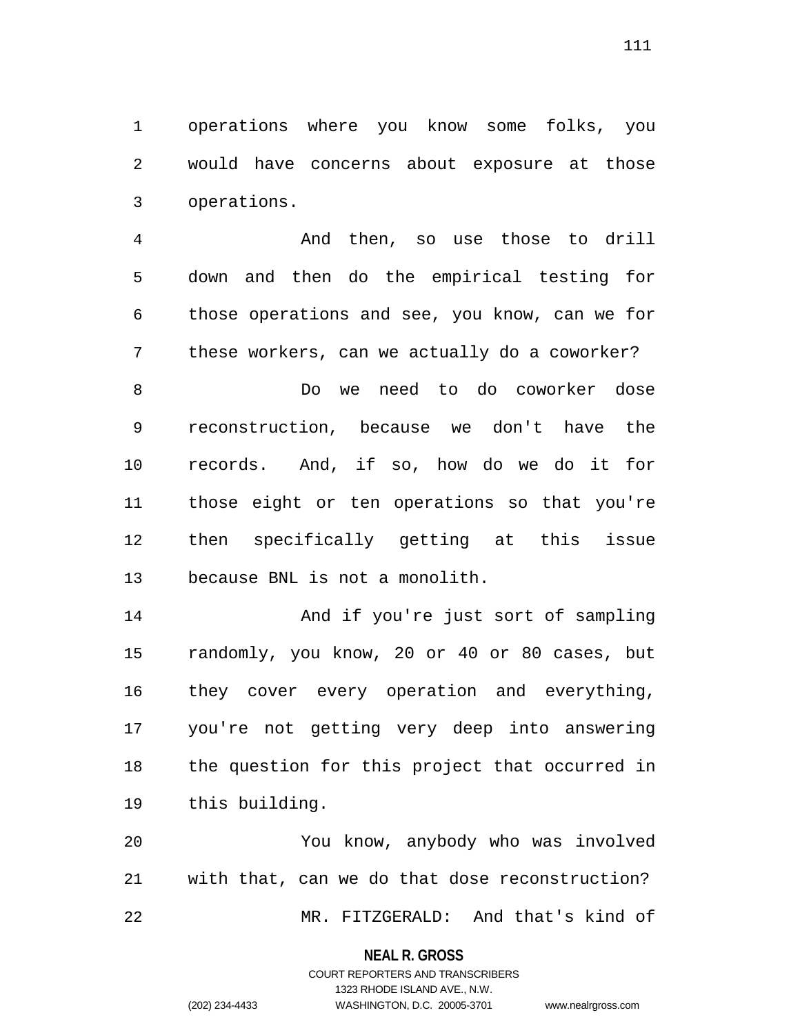operations where you know some folks, you would have concerns about exposure at those operations.

And then, so use those to drill down and then do the empirical testing for those operations and see, you know, can we for these workers, can we actually do a coworker?

Do we need to do coworker dose reconstruction, because we don't have the records. And, if so, how do we do it for those eight or ten operations so that you're then specifically getting at this issue because BNL is not a monolith.

And if you're just sort of sampling randomly, you know, 20 or 40 or 80 cases, but they cover every operation and everything, you're not getting very deep into answering the question for this project that occurred in this building.

You know, anybody who was involved with that, can we do that dose reconstruction?

MR. FITZGERALD: And that's kind of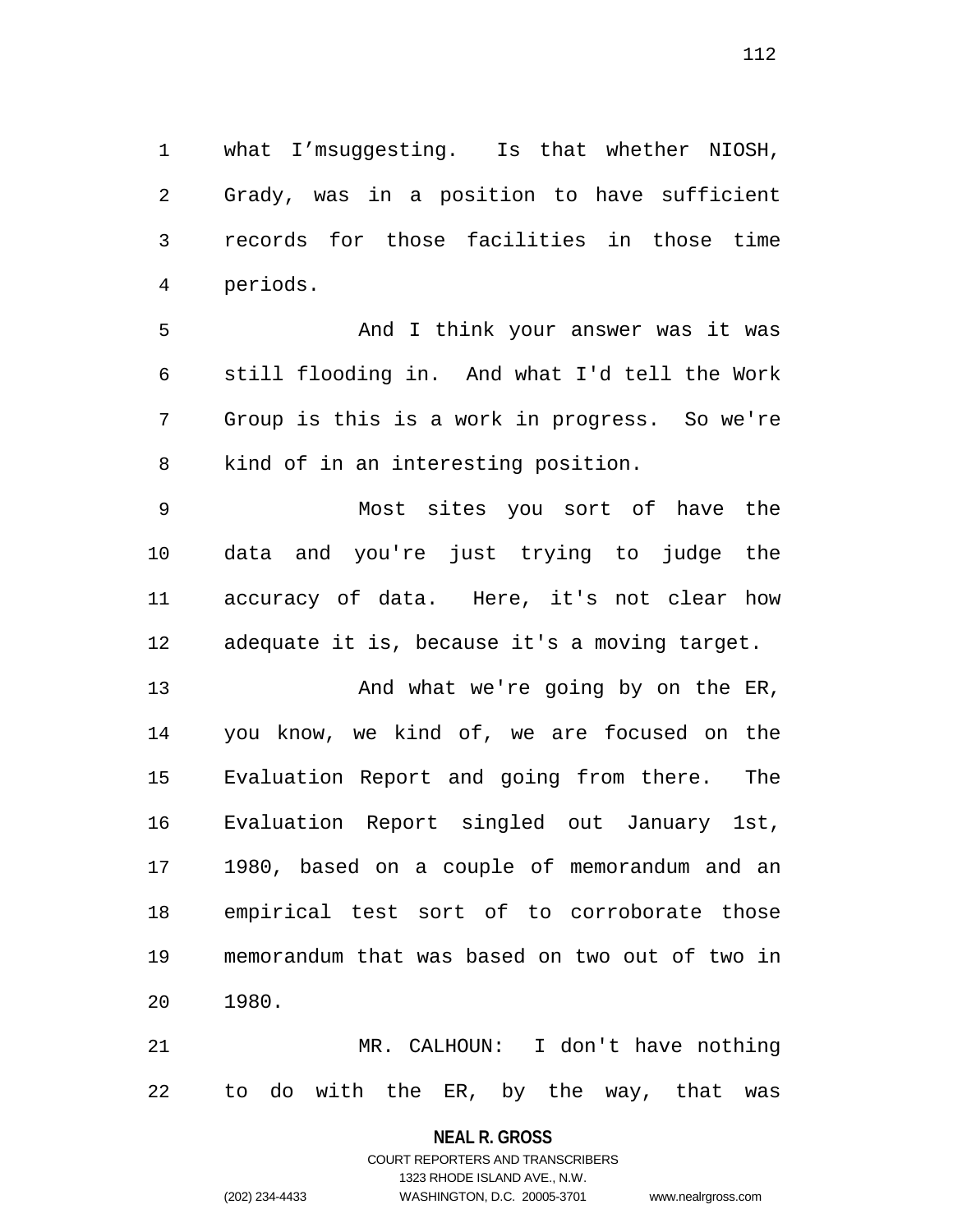what I'msuggesting. Is that whether NIOSH, Grady, was in a position to have sufficient records for those facilities in those time periods.

And I think your answer was it was still flooding in. And what I'd tell the Work Group is this is a work in progress. So we're kind of in an interesting position.

Most sites you sort of have the data and you're just trying to judge the accuracy of data. Here, it's not clear how adequate it is, because it's a moving target.

And what we're going by on the ER, you know, we kind of, we are focused on the Evaluation Report and going from there. The Evaluation Report singled out January 1st, 1980, based on a couple of memorandum and an empirical test sort of to corroborate those memorandum that was based on two out of two in 1980.

MR. CALHOUN: I don't have nothing to do with the ER, by the way, that was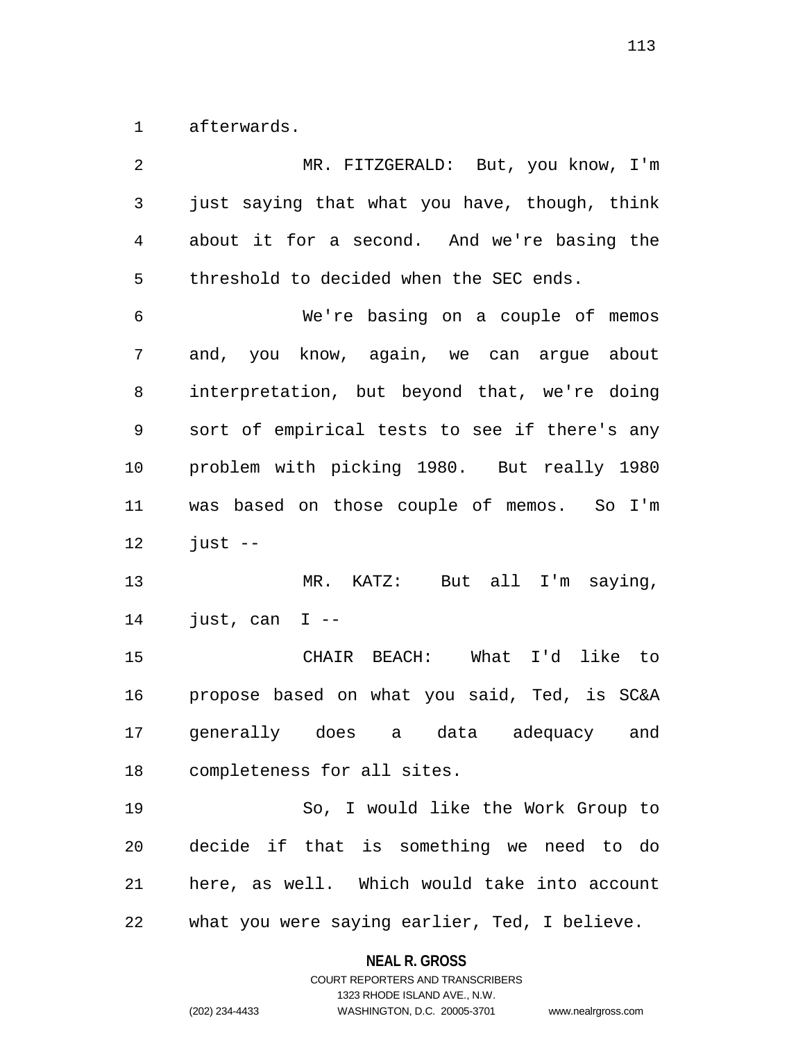afterwards.

MR. FITZGERALD: But, you know, I'm just saying that what you have, though, think about it for a second. And we're basing the threshold to decided when the SEC ends.

We're basing on a couple of memos and, you know, again, we can argue about interpretation, but beyond that, we're doing sort of empirical tests to see if there's any problem with picking 1980. But really 1980 was based on those couple of memos. So I'm just --

MR. KATZ: But all I'm saying, just, can I --

CHAIR BEACH: What I'd like to propose based on what you said, Ted, is SC&A generally does a data adequacy and completeness for all sites.

So, I would like the Work Group to decide if that is something we need to do here, as well. Which would take into account what you were saying earlier, Ted, I believe.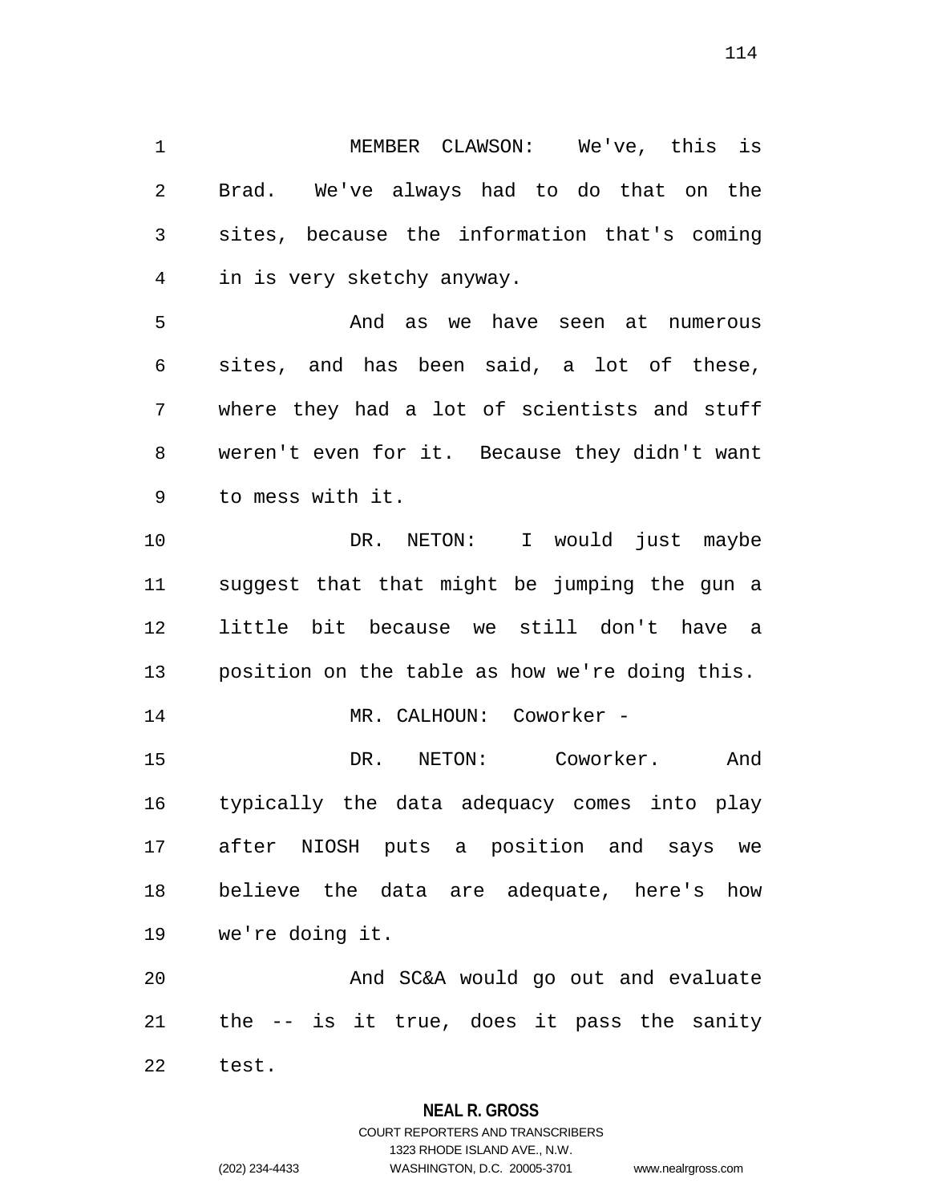MEMBER CLAWSON: We've, this is Brad. We've always had to do that on the sites, because the information that's coming in is very sketchy anyway.

And as we have seen at numerous sites, and has been said, a lot of these, where they had a lot of scientists and stuff weren't even for it. Because they didn't want to mess with it.

DR. NETON: I would just maybe suggest that that might be jumping the gun a little bit because we still don't have a position on the table as how we're doing this.

MR. CALHOUN: Coworker -

DR. NETON: Coworker. And typically the data adequacy comes into play after NIOSH puts a position and says we believe the data are adequate, here's how we're doing it.

And SC&A would go out and evaluate the -- is it true, does it pass the sanity test.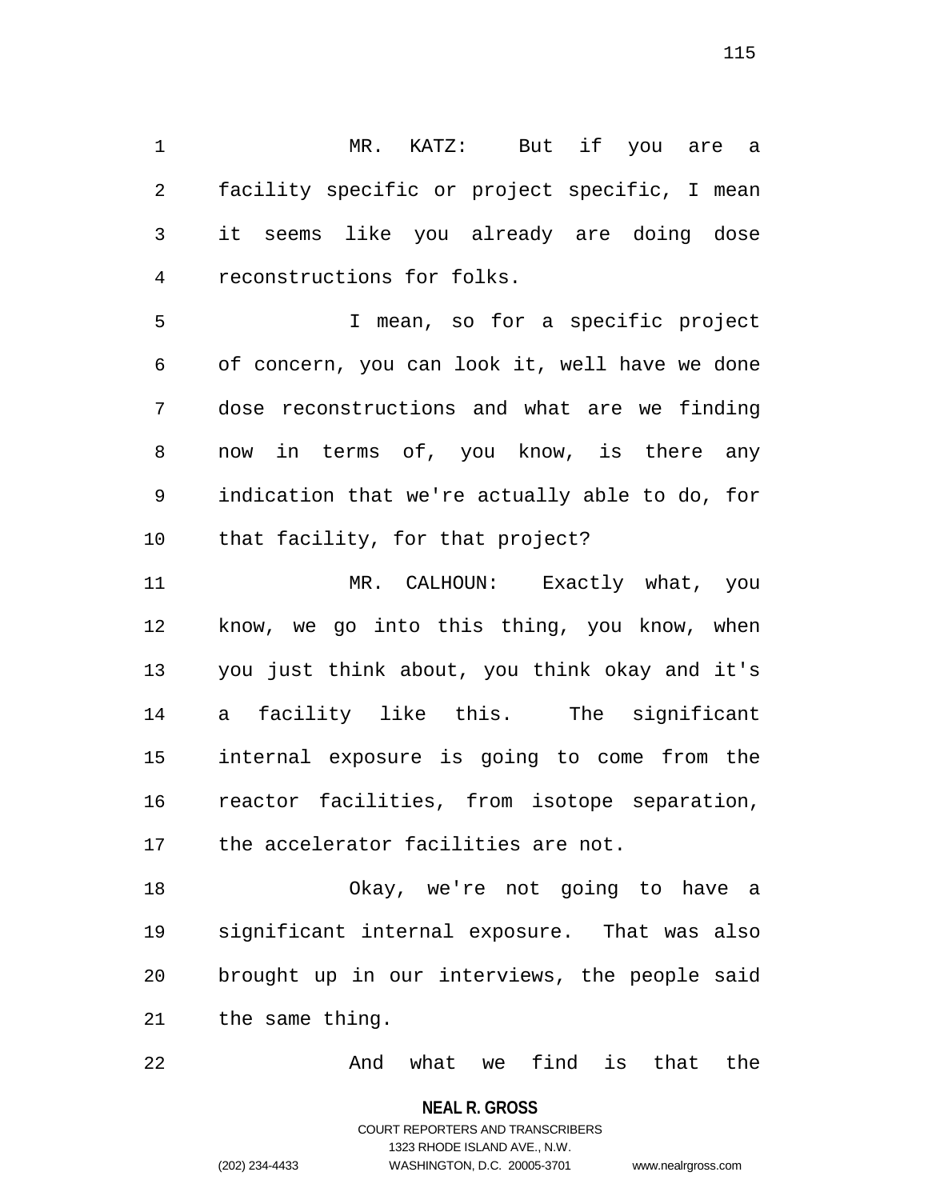MR. KATZ: But if you are a facility specific or project specific, I mean it seems like you already are doing dose reconstructions for folks.

I mean, so for a specific project of concern, you can look it, well have we done dose reconstructions and what are we finding now in terms of, you know, is there any indication that we're actually able to do, for that facility, for that project?

MR. CALHOUN: Exactly what, you know, we go into this thing, you know, when you just think about, you think okay and it's a facility like this. The significant internal exposure is going to come from the reactor facilities, from isotope separation, the accelerator facilities are not.

Okay, we're not going to have a significant internal exposure. That was also brought up in our interviews, the people said the same thing.

And what we find is that the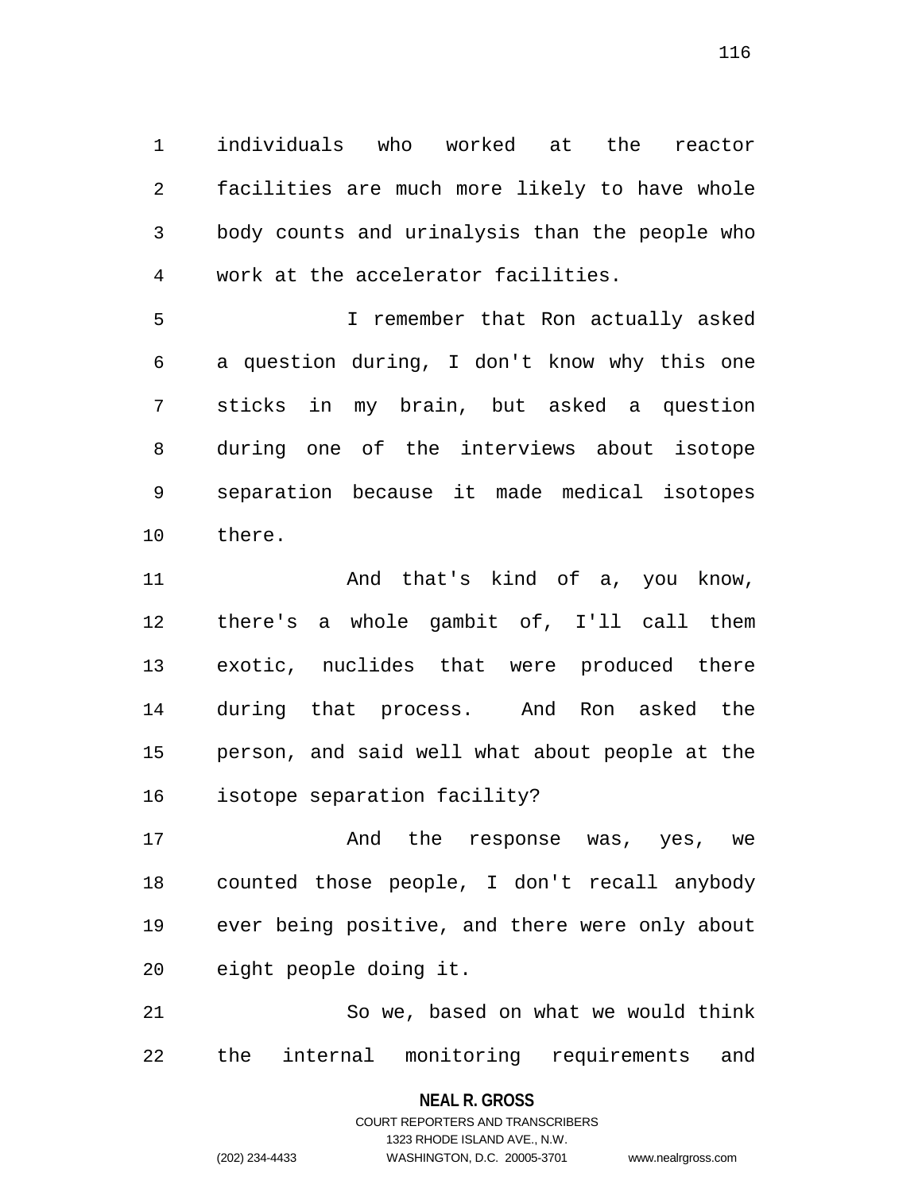individuals who worked at the reactor facilities are much more likely to have whole body counts and urinalysis than the people who work at the accelerator facilities.

I remember that Ron actually asked a question during, I don't know why this one sticks in my brain, but asked a question during one of the interviews about isotope separation because it made medical isotopes there.

And that's kind of a, you know, there's a whole gambit of, I'll call them exotic, nuclides that were produced there during that process. And Ron asked the person, and said well what about people at the isotope separation facility?

And the response was, yes, we counted those people, I don't recall anybody ever being positive, and there were only about eight people doing it.

So we, based on what we would think the internal monitoring requirements and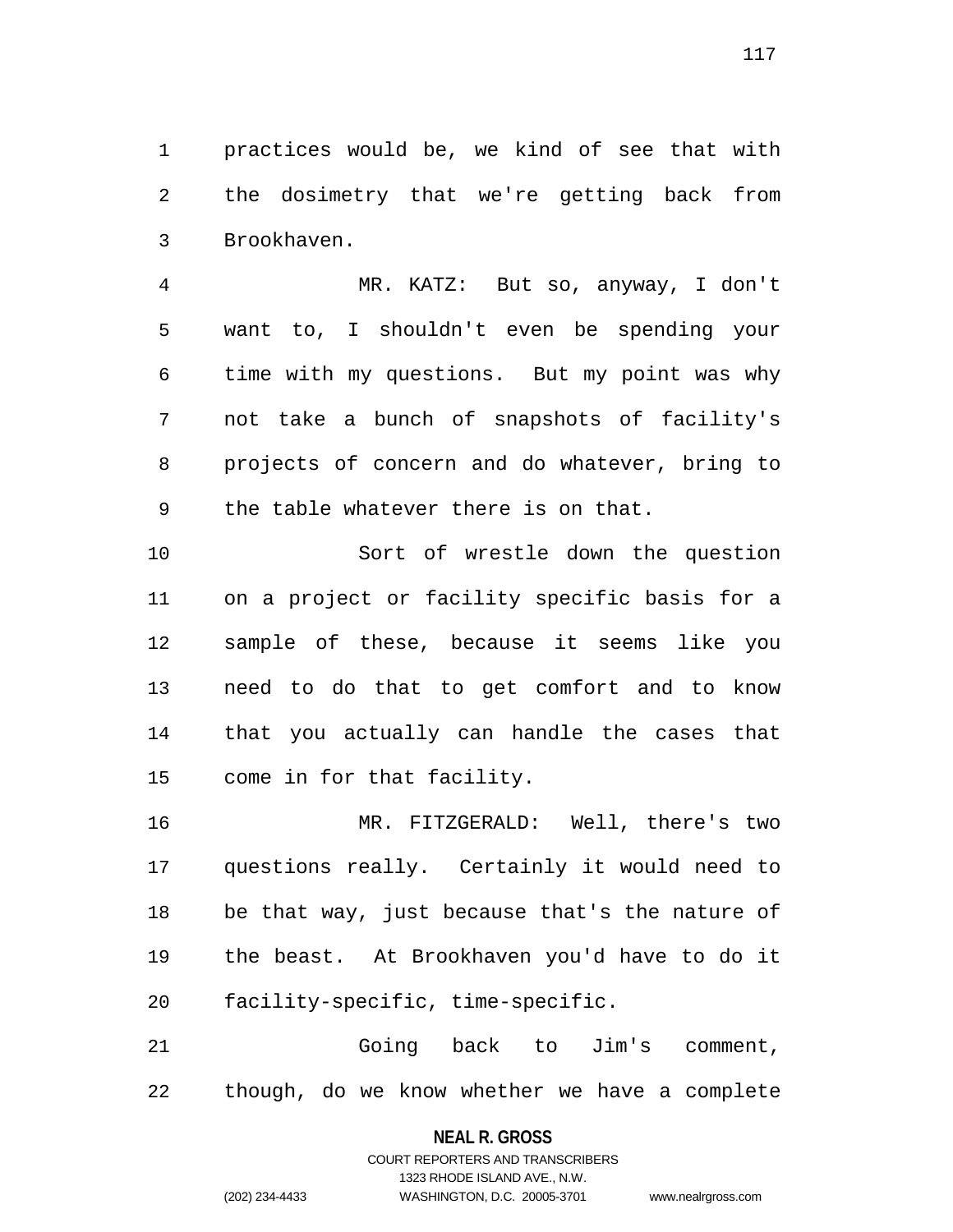practices would be, we kind of see that with the dosimetry that we're getting back from Brookhaven.

MR. KATZ: But so, anyway, I don't want to, I shouldn't even be spending your time with my questions. But my point was why not take a bunch of snapshots of facility's projects of concern and do whatever, bring to the table whatever there is on that.

Sort of wrestle down the question on a project or facility specific basis for a sample of these, because it seems like you need to do that to get comfort and to know that you actually can handle the cases that come in for that facility.

MR. FITZGERALD: Well, there's two questions really. Certainly it would need to be that way, just because that's the nature of the beast. At Brookhaven you'd have to do it facility-specific, time-specific.

Going back to Jim's comment, though, do we know whether we have a complete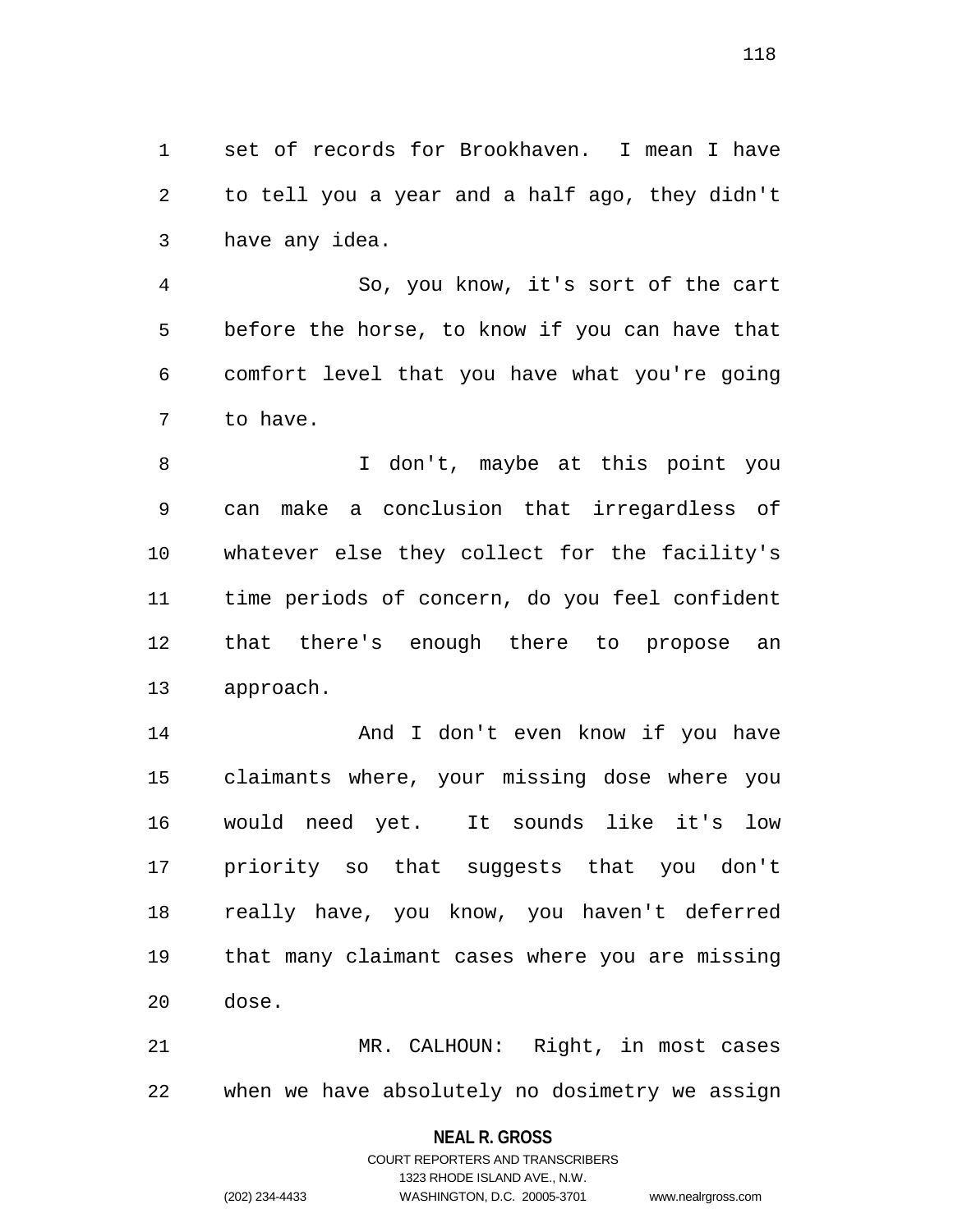set of records for Brookhaven. I mean I have to tell you a year and a half ago, they didn't have any idea.

So, you know, it's sort of the cart before the horse, to know if you can have that comfort level that you have what you're going to have.

I don't, maybe at this point you can make a conclusion that irregardless of whatever else they collect for the facility's time periods of concern, do you feel confident that there's enough there to propose an approach.

And I don't even know if you have claimants where, your missing dose where you would need yet. It sounds like it's low priority so that suggests that you don't really have, you know, you haven't deferred that many claimant cases where you are missing dose.

MR. CALHOUN: Right, in most cases when we have absolutely no dosimetry we assign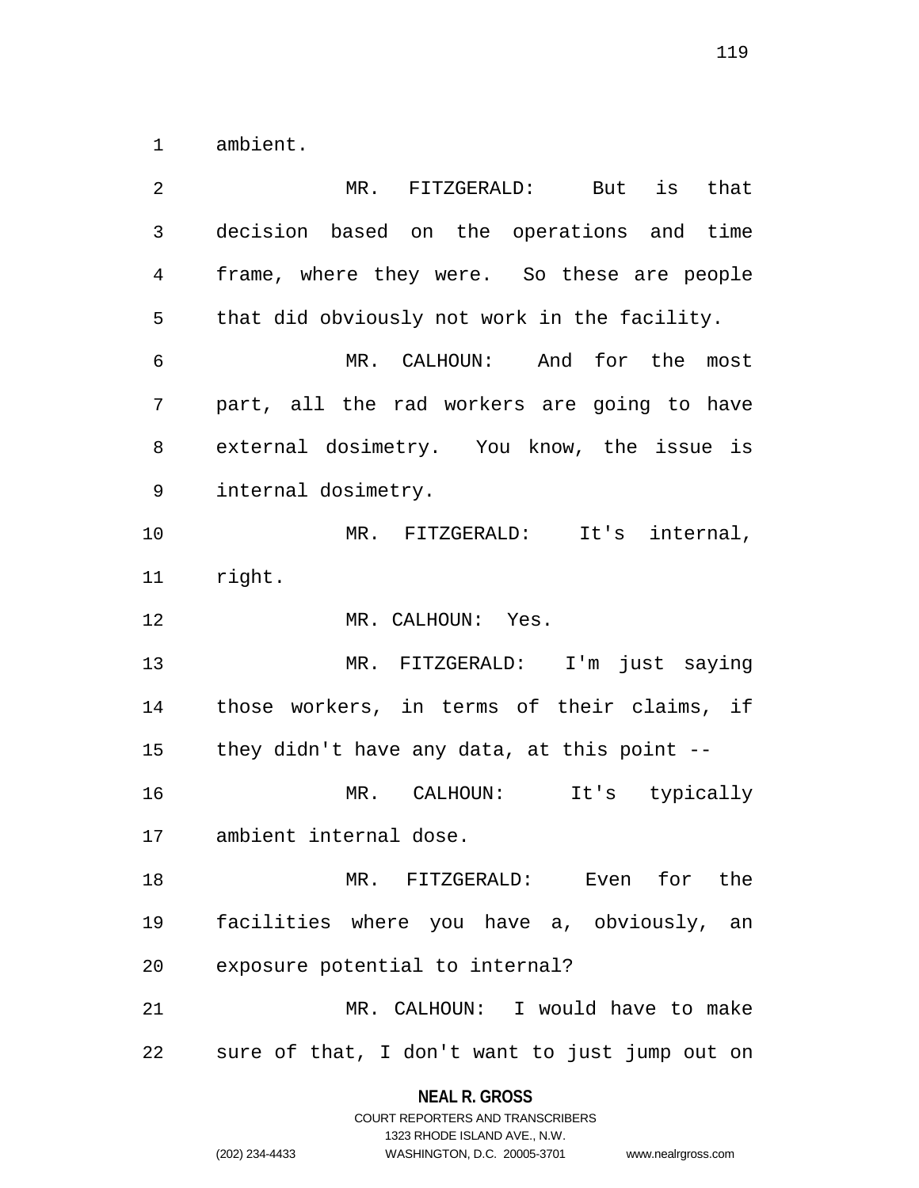ambient.

MR. FITZGERALD: But is that decision based on the operations and time frame, where they were. So these are people that did obviously not work in the facility.

MR. CALHOUN: And for the most part, all the rad workers are going to have external dosimetry. You know, the issue is internal dosimetry.

MR. FITZGERALD: It's internal, right.

MR. CALHOUN: Yes.

MR. FITZGERALD: I'm just saying those workers, in terms of their claims, if they didn't have any data, at this point --

MR. CALHOUN: It's typically ambient internal dose.

MR. FITZGERALD: Even for the facilities where you have a, obviously, an exposure potential to internal?

MR. CALHOUN: I would have to make sure of that, I don't want to just jump out on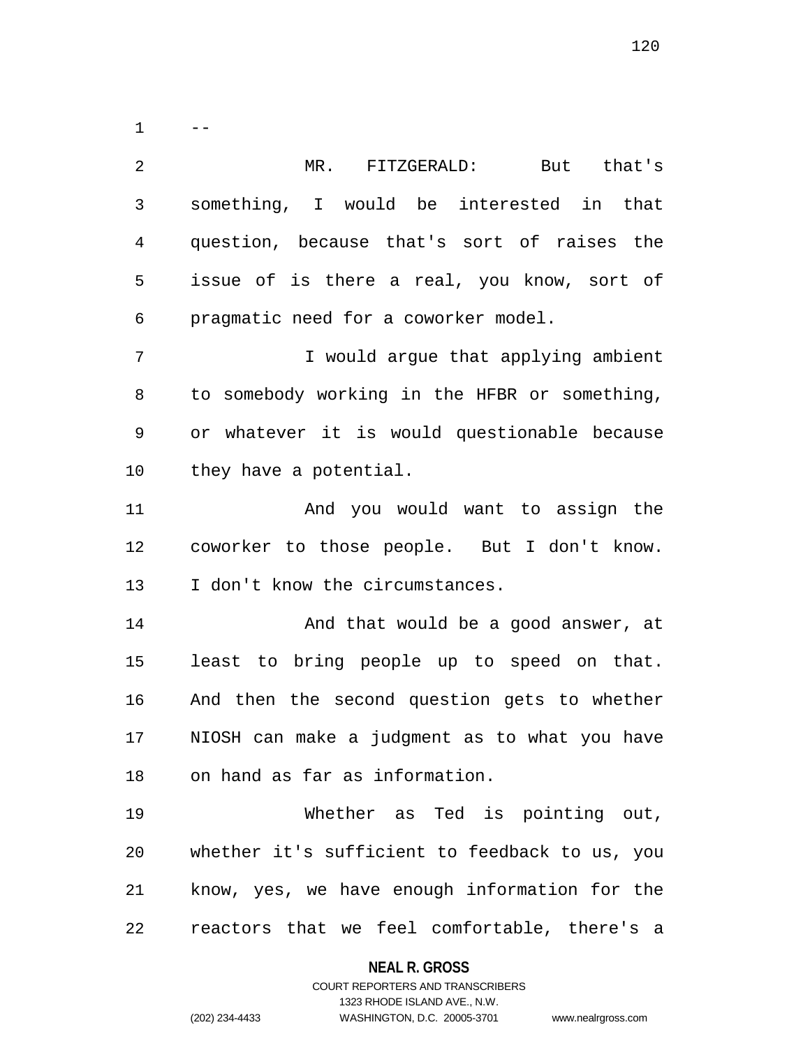--

MR. FITZGERALD: But that's something, I would be interested in that question, because that's sort of raises the issue of is there a real, you know, sort of pragmatic need for a coworker model.

I would argue that applying ambient to somebody working in the HFBR or something, or whatever it is would questionable because they have a potential.

And you would want to assign the coworker to those people. But I don't know. I don't know the circumstances.

And that would be a good answer, at least to bring people up to speed on that. And then the second question gets to whether NIOSH can make a judgment as to what you have on hand as far as information.

Whether as Ted is pointing out, whether it's sufficient to feedback to us, you know, yes, we have enough information for the reactors that we feel comfortable, there's a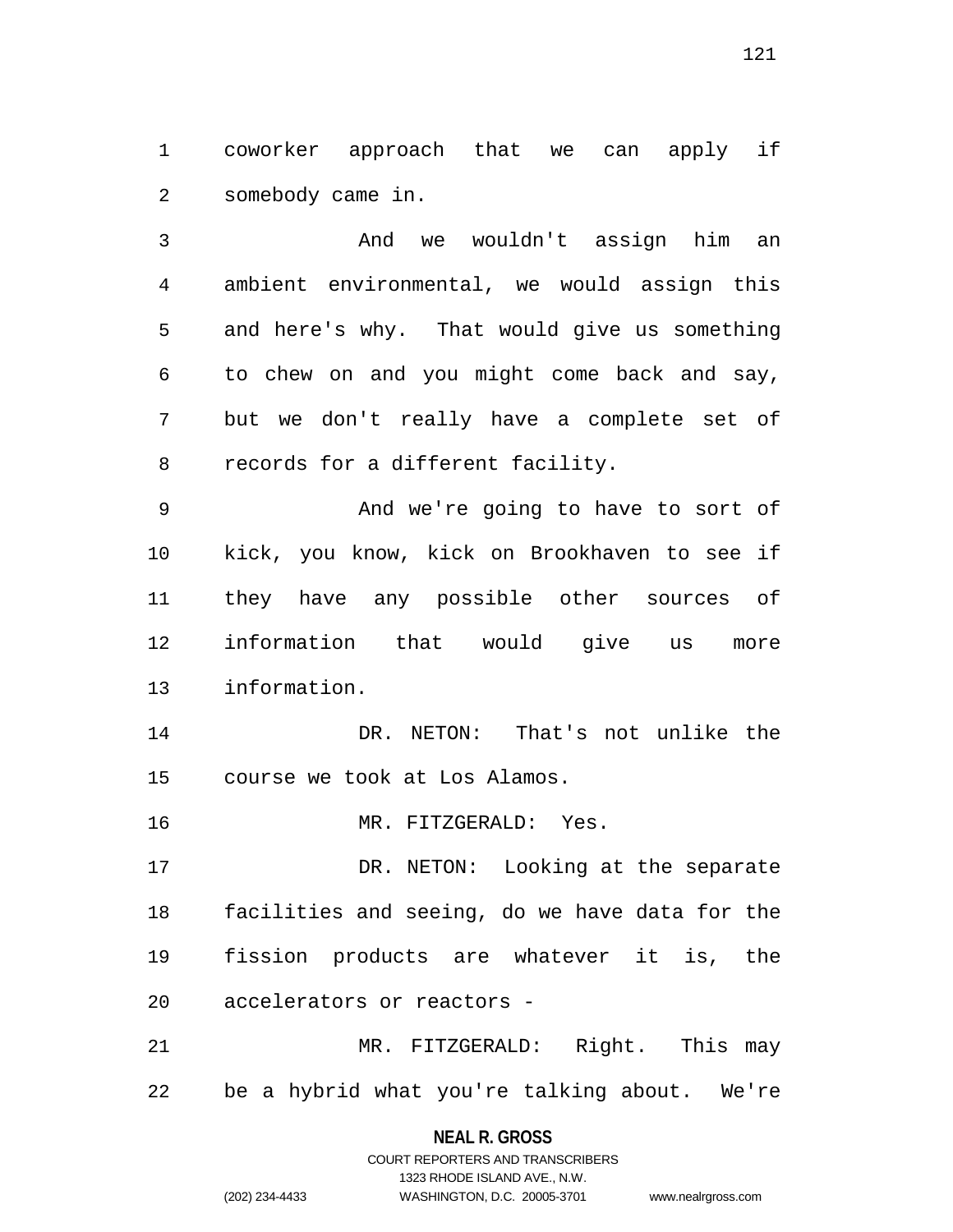coworker approach that we can apply if somebody came in.

And we wouldn't assign him an ambient environmental, we would assign this and here's why. That would give us something to chew on and you might come back and say, but we don't really have a complete set of records for a different facility.

And we're going to have to sort of kick, you know, kick on Brookhaven to see if they have any possible other sources of information that would give us more information.

DR. NETON: That's not unlike the course we took at Los Alamos.

MR. FITZGERALD: Yes.

DR. NETON: Looking at the separate facilities and seeing, do we have data for the fission products are whatever it is, the accelerators or reactors -

MR. FITZGERALD: Right. This may be a hybrid what you're talking about. We're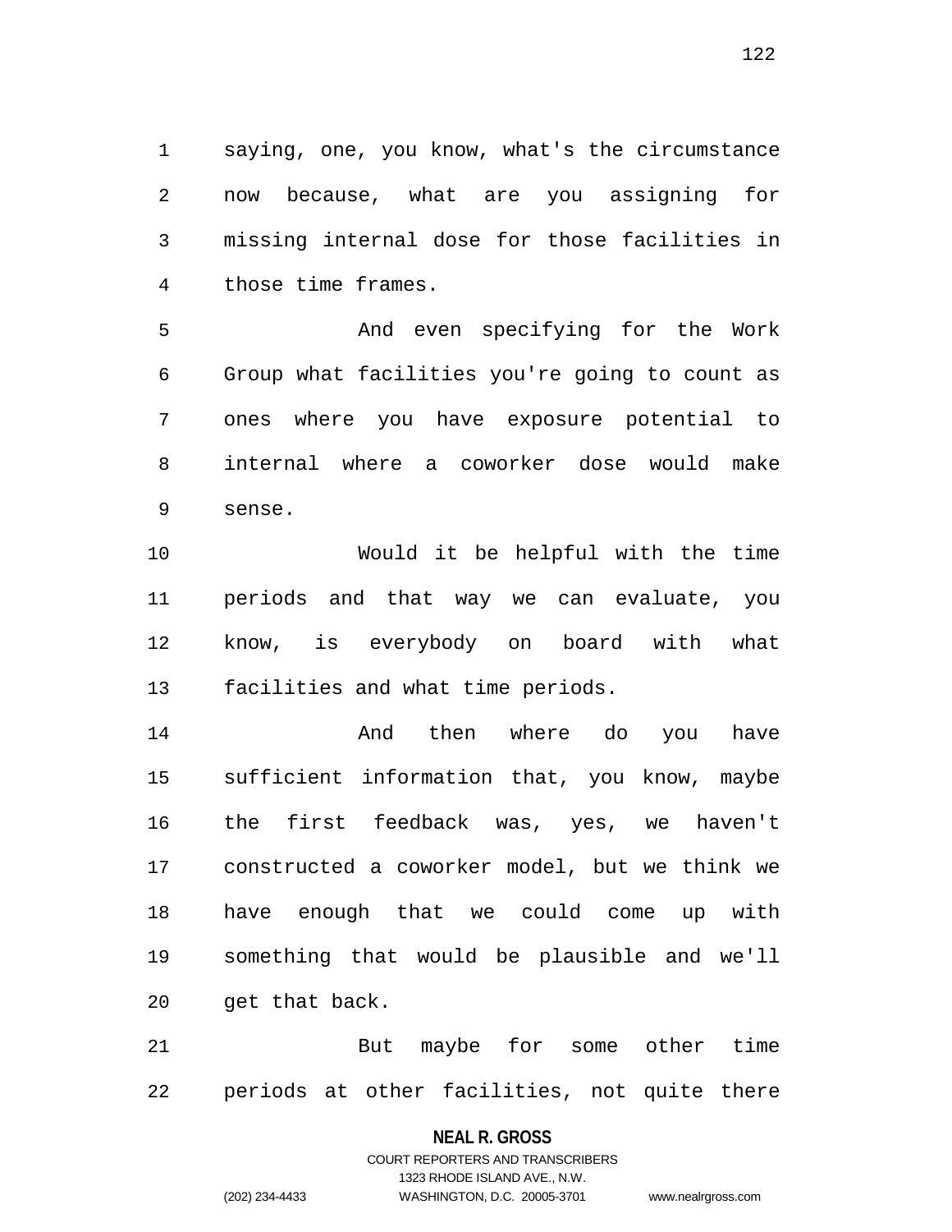saying, one, you know, what's the circumstance now because, what are you assigning for missing internal dose for those facilities in those time frames.

And even specifying for the Work Group what facilities you're going to count as ones where you have exposure potential to internal where a coworker dose would make sense.

Would it be helpful with the time periods and that way we can evaluate, you know, is everybody on board with what facilities and what time periods.

And then where do you have sufficient information that, you know, maybe the first feedback was, yes, we haven't constructed a coworker model, but we think we have enough that we could come up with something that would be plausible and we'll get that back.

But maybe for some other time periods at other facilities, not quite there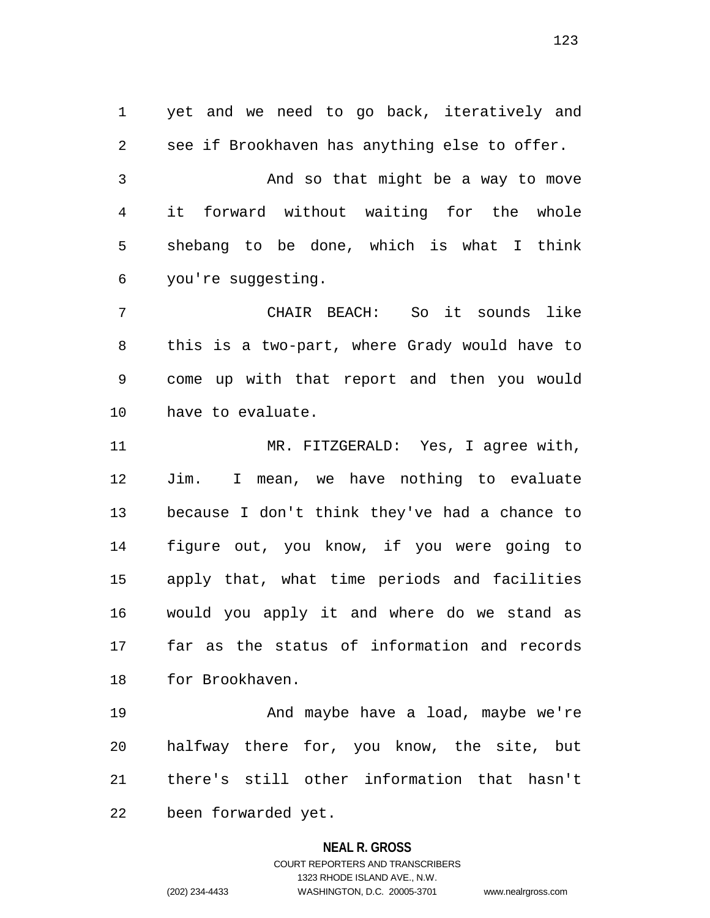yet and we need to go back, iteratively and see if Brookhaven has anything else to offer.

And so that might be a way to move it forward without waiting for the whole shebang to be done, which is what I think you're suggesting.

CHAIR BEACH: So it sounds like this is a two-part, where Grady would have to come up with that report and then you would have to evaluate.

MR. FITZGERALD: Yes, I agree with, Jim. I mean, we have nothing to evaluate because I don't think they've had a chance to figure out, you know, if you were going to apply that, what time periods and facilities would you apply it and where do we stand as far as the status of information and records for Brookhaven.

And maybe have a load, maybe we're halfway there for, you know, the site, but there's still other information that hasn't been forwarded yet.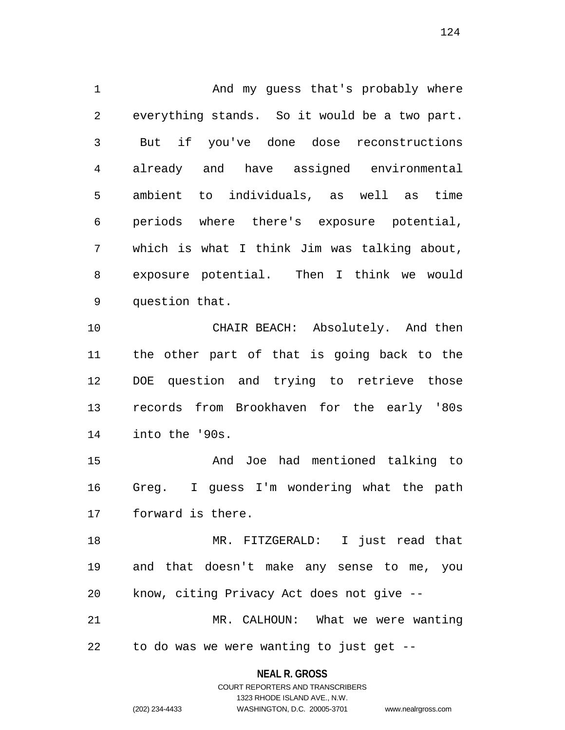And my guess that's probably where everything stands. So it would be a two part. But if you've done dose reconstructions already and have assigned environmental ambient to individuals, as well as time periods where there's exposure potential, which is what I think Jim was talking about, exposure potential. Then I think we would question that.

CHAIR BEACH: Absolutely. And then the other part of that is going back to the DOE question and trying to retrieve those records from Brookhaven for the early '80s into the '90s.

And Joe had mentioned talking to Greg. I guess I'm wondering what the path forward is there.

MR. FITZGERALD: I just read that and that doesn't make any sense to me, you know, citing Privacy Act does not give --

MR. CALHOUN: What we were wanting to do was we were wanting to just get --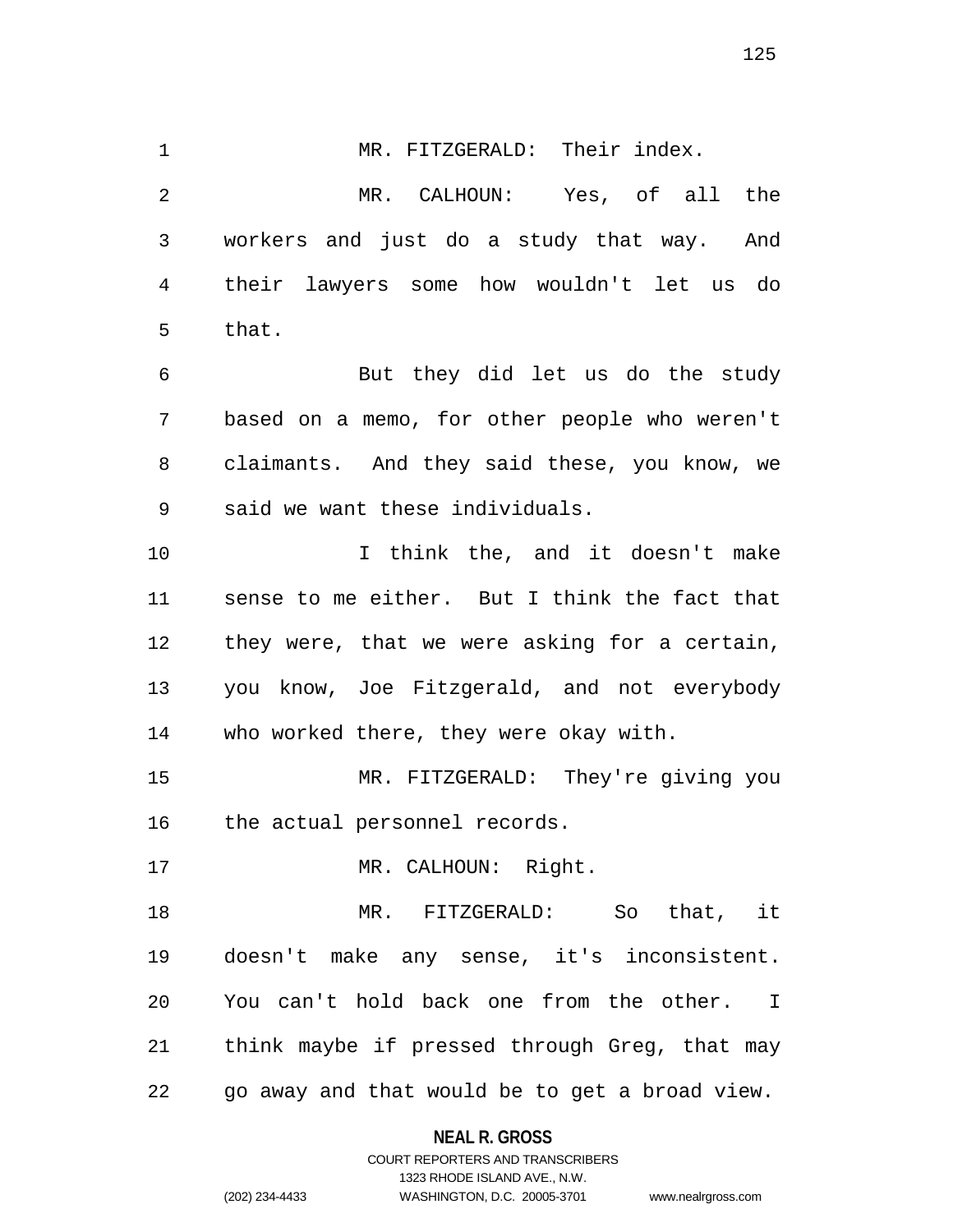MR. FITZGERALD: Their index.

MR. CALHOUN: Yes, of all the workers and just do a study that way. And their lawyers some how wouldn't let us do that.

But they did let us do the study based on a memo, for other people who weren't claimants. And they said these, you know, we said we want these individuals.

I think the, and it doesn't make sense to me either. But I think the fact that they were, that we were asking for a certain, you know, Joe Fitzgerald, and not everybody who worked there, they were okay with.

MR. FITZGERALD: They're giving you the actual personnel records.

MR. CALHOUN: Right.

MR. FITZGERALD: So that, it doesn't make any sense, it's inconsistent. You can't hold back one from the other. I think maybe if pressed through Greg, that may go away and that would be to get a broad view.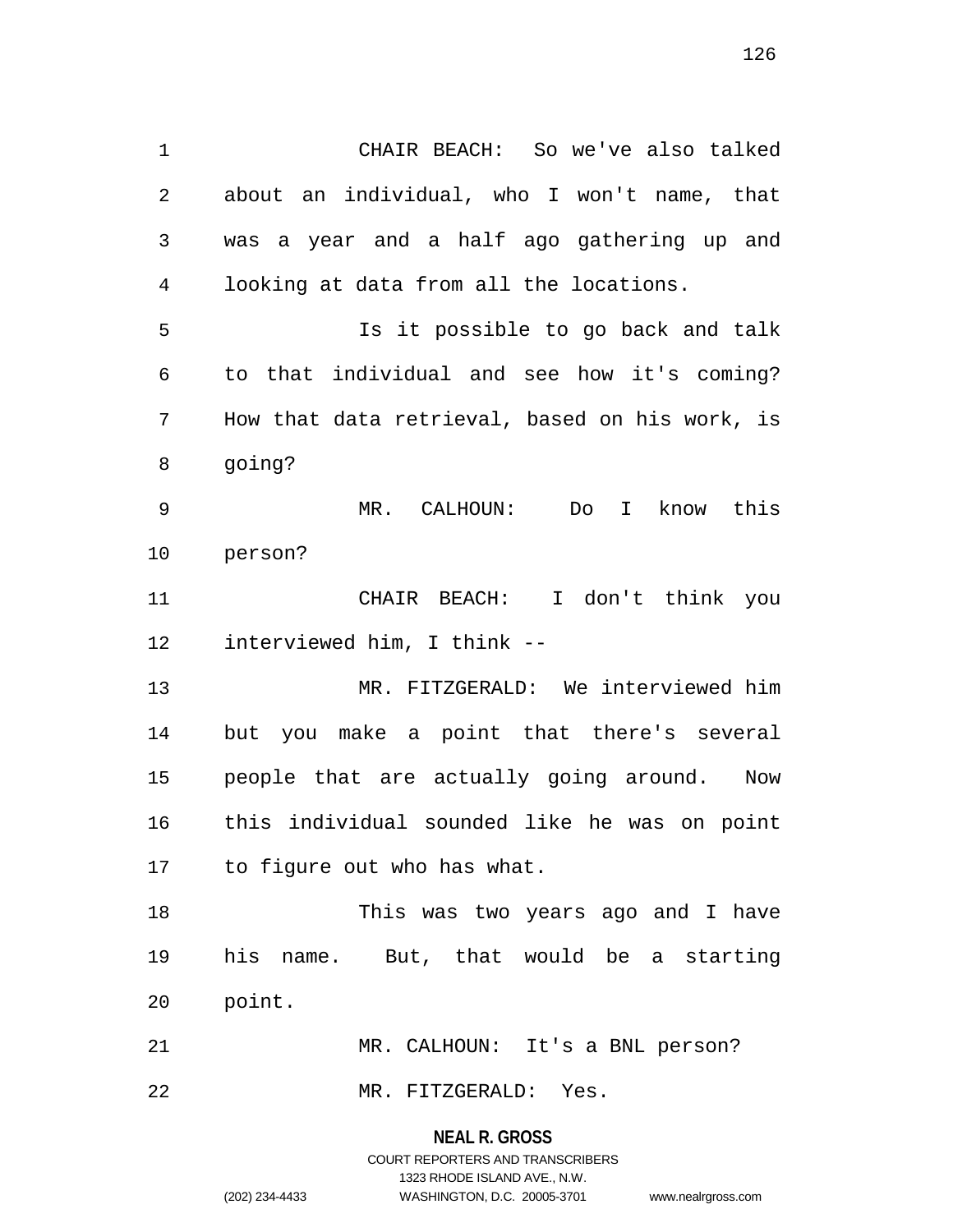CHAIR BEACH: So we've also talked about an individual, who I won't name, that was a year and a half ago gathering up and looking at data from all the locations.

Is it possible to go back and talk to that individual and see how it's coming? How that data retrieval, based on his work, is going?

MR. CALHOUN: Do I know this person?

CHAIR BEACH: I don't think you interviewed him, I think --

MR. FITZGERALD: We interviewed him but you make a point that there's several people that are actually going around. Now this individual sounded like he was on point to figure out who has what.

This was two years ago and I have his name. But, that would be a starting point.

MR. CALHOUN: It's a BNL person?

MR. FITZGERALD: Yes.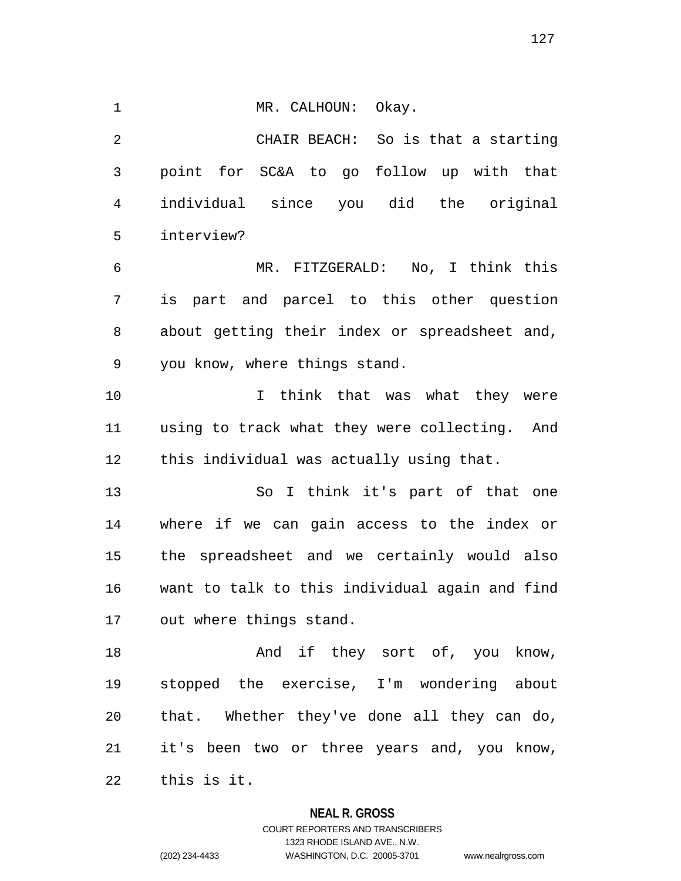MR. CALHOUN: Okay.

CHAIR BEACH: So is that a starting point for SC&A to go follow up with that individual since you did the original interview?

MR. FITZGERALD: No, I think this is part and parcel to this other question about getting their index or spreadsheet and, you know, where things stand.

I think that was what they were using to track what they were collecting. And this individual was actually using that.

So I think it's part of that one where if we can gain access to the index or the spreadsheet and we certainly would also want to talk to this individual again and find out where things stand.

And if they sort of, you know, stopped the exercise, I'm wondering about that. Whether they've done all they can do, it's been two or three years and, you know, this is it.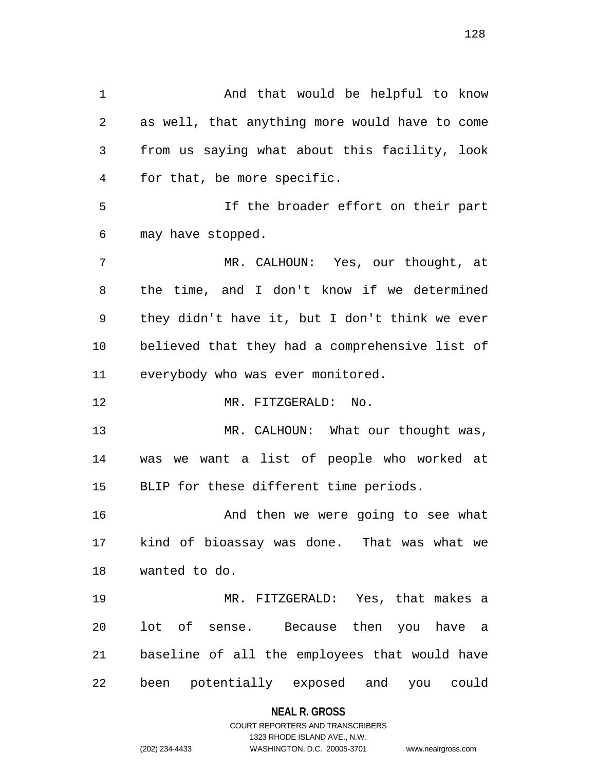And that would be helpful to know as well, that anything more would have to come from us saying what about this facility, look for that, be more specific.

If the broader effort on their part may have stopped.

MR. CALHOUN: Yes, our thought, at the time, and I don't know if we determined they didn't have it, but I don't think we ever believed that they had a comprehensive list of everybody who was ever monitored.

MR. FITZGERALD: No.

MR. CALHOUN: What our thought was, was we want a list of people who worked at BLIP for these different time periods.

And then we were going to see what kind of bioassay was done. That was what we wanted to do.

MR. FITZGERALD: Yes, that makes a lot of sense. Because then you have a baseline of all the employees that would have been potentially exposed and you could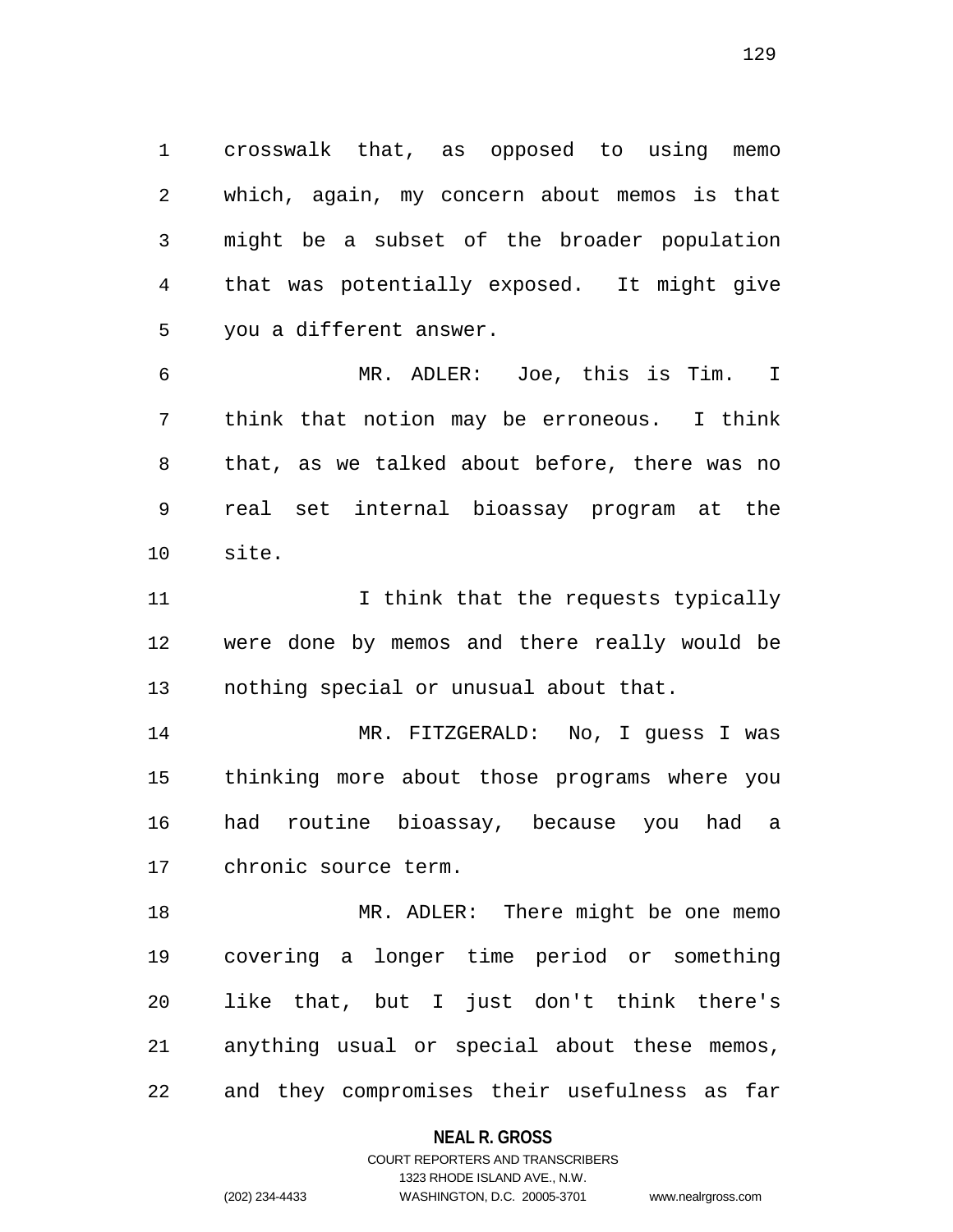crosswalk that, as opposed to using memo which, again, my concern about memos is that might be a subset of the broader population that was potentially exposed. It might give you a different answer.

MR. ADLER: Joe, this is Tim. I think that notion may be erroneous. I think that, as we talked about before, there was no real set internal bioassay program at the site.

I think that the requests typically were done by memos and there really would be nothing special or unusual about that.

MR. FITZGERALD: No, I guess I was thinking more about those programs where you had routine bioassay, because you had a chronic source term.

MR. ADLER: There might be one memo covering a longer time period or something like that, but I just don't think there's anything usual or special about these memos, and they compromises their usefulness as far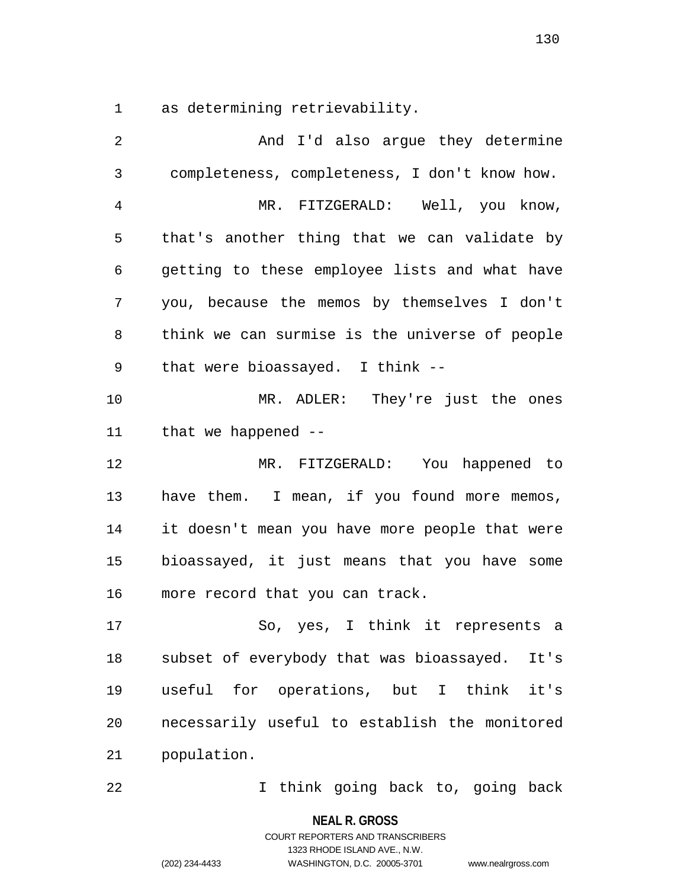as determining retrievability.

And I'd also argue they determine completeness, completeness, I don't know how.

MR. FITZGERALD: Well, you know, that's another thing that we can validate by getting to these employee lists and what have you, because the memos by themselves I don't think we can surmise is the universe of people that were bioassayed. I think --

MR. ADLER: They're just the ones that we happened --

MR. FITZGERALD: You happened to have them. I mean, if you found more memos, it doesn't mean you have more people that were bioassayed, it just means that you have some more record that you can track.

So, yes, I think it represents a subset of everybody that was bioassayed. It's useful for operations, but I think it's necessarily useful to establish the monitored population.

I think going back to, going back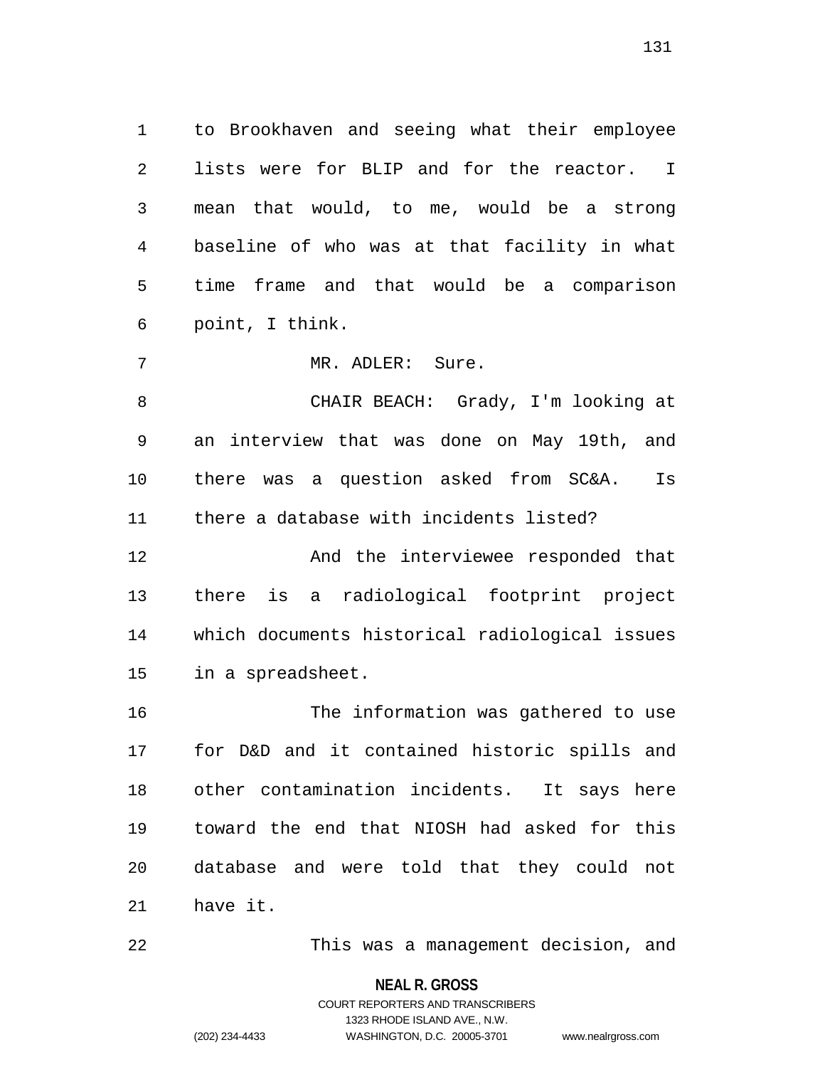to Brookhaven and seeing what their employee lists were for BLIP and for the reactor. I mean that would, to me, would be a strong baseline of who was at that facility in what time frame and that would be a comparison point, I think.

MR. ADLER: Sure.

CHAIR BEACH: Grady, I'm looking at an interview that was done on May 19th, and there was a question asked from SC&A. Is there a database with incidents listed?

And the interviewee responded that there is a radiological footprint project which documents historical radiological issues in a spreadsheet.

The information was gathered to use for D&D and it contained historic spills and other contamination incidents. It says here toward the end that NIOSH had asked for this database and were told that they could not have it.

This was a management decision, and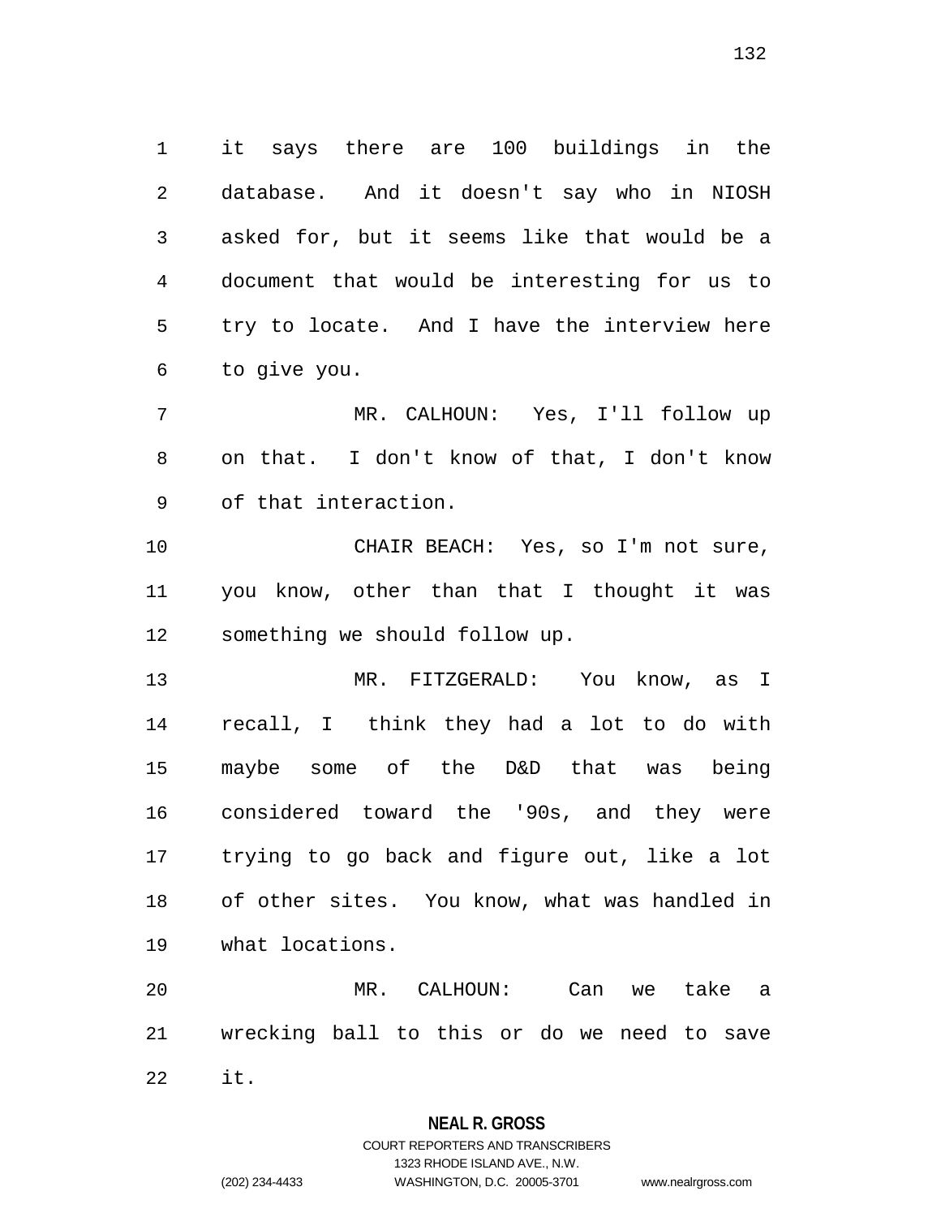it says there are 100 buildings in the database. And it doesn't say who in NIOSH asked for, but it seems like that would be a document that would be interesting for us to try to locate. And I have the interview here to give you.

MR. CALHOUN: Yes, I'll follow up on that. I don't know of that, I don't know of that interaction.

CHAIR BEACH: Yes, so I'm not sure, you know, other than that I thought it was something we should follow up.

MR. FITZGERALD: You know, as I recall, I think they had a lot to do with maybe some of the D&D that was being considered toward the '90s, and they were trying to go back and figure out, like a lot of other sites. You know, what was handled in what locations.

MR. CALHOUN: Can we take a wrecking ball to this or do we need to save it.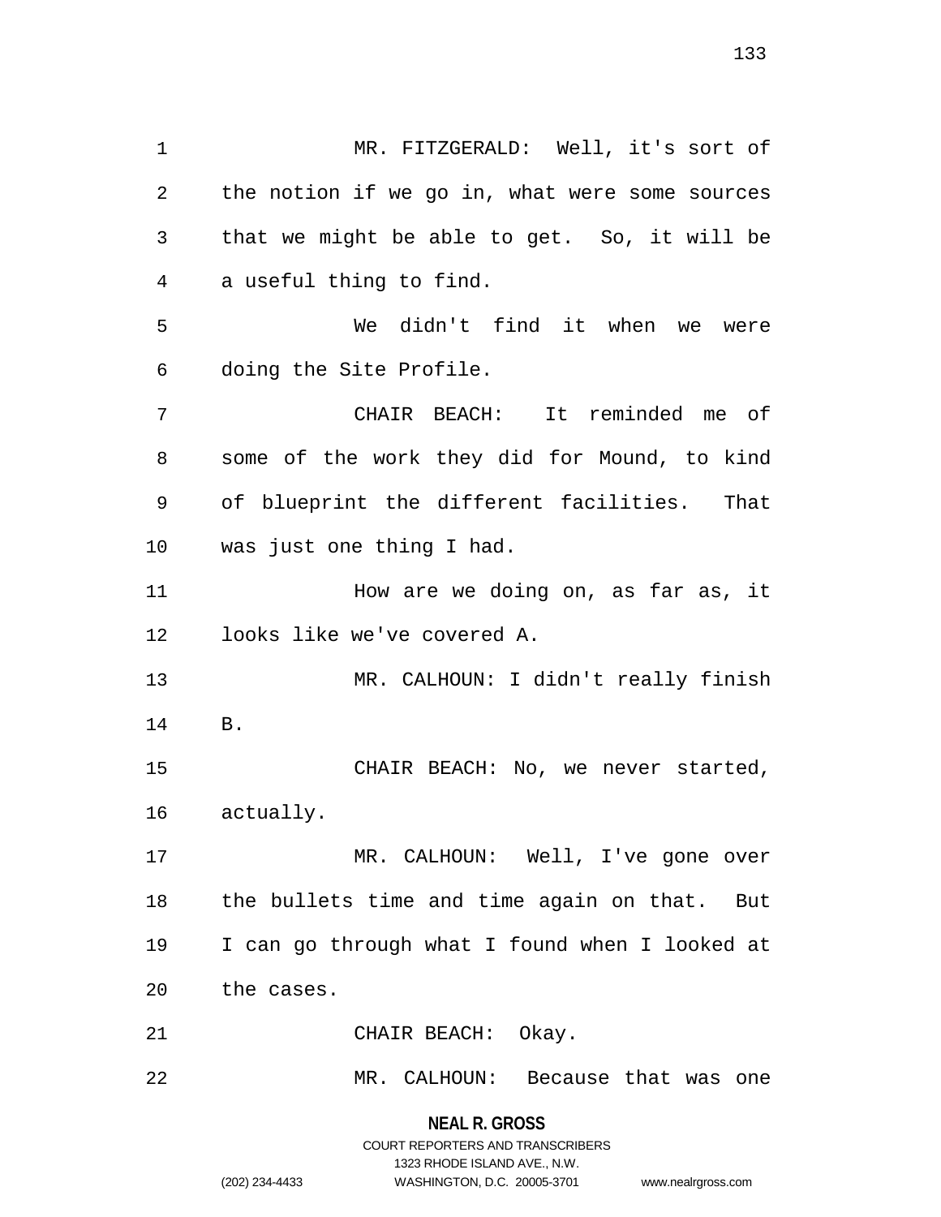MR. FITZGERALD: Well, it's sort of the notion if we go in, what were some sources that we might be able to get. So, it will be a useful thing to find.

We didn't find it when we were doing the Site Profile.

CHAIR BEACH: It reminded me of some of the work they did for Mound, to kind of blueprint the different facilities. That was just one thing I had.

How are we doing on, as far as, it looks like we've covered A.

MR. CALHOUN: I didn't really finish B.

CHAIR BEACH: No, we never started, actually.

MR. CALHOUN: Well, I've gone over the bullets time and time again on that. But I can go through what I found when I looked at the cases.

CHAIR BEACH: Okay.

MR. CALHOUN: Because that was one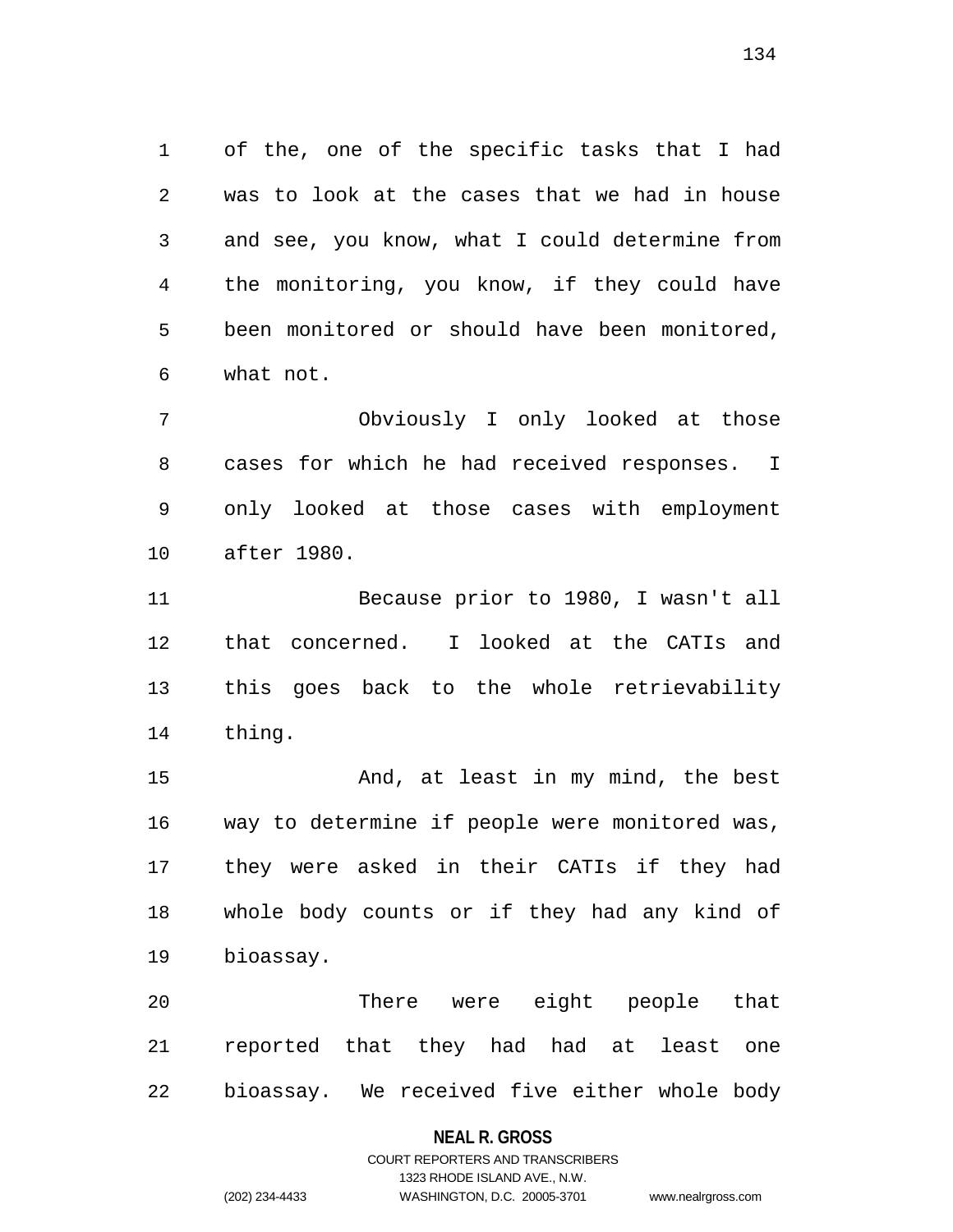of the, one of the specific tasks that I had was to look at the cases that we had in house and see, you know, what I could determine from the monitoring, you know, if they could have been monitored or should have been monitored, what not.

Obviously I only looked at those cases for which he had received responses. I only looked at those cases with employment after 1980.

Because prior to 1980, I wasn't all that concerned. I looked at the CATIs and this goes back to the whole retrievability thing.

And, at least in my mind, the best way to determine if people were monitored was, they were asked in their CATIs if they had whole body counts or if they had any kind of bioassay.

There were eight people that reported that they had had at least one bioassay. We received five either whole body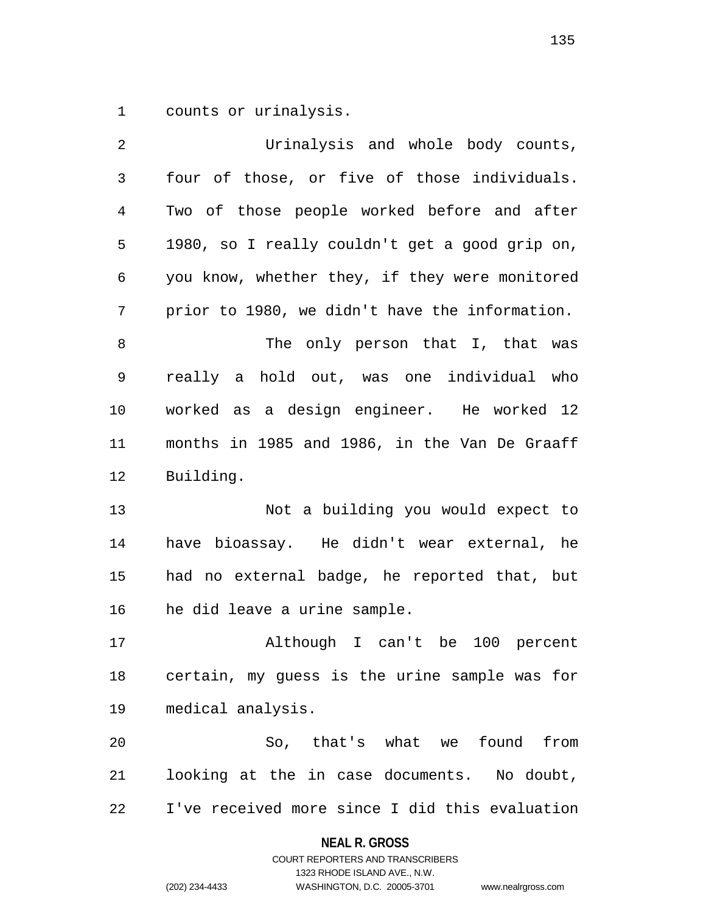counts or urinalysis.

Urinalysis and whole body counts, four of those, or five of those individuals. Two of those people worked before and after 1980, so I really couldn't get a good grip on, you know, whether they, if they were monitored prior to 1980, we didn't have the information.

The only person that I, that was really a hold out, was one individual who worked as a design engineer. He worked 12 months in 1985 and 1986, in the Van De Graaff Building.

Not a building you would expect to have bioassay. He didn't wear external, he had no external badge, he reported that, but he did leave a urine sample.

Although I can't be 100 percent certain, my guess is the urine sample was for medical analysis.

So, that's what we found from looking at the in case documents. No doubt, I've received more since I did this evaluation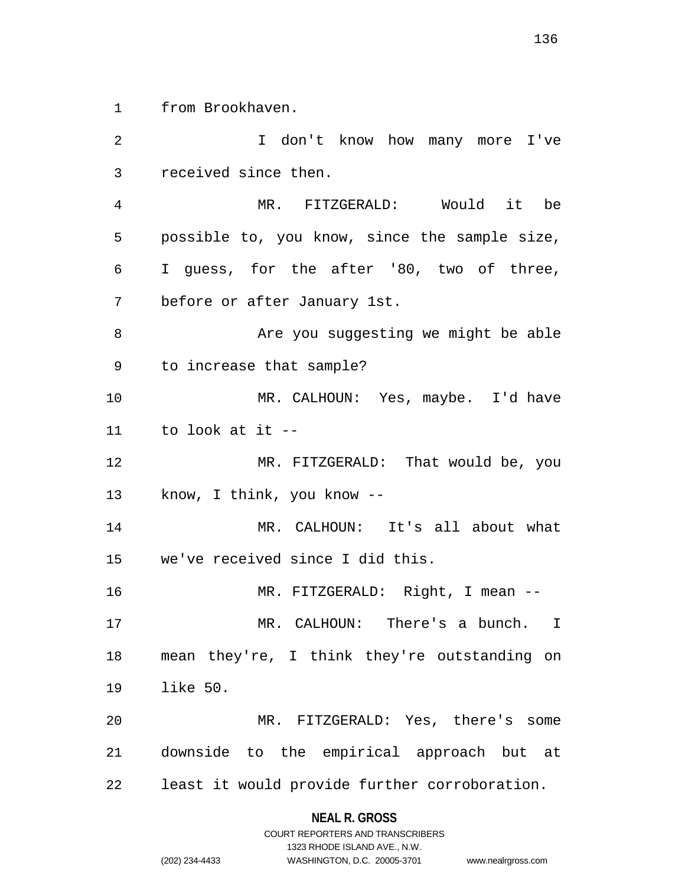from Brookhaven.

I don't know how many more I've received since then.

MR. FITZGERALD: Would it be possible to, you know, since the sample size, I guess, for the after '80, two of three, before or after January 1st.

Are you suggesting we might be able to increase that sample?

MR. CALHOUN: Yes, maybe. I'd have to look at it --

MR. FITZGERALD: That would be, you know, I think, you know --

MR. CALHOUN: It's all about what we've received since I did this.

MR. FITZGERALD: Right, I mean --

MR. CALHOUN: There's a bunch. I mean they're, I think they're outstanding on like 50.

MR. FITZGERALD: Yes, there's some downside to the empirical approach but at least it would provide further corroboration.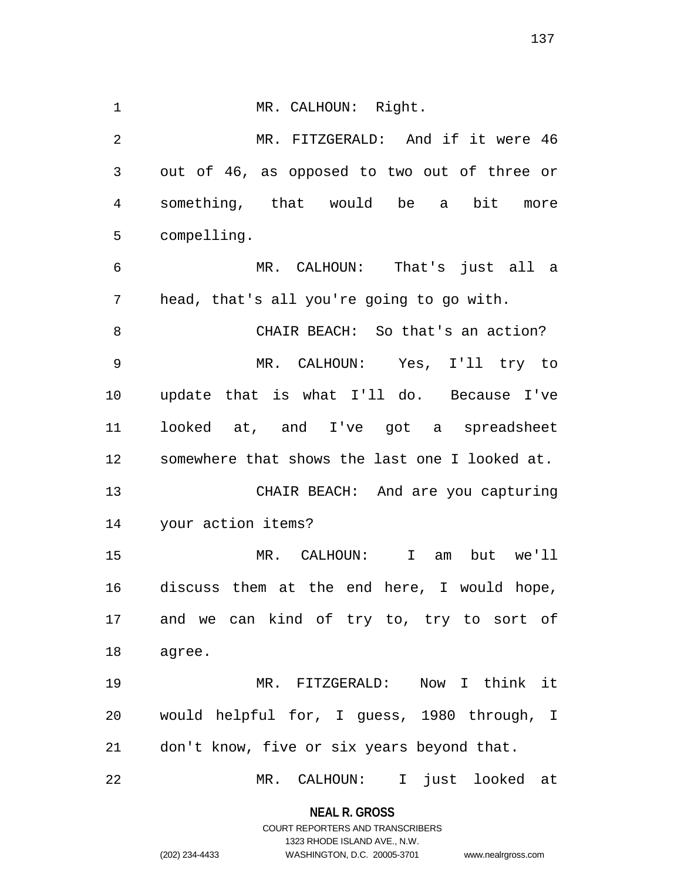MR. CALHOUN: Right.

MR. FITZGERALD: And if it were 46 out of 46, as opposed to two out of three or something, that would be a bit more compelling.

MR. CALHOUN: That's just all a head, that's all you're going to go with.

CHAIR BEACH: So that's an action?

MR. CALHOUN: Yes, I'll try to update that is what I'll do. Because I've looked at, and I've got a spreadsheet somewhere that shows the last one I looked at.

CHAIR BEACH: And are you capturing your action items?

MR. CALHOUN: I am but we'll discuss them at the end here, I would hope, and we can kind of try to, try to sort of agree.

MR. FITZGERALD: Now I think it would helpful for, I guess, 1980 through, I don't know, five or six years beyond that.

MR. CALHOUN: I just looked at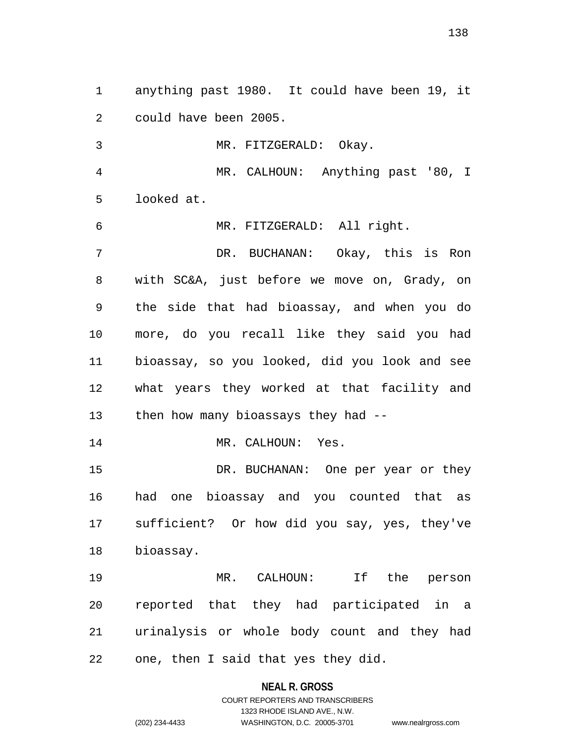anything past 1980. It could have been 19, it could have been 2005.

MR. FITZGERALD: Okay.

MR. CALHOUN: Anything past '80, I looked at.

MR. FITZGERALD: All right.

DR. BUCHANAN: Okay, this is Ron with SC&A, just before we move on, Grady, on the side that had bioassay, and when you do more, do you recall like they said you had bioassay, so you looked, did you look and see what years they worked at that facility and then how many bioassays they had --

MR. CALHOUN: Yes.

DR. BUCHANAN: One per year or they had one bioassay and you counted that as sufficient? Or how did you say, yes, they've bioassay.

MR. CALHOUN: If the person reported that they had participated in a urinalysis or whole body count and they had one, then I said that yes they did.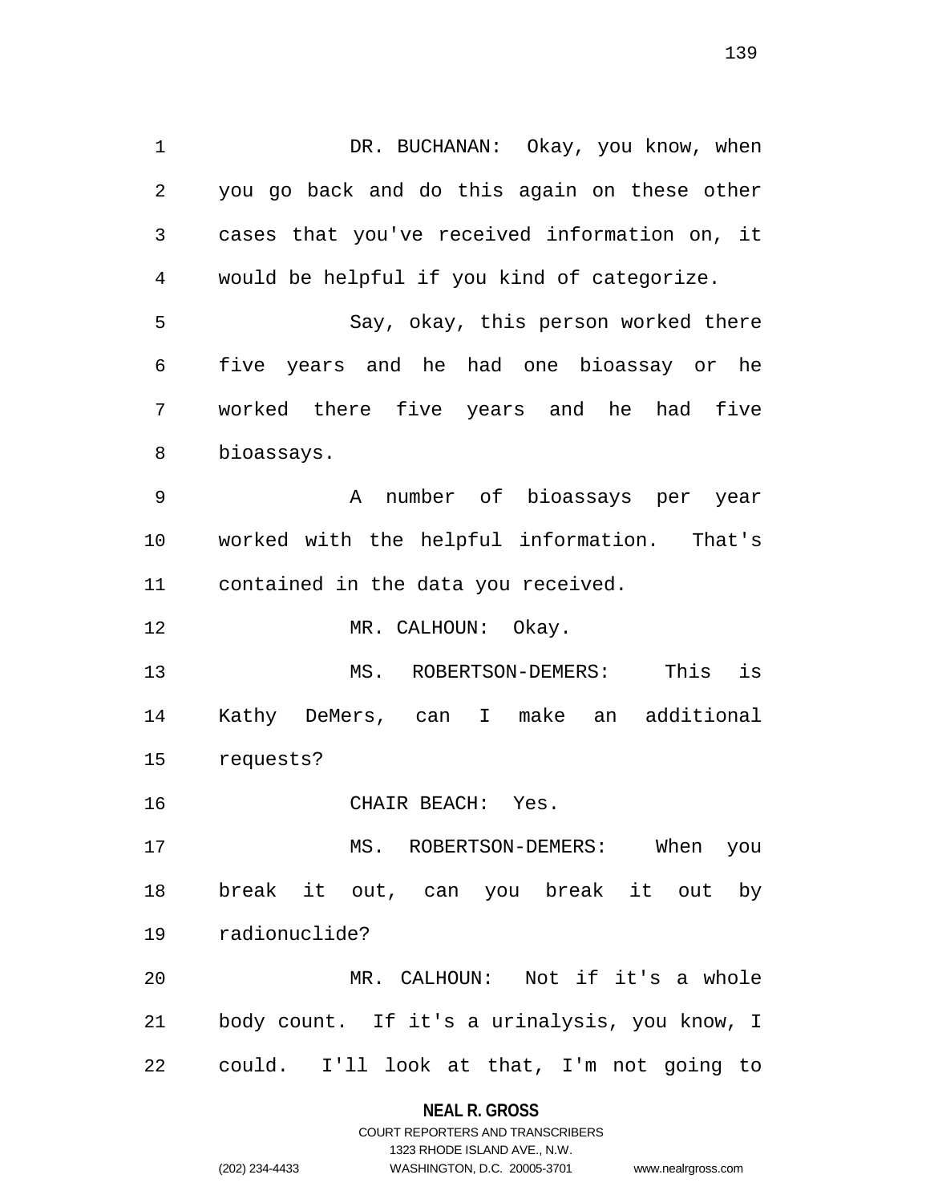DR. BUCHANAN: Okay, you know, when you go back and do this again on these other cases that you've received information on, it would be helpful if you kind of categorize.

Say, okay, this person worked there five years and he had one bioassay or he worked there five years and he had five bioassays.

A number of bioassays per year worked with the helpful information. That's contained in the data you received.

MR. CALHOUN: Okay.

MS. ROBERTSON-DEMERS: This is Kathy DeMers, can I make an additional requests?

CHAIR BEACH: Yes.

MS. ROBERTSON-DEMERS: When you break it out, can you break it out by radionuclide?

MR. CALHOUN: Not if it's a whole body count. If it's a urinalysis, you know, I could. I'll look at that, I'm not going to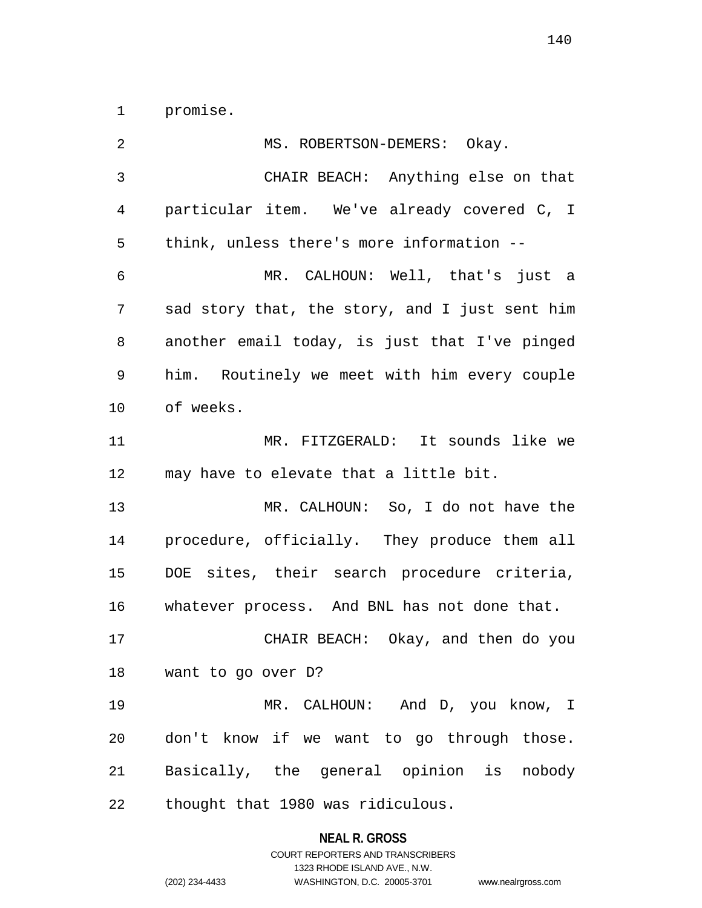promise.

MS. ROBERTSON-DEMERS: Okay.

CHAIR BEACH: Anything else on that particular item. We've already covered C, I think, unless there's more information --

MR. CALHOUN: Well, that's just a sad story that, the story, and I just sent him another email today, is just that I've pinged him. Routinely we meet with him every couple of weeks.

MR. FITZGERALD: It sounds like we may have to elevate that a little bit.

MR. CALHOUN: So, I do not have the procedure, officially. They produce them all DOE sites, their search procedure criteria, whatever process. And BNL has not done that.

CHAIR BEACH: Okay, and then do you want to go over D?

MR. CALHOUN: And D, you know, I don't know if we want to go through those. Basically, the general opinion is nobody thought that 1980 was ridiculous.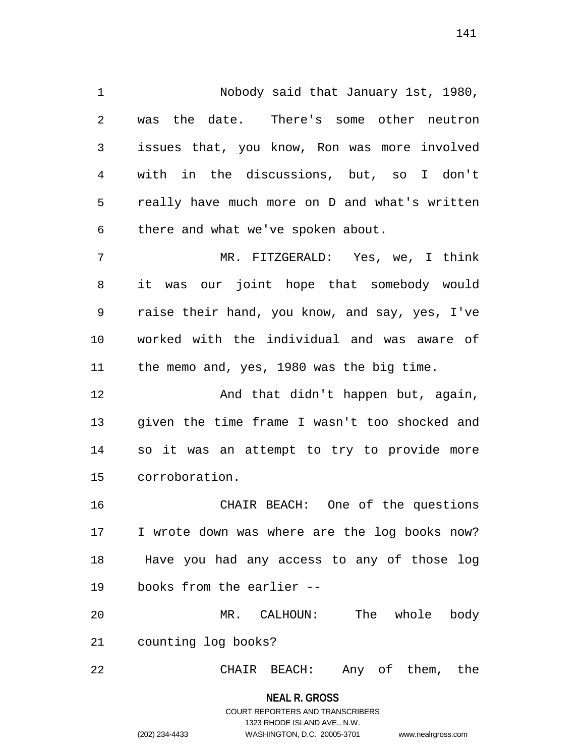Nobody said that January 1st, 1980, was the date. There's some other neutron issues that, you know, Ron was more involved with in the discussions, but, so I don't really have much more on D and what's written there and what we've spoken about.

MR. FITZGERALD: Yes, we, I think it was our joint hope that somebody would raise their hand, you know, and say, yes, I've worked with the individual and was aware of the memo and, yes, 1980 was the big time.

And that didn't happen but, again, given the time frame I wasn't too shocked and so it was an attempt to try to provide more corroboration.

CHAIR BEACH: One of the questions I wrote down was where are the log books now? Have you had any access to any of those log books from the earlier --

MR. CALHOUN: The whole body counting log books?

CHAIR BEACH: Any of them, the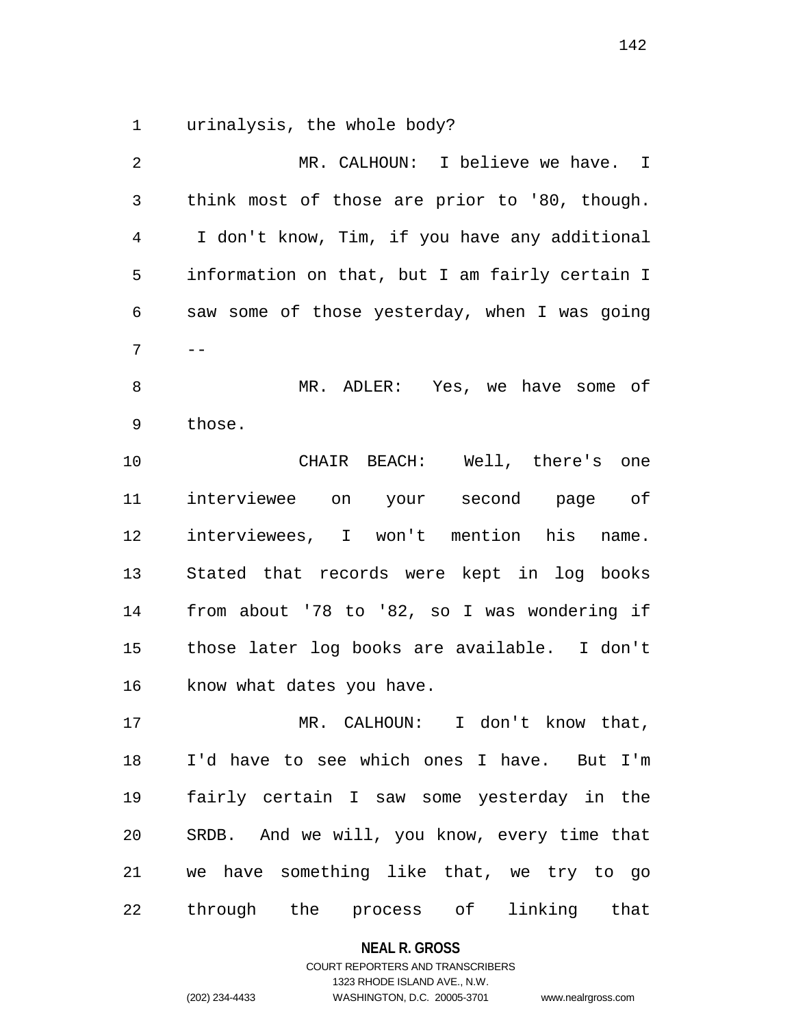urinalysis, the whole body?

MR. CALHOUN: I believe we have. I think most of those are prior to '80, though. I don't know, Tim, if you have any additional information on that, but I am fairly certain I saw some of those yesterday, when I was going --

MR. ADLER: Yes, we have some of those.

CHAIR BEACH: Well, there's one interviewee on your second page of interviewees, I won't mention his name. Stated that records were kept in log books from about '78 to '82, so I was wondering if those later log books are available. I don't know what dates you have.

MR. CALHOUN: I don't know that, I'd have to see which ones I have. But I'm fairly certain I saw some yesterday in the SRDB. And we will, you know, every time that we have something like that, we try to go through the process of linking that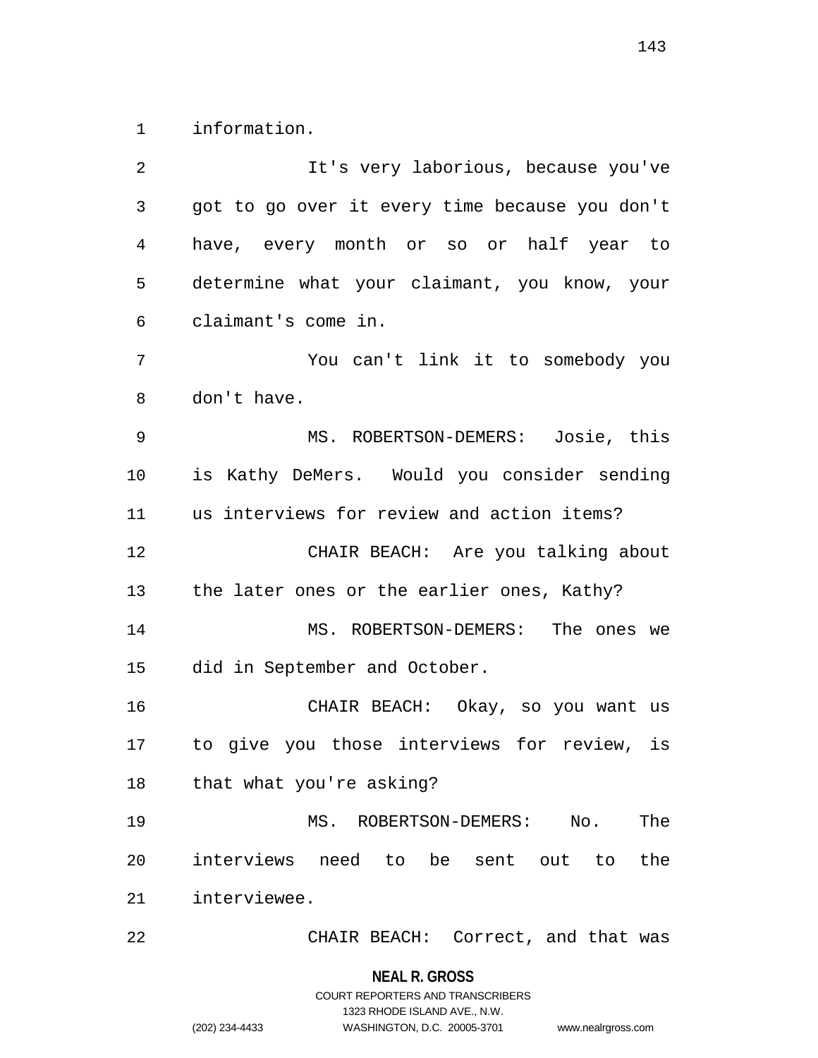information.

It's very laborious, because you've got to go over it every time because you don't have, every month or so or half year to determine what your claimant, you know, your claimant's come in.

You can't link it to somebody you don't have.

MS. ROBERTSON-DEMERS: Josie, this is Kathy DeMers. Would you consider sending us interviews for review and action items?

CHAIR BEACH: Are you talking about the later ones or the earlier ones, Kathy?

MS. ROBERTSON-DEMERS: The ones we did in September and October.

CHAIR BEACH: Okay, so you want us to give you those interviews for review, is that what you're asking?

MS. ROBERTSON-DEMERS: No. The interviews need to be sent out to the interviewee.

CHAIR BEACH: Correct, and that was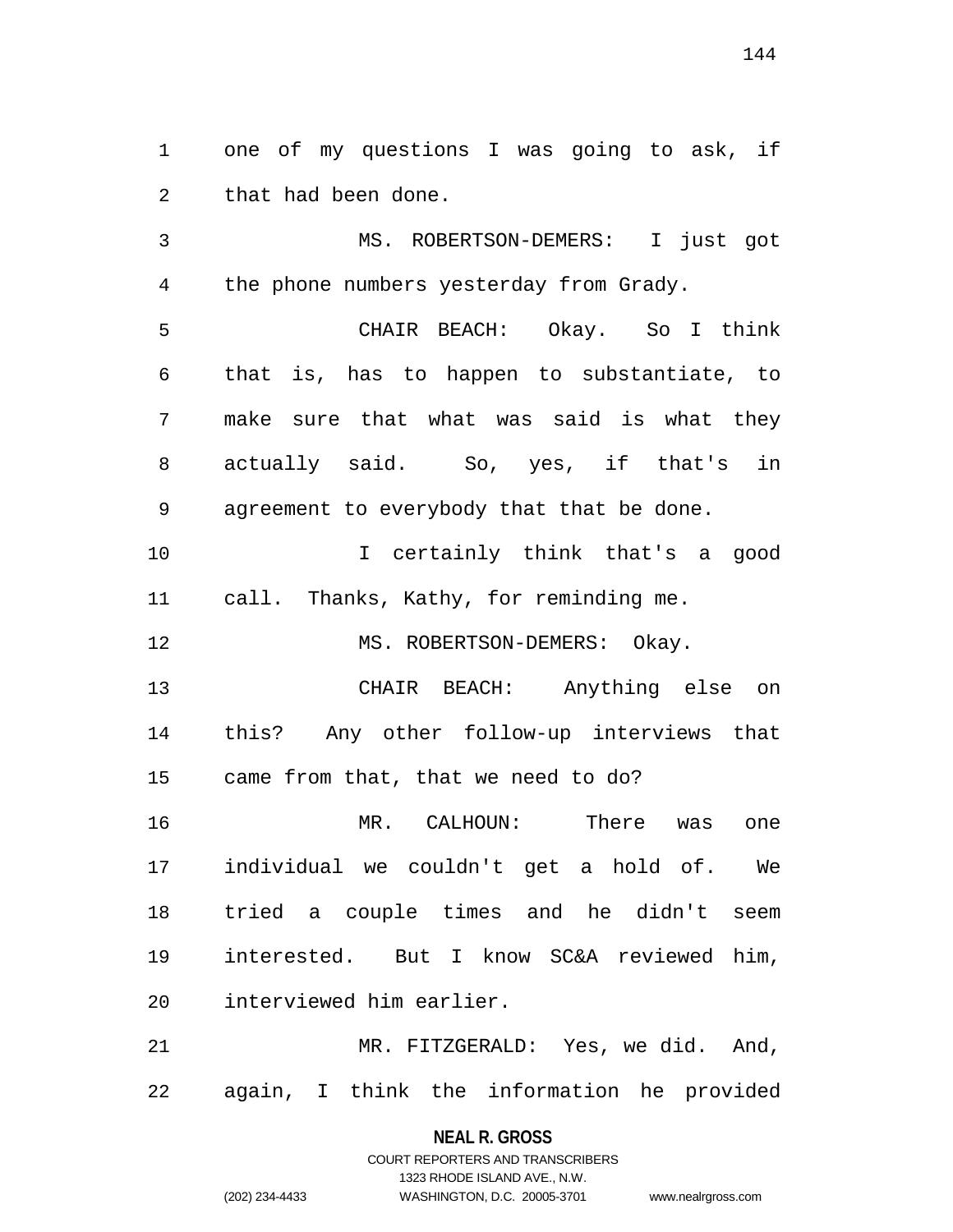one of my questions I was going to ask, if that had been done.

MS. ROBERTSON-DEMERS: I just got the phone numbers yesterday from Grady.

CHAIR BEACH: Okay. So I think that is, has to happen to substantiate, to make sure that what was said is what they actually said. So, yes, if that's in agreement to everybody that that be done.

I certainly think that's a good call. Thanks, Kathy, for reminding me.

MS. ROBERTSON-DEMERS: Okay.

CHAIR BEACH: Anything else on this? Any other follow-up interviews that came from that, that we need to do?

MR. CALHOUN: There was one individual we couldn't get a hold of. We tried a couple times and he didn't seem interested. But I know SC&A reviewed him, interviewed him earlier.

MR. FITZGERALD: Yes, we did. And, again, I think the information he provided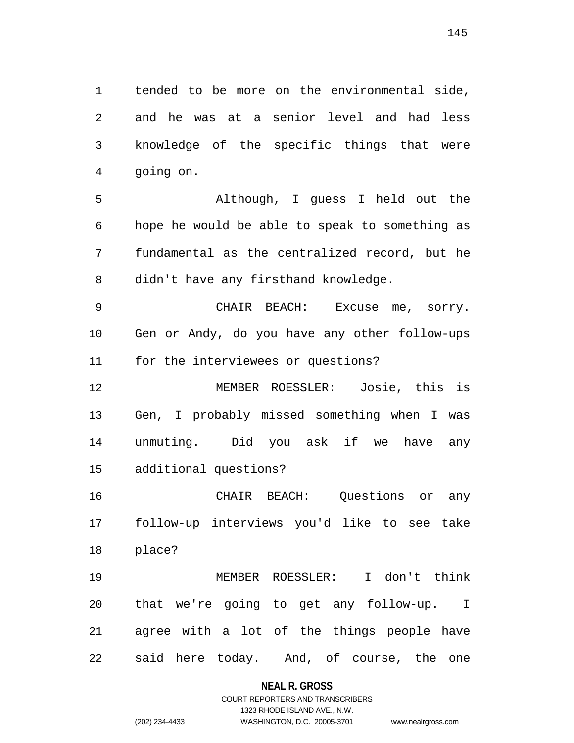tended to be more on the environmental side, and he was at a senior level and had less knowledge of the specific things that were going on.

Although, I guess I held out the hope he would be able to speak to something as fundamental as the centralized record, but he didn't have any firsthand knowledge.

CHAIR BEACH: Excuse me, sorry. Gen or Andy, do you have any other follow-ups for the interviewees or questions?

MEMBER ROESSLER: Josie, this is Gen, I probably missed something when I was unmuting. Did you ask if we have any additional questions?

CHAIR BEACH: Questions or any follow-up interviews you'd like to see take place?

MEMBER ROESSLER: I don't think that we're going to get any follow-up. I agree with a lot of the things people have said here today. And, of course, the one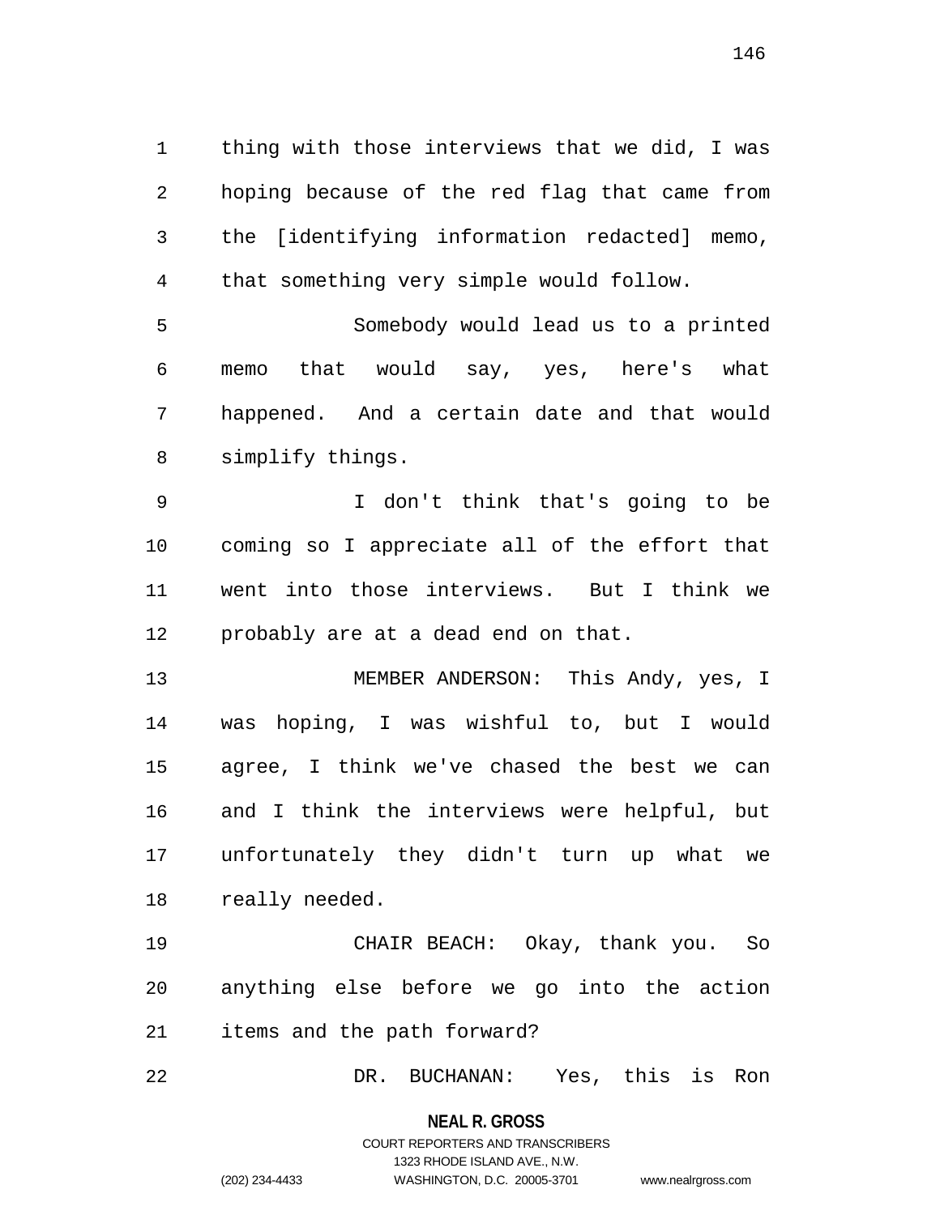thing with those interviews that we did, I was hoping because of the red flag that came from the [identifying information redacted] memo, that something very simple would follow.

Somebody would lead us to a printed memo that would say, yes, here's what happened. And a certain date and that would simplify things.

I don't think that's going to be coming so I appreciate all of the effort that went into those interviews. But I think we probably are at a dead end on that.

MEMBER ANDERSON: This Andy, yes, I was hoping, I was wishful to, but I would agree, I think we've chased the best we can and I think the interviews were helpful, but unfortunately they didn't turn up what we really needed.

CHAIR BEACH: Okay, thank you. So anything else before we go into the action items and the path forward?

DR. BUCHANAN: Yes, this is Ron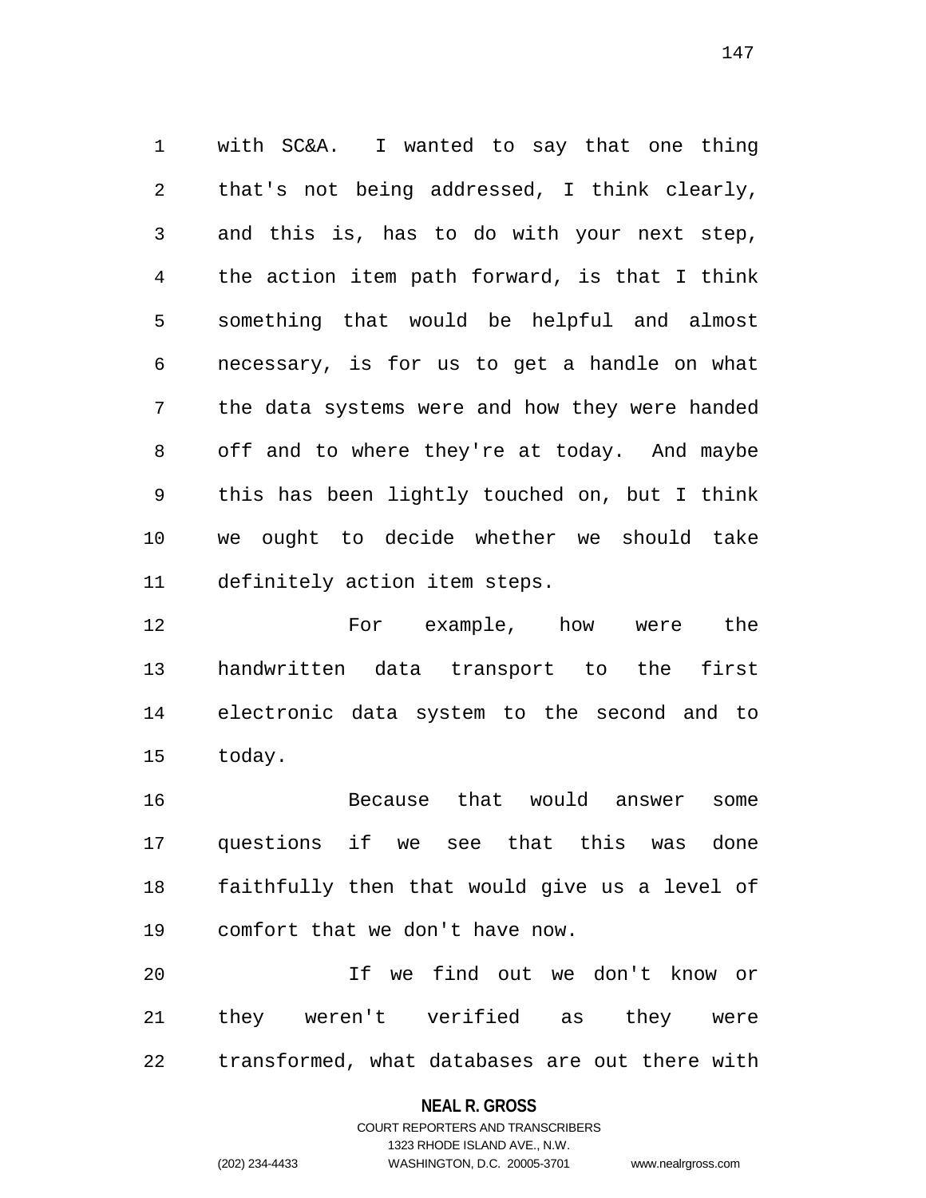with SC&A. I wanted to say that one thing that's not being addressed, I think clearly, and this is, has to do with your next step, the action item path forward, is that I think something that would be helpful and almost necessary, is for us to get a handle on what the data systems were and how they were handed off and to where they're at today. And maybe this has been lightly touched on, but I think we ought to decide whether we should take definitely action item steps.

For example, how were the handwritten data transport to the first electronic data system to the second and to today.

Because that would answer some questions if we see that this was done faithfully then that would give us a level of comfort that we don't have now.

If we find out we don't know or they weren't verified as they were transformed, what databases are out there with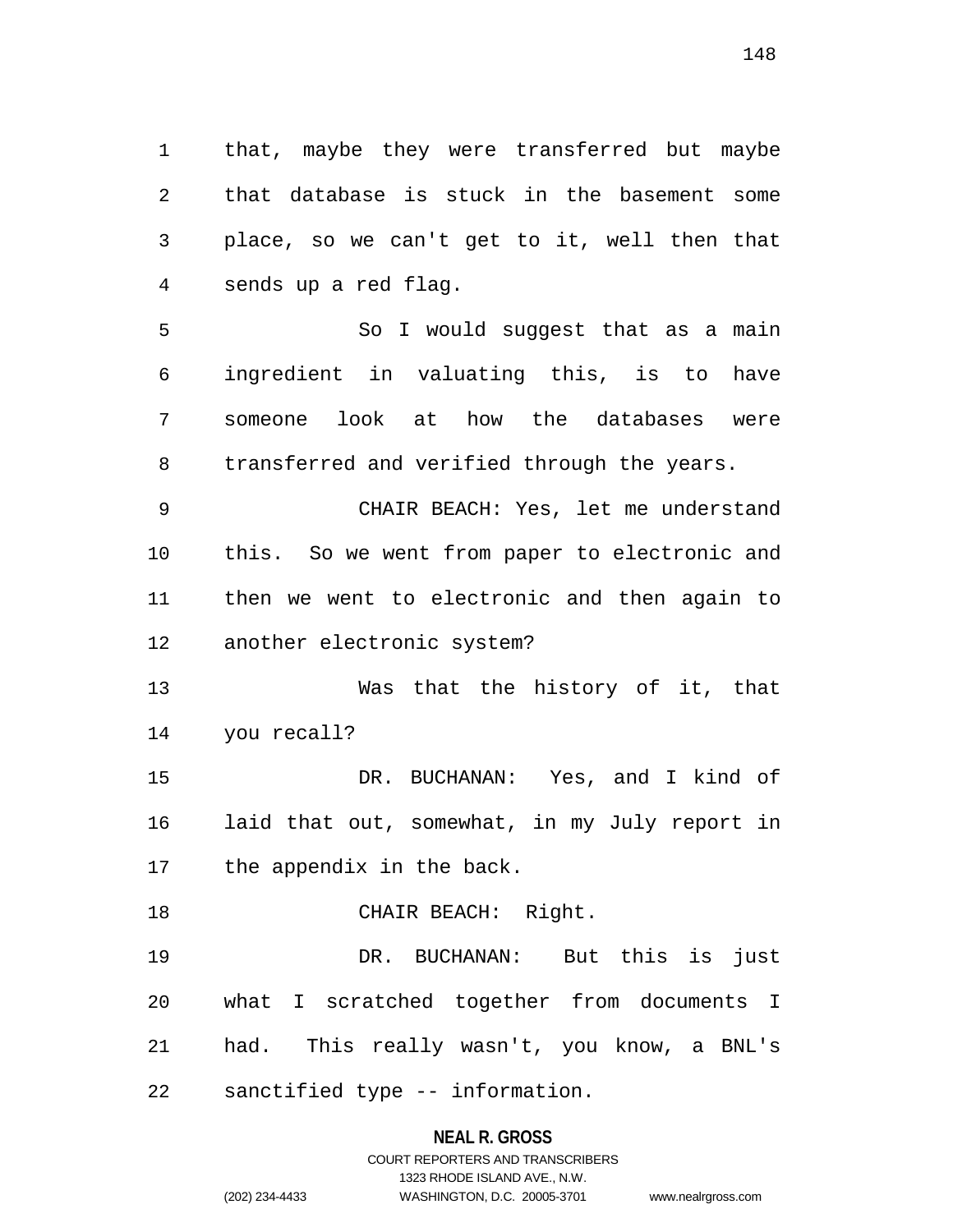that, maybe they were transferred but maybe that database is stuck in the basement some place, so we can't get to it, well then that sends up a red flag.

So I would suggest that as a main ingredient in valuating this, is to have someone look at how the databases were transferred and verified through the years.

CHAIR BEACH: Yes, let me understand this. So we went from paper to electronic and then we went to electronic and then again to another electronic system?

Was that the history of it, that you recall?

DR. BUCHANAN: Yes, and I kind of laid that out, somewhat, in my July report in the appendix in the back.

CHAIR BEACH: Right.

DR. BUCHANAN: But this is just what I scratched together from documents I had. This really wasn't, you know, a BNL's sanctified type -- information.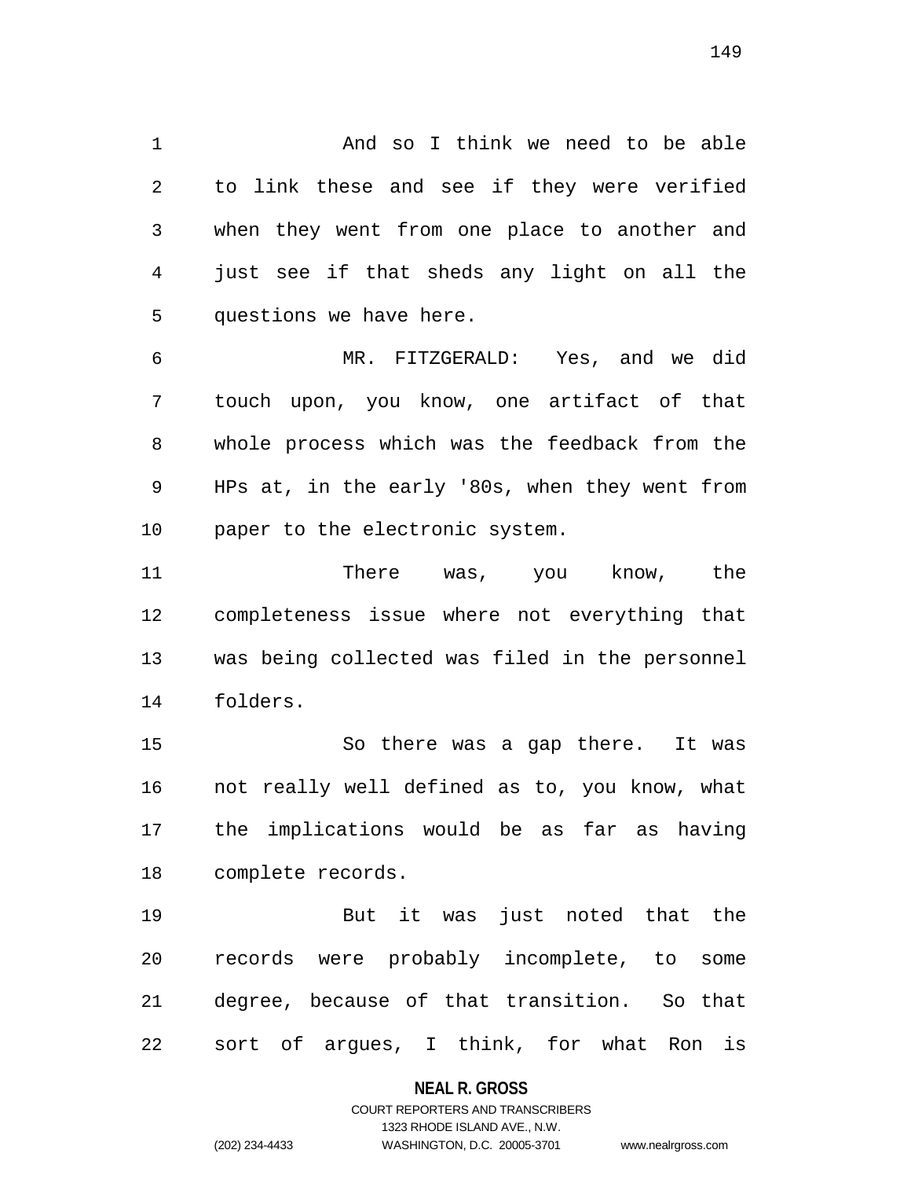And so I think we need to be able to link these and see if they were verified when they went from one place to another and just see if that sheds any light on all the questions we have here.

MR. FITZGERALD: Yes, and we did touch upon, you know, one artifact of that whole process which was the feedback from the HPs at, in the early '80s, when they went from paper to the electronic system.

There was, you know, the completeness issue where not everything that was being collected was filed in the personnel folders.

So there was a gap there. It was not really well defined as to, you know, what the implications would be as far as having complete records.

But it was just noted that the records were probably incomplete, to some degree, because of that transition. So that sort of argues, I think, for what Ron is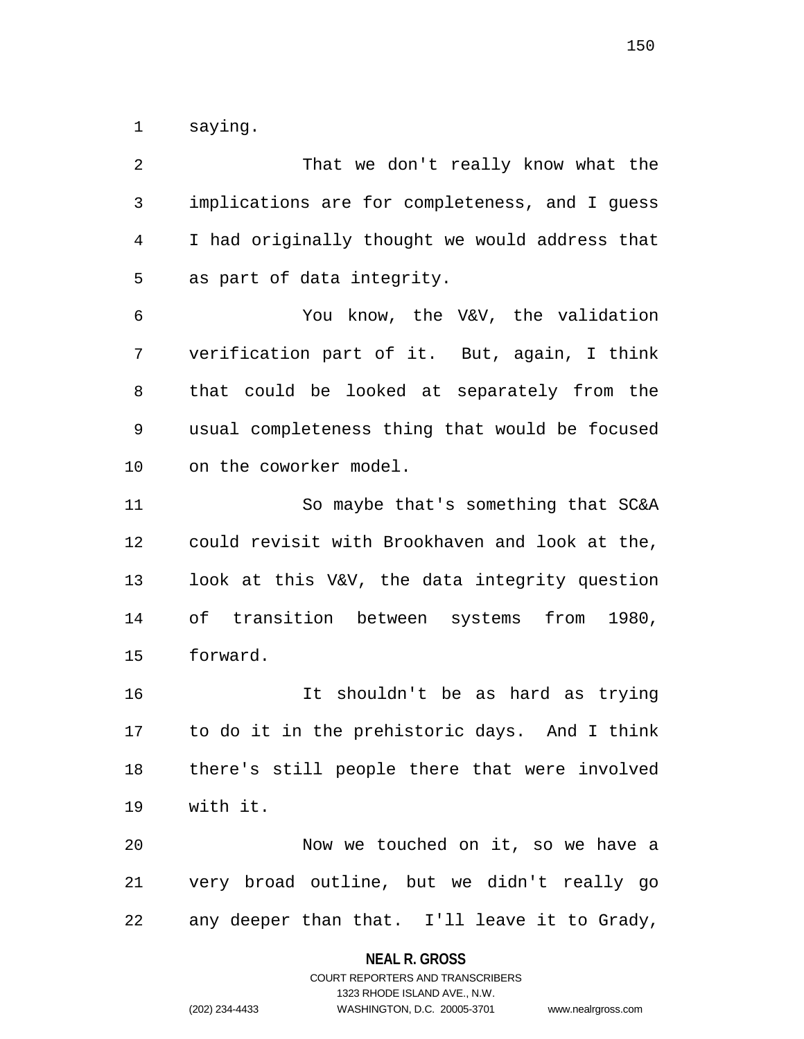saying.

That we don't really know what the implications are for completeness, and I guess I had originally thought we would address that as part of data integrity.

You know, the V&V, the validation verification part of it. But, again, I think that could be looked at separately from the usual completeness thing that would be focused on the coworker model.

So maybe that's something that SC&A could revisit with Brookhaven and look at the, look at this V&V, the data integrity question of transition between systems from 1980, forward.

It shouldn't be as hard as trying to do it in the prehistoric days. And I think there's still people there that were involved with it.

Now we touched on it, so we have a very broad outline, but we didn't really go any deeper than that. I'll leave it to Grady,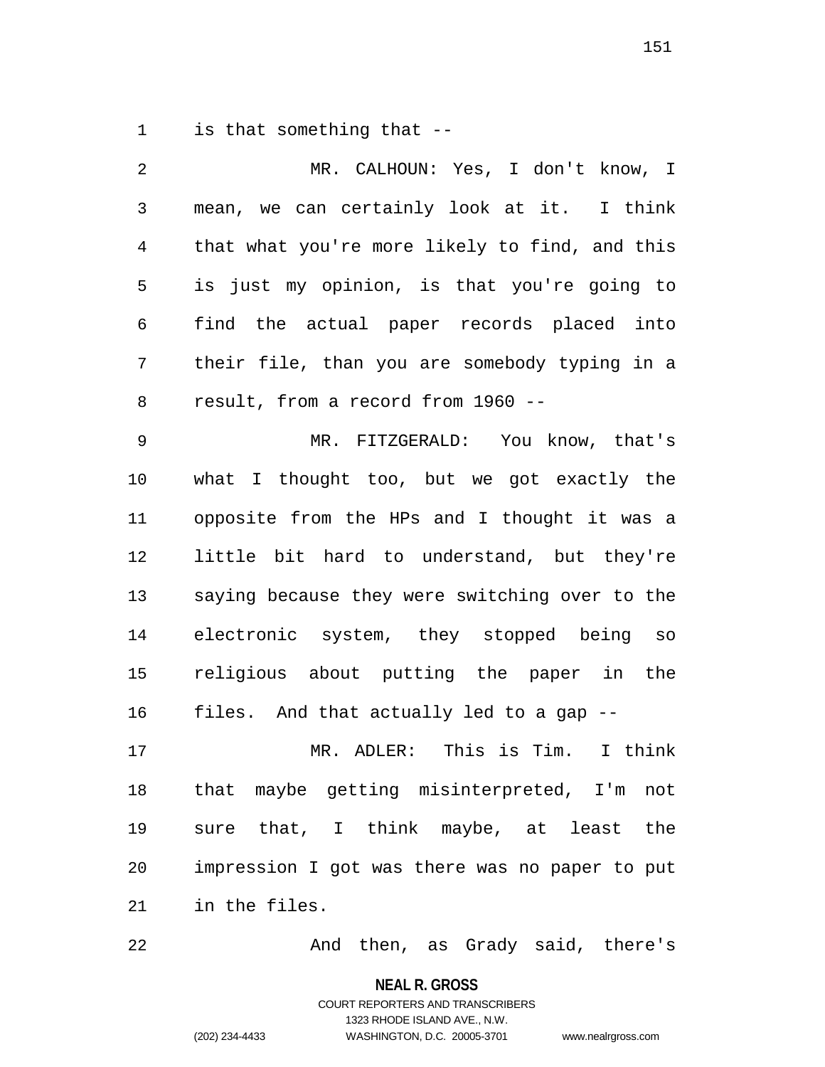is that something that --

MR. CALHOUN: Yes, I don't know, I mean, we can certainly look at it. I think that what you're more likely to find, and this is just my opinion, is that you're going to find the actual paper records placed into their file, than you are somebody typing in a result, from a record from 1960 --

MR. FITZGERALD: You know, that's what I thought too, but we got exactly the opposite from the HPs and I thought it was a little bit hard to understand, but they're saying because they were switching over to the electronic system, they stopped being so religious about putting the paper in the files. And that actually led to a gap --

MR. ADLER: This is Tim. I think that maybe getting misinterpreted, I'm not sure that, I think maybe, at least the impression I got was there was no paper to put in the files.

And then, as Grady said, there's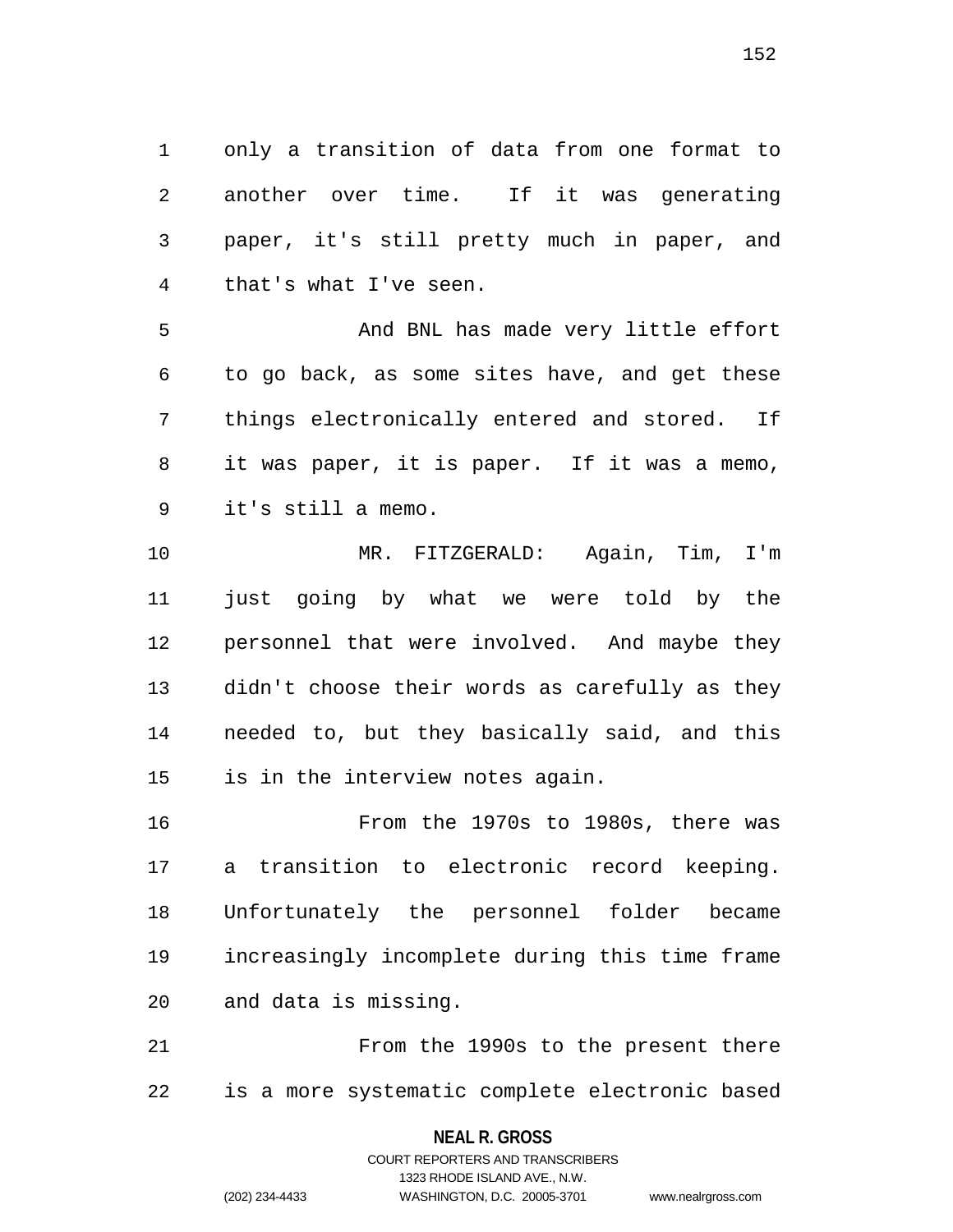only a transition of data from one format to another over time. If it was generating paper, it's still pretty much in paper, and that's what I've seen.

And BNL has made very little effort to go back, as some sites have, and get these things electronically entered and stored. If it was paper, it is paper. If it was a memo, it's still a memo.

MR. FITZGERALD: Again, Tim, I'm just going by what we were told by the personnel that were involved. And maybe they didn't choose their words as carefully as they needed to, but they basically said, and this is in the interview notes again.

From the 1970s to 1980s, there was a transition to electronic record keeping. Unfortunately the personnel folder became increasingly incomplete during this time frame and data is missing.

From the 1990s to the present there is a more systematic complete electronic based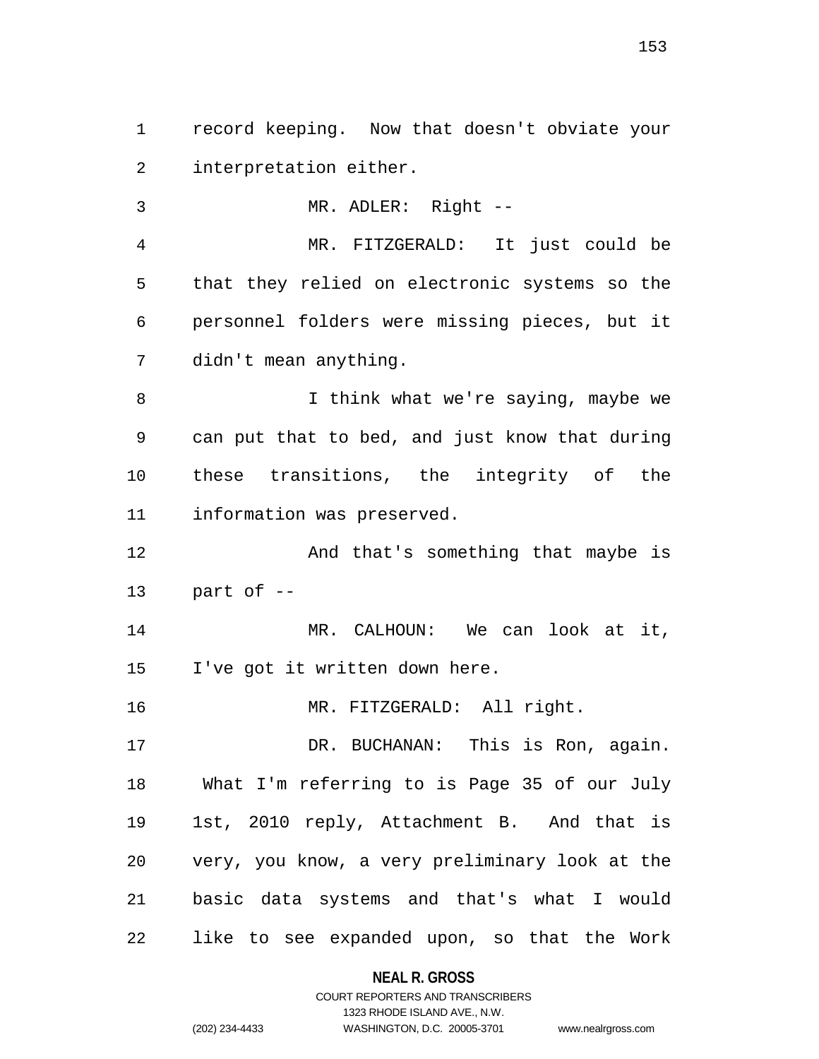record keeping. Now that doesn't obviate your interpretation either.

MR. ADLER: Right --

MR. FITZGERALD: It just could be that they relied on electronic systems so the personnel folders were missing pieces, but it didn't mean anything.

I think what we're saying, maybe we can put that to bed, and just know that during these transitions, the integrity of the information was preserved.

And that's something that maybe is part of --

MR. CALHOUN: We can look at it, I've got it written down here.

MR. FITZGERALD: All right.

DR. BUCHANAN: This is Ron, again. What I'm referring to is Page 35 of our July 1st, 2010 reply, Attachment B. And that is very, you know, a very preliminary look at the basic data systems and that's what I would like to see expanded upon, so that the Work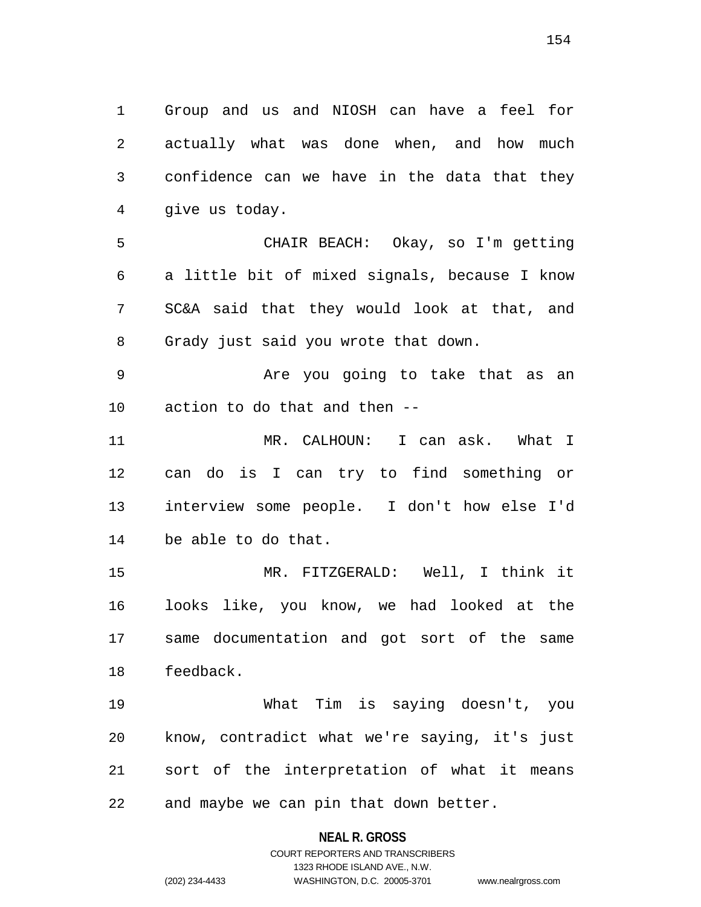Group and us and NIOSH can have a feel for actually what was done when, and how much confidence can we have in the data that they give us today.

CHAIR BEACH: Okay, so I'm getting a little bit of mixed signals, because I know SC&A said that they would look at that, and Grady just said you wrote that down.

Are you going to take that as an action to do that and then --

MR. CALHOUN: I can ask. What I can do is I can try to find something or interview some people. I don't how else I'd be able to do that.

MR. FITZGERALD: Well, I think it looks like, you know, we had looked at the same documentation and got sort of the same feedback.

What Tim is saying doesn't, you know, contradict what we're saying, it's just sort of the interpretation of what it means and maybe we can pin that down better.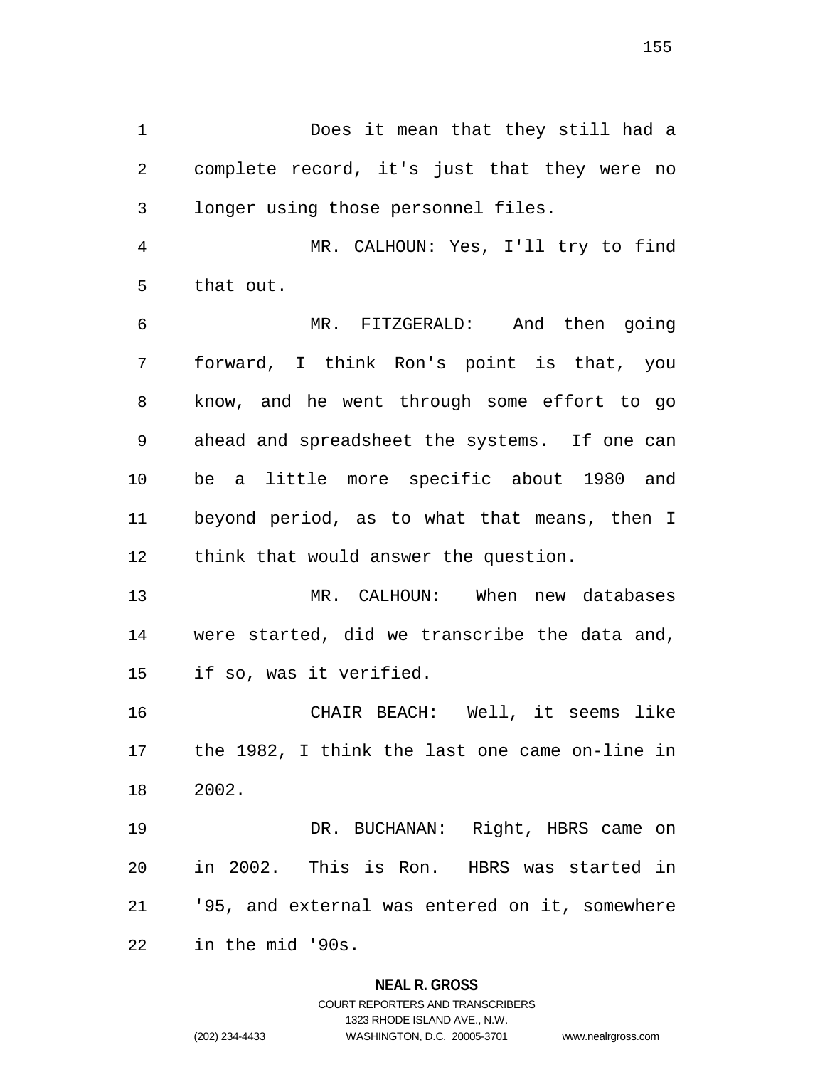Does it mean that they still had a complete record, it's just that they were no longer using those personnel files.

MR. CALHOUN: Yes, I'll try to find that out.

MR. FITZGERALD: And then going forward, I think Ron's point is that, you know, and he went through some effort to go ahead and spreadsheet the systems. If one can be a little more specific about 1980 and beyond period, as to what that means, then I think that would answer the question.

MR. CALHOUN: When new databases were started, did we transcribe the data and, if so, was it verified.

CHAIR BEACH: Well, it seems like the 1982, I think the last one came on-line in 2002.

DR. BUCHANAN: Right, HBRS came on in 2002. This is Ron. HBRS was started in '95, and external was entered on it, somewhere in the mid '90s.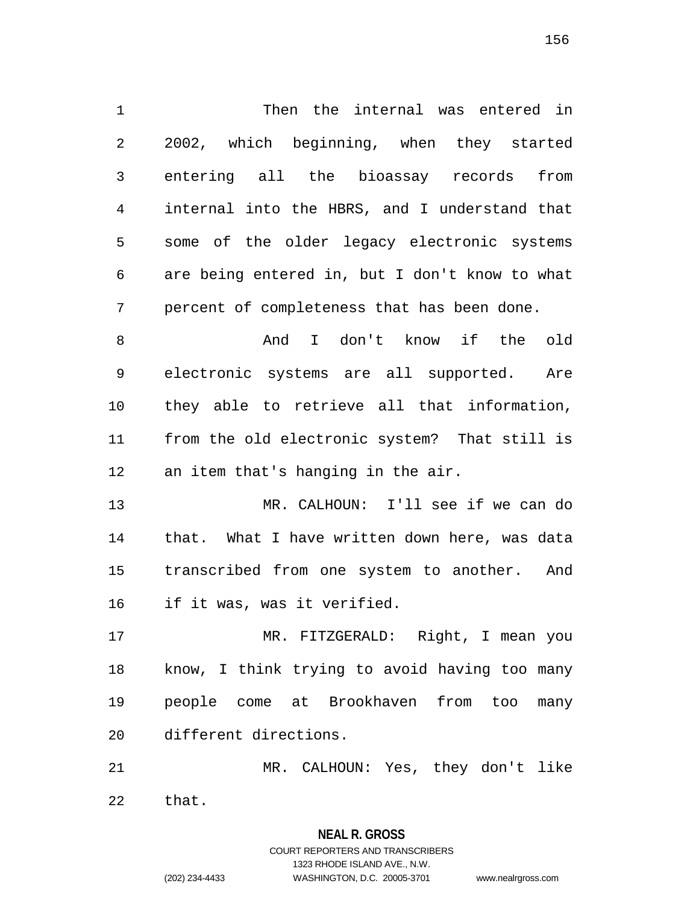Then the internal was entered in 2002, which beginning, when they started entering all the bioassay records from internal into the HBRS, and I understand that some of the older legacy electronic systems are being entered in, but I don't know to what percent of completeness that has been done.

And I don't know if the old electronic systems are all supported. Are they able to retrieve all that information, from the old electronic system? That still is an item that's hanging in the air.

MR. CALHOUN: I'll see if we can do that. What I have written down here, was data transcribed from one system to another. And if it was, was it verified.

MR. FITZGERALD: Right, I mean you know, I think trying to avoid having too many people come at Brookhaven from too many different directions.

MR. CALHOUN: Yes, they don't like that.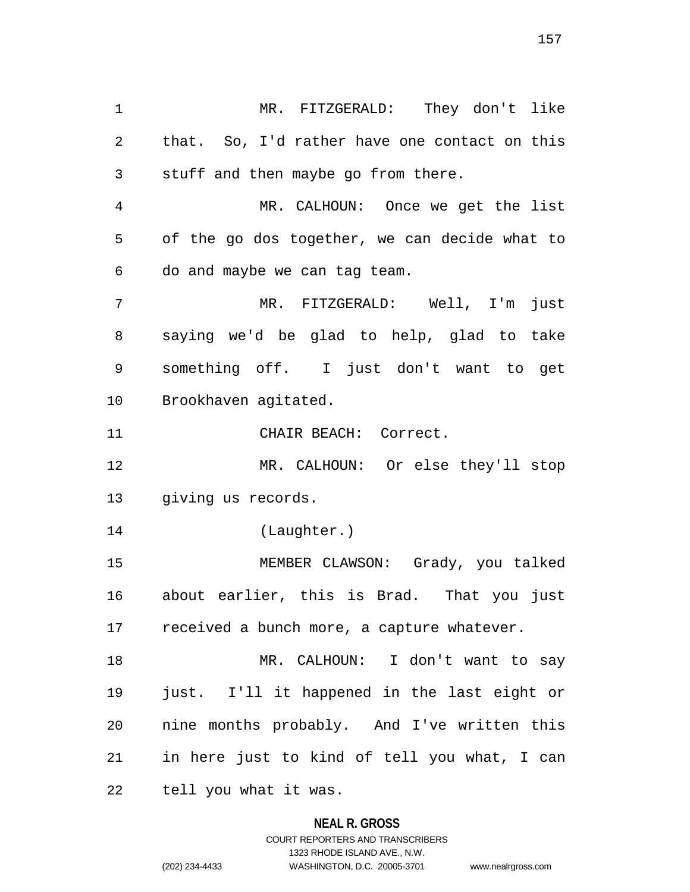MR. FITZGERALD: They don't like that. So, I'd rather have one contact on this stuff and then maybe go from there.

MR. CALHOUN: Once we get the list of the go dos together, we can decide what to do and maybe we can tag team.

MR. FITZGERALD: Well, I'm just saying we'd be glad to help, glad to take something off. I just don't want to get Brookhaven agitated.

CHAIR BEACH: Correct.

MR. CALHOUN: Or else they'll stop giving us records.

(Laughter.)

MEMBER CLAWSON: Grady, you talked about earlier, this is Brad. That you just received a bunch more, a capture whatever.

MR. CALHOUN: I don't want to say just. I'll it happened in the last eight or nine months probably. And I've written this in here just to kind of tell you what, I can tell you what it was.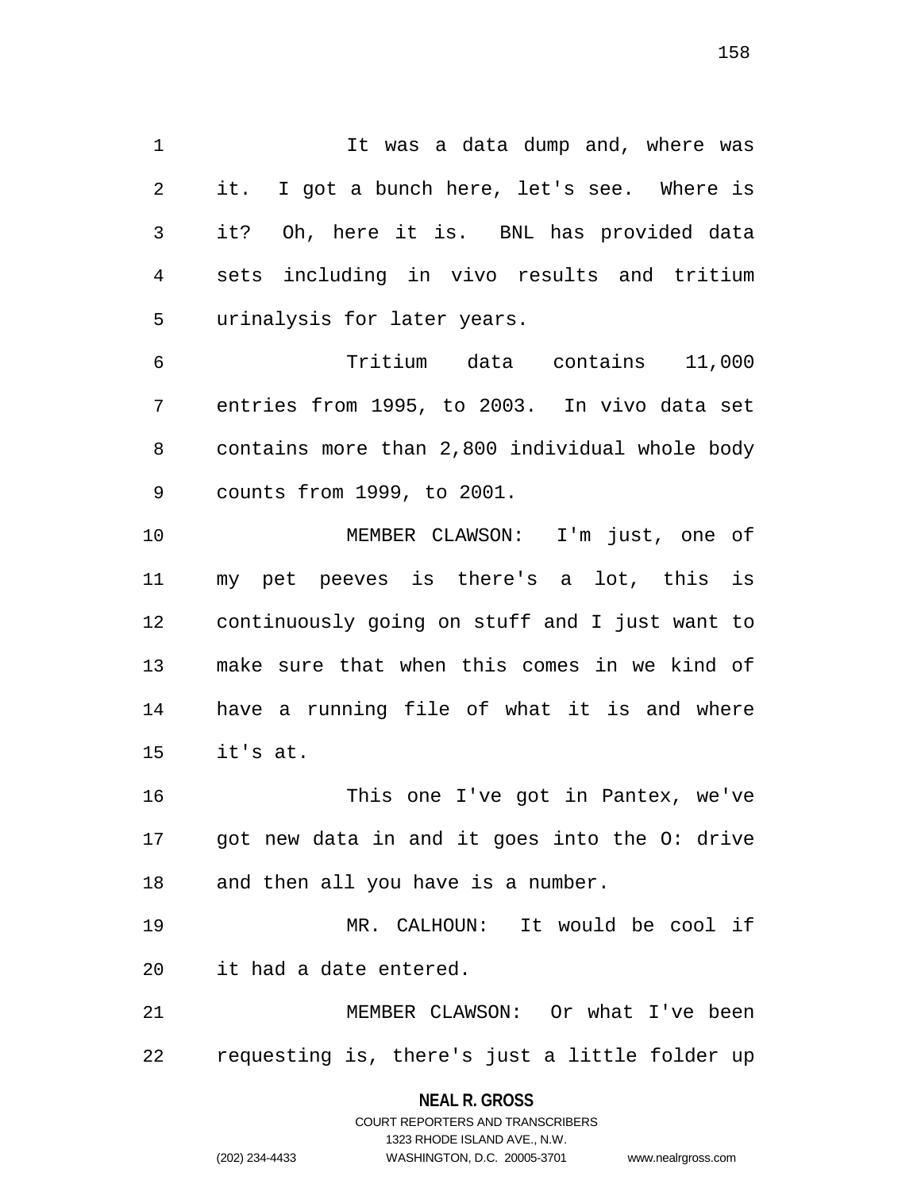It was a data dump and, where was it. I got a bunch here, let's see. Where is it? Oh, here it is. BNL has provided data sets including in vivo results and tritium urinalysis for later years.

Tritium data contains 11,000 entries from 1995, to 2003. In vivo data set contains more than 2,800 individual whole body counts from 1999, to 2001.

MEMBER CLAWSON: I'm just, one of my pet peeves is there's a lot, this is continuously going on stuff and I just want to make sure that when this comes in we kind of have a running file of what it is and where it's at.

This one I've got in Pantex, we've got new data in and it goes into the O: drive and then all you have is a number.

MR. CALHOUN: It would be cool if it had a date entered.

MEMBER CLAWSON: Or what I've been requesting is, there's just a little folder up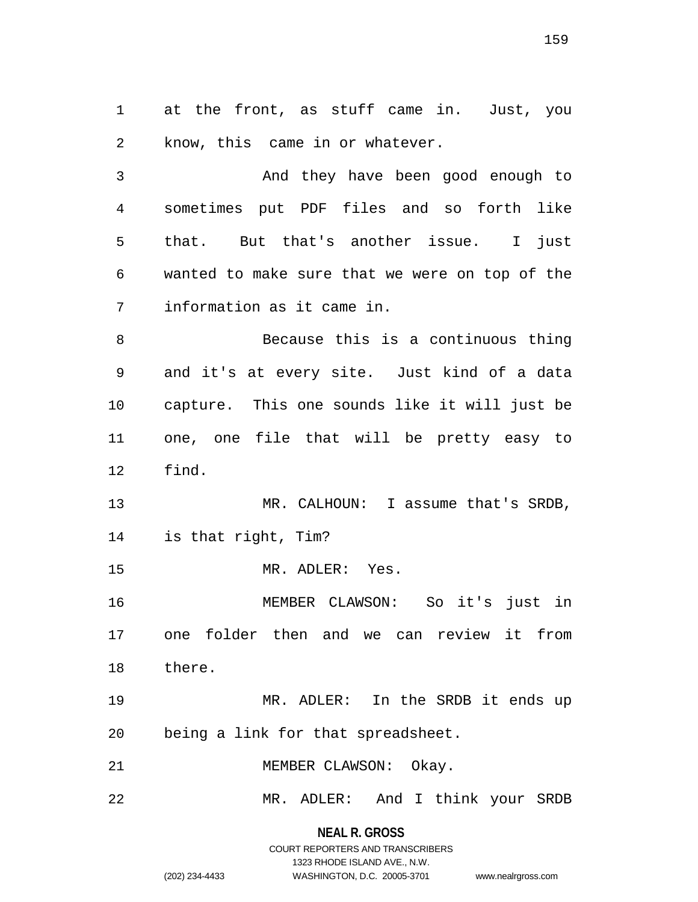at the front, as stuff came in. Just, you know, this came in or whatever.

And they have been good enough to sometimes put PDF files and so forth like that. But that's another issue. I just wanted to make sure that we were on top of the information as it came in.

Because this is a continuous thing and it's at every site. Just kind of a data capture. This one sounds like it will just be one, one file that will be pretty easy to find.

MR. CALHOUN: I assume that's SRDB, is that right, Tim?

MR. ADLER: Yes.

MEMBER CLAWSON: So it's just in one folder then and we can review it from there.

MR. ADLER: In the SRDB it ends up being a link for that spreadsheet.

MEMBER CLAWSON: Okay.

MR. ADLER: And I think your SRDB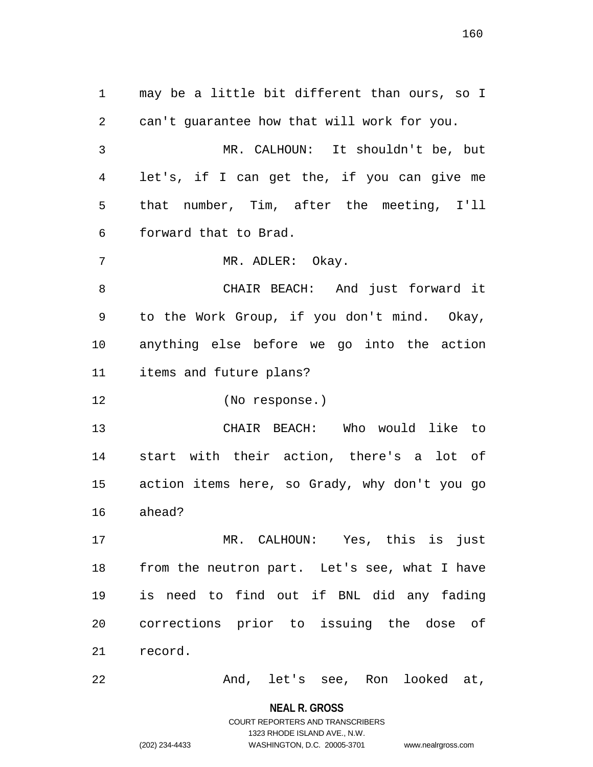may be a little bit different than ours, so I can't guarantee how that will work for you.

MR. CALHOUN: It shouldn't be, but let's, if I can get the, if you can give me that number, Tim, after the meeting, I'll forward that to Brad.

MR. ADLER: Okay.

CHAIR BEACH: And just forward it to the Work Group, if you don't mind. Okay, anything else before we go into the action items and future plans?

(No response.)

CHAIR BEACH: Who would like to start with their action, there's a lot of action items here, so Grady, why don't you go ahead?

MR. CALHOUN: Yes, this is just from the neutron part. Let's see, what I have is need to find out if BNL did any fading corrections prior to issuing the dose of record.

And, let's see, Ron looked at,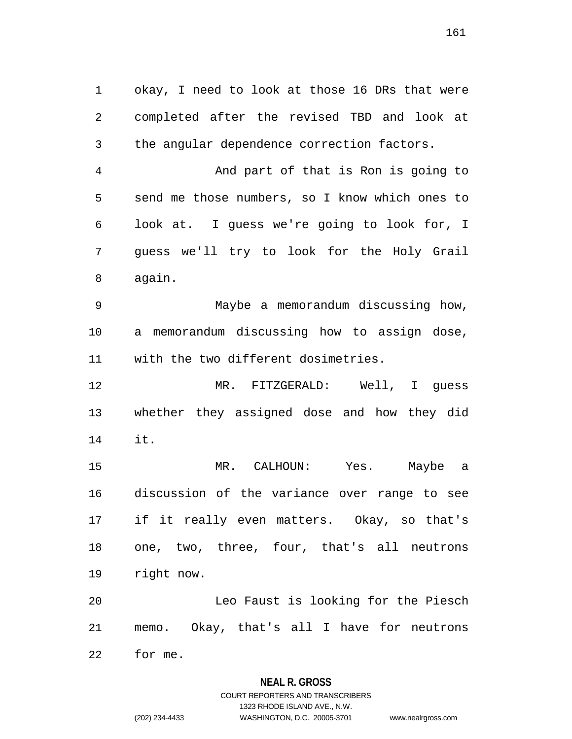okay, I need to look at those 16 DRs that were completed after the revised TBD and look at the angular dependence correction factors.

And part of that is Ron is going to send me those numbers, so I know which ones to look at. I guess we're going to look for, I guess we'll try to look for the Holy Grail again.

Maybe a memorandum discussing how, a memorandum discussing how to assign dose, with the two different dosimetries.

MR. FITZGERALD: Well, I guess whether they assigned dose and how they did it.

MR. CALHOUN: Yes. Maybe a discussion of the variance over range to see if it really even matters. Okay, so that's one, two, three, four, that's all neutrons right now.

Leo Faust is looking for the Piesch memo. Okay, that's all I have for neutrons for me.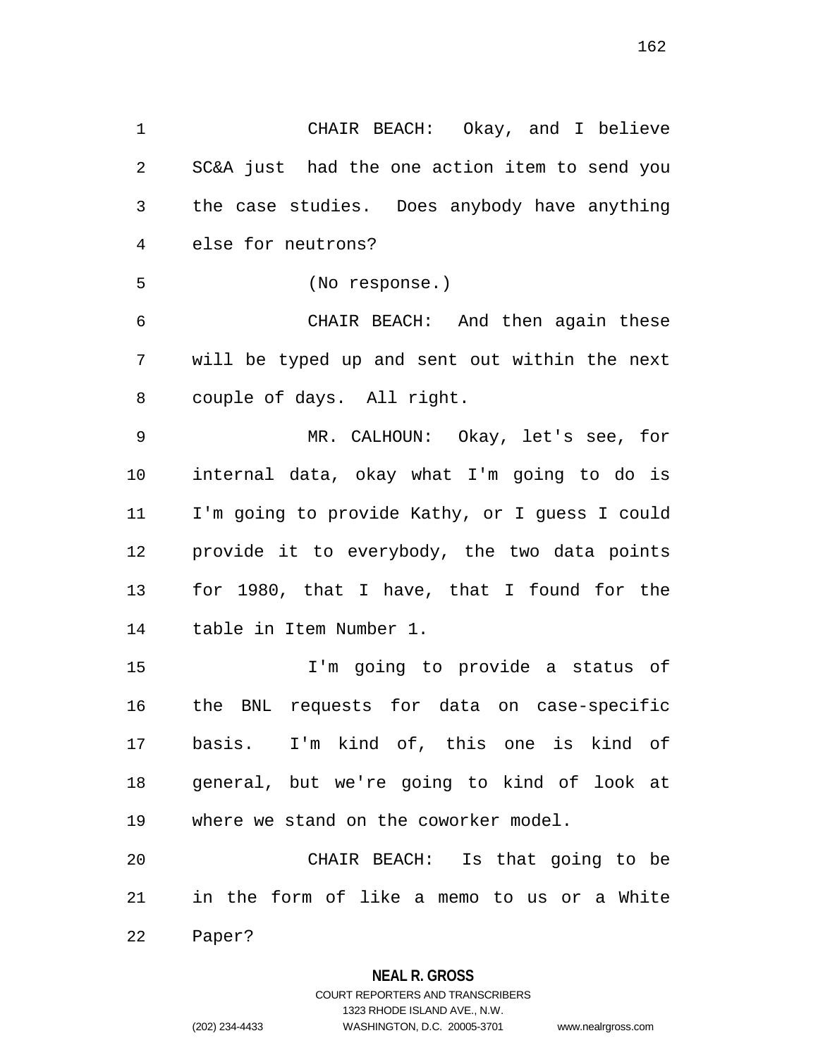CHAIR BEACH: Okay, and I believe SC&A just had the one action item to send you the case studies. Does anybody have anything else for neutrons?

(No response.)

CHAIR BEACH: And then again these will be typed up and sent out within the next couple of days. All right.

MR. CALHOUN: Okay, let's see, for internal data, okay what I'm going to do is I'm going to provide Kathy, or I guess I could provide it to everybody, the two data points for 1980, that I have, that I found for the table in Item Number 1.

I'm going to provide a status of the BNL requests for data on case-specific basis. I'm kind of, this one is kind of general, but we're going to kind of look at where we stand on the coworker model.

CHAIR BEACH: Is that going to be in the form of like a memo to us or a White Paper?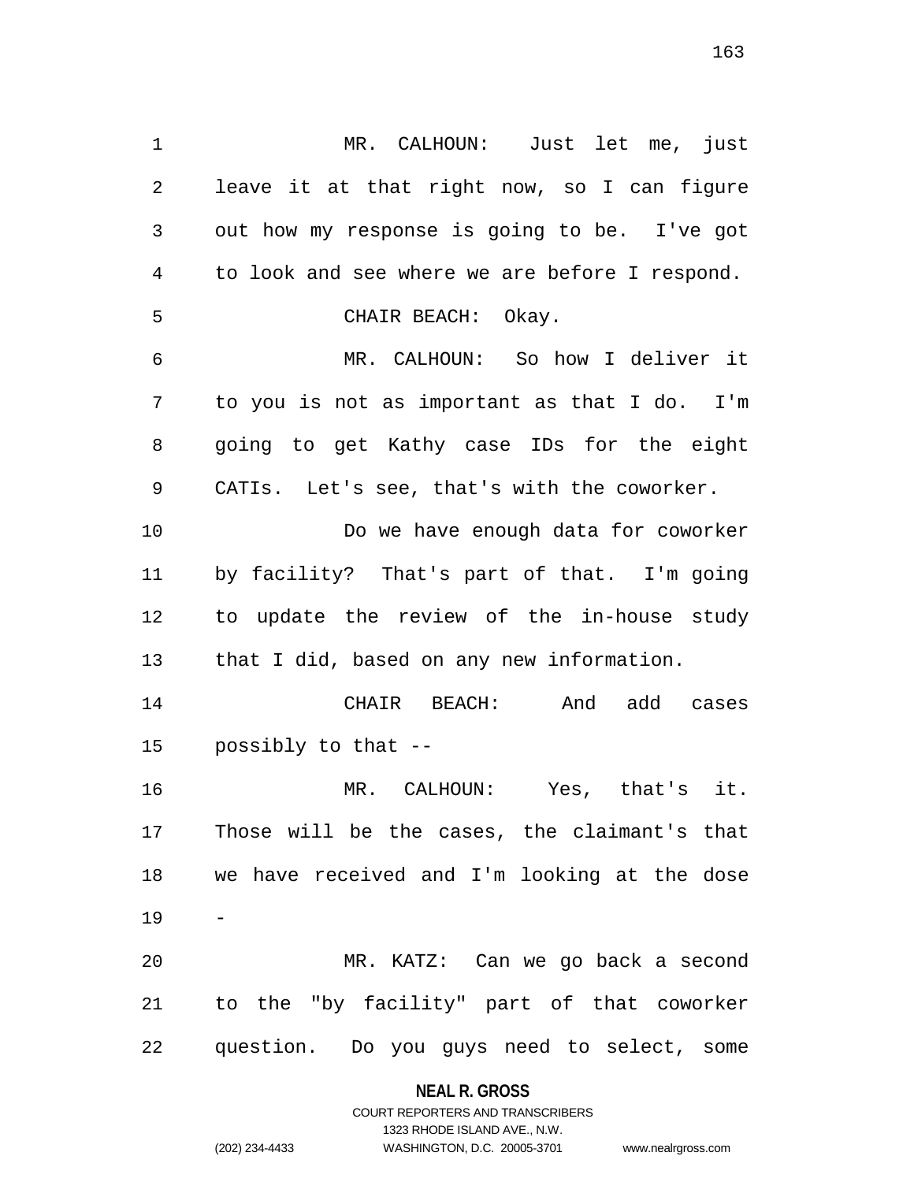MR. CALHOUN: Just let me, just leave it at that right now, so I can figure out how my response is going to be. I've got to look and see where we are before I respond.

CHAIR BEACH: Okay.

MR. CALHOUN: So how I deliver it to you is not as important as that I do. I'm going to get Kathy case IDs for the eight CATIs. Let's see, that's with the coworker.

Do we have enough data for coworker by facility? That's part of that. I'm going to update the review of the in-house study that I did, based on any new information.

CHAIR BEACH: And add cases possibly to that --

MR. CALHOUN: Yes, that's it. Those will be the cases, the claimant's that we have received and I'm looking at the dose -

MR. KATZ: Can we go back a second to the "by facility" part of that coworker question. Do you guys need to select, some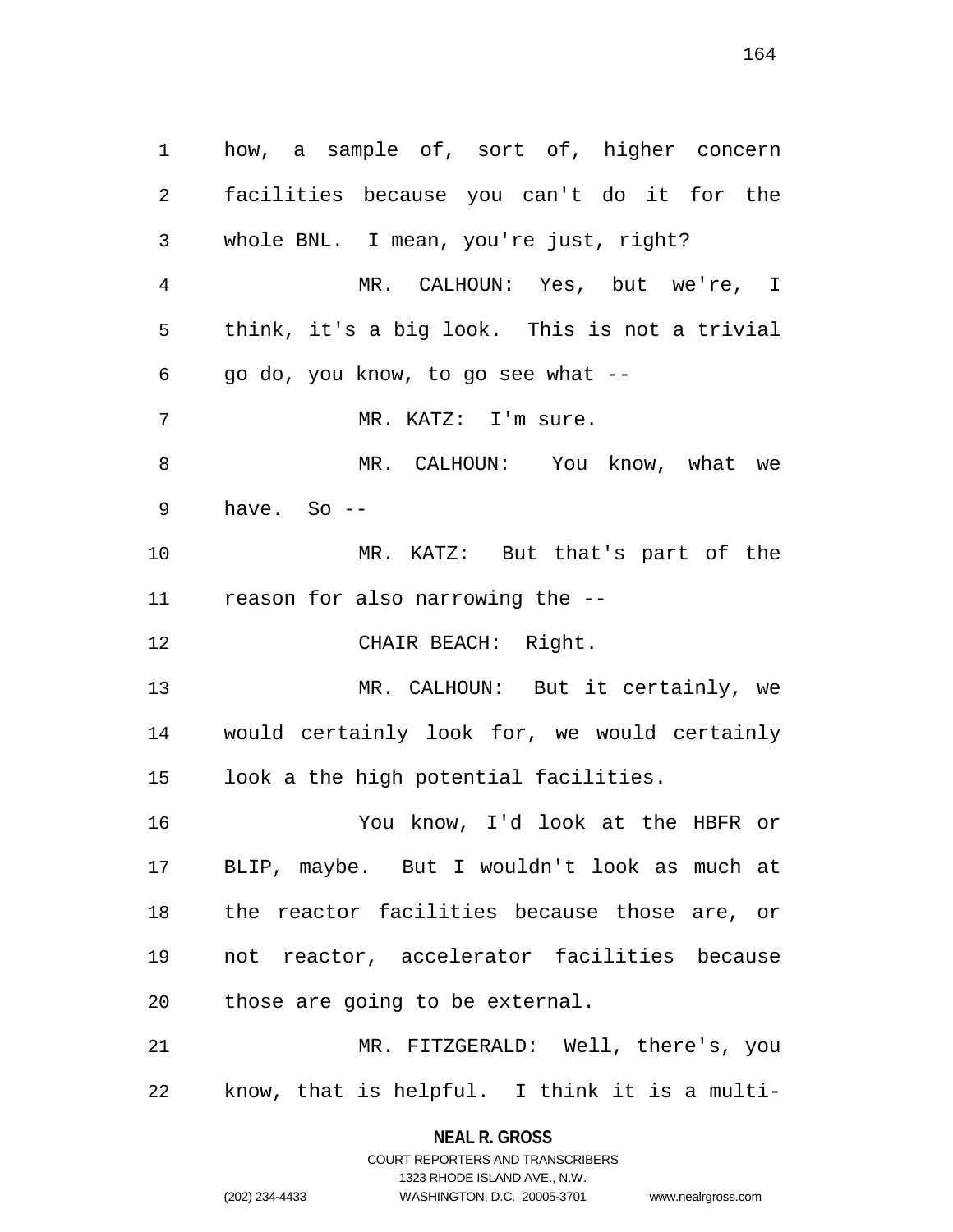how, a sample of, sort of, higher concern facilities because you can't do it for the whole BNL. I mean, you're just, right?

MR. CALHOUN: Yes, but we're, I think, it's a big look. This is not a trivial go do, you know, to go see what --

MR. KATZ: I'm sure.

MR. CALHOUN: You know, what we have. So --

MR. KATZ: But that's part of the reason for also narrowing the --

CHAIR BEACH: Right.

MR. CALHOUN: But it certainly, we would certainly look for, we would certainly look a the high potential facilities.

You know, I'd look at the HBFR or BLIP, maybe. But I wouldn't look as much at the reactor facilities because those are, or not reactor, accelerator facilities because those are going to be external.

MR. FITZGERALD: Well, there's, you know, that is helpful. I think it is a multi-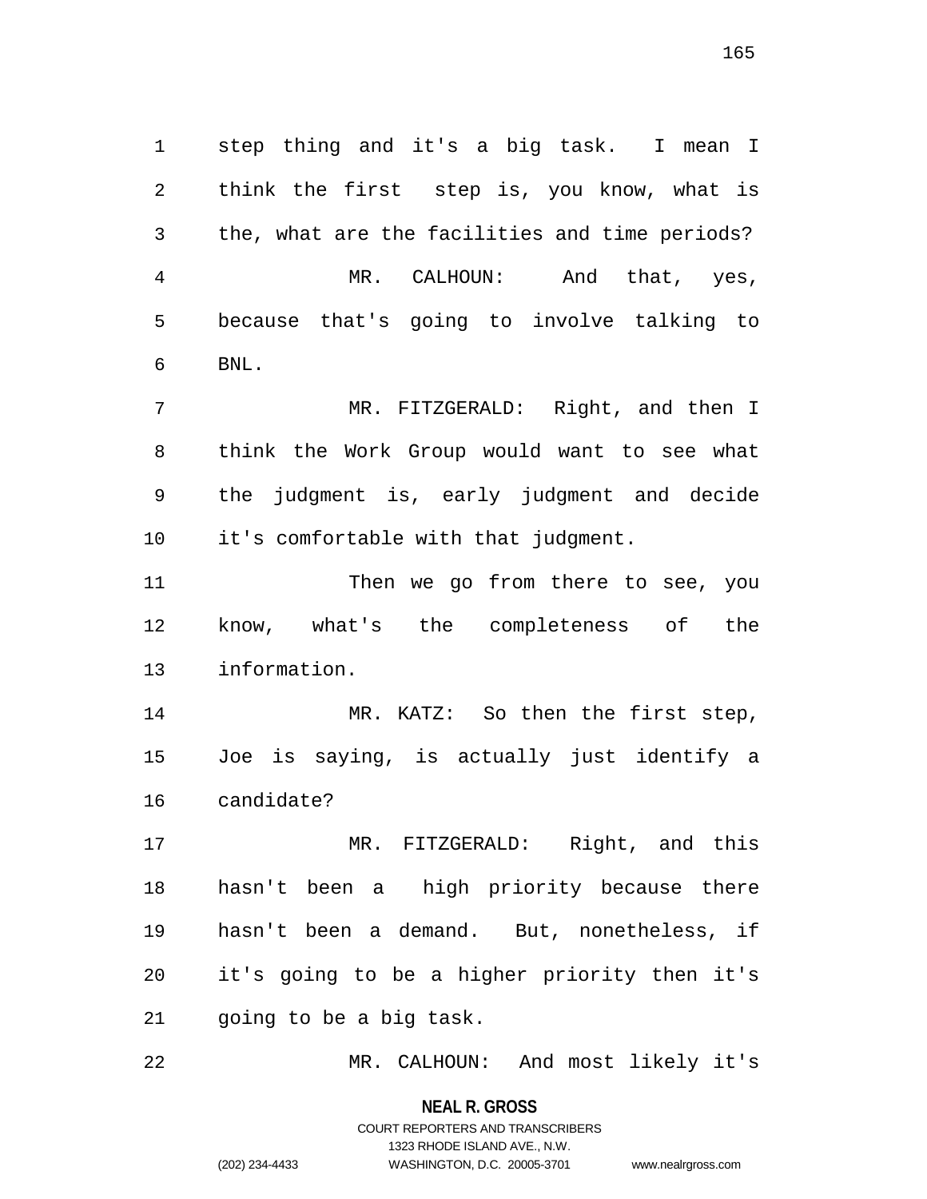step thing and it's a big task. I mean I think the first step is, you know, what is the, what are the facilities and time periods?

MR. CALHOUN: And that, yes, because that's going to involve talking to BNL.

MR. FITZGERALD: Right, and then I think the Work Group would want to see what the judgment is, early judgment and decide it's comfortable with that judgment.

Then we go from there to see, you know, what's the completeness of the information.

MR. KATZ: So then the first step, Joe is saying, is actually just identify a candidate?

MR. FITZGERALD: Right, and this hasn't been a high priority because there hasn't been a demand. But, nonetheless, if it's going to be a higher priority then it's going to be a big task.

MR. CALHOUN: And most likely it's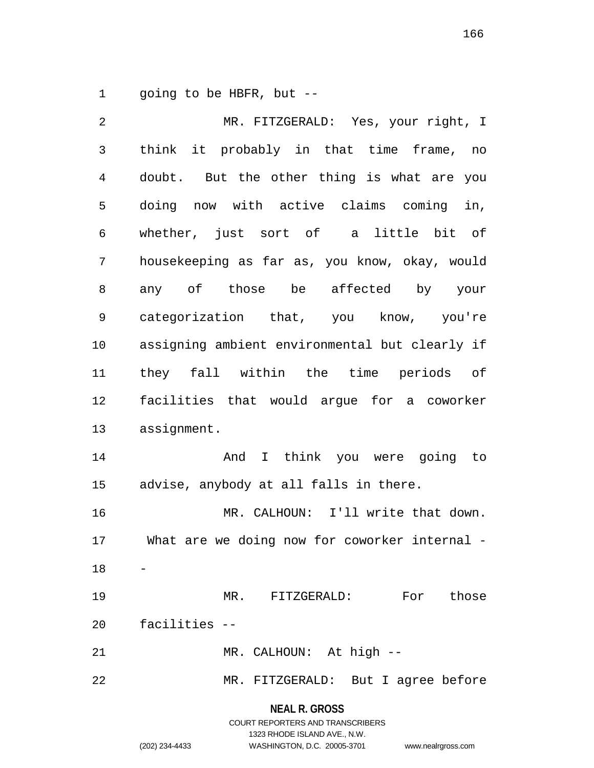going to be HBFR, but --

MR. FITZGERALD: Yes, your right, I think it probably in that time frame, no doubt. But the other thing is what are you doing now with active claims coming in, whether, just sort of a little bit of housekeeping as far as, you know, okay, would any of those be affected by your categorization that, you know, you're assigning ambient environmental but clearly if they fall within the time periods of facilities that would argue for a coworker assignment.

And I think you were going to advise, anybody at all falls in there.

MR. CALHOUN: I'll write that down. What are we doing now for coworker internal --

MR. FITZGERALD: For those facilities --

MR. CALHOUN: At high --

MR. FITZGERALD: But I agree before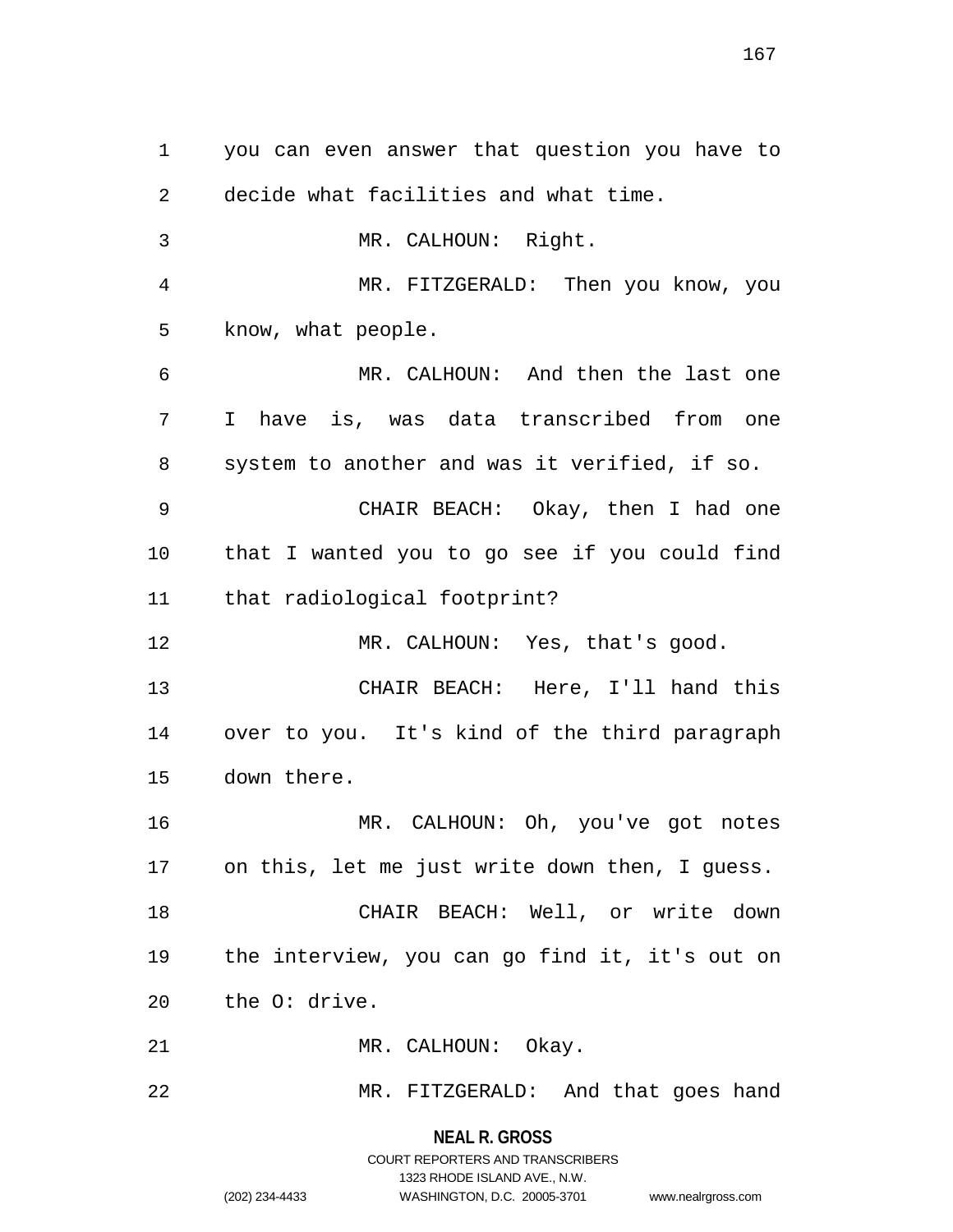you can even answer that question you have to decide what facilities and what time.

MR. CALHOUN: Right.

MR. FITZGERALD: Then you know, you know, what people.

MR. CALHOUN: And then the last one I have is, was data transcribed from one system to another and was it verified, if so.

CHAIR BEACH: Okay, then I had one that I wanted you to go see if you could find that radiological footprint?

MR. CALHOUN: Yes, that's good.

CHAIR BEACH: Here, I'll hand this over to you. It's kind of the third paragraph down there.

MR. CALHOUN: Oh, you've got notes on this, let me just write down then, I guess.

CHAIR BEACH: Well, or write down the interview, you can go find it, it's out on the O: drive.

MR. CALHOUN: Okay.

MR. FITZGERALD: And that goes hand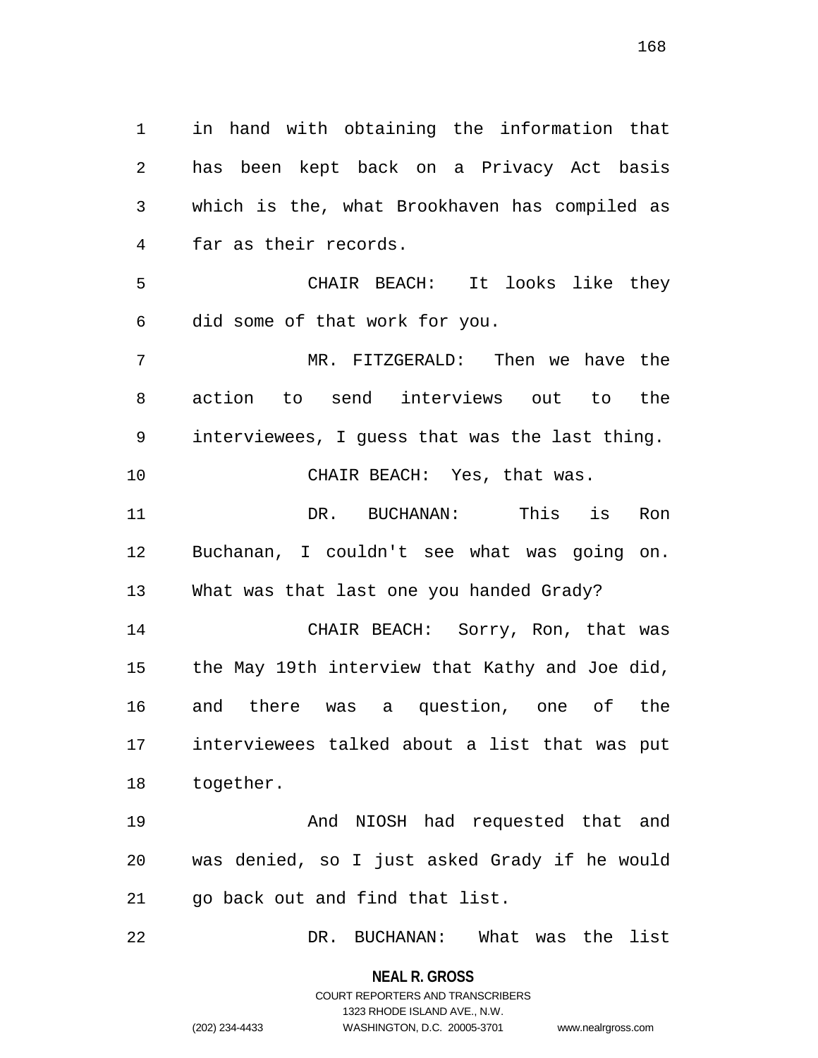in hand with obtaining the information that has been kept back on a Privacy Act basis which is the, what Brookhaven has compiled as far as their records.

CHAIR BEACH: It looks like they did some of that work for you.

MR. FITZGERALD: Then we have the action to send interviews out to the interviewees, I guess that was the last thing.

CHAIR BEACH: Yes, that was.

DR. BUCHANAN: This is Ron Buchanan, I couldn't see what was going on. What was that last one you handed Grady?

CHAIR BEACH: Sorry, Ron, that was the May 19th interview that Kathy and Joe did, and there was a question, one of the interviewees talked about a list that was put together.

And NIOSH had requested that and was denied, so I just asked Grady if he would go back out and find that list.

DR. BUCHANAN: What was the list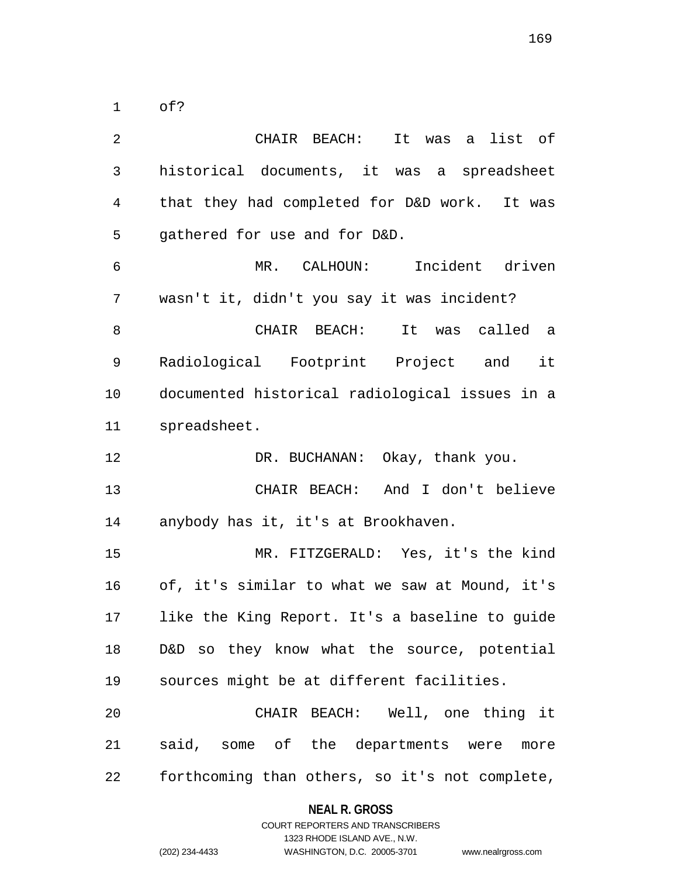of?

CHAIR BEACH: It was a list of historical documents, it was a spreadsheet that they had completed for D&D work. It was gathered for use and for D&D.

MR. CALHOUN: Incident driven wasn't it, didn't you say it was incident?

CHAIR BEACH: It was called a Radiological Footprint Project and it documented historical radiological issues in a spreadsheet.

DR. BUCHANAN: Okay, thank you.

CHAIR BEACH: And I don't believe anybody has it, it's at Brookhaven.

MR. FITZGERALD: Yes, it's the kind of, it's similar to what we saw at Mound, it's like the King Report. It's a baseline to guide D&D so they know what the source, potential sources might be at different facilities.

CHAIR BEACH: Well, one thing it said, some of the departments were more forthcoming than others, so it's not complete,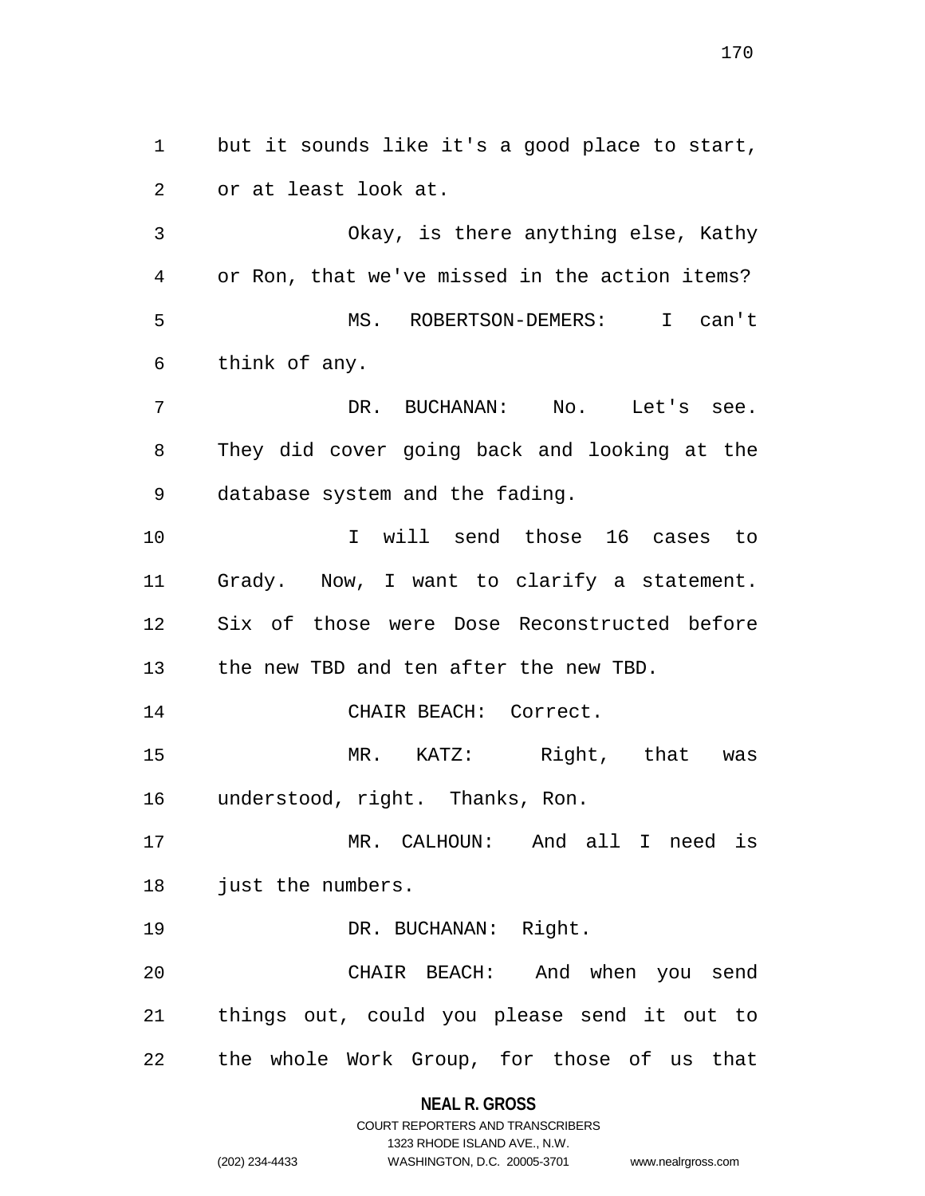but it sounds like it's a good place to start, or at least look at.

Okay, is there anything else, Kathy or Ron, that we've missed in the action items?

MS. ROBERTSON-DEMERS: I can't think of any.

DR. BUCHANAN: No. Let's see. They did cover going back and looking at the database system and the fading.

I will send those 16 cases to Grady. Now, I want to clarify a statement. Six of those were Dose Reconstructed before the new TBD and ten after the new TBD.

CHAIR BEACH: Correct.

MR. KATZ: Right, that was understood, right. Thanks, Ron.

MR. CALHOUN: And all I need is just the numbers.

DR. BUCHANAN: Right.

CHAIR BEACH: And when you send things out, could you please send it out to the whole Work Group, for those of us that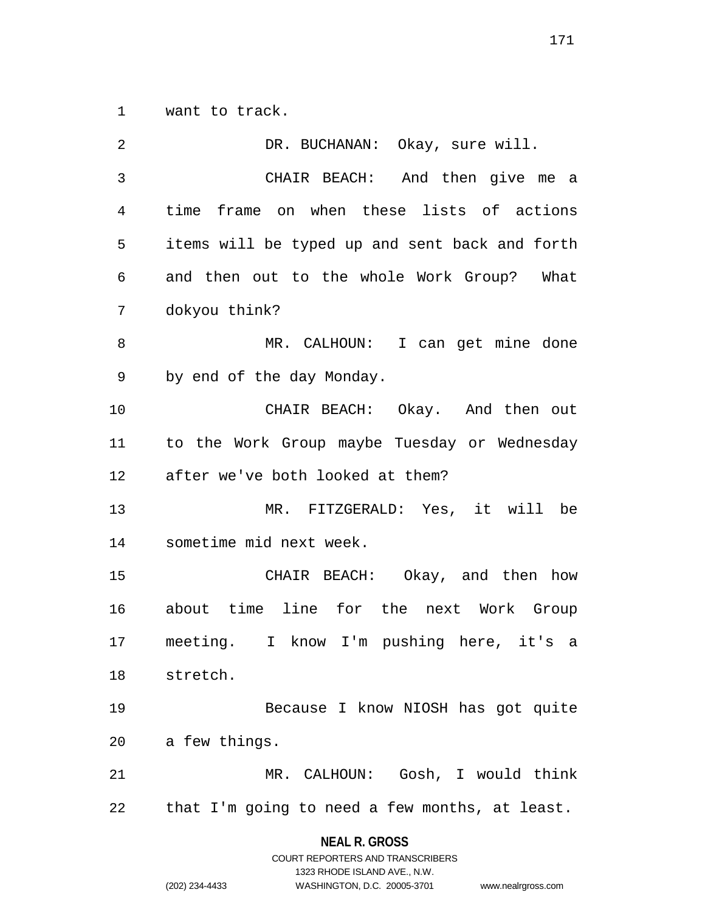want to track.

DR. BUCHANAN: Okay, sure will.

CHAIR BEACH: And then give me a time frame on when these lists of actions items will be typed up and sent back and forth and then out to the whole Work Group? What dokyou think?

MR. CALHOUN: I can get mine done by end of the day Monday.

CHAIR BEACH: Okay. And then out to the Work Group maybe Tuesday or Wednesday after we've both looked at them?

MR. FITZGERALD: Yes, it will be sometime mid next week.

CHAIR BEACH: Okay, and then how about time line for the next Work Group meeting. I know I'm pushing here, it's a stretch.

Because I know NIOSH has got quite a few things.

MR. CALHOUN: Gosh, I would think that I'm going to need a few months, at least.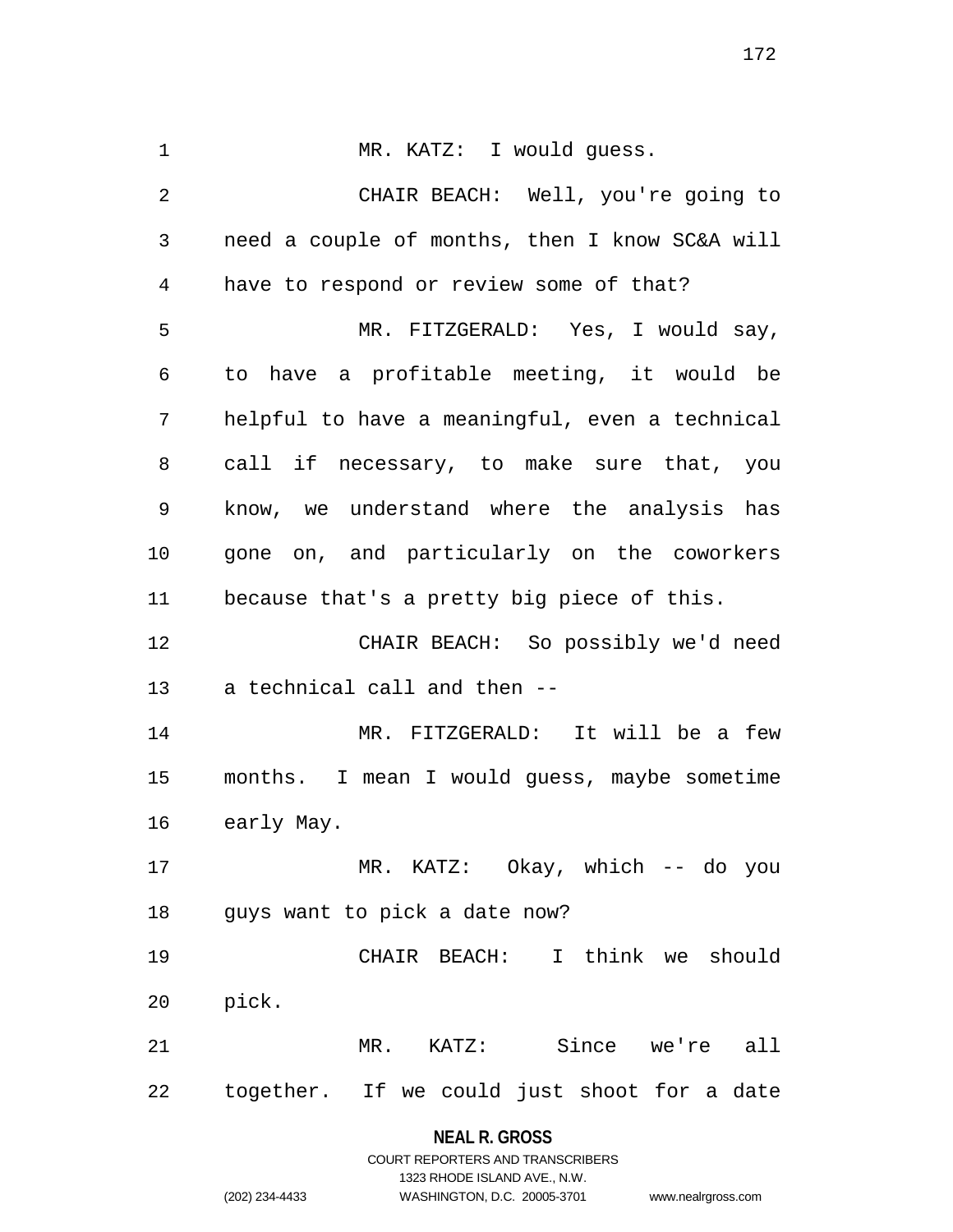MR. KATZ: I would guess.

CHAIR BEACH: Well, you're going to need a couple of months, then I know SC&A will have to respond or review some of that?

MR. FITZGERALD: Yes, I would say, to have a profitable meeting, it would be helpful to have a meaningful, even a technical call if necessary, to make sure that, you know, we understand where the analysis has gone on, and particularly on the coworkers because that's a pretty big piece of this.

CHAIR BEACH: So possibly we'd need a technical call and then --

MR. FITZGERALD: It will be a few months. I mean I would guess, maybe sometime early May.

MR. KATZ: Okay, which -- do you guys want to pick a date now?

CHAIR BEACH: I think we should pick.

MR. KATZ: Since we're all together. If we could just shoot for a date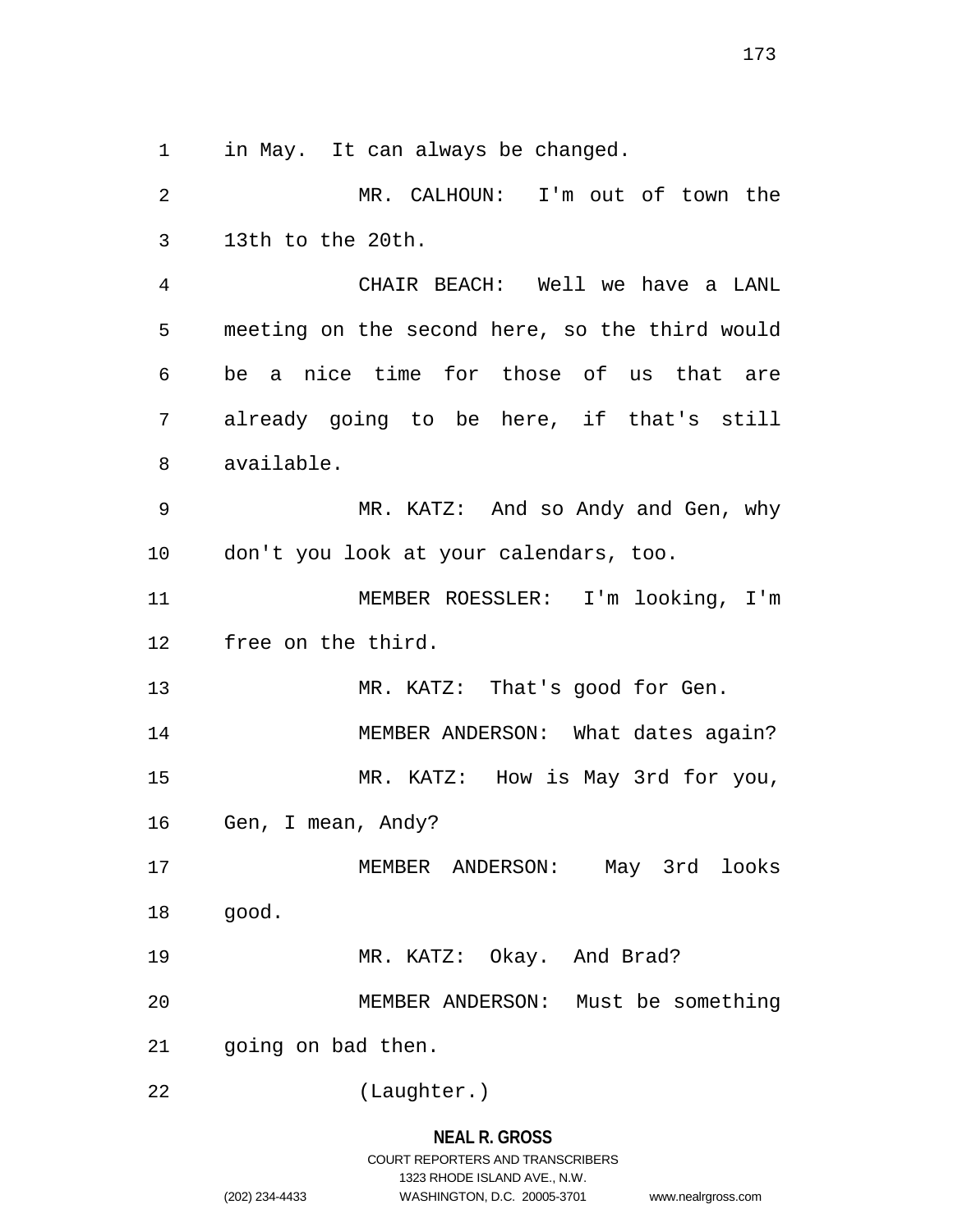in May. It can always be changed.

MR. CALHOUN: I'm out of town the 13th to the 20th.

CHAIR BEACH: Well we have a LANL meeting on the second here, so the third would be a nice time for those of us that are already going to be here, if that's still available.

MR. KATZ: And so Andy and Gen, why don't you look at your calendars, too.

MEMBER ROESSLER: I'm looking, I'm free on the third.

MR. KATZ: That's good for Gen.

MEMBER ANDERSON: What dates again?

MR. KATZ: How is May 3rd for you, Gen, I mean, Andy?

MEMBER ANDERSON: May 3rd looks good.

MR. KATZ: Okay. And Brad?

MEMBER ANDERSON: Must be something going on bad then.

(Laughter.)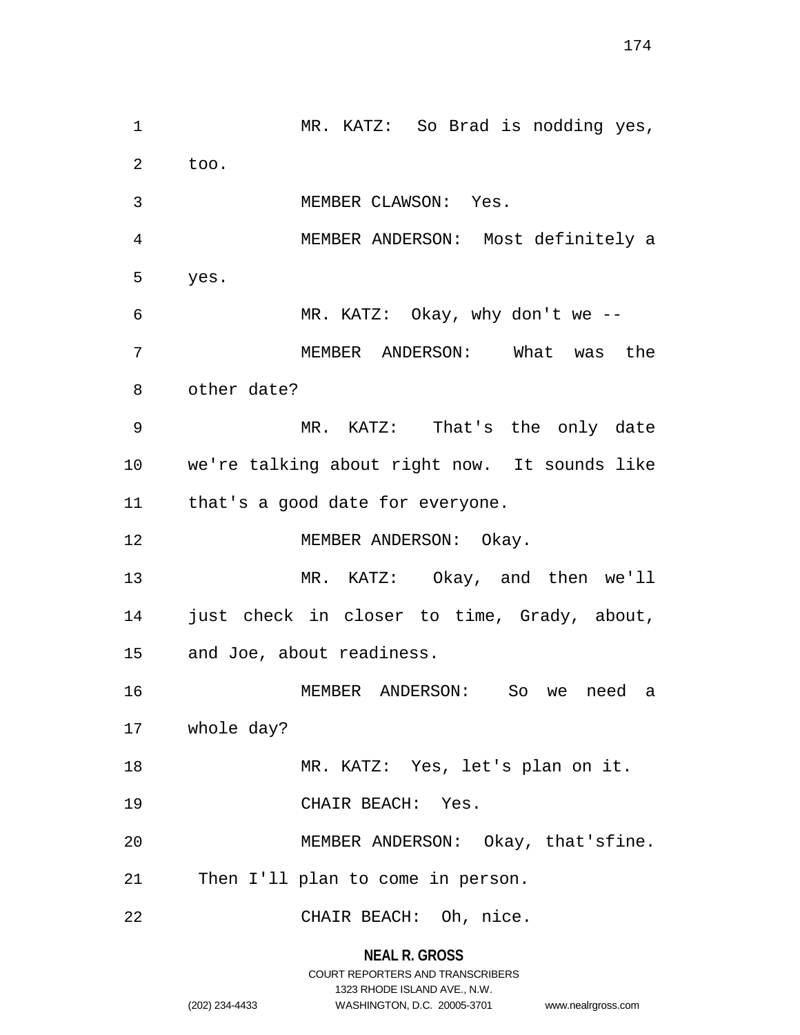MR. KATZ: So Brad is nodding yes, too.

MEMBER CLAWSON: Yes.

MEMBER ANDERSON: Most definitely a yes.

MR. KATZ: Okay, why don't we --

MEMBER ANDERSON: What was the other date?

MR. KATZ: That's the only date we're talking about right now. It sounds like that's a good date for everyone.

MEMBER ANDERSON: Okay.

MR. KATZ: Okay, and then we'll just check in closer to time, Grady, about, and Joe, about readiness.

MEMBER ANDERSON: So we need a whole day?

MR. KATZ: Yes, let's plan on it.

CHAIR BEACH: Yes.

MEMBER ANDERSON: Okay, that'sfine. Then I'll plan to come in person.

CHAIR BEACH: Oh, nice.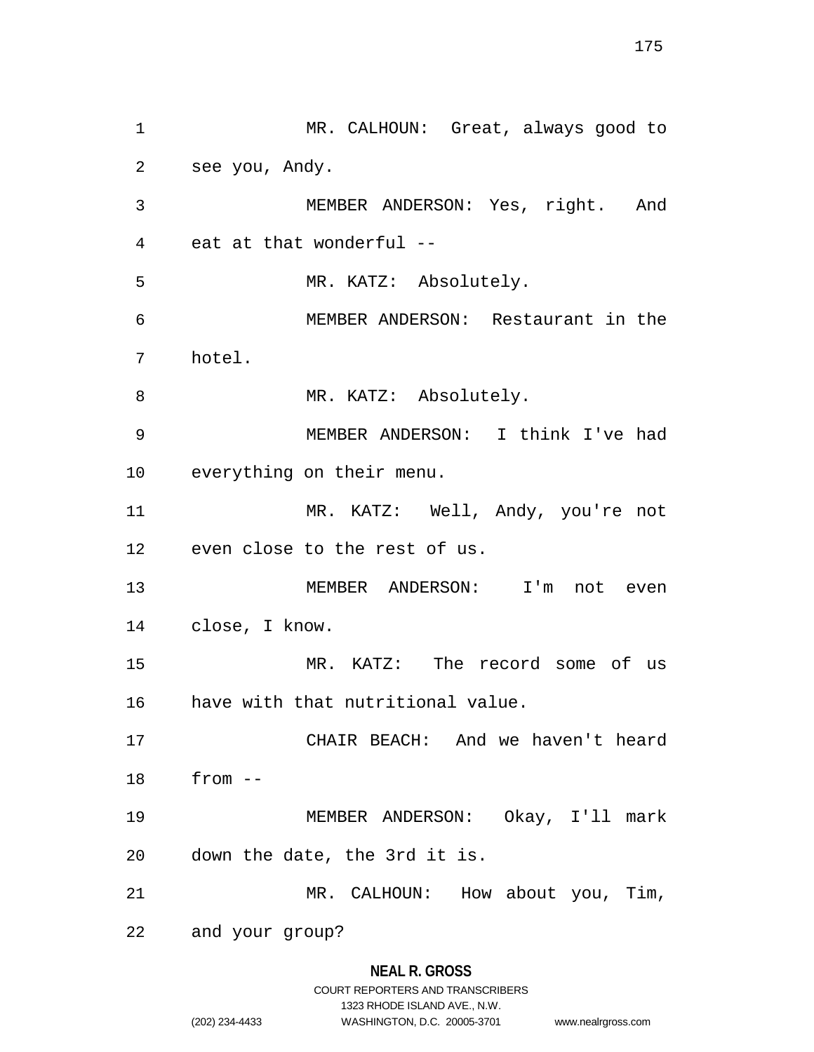MR. CALHOUN: Great, always good to see you, Andy.

MEMBER ANDERSON: Yes, right. And eat at that wonderful --

MR. KATZ: Absolutely.

MEMBER ANDERSON: Restaurant in the hotel.

MR. KATZ: Absolutely.

MEMBER ANDERSON: I think I've had everything on their menu.

MR. KATZ: Well, Andy, you're not even close to the rest of us.

MEMBER ANDERSON: I'm not even close, I know.

MR. KATZ: The record some of us have with that nutritional value.

CHAIR BEACH: And we haven't heard from --

MEMBER ANDERSON: Okay, I'll mark down the date, the 3rd it is.

MR. CALHOUN: How about you, Tim, and your group?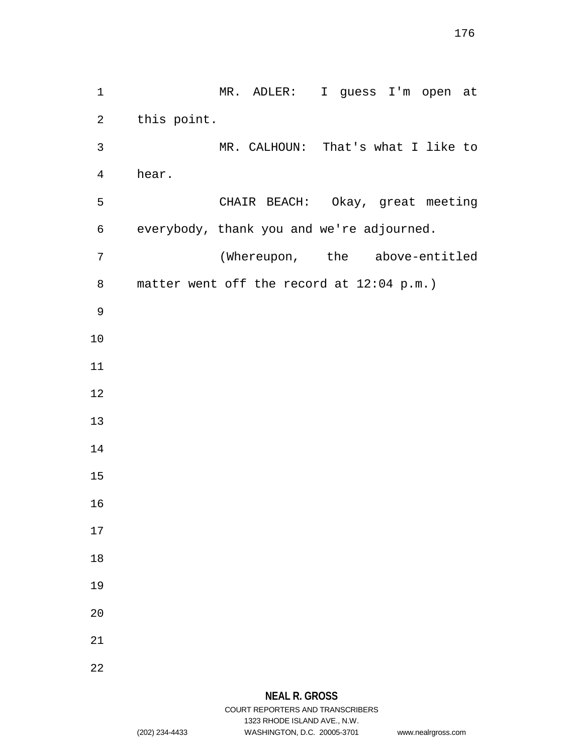MR. ADLER: I guess I'm open at this point.

MR. CALHOUN: That's what I like to hear.

CHAIR BEACH: Okay, great meeting everybody, thank you and we're adjourned.

(Whereupon, the above-entitled matter went off the record at 12:04 p.m.)